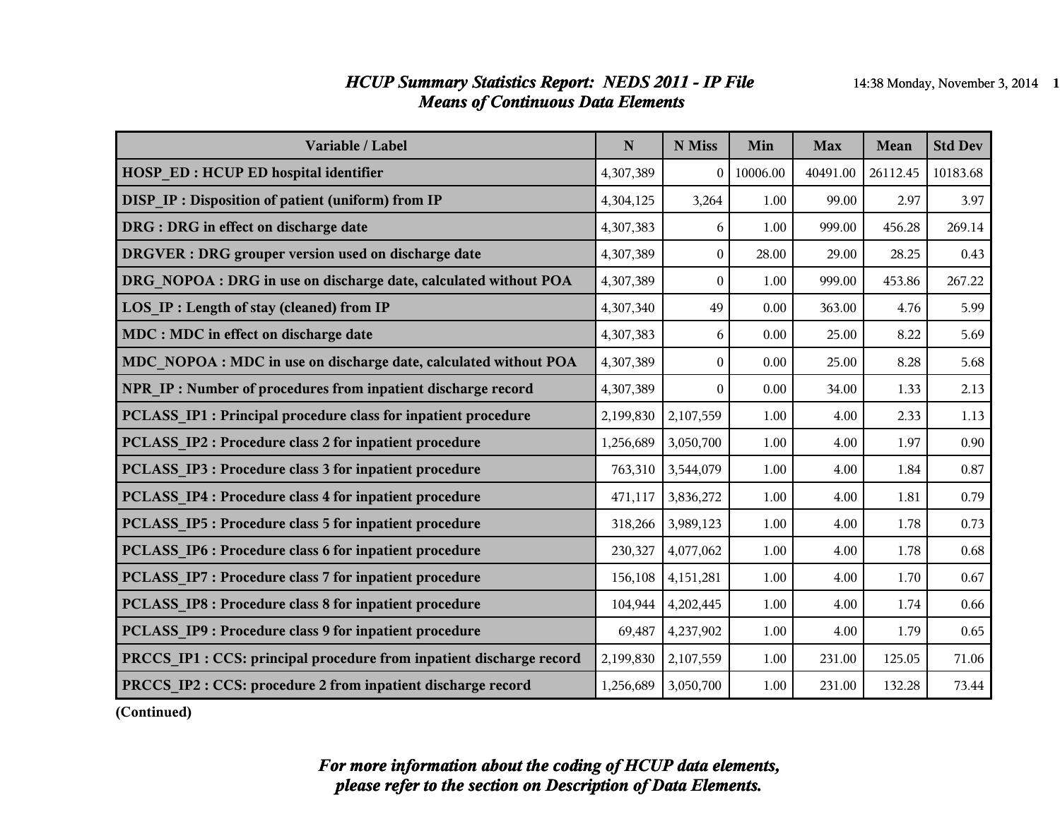# *HCUP Summary Statistics Report: NEDS 2011 - IP File*

## *Means of Continuous Data Elements*

| Variable / Label | N | N Miss | Min | Max | Mean | Std Dev |
|---|---|---|---|---|---|---|
| HOSP_ED : HCUP ED hospital identifier | 4,307,389 | 0 | 10006.00 | 40491.00 | 26112.45 | 10183.68 |
| DISP_IP : Disposition of patient (uniform) from IP | 4,304,125 | 3,264 | 1.00 | 99.00 | 2.97 | 3.97 |
| DRG : DRG in effect on discharge date | 4,307,383 | 6 | 1.00 | 999.00 | 456.28 | 269.14 |
| DRGVER : DRG grouper version used on discharge date | 4,307,389 | 0 | 28.00 | 29.00 | 28.25 | 0.43 |
| DRG_NOPOA : DRG in use on discharge date, calculated without POA | 4,307,389 | 0 | 1.00 | 999.00 | 453.86 | 267.22 |
| LOS_IP : Length of stay (cleaned) from IP | 4,307,340 | 49 | 0.00 | 363.00 | 4.76 | 5.99 |
| MDC : MDC in effect on discharge date | 4,307,383 | 6 | 0.00 | 25.00 | 8.22 | 5.69 |
| MDC_NOPOA : MDC in use on discharge date, calculated without POA | 4,307,389 | 0 | 0.00 | 25.00 | 8.28 | 5.68 |
| NPR_IP : Number of procedures from inpatient discharge record | 4,307,389 | 0 | 0.00 | 34.00 | 1.33 | 2.13 |
| PCLASS_IP1 : Principal procedure class for inpatient procedure | 2,199,830 | 2,107,559 | 1.00 | 4.00 | 2.33 | 1.13 |
| PCLASS_IP2 : Procedure class 2 for inpatient procedure | 1,256,689 | 3,050,700 | 1.00 | 4.00 | 1.97 | 0.90 |
| PCLASS_IP3 : Procedure class 3 for inpatient procedure | 763,310 | 3,544,079 | 1.00 | 4.00 | 1.84 | 0.87 |
| PCLASS_IP4 : Procedure class 4 for inpatient procedure | 471,117 | 3,836,272 | 1.00 | 4.00 | 1.81 | 0.79 |
| PCLASS_IP5 : Procedure class 5 for inpatient procedure | 318,266 | 3,989,123 | 1.00 | 4.00 | 1.78 | 0.73 |
| PCLASS_IP6 : Procedure class 6 for inpatient procedure | 230,327 | 4,077,062 | 1.00 | 4.00 | 1.78 | 0.68 |
| PCLASS_IP7 : Procedure class 7 for inpatient procedure | 156,108 | 4,151,281 | 1.00 | 4.00 | 1.70 | 0.67 |
| PCLASS_IP8 : Procedure class 8 for inpatient procedure | 104,944 | 4,202,445 | 1.00 | 4.00 | 1.74 | 0.66 |
| PCLASS_IP9 : Procedure class 9 for inpatient procedure | 69,487 | 4,237,902 | 1.00 | 4.00 | 1.79 | 0.65 |
| PRCCS_IP1 : CCS: principal procedure from inpatient discharge record | 2,199,830 | 2,107,559 | 1.00 | 231.00 | 125.05 | 71.06 |
| PRCCS_IP2 : CCS: procedure 2 from inpatient discharge record | 1,256,689 | 3,050,700 | 1.00 | 231.00 | 132.28 | 73.44 |

**(Continued)**

***For more information about the coding of HCUP data elements, please refer to the section on Description of Data Elements.***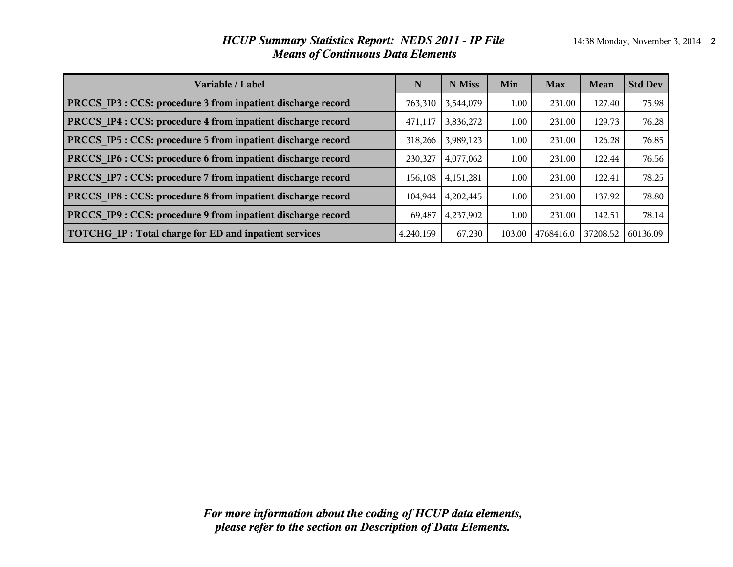# *HCUP Summary Statistics Report: NEDS 2011 - IP File*
## *Means of Continuous Data Elements*

| Variable / Label | N | N Miss | Min | Max | Mean | Std Dev |
|---|---|---|---|---|---|---|
| **PRCCS_IP3 : CCS: procedure 3 from inpatient discharge record** | 763,310 | 3,544,079 | 1.00 | 231.00 | 127.40 | 75.98 |
| **PRCCS_IP4 : CCS: procedure 4 from inpatient discharge record** | 471,117 | 3,836,272 | 1.00 | 231.00 | 129.73 | 76.28 |
| **PRCCS_IP5 : CCS: procedure 5 from inpatient discharge record** | 318,266 | 3,989,123 | 1.00 | 231.00 | 126.28 | 76.85 |
| **PRCCS_IP6 : CCS: procedure 6 from inpatient discharge record** | 230,327 | 4,077,062 | 1.00 | 231.00 | 122.44 | 76.56 |
| **PRCCS_IP7 : CCS: procedure 7 from inpatient discharge record** | 156,108 | 4,151,281 | 1.00 | 231.00 | 122.41 | 78.25 |
| **PRCCS_IP8 : CCS: procedure 8 from inpatient discharge record** | 104,944 | 4,202,445 | 1.00 | 231.00 | 137.92 | 78.80 |
| **PRCCS_IP9 : CCS: procedure 9 from inpatient discharge record** | 69,487 | 4,237,902 | 1.00 | 231.00 | 142.51 | 78.14 |
| **TOTCHG_IP : Total charge for ED and inpatient services** | 4,240,159 | 67,230 | 103.00 | 4768416.0 | 37208.52 | 60136.09 |

***For more information about the coding of HCUP data elements, please refer to the section on Description of Data Elements.***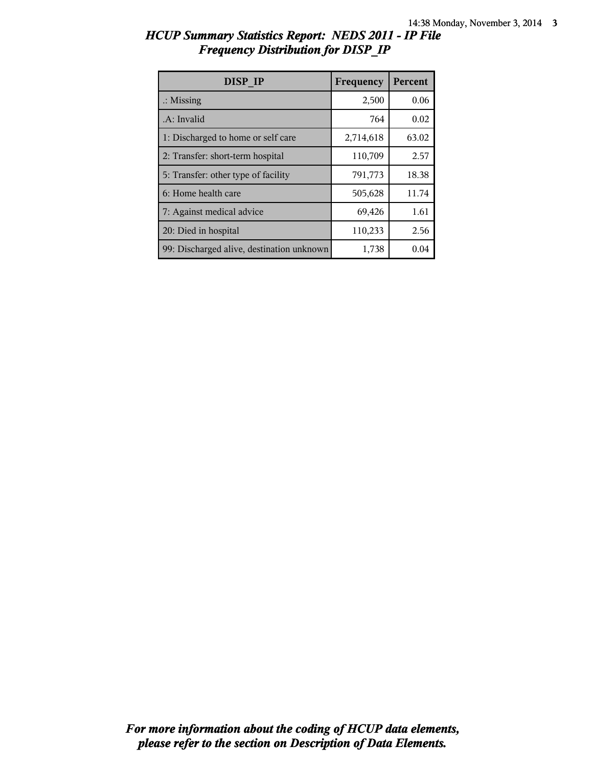*HCUP Summary Statistics Report: NEDS 2011 - IP File*
*Frequency Distribution for DISP_IP*

| DISP_IP | Frequency | Percent |
| --- | --- | --- |
| .: Missing | 2,500 | 0.06 |
| .A: Invalid | 764 | 0.02 |
| 1: Discharged to home or self care | 2,714,618 | 63.02 |
| 2: Transfer: short-term hospital | 110,709 | 2.57 |
| 5: Transfer: other type of facility | 791,773 | 18.38 |
| 6: Home health care | 505,628 | 11.74 |
| 7: Against medical advice | 69,426 | 1.61 |
| 20: Died in hospital | 110,233 | 2.56 |
| 99: Discharged alive, destination unknown | 1,738 | 0.04 |

*For more information about the coding of HCUP data elements, please refer to the section on Description of Data Elements.*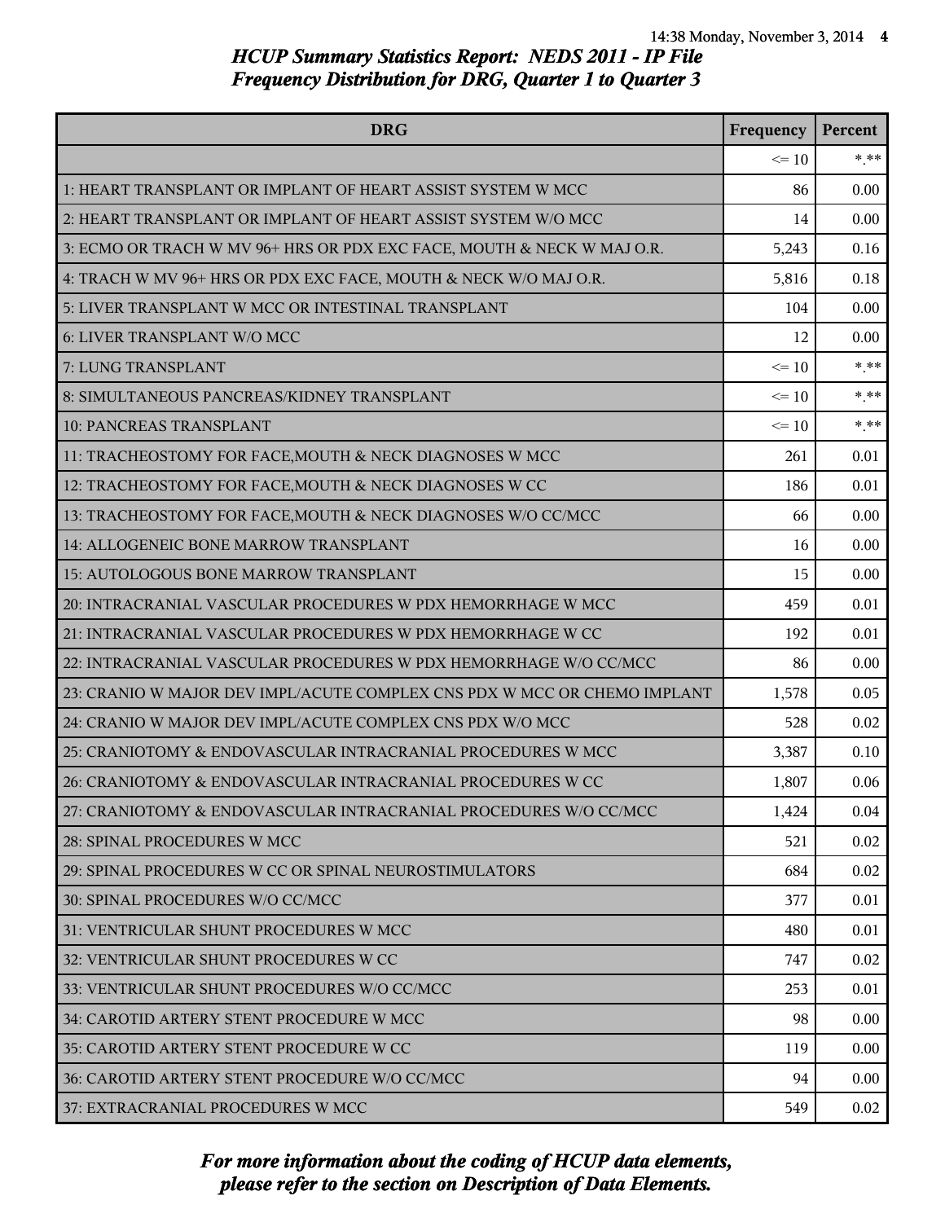## HCUP Summary Statistics Report: NEDS 2011 - IP File
## Frequency Distribution for DRG, Quarter 1 to Quarter 3

| DRG | Frequency | Percent |
|---|---|---|
| | <= 10 | *.** |
| 1: HEART TRANSPLANT OR IMPLANT OF HEART ASSIST SYSTEM W MCC | 86 | 0.00 |
| 2: HEART TRANSPLANT OR IMPLANT OF HEART ASSIST SYSTEM W/O MCC | 14 | 0.00 |
| 3: ECMO OR TRACH W MV 96+ HRS OR PDX EXC FACE, MOUTH & NECK W MAJ O.R. | 5,243 | 0.16 |
| 4: TRACH W MV 96+ HRS OR PDX EXC FACE, MOUTH & NECK W/O MAJ O.R. | 5,816 | 0.18 |
| 5: LIVER TRANSPLANT W MCC OR INTESTINAL TRANSPLANT | 104 | 0.00 |
| 6: LIVER TRANSPLANT W/O MCC | 12 | 0.00 |
| 7: LUNG TRANSPLANT | <= 10 | *.** |
| 8: SIMULTANEOUS PANCREAS/KIDNEY TRANSPLANT | <= 10 | *.** |
| 10: PANCREAS TRANSPLANT | <= 10 | *.** |
| 11: TRACHEOSTOMY FOR FACE,MOUTH & NECK DIAGNOSES W MCC | 261 | 0.01 |
| 12: TRACHEOSTOMY FOR FACE,MOUTH & NECK DIAGNOSES W CC | 186 | 0.01 |
| 13: TRACHEOSTOMY FOR FACE,MOUTH & NECK DIAGNOSES W/O CC/MCC | 66 | 0.00 |
| 14: ALLOGENEIC BONE MARROW TRANSPLANT | 16 | 0.00 |
| 15: AUTOLOGOUS BONE MARROW TRANSPLANT | 15 | 0.00 |
| 20: INTRACRANIAL VASCULAR PROCEDURES W PDX HEMORRHAGE W MCC | 459 | 0.01 |
| 21: INTRACRANIAL VASCULAR PROCEDURES W PDX HEMORRHAGE W CC | 192 | 0.01 |
| 22: INTRACRANIAL VASCULAR PROCEDURES W PDX HEMORRHAGE W/O CC/MCC | 86 | 0.00 |
| 23: CRANIO W MAJOR DEV IMPL/ACUTE COMPLEX CNS PDX W MCC OR CHEMO IMPLANT | 1,578 | 0.05 |
| 24: CRANIO W MAJOR DEV IMPL/ACUTE COMPLEX CNS PDX W/O MCC | 528 | 0.02 |
| 25: CRANIOTOMY & ENDOVASCULAR INTRACRANIAL PROCEDURES W MCC | 3,387 | 0.10 |
| 26: CRANIOTOMY & ENDOVASCULAR INTRACRANIAL PROCEDURES W CC | 1,807 | 0.06 |
| 27: CRANIOTOMY & ENDOVASCULAR INTRACRANIAL PROCEDURES W/O CC/MCC | 1,424 | 0.04 |
| 28: SPINAL PROCEDURES W MCC | 521 | 0.02 |
| 29: SPINAL PROCEDURES W CC OR SPINAL NEUROSTIMULATORS | 684 | 0.02 |
| 30: SPINAL PROCEDURES W/O CC/MCC | 377 | 0.01 |
| 31: VENTRICULAR SHUNT PROCEDURES W MCC | 480 | 0.01 |
| 32: VENTRICULAR SHUNT PROCEDURES W CC | 747 | 0.02 |
| 33: VENTRICULAR SHUNT PROCEDURES W/O CC/MCC | 253 | 0.01 |
| 34: CAROTID ARTERY STENT PROCEDURE W MCC | 98 | 0.00 |
| 35: CAROTID ARTERY STENT PROCEDURE W CC | 119 | 0.00 |
| 36: CAROTID ARTERY STENT PROCEDURE W/O CC/MCC | 94 | 0.00 |
| 37: EXTRACRANIAL PROCEDURES W MCC | 549 | 0.02 |

*For more information about the coding of HCUP data elements, please refer to the section on Description of Data Elements.*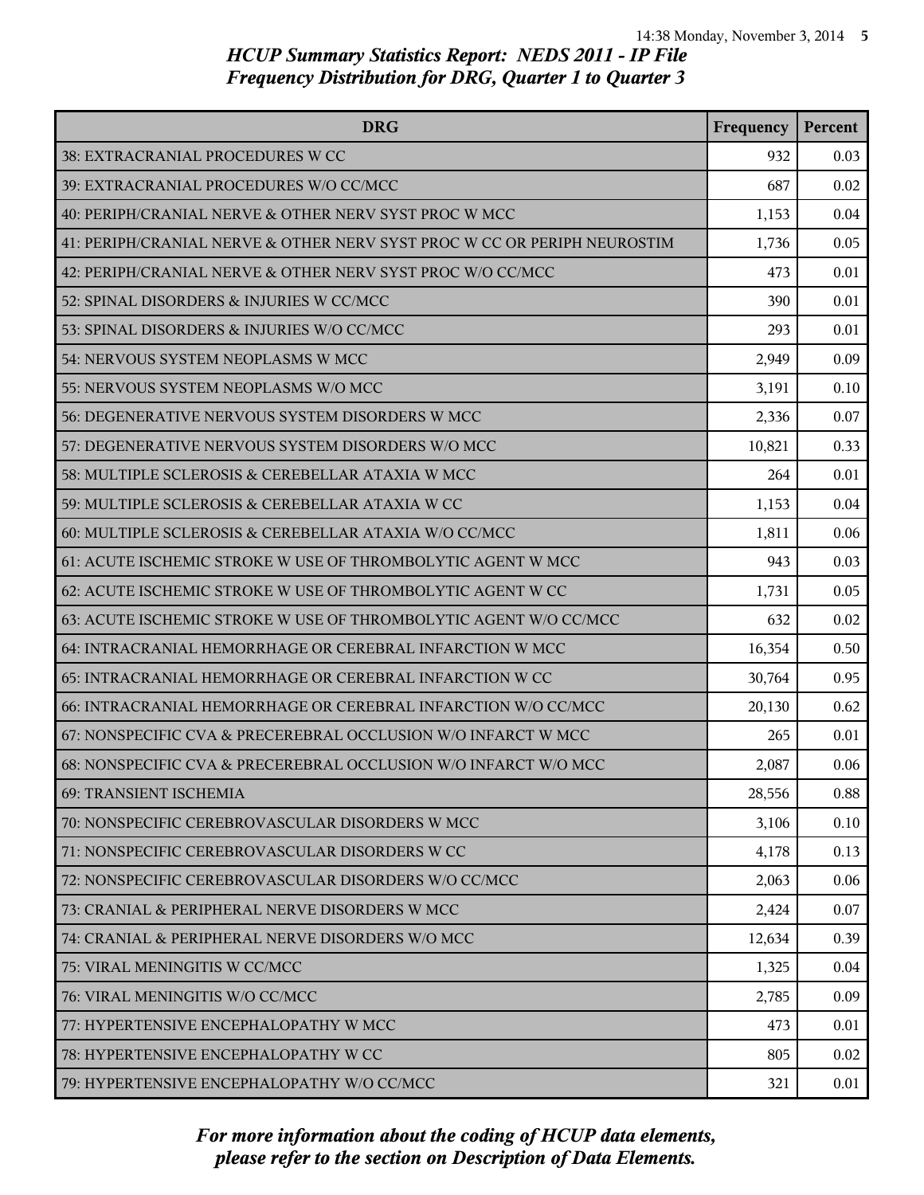# HCUP Summary Statistics Report: NEDS 2011 - IP File
## Frequency Distribution for DRG, Quarter 1 to Quarter 3

| DRG | Frequency | Percent |
| --- | --- | --- |
| 38: EXTRACRANIAL PROCEDURES W CC | 932 | 0.03 |
| 39: EXTRACRANIAL PROCEDURES W/O CC/MCC | 687 | 0.02 |
| 40: PERIPH/CRANIAL NERVE & OTHER NERV SYST PROC W MCC | 1,153 | 0.04 |
| 41: PERIPH/CRANIAL NERVE & OTHER NERV SYST PROC W CC OR PERIPH NEUROSTIM | 1,736 | 0.05 |
| 42: PERIPH/CRANIAL NERVE & OTHER NERV SYST PROC W/O CC/MCC | 473 | 0.01 |
| 52: SPINAL DISORDERS & INJURIES W CC/MCC | 390 | 0.01 |
| 53: SPINAL DISORDERS & INJURIES W/O CC/MCC | 293 | 0.01 |
| 54: NERVOUS SYSTEM NEOPLASMS W MCC | 2,949 | 0.09 |
| 55: NERVOUS SYSTEM NEOPLASMS W/O MCC | 3,191 | 0.10 |
| 56: DEGENERATIVE NERVOUS SYSTEM DISORDERS W MCC | 2,336 | 0.07 |
| 57: DEGENERATIVE NERVOUS SYSTEM DISORDERS W/O MCC | 10,821 | 0.33 |
| 58: MULTIPLE SCLEROSIS & CEREBELLAR ATAXIA W MCC | 264 | 0.01 |
| 59: MULTIPLE SCLEROSIS & CEREBELLAR ATAXIA W CC | 1,153 | 0.04 |
| 60: MULTIPLE SCLEROSIS & CEREBELLAR ATAXIA W/O CC/MCC | 1,811 | 0.06 |
| 61: ACUTE ISCHEMIC STROKE W USE OF THROMBOLYTIC AGENT W MCC | 943 | 0.03 |
| 62: ACUTE ISCHEMIC STROKE W USE OF THROMBOLYTIC AGENT W CC | 1,731 | 0.05 |
| 63: ACUTE ISCHEMIC STROKE W USE OF THROMBOLYTIC AGENT W/O CC/MCC | 632 | 0.02 |
| 64: INTRACRANIAL HEMORRHAGE OR CEREBRAL INFARCTION W MCC | 16,354 | 0.50 |
| 65: INTRACRANIAL HEMORRHAGE OR CEREBRAL INFARCTION W CC | 30,764 | 0.95 |
| 66: INTRACRANIAL HEMORRHAGE OR CEREBRAL INFARCTION W/O CC/MCC | 20,130 | 0.62 |
| 67: NONSPECIFIC CVA & PRECEREBRAL OCCLUSION W/O INFARCT W MCC | 265 | 0.01 |
| 68: NONSPECIFIC CVA & PRECEREBRAL OCCLUSION W/O INFARCT W/O MCC | 2,087 | 0.06 |
| 69: TRANSIENT ISCHEMIA | 28,556 | 0.88 |
| 70: NONSPECIFIC CEREBROVASCULAR DISORDERS W MCC | 3,106 | 0.10 |
| 71: NONSPECIFIC CEREBROVASCULAR DISORDERS W CC | 4,178 | 0.13 |
| 72: NONSPECIFIC CEREBROVASCULAR DISORDERS W/O CC/MCC | 2,063 | 0.06 |
| 73: CRANIAL & PERIPHERAL NERVE DISORDERS W MCC | 2,424 | 0.07 |
| 74: CRANIAL & PERIPHERAL NERVE DISORDERS W/O MCC | 12,634 | 0.39 |
| 75: VIRAL MENINGITIS W CC/MCC | 1,325 | 0.04 |
| 76: VIRAL MENINGITIS W/O CC/MCC | 2,785 | 0.09 |
| 77: HYPERTENSIVE ENCEPHALOPATHY W MCC | 473 | 0.01 |
| 78: HYPERTENSIVE ENCEPHALOPATHY W CC | 805 | 0.02 |
| 79: HYPERTENSIVE ENCEPHALOPATHY W/O CC/MCC | 321 | 0.01 |

*For more information about the coding of HCUP data elements, please refer to the section on Description of Data Elements.*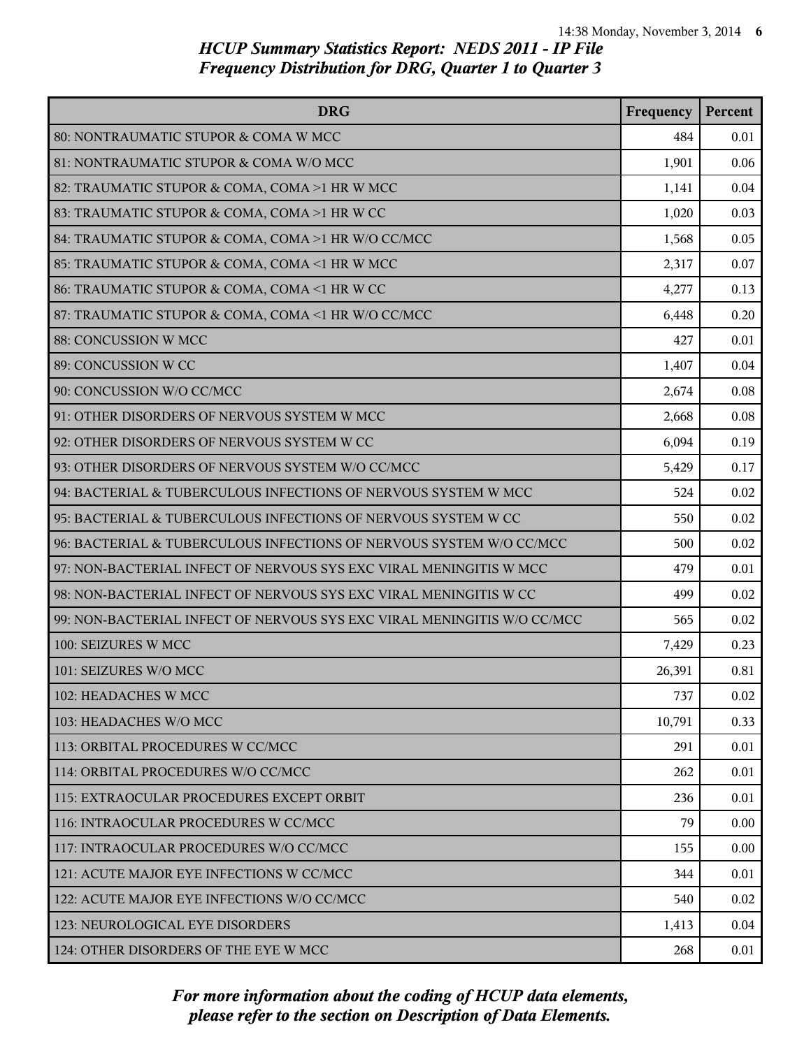# HCUP Summary Statistics Report: NEDS 2011 - IP File
# Frequency Distribution for DRG, Quarter 1 to Quarter 3

| DRG | Frequency | Percent |
|---|---|---|
| 80: NONTRAUMATIC STUPOR & COMA W MCC | 484 | 0.01 |
| 81: NONTRAUMATIC STUPOR & COMA W/O MCC | 1,901 | 0.06 |
| 82: TRAUMATIC STUPOR & COMA, COMA >1 HR W MCC | 1,141 | 0.04 |
| 83: TRAUMATIC STUPOR & COMA, COMA >1 HR W CC | 1,020 | 0.03 |
| 84: TRAUMATIC STUPOR & COMA, COMA >1 HR W/O CC/MCC | 1,568 | 0.05 |
| 85: TRAUMATIC STUPOR & COMA, COMA <1 HR W MCC | 2,317 | 0.07 |
| 86: TRAUMATIC STUPOR & COMA, COMA <1 HR W CC | 4,277 | 0.13 |
| 87: TRAUMATIC STUPOR & COMA, COMA <1 HR W/O CC/MCC | 6,448 | 0.20 |
| 88: CONCUSSION W MCC | 427 | 0.01 |
| 89: CONCUSSION W CC | 1,407 | 0.04 |
| 90: CONCUSSION W/O CC/MCC | 2,674 | 0.08 |
| 91: OTHER DISORDERS OF NERVOUS SYSTEM W MCC | 2,668 | 0.08 |
| 92: OTHER DISORDERS OF NERVOUS SYSTEM W CC | 6,094 | 0.19 |
| 93: OTHER DISORDERS OF NERVOUS SYSTEM W/O CC/MCC | 5,429 | 0.17 |
| 94: BACTERIAL & TUBERCULOUS INFECTIONS OF NERVOUS SYSTEM W MCC | 524 | 0.02 |
| 95: BACTERIAL & TUBERCULOUS INFECTIONS OF NERVOUS SYSTEM W CC | 550 | 0.02 |
| 96: BACTERIAL & TUBERCULOUS INFECTIONS OF NERVOUS SYSTEM W/O CC/MCC | 500 | 0.02 |
| 97: NON-BACTERIAL INFECT OF NERVOUS SYS EXC VIRAL MENINGITIS W MCC | 479 | 0.01 |
| 98: NON-BACTERIAL INFECT OF NERVOUS SYS EXC VIRAL MENINGITIS W CC | 499 | 0.02 |
| 99: NON-BACTERIAL INFECT OF NERVOUS SYS EXC VIRAL MENINGITIS W/O CC/MCC | 565 | 0.02 |
| 100: SEIZURES W MCC | 7,429 | 0.23 |
| 101: SEIZURES W/O MCC | 26,391 | 0.81 |
| 102: HEADACHES W MCC | 737 | 0.02 |
| 103: HEADACHES W/O MCC | 10,791 | 0.33 |
| 113: ORBITAL PROCEDURES W CC/MCC | 291 | 0.01 |
| 114: ORBITAL PROCEDURES W/O CC/MCC | 262 | 0.01 |
| 115: EXTRAOCULAR PROCEDURES EXCEPT ORBIT | 236 | 0.01 |
| 116: INTRAOCULAR PROCEDURES W CC/MCC | 79 | 0.00 |
| 117: INTRAOCULAR PROCEDURES W/O CC/MCC | 155 | 0.00 |
| 121: ACUTE MAJOR EYE INFECTIONS W CC/MCC | 344 | 0.01 |
| 122: ACUTE MAJOR EYE INFECTIONS W/O CC/MCC | 540 | 0.02 |
| 123: NEUROLOGICAL EYE DISORDERS | 1,413 | 0.04 |
| 124: OTHER DISORDERS OF THE EYE W MCC | 268 | 0.01 |

*For more information about the coding of HCUP data elements, please refer to the section on Description of Data Elements.*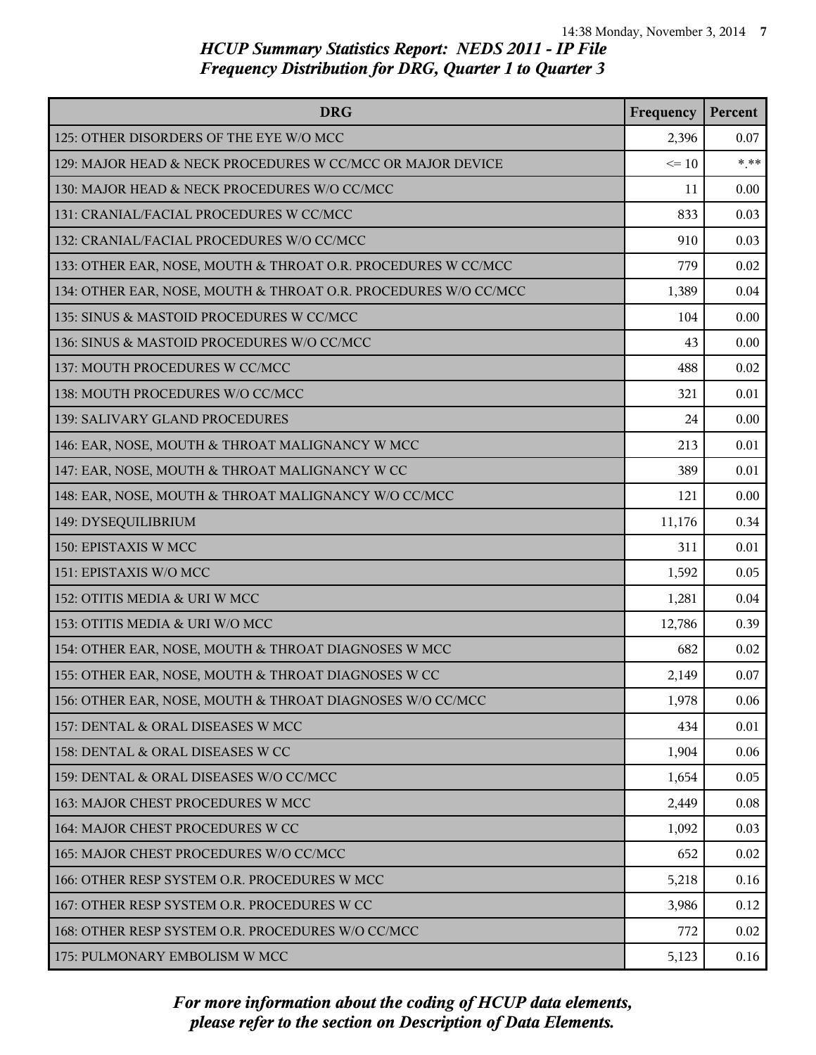## HCUP Summary Statistics Report: NEDS 2011 - IP File
## Frequency Distribution for DRG, Quarter 1 to Quarter 3

| DRG | Frequency | Percent |
|---|---|---|
| 125: OTHER DISORDERS OF THE EYE W/O MCC | 2,396 | 0.07 |
| 129: MAJOR HEAD & NECK PROCEDURES W CC/MCC OR MAJOR DEVICE | <= 10 | *.** |
| 130: MAJOR HEAD & NECK PROCEDURES W/O CC/MCC | 11 | 0.00 |
| 131: CRANIAL/FACIAL PROCEDURES W CC/MCC | 833 | 0.03 |
| 132: CRANIAL/FACIAL PROCEDURES W/O CC/MCC | 910 | 0.03 |
| 133: OTHER EAR, NOSE, MOUTH & THROAT O.R. PROCEDURES W CC/MCC | 779 | 0.02 |
| 134: OTHER EAR, NOSE, MOUTH & THROAT O.R. PROCEDURES W/O CC/MCC | 1,389 | 0.04 |
| 135: SINUS & MASTOID PROCEDURES W CC/MCC | 104 | 0.00 |
| 136: SINUS & MASTOID PROCEDURES W/O CC/MCC | 43 | 0.00 |
| 137: MOUTH PROCEDURES W CC/MCC | 488 | 0.02 |
| 138: MOUTH PROCEDURES W/O CC/MCC | 321 | 0.01 |
| 139: SALIVARY GLAND PROCEDURES | 24 | 0.00 |
| 146: EAR, NOSE, MOUTH & THROAT MALIGNANCY W MCC | 213 | 0.01 |
| 147: EAR, NOSE, MOUTH & THROAT MALIGNANCY W CC | 389 | 0.01 |
| 148: EAR, NOSE, MOUTH & THROAT MALIGNANCY W/O CC/MCC | 121 | 0.00 |
| 149: DYSEQUILIBRIUM | 11,176 | 0.34 |
| 150: EPISTAXIS W MCC | 311 | 0.01 |
| 151: EPISTAXIS W/O MCC | 1,592 | 0.05 |
| 152: OTITIS MEDIA & URI W MCC | 1,281 | 0.04 |
| 153: OTITIS MEDIA & URI W/O MCC | 12,786 | 0.39 |
| 154: OTHER EAR, NOSE, MOUTH & THROAT DIAGNOSES W MCC | 682 | 0.02 |
| 155: OTHER EAR, NOSE, MOUTH & THROAT DIAGNOSES W CC | 2,149 | 0.07 |
| 156: OTHER EAR, NOSE, MOUTH & THROAT DIAGNOSES W/O CC/MCC | 1,978 | 0.06 |
| 157: DENTAL & ORAL DISEASES W MCC | 434 | 0.01 |
| 158: DENTAL & ORAL DISEASES W CC | 1,904 | 0.06 |
| 159: DENTAL & ORAL DISEASES W/O CC/MCC | 1,654 | 0.05 |
| 163: MAJOR CHEST PROCEDURES W MCC | 2,449 | 0.08 |
| 164: MAJOR CHEST PROCEDURES W CC | 1,092 | 0.03 |
| 165: MAJOR CHEST PROCEDURES W/O CC/MCC | 652 | 0.02 |
| 166: OTHER RESP SYSTEM O.R. PROCEDURES W MCC | 5,218 | 0.16 |
| 167: OTHER RESP SYSTEM O.R. PROCEDURES W CC | 3,986 | 0.12 |
| 168: OTHER RESP SYSTEM O.R. PROCEDURES W/O CC/MCC | 772 | 0.02 |
| 175: PULMONARY EMBOLISM W MCC | 5,123 | 0.16 |

*For more information about the coding of HCUP data elements, please refer to the section on Description of Data Elements.*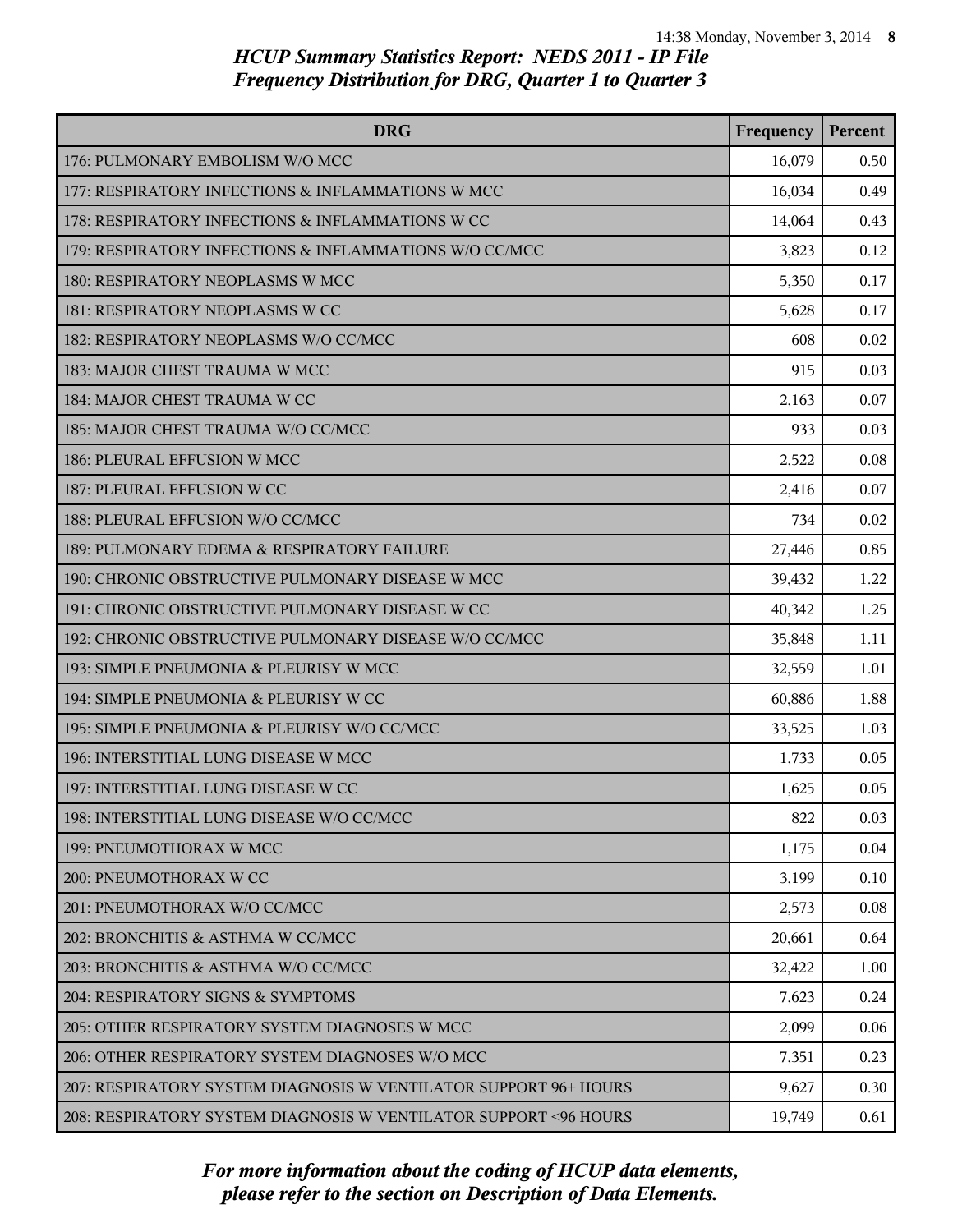# HCUP Summary Statistics Report: NEDS 2011 - IP File
## Frequency Distribution for DRG, Quarter 1 to Quarter 3

| DRG | Frequency | Percent |
|---|---|---|
| 176: PULMONARY EMBOLISM W/O MCC | 16,079 | 0.50 |
| 177: RESPIRATORY INFECTIONS & INFLAMMATIONS W MCC | 16,034 | 0.49 |
| 178: RESPIRATORY INFECTIONS & INFLAMMATIONS W CC | 14,064 | 0.43 |
| 179: RESPIRATORY INFECTIONS & INFLAMMATIONS W/O CC/MCC | 3,823 | 0.12 |
| 180: RESPIRATORY NEOPLASMS W MCC | 5,350 | 0.17 |
| 181: RESPIRATORY NEOPLASMS W CC | 5,628 | 0.17 |
| 182: RESPIRATORY NEOPLASMS W/O CC/MCC | 608 | 0.02 |
| 183: MAJOR CHEST TRAUMA W MCC | 915 | 0.03 |
| 184: MAJOR CHEST TRAUMA W CC | 2,163 | 0.07 |
| 185: MAJOR CHEST TRAUMA W/O CC/MCC | 933 | 0.03 |
| 186: PLEURAL EFFUSION W MCC | 2,522 | 0.08 |
| 187: PLEURAL EFFUSION W CC | 2,416 | 0.07 |
| 188: PLEURAL EFFUSION W/O CC/MCC | 734 | 0.02 |
| 189: PULMONARY EDEMA & RESPIRATORY FAILURE | 27,446 | 0.85 |
| 190: CHRONIC OBSTRUCTIVE PULMONARY DISEASE W MCC | 39,432 | 1.22 |
| 191: CHRONIC OBSTRUCTIVE PULMONARY DISEASE W CC | 40,342 | 1.25 |
| 192: CHRONIC OBSTRUCTIVE PULMONARY DISEASE W/O CC/MCC | 35,848 | 1.11 |
| 193: SIMPLE PNEUMONIA & PLEURISY W MCC | 32,559 | 1.01 |
| 194: SIMPLE PNEUMONIA & PLEURISY W CC | 60,886 | 1.88 |
| 195: SIMPLE PNEUMONIA & PLEURISY W/O CC/MCC | 33,525 | 1.03 |
| 196: INTERSTITIAL LUNG DISEASE W MCC | 1,733 | 0.05 |
| 197: INTERSTITIAL LUNG DISEASE W CC | 1,625 | 0.05 |
| 198: INTERSTITIAL LUNG DISEASE W/O CC/MCC | 822 | 0.03 |
| 199: PNEUMOTHORAX W MCC | 1,175 | 0.04 |
| 200: PNEUMOTHORAX W CC | 3,199 | 0.10 |
| 201: PNEUMOTHORAX W/O CC/MCC | 2,573 | 0.08 |
| 202: BRONCHITIS & ASTHMA W CC/MCC | 20,661 | 0.64 |
| 203: BRONCHITIS & ASTHMA W/O CC/MCC | 32,422 | 1.00 |
| 204: RESPIRATORY SIGNS & SYMPTOMS | 7,623 | 0.24 |
| 205: OTHER RESPIRATORY SYSTEM DIAGNOSES W MCC | 2,099 | 0.06 |
| 206: OTHER RESPIRATORY SYSTEM DIAGNOSES W/O MCC | 7,351 | 0.23 |
| 207: RESPIRATORY SYSTEM DIAGNOSIS W VENTILATOR SUPPORT 96+ HOURS | 9,627 | 0.30 |
| 208: RESPIRATORY SYSTEM DIAGNOSIS W VENTILATOR SUPPORT <96 HOURS | 19,749 | 0.61 |

*For more information about the coding of HCUP data elements, please refer to the section on Description of Data Elements.*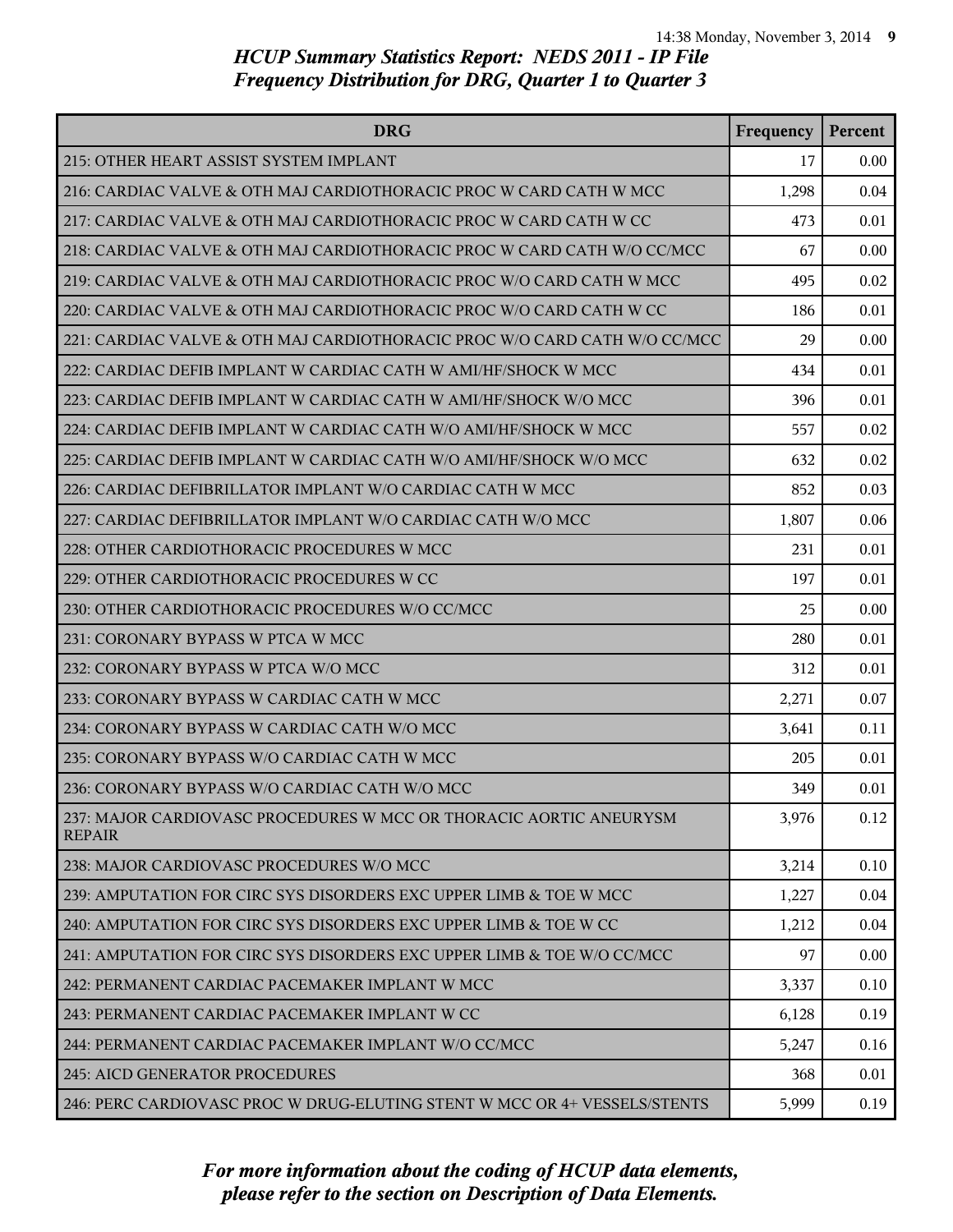## HCUP Summary Statistics Report: NEDS 2011 - IP File
## Frequency Distribution for DRG, Quarter 1 to Quarter 3

| DRG | Frequency | Percent |
|---|---|---|
| 215: OTHER HEART ASSIST SYSTEM IMPLANT | 17 | 0.00 |
| 216: CARDIAC VALVE & OTH MAJ CARDIOTHORACIC PROC W CARD CATH W MCC | 1,298 | 0.04 |
| 217: CARDIAC VALVE & OTH MAJ CARDIOTHORACIC PROC W CARD CATH W CC | 473 | 0.01 |
| 218: CARDIAC VALVE & OTH MAJ CARDIOTHORACIC PROC W CARD CATH W/O CC/MCC | 67 | 0.00 |
| 219: CARDIAC VALVE & OTH MAJ CARDIOTHORACIC PROC W/O CARD CATH W MCC | 495 | 0.02 |
| 220: CARDIAC VALVE & OTH MAJ CARDIOTHORACIC PROC W/O CARD CATH W CC | 186 | 0.01 |
| 221: CARDIAC VALVE & OTH MAJ CARDIOTHORACIC PROC W/O CARD CATH W/O CC/MCC | 29 | 0.00 |
| 222: CARDIAC DEFIB IMPLANT W CARDIAC CATH W AMI/HF/SHOCK W MCC | 434 | 0.01 |
| 223: CARDIAC DEFIB IMPLANT W CARDIAC CATH W AMI/HF/SHOCK W/O MCC | 396 | 0.01 |
| 224: CARDIAC DEFIB IMPLANT W CARDIAC CATH W/O AMI/HF/SHOCK W MCC | 557 | 0.02 |
| 225: CARDIAC DEFIB IMPLANT W CARDIAC CATH W/O AMI/HF/SHOCK W/O MCC | 632 | 0.02 |
| 226: CARDIAC DEFIBRILLATOR IMPLANT W/O CARDIAC CATH W MCC | 852 | 0.03 |
| 227: CARDIAC DEFIBRILLATOR IMPLANT W/O CARDIAC CATH W/O MCC | 1,807 | 0.06 |
| 228: OTHER CARDIOTHORACIC PROCEDURES W MCC | 231 | 0.01 |
| 229: OTHER CARDIOTHORACIC PROCEDURES W CC | 197 | 0.01 |
| 230: OTHER CARDIOTHORACIC PROCEDURES W/O CC/MCC | 25 | 0.00 |
| 231: CORONARY BYPASS W PTCA W MCC | 280 | 0.01 |
| 232: CORONARY BYPASS W PTCA W/O MCC | 312 | 0.01 |
| 233: CORONARY BYPASS W CARDIAC CATH W MCC | 2,271 | 0.07 |
| 234: CORONARY BYPASS W CARDIAC CATH W/O MCC | 3,641 | 0.11 |
| 235: CORONARY BYPASS W/O CARDIAC CATH W MCC | 205 | 0.01 |
| 236: CORONARY BYPASS W/O CARDIAC CATH W/O MCC | 349 | 0.01 |
| 237: MAJOR CARDIOVASC PROCEDURES W MCC OR THORACIC AORTIC ANEURYSM REPAIR | 3,976 | 0.12 |
| 238: MAJOR CARDIOVASC PROCEDURES W/O MCC | 3,214 | 0.10 |
| 239: AMPUTATION FOR CIRC SYS DISORDERS EXC UPPER LIMB & TOE W MCC | 1,227 | 0.04 |
| 240: AMPUTATION FOR CIRC SYS DISORDERS EXC UPPER LIMB & TOE W CC | 1,212 | 0.04 |
| 241: AMPUTATION FOR CIRC SYS DISORDERS EXC UPPER LIMB & TOE W/O CC/MCC | 97 | 0.00 |
| 242: PERMANENT CARDIAC PACEMAKER IMPLANT W MCC | 3,337 | 0.10 |
| 243: PERMANENT CARDIAC PACEMAKER IMPLANT W CC | 6,128 | 0.19 |
| 244: PERMANENT CARDIAC PACEMAKER IMPLANT W/O CC/MCC | 5,247 | 0.16 |
| 245: AICD GENERATOR PROCEDURES | 368 | 0.01 |
| 246: PERC CARDIOVASC PROC W DRUG-ELUTING STENT W MCC OR 4+ VESSELS/STENTS | 5,999 | 0.19 |

*For more information about the coding of HCUP data elements, please refer to the section on Description of Data Elements.*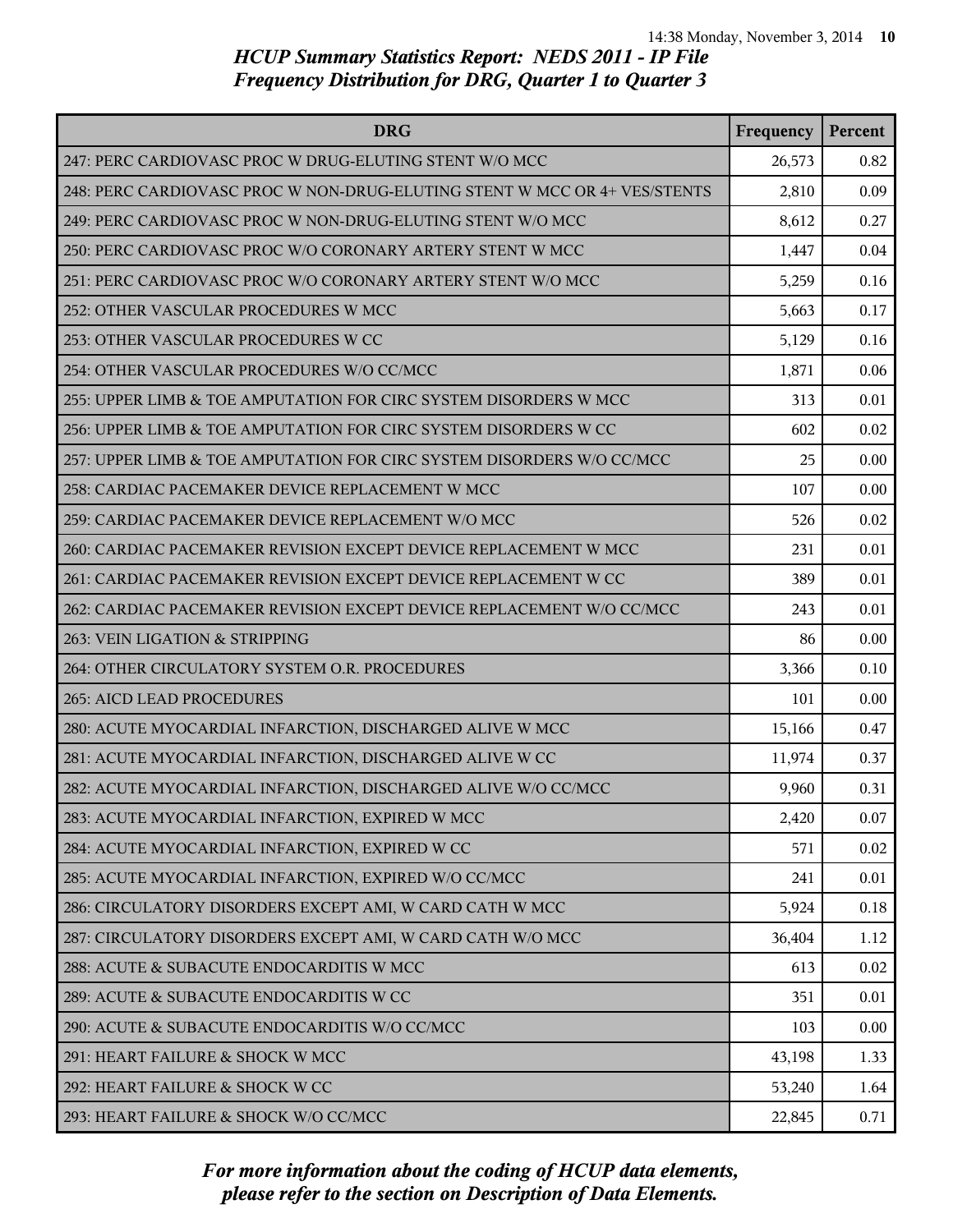# HCUP Summary Statistics Report: NEDS 2011 - IP File
## Frequency Distribution for DRG, Quarter 1 to Quarter 3

| DRG | Frequency | Percent |
|---|---|---|
| 247: PERC CARDIOVASC PROC W DRUG-ELUTING STENT W/O MCC | 26,573 | 0.82 |
| 248: PERC CARDIOVASC PROC W NON-DRUG-ELUTING STENT W MCC OR 4+ VES/STENTS | 2,810 | 0.09 |
| 249: PERC CARDIOVASC PROC W NON-DRUG-ELUTING STENT W/O MCC | 8,612 | 0.27 |
| 250: PERC CARDIOVASC PROC W/O CORONARY ARTERY STENT W MCC | 1,447 | 0.04 |
| 251: PERC CARDIOVASC PROC W/O CORONARY ARTERY STENT W/O MCC | 5,259 | 0.16 |
| 252: OTHER VASCULAR PROCEDURES W MCC | 5,663 | 0.17 |
| 253: OTHER VASCULAR PROCEDURES W CC | 5,129 | 0.16 |
| 254: OTHER VASCULAR PROCEDURES W/O CC/MCC | 1,871 | 0.06 |
| 255: UPPER LIMB & TOE AMPUTATION FOR CIRC SYSTEM DISORDERS W MCC | 313 | 0.01 |
| 256: UPPER LIMB & TOE AMPUTATION FOR CIRC SYSTEM DISORDERS W CC | 602 | 0.02 |
| 257: UPPER LIMB & TOE AMPUTATION FOR CIRC SYSTEM DISORDERS W/O CC/MCC | 25 | 0.00 |
| 258: CARDIAC PACEMAKER DEVICE REPLACEMENT W MCC | 107 | 0.00 |
| 259: CARDIAC PACEMAKER DEVICE REPLACEMENT W/O MCC | 526 | 0.02 |
| 260: CARDIAC PACEMAKER REVISION EXCEPT DEVICE REPLACEMENT W MCC | 231 | 0.01 |
| 261: CARDIAC PACEMAKER REVISION EXCEPT DEVICE REPLACEMENT W CC | 389 | 0.01 |
| 262: CARDIAC PACEMAKER REVISION EXCEPT DEVICE REPLACEMENT W/O CC/MCC | 243 | 0.01 |
| 263: VEIN LIGATION & STRIPPING | 86 | 0.00 |
| 264: OTHER CIRCULATORY SYSTEM O.R. PROCEDURES | 3,366 | 0.10 |
| 265: AICD LEAD PROCEDURES | 101 | 0.00 |
| 280: ACUTE MYOCARDIAL INFARCTION, DISCHARGED ALIVE W MCC | 15,166 | 0.47 |
| 281: ACUTE MYOCARDIAL INFARCTION, DISCHARGED ALIVE W CC | 11,974 | 0.37 |
| 282: ACUTE MYOCARDIAL INFARCTION, DISCHARGED ALIVE W/O CC/MCC | 9,960 | 0.31 |
| 283: ACUTE MYOCARDIAL INFARCTION, EXPIRED W MCC | 2,420 | 0.07 |
| 284: ACUTE MYOCARDIAL INFARCTION, EXPIRED W CC | 571 | 0.02 |
| 285: ACUTE MYOCARDIAL INFARCTION, EXPIRED W/O CC/MCC | 241 | 0.01 |
| 286: CIRCULATORY DISORDERS EXCEPT AMI, W CARD CATH W MCC | 5,924 | 0.18 |
| 287: CIRCULATORY DISORDERS EXCEPT AMI, W CARD CATH W/O MCC | 36,404 | 1.12 |
| 288: ACUTE & SUBACUTE ENDOCARDITIS W MCC | 613 | 0.02 |
| 289: ACUTE & SUBACUTE ENDOCARDITIS W CC | 351 | 0.01 |
| 290: ACUTE & SUBACUTE ENDOCARDITIS W/O CC/MCC | 103 | 0.00 |
| 291: HEART FAILURE & SHOCK W MCC | 43,198 | 1.33 |
| 292: HEART FAILURE & SHOCK W CC | 53,240 | 1.64 |
| 293: HEART FAILURE & SHOCK W/O CC/MCC | 22,845 | 0.71 |

*For more information about the coding of HCUP data elements, please refer to the section on Description of Data Elements.*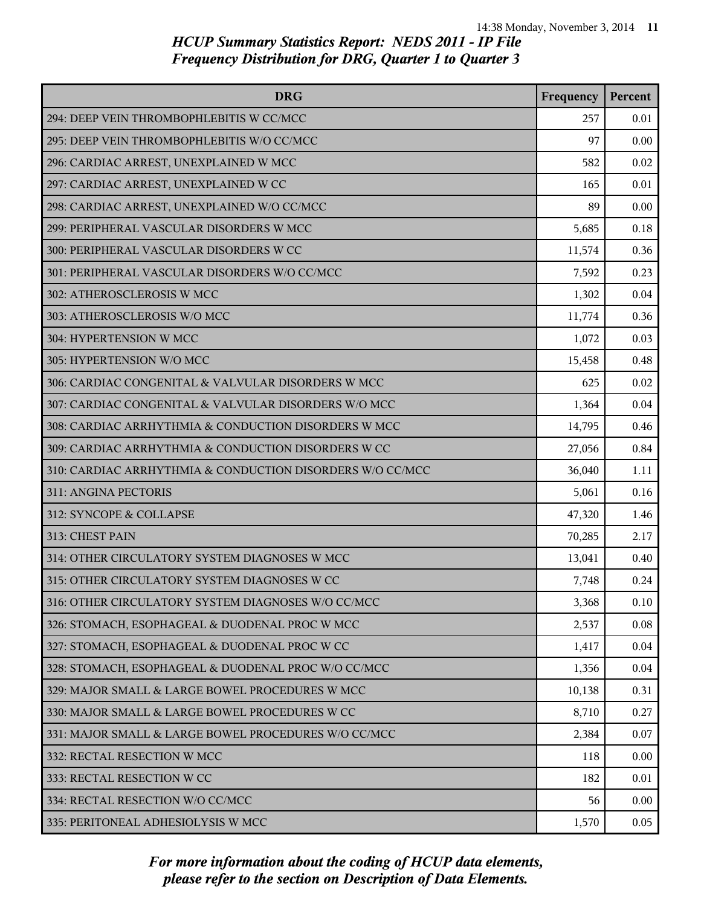# HCUP Summary Statistics Report: NEDS 2011 - IP File
## Frequency Distribution for DRG, Quarter 1 to Quarter 3

| DRG | Frequency | Percent |
|---|---|---|
| 294: DEEP VEIN THROMBOPHLEBITIS W CC/MCC | 257 | 0.01 |
| 295: DEEP VEIN THROMBOPHLEBITIS W/O CC/MCC | 97 | 0.00 |
| 296: CARDIAC ARREST, UNEXPLAINED W MCC | 582 | 0.02 |
| 297: CARDIAC ARREST, UNEXPLAINED W CC | 165 | 0.01 |
| 298: CARDIAC ARREST, UNEXPLAINED W/O CC/MCC | 89 | 0.00 |
| 299: PERIPHERAL VASCULAR DISORDERS W MCC | 5,685 | 0.18 |
| 300: PERIPHERAL VASCULAR DISORDERS W CC | 11,574 | 0.36 |
| 301: PERIPHERAL VASCULAR DISORDERS W/O CC/MCC | 7,592 | 0.23 |
| 302: ATHEROSCLEROSIS W MCC | 1,302 | 0.04 |
| 303: ATHEROSCLEROSIS W/O MCC | 11,774 | 0.36 |
| 304: HYPERTENSION W MCC | 1,072 | 0.03 |
| 305: HYPERTENSION W/O MCC | 15,458 | 0.48 |
| 306: CARDIAC CONGENITAL & VALVULAR DISORDERS W MCC | 625 | 0.02 |
| 307: CARDIAC CONGENITAL & VALVULAR DISORDERS W/O MCC | 1,364 | 0.04 |
| 308: CARDIAC ARRHYTHMIA & CONDUCTION DISORDERS W MCC | 14,795 | 0.46 |
| 309: CARDIAC ARRHYTHMIA & CONDUCTION DISORDERS W CC | 27,056 | 0.84 |
| 310: CARDIAC ARRHYTHMIA & CONDUCTION DISORDERS W/O CC/MCC | 36,040 | 1.11 |
| 311: ANGINA PECTORIS | 5,061 | 0.16 |
| 312: SYNCOPE & COLLAPSE | 47,320 | 1.46 |
| 313: CHEST PAIN | 70,285 | 2.17 |
| 314: OTHER CIRCULATORY SYSTEM DIAGNOSES W MCC | 13,041 | 0.40 |
| 315: OTHER CIRCULATORY SYSTEM DIAGNOSES W CC | 7,748 | 0.24 |
| 316: OTHER CIRCULATORY SYSTEM DIAGNOSES W/O CC/MCC | 3,368 | 0.10 |
| 326: STOMACH, ESOPHAGEAL & DUODENAL PROC W MCC | 2,537 | 0.08 |
| 327: STOMACH, ESOPHAGEAL & DUODENAL PROC W CC | 1,417 | 0.04 |
| 328: STOMACH, ESOPHAGEAL & DUODENAL PROC W/O CC/MCC | 1,356 | 0.04 |
| 329: MAJOR SMALL & LARGE BOWEL PROCEDURES W MCC | 10,138 | 0.31 |
| 330: MAJOR SMALL & LARGE BOWEL PROCEDURES W CC | 8,710 | 0.27 |
| 331: MAJOR SMALL & LARGE BOWEL PROCEDURES W/O CC/MCC | 2,384 | 0.07 |
| 332: RECTAL RESECTION W MCC | 118 | 0.00 |
| 333: RECTAL RESECTION W CC | 182 | 0.01 |
| 334: RECTAL RESECTION W/O CC/MCC | 56 | 0.00 |
| 335: PERITONEAL ADHESIOLYSIS W MCC | 1,570 | 0.05 |

*For more information about the coding of HCUP data elements, please refer to the section on Description of Data Elements.*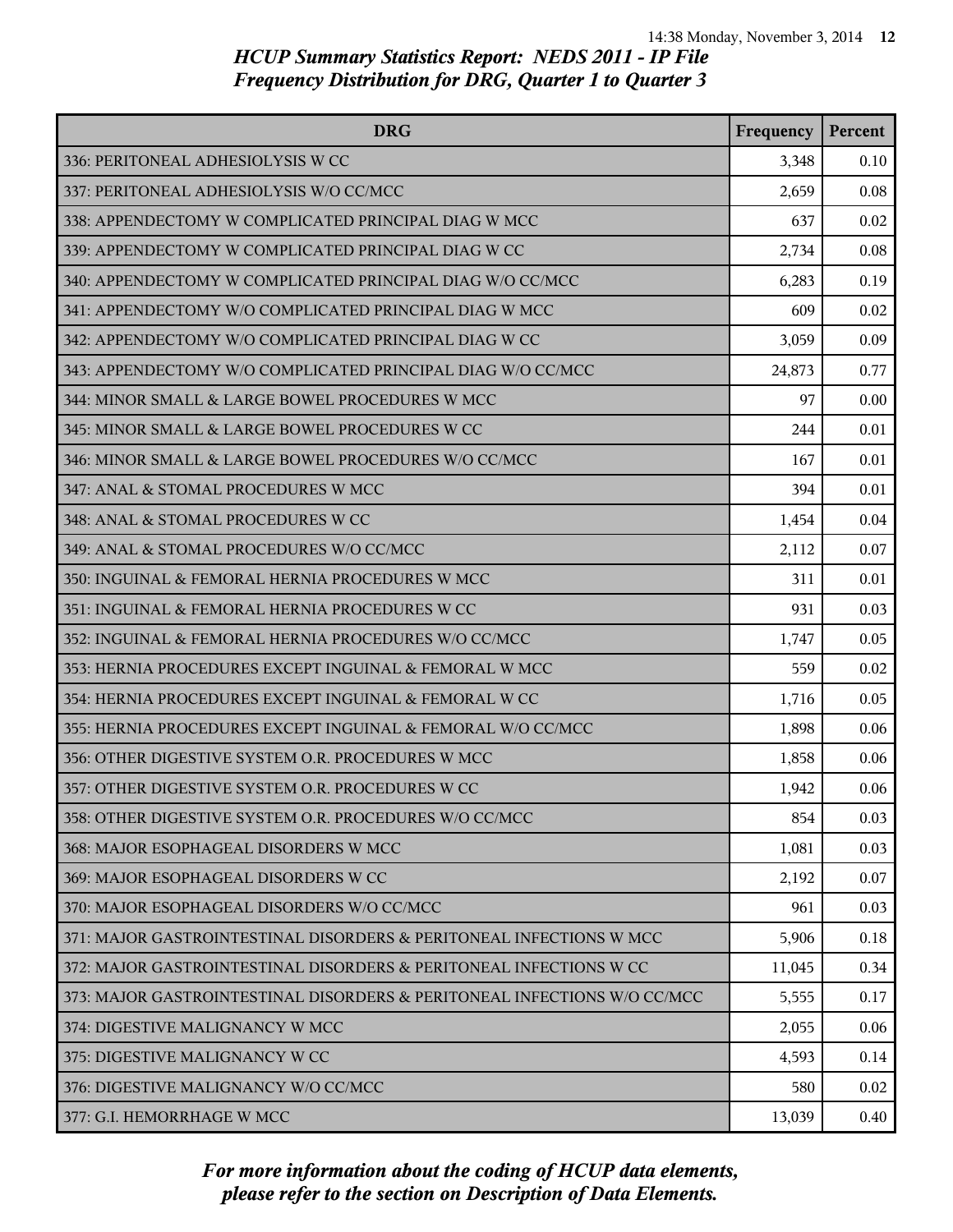## HCUP Summary Statistics Report: NEDS 2011 - IP File
## Frequency Distribution for DRG, Quarter 1 to Quarter 3

| DRG | Frequency | Percent |
|---|---|---|
| 336: PERITONEAL ADHESIOLYSIS W CC | 3,348 | 0.10 |
| 337: PERITONEAL ADHESIOLYSIS W/O CC/MCC | 2,659 | 0.08 |
| 338: APPENDECTOMY W COMPLICATED PRINCIPAL DIAG W MCC | 637 | 0.02 |
| 339: APPENDECTOMY W COMPLICATED PRINCIPAL DIAG W CC | 2,734 | 0.08 |
| 340: APPENDECTOMY W COMPLICATED PRINCIPAL DIAG W/O CC/MCC | 6,283 | 0.19 |
| 341: APPENDECTOMY W/O COMPLICATED PRINCIPAL DIAG W MCC | 609 | 0.02 |
| 342: APPENDECTOMY W/O COMPLICATED PRINCIPAL DIAG W CC | 3,059 | 0.09 |
| 343: APPENDECTOMY W/O COMPLICATED PRINCIPAL DIAG W/O CC/MCC | 24,873 | 0.77 |
| 344: MINOR SMALL & LARGE BOWEL PROCEDURES W MCC | 97 | 0.00 |
| 345: MINOR SMALL & LARGE BOWEL PROCEDURES W CC | 244 | 0.01 |
| 346: MINOR SMALL & LARGE BOWEL PROCEDURES W/O CC/MCC | 167 | 0.01 |
| 347: ANAL & STOMAL PROCEDURES W MCC | 394 | 0.01 |
| 348: ANAL & STOMAL PROCEDURES W CC | 1,454 | 0.04 |
| 349: ANAL & STOMAL PROCEDURES W/O CC/MCC | 2,112 | 0.07 |
| 350: INGUINAL & FEMORAL HERNIA PROCEDURES W MCC | 311 | 0.01 |
| 351: INGUINAL & FEMORAL HERNIA PROCEDURES W CC | 931 | 0.03 |
| 352: INGUINAL & FEMORAL HERNIA PROCEDURES W/O CC/MCC | 1,747 | 0.05 |
| 353: HERNIA PROCEDURES EXCEPT INGUINAL & FEMORAL W MCC | 559 | 0.02 |
| 354: HERNIA PROCEDURES EXCEPT INGUINAL & FEMORAL W CC | 1,716 | 0.05 |
| 355: HERNIA PROCEDURES EXCEPT INGUINAL & FEMORAL W/O CC/MCC | 1,898 | 0.06 |
| 356: OTHER DIGESTIVE SYSTEM O.R. PROCEDURES W MCC | 1,858 | 0.06 |
| 357: OTHER DIGESTIVE SYSTEM O.R. PROCEDURES W CC | 1,942 | 0.06 |
| 358: OTHER DIGESTIVE SYSTEM O.R. PROCEDURES W/O CC/MCC | 854 | 0.03 |
| 368: MAJOR ESOPHAGEAL DISORDERS W MCC | 1,081 | 0.03 |
| 369: MAJOR ESOPHAGEAL DISORDERS W CC | 2,192 | 0.07 |
| 370: MAJOR ESOPHAGEAL DISORDERS W/O CC/MCC | 961 | 0.03 |
| 371: MAJOR GASTROINTESTINAL DISORDERS & PERITONEAL INFECTIONS W MCC | 5,906 | 0.18 |
| 372: MAJOR GASTROINTESTINAL DISORDERS & PERITONEAL INFECTIONS W CC | 11,045 | 0.34 |
| 373: MAJOR GASTROINTESTINAL DISORDERS & PERITONEAL INFECTIONS W/O CC/MCC | 5,555 | 0.17 |
| 374: DIGESTIVE MALIGNANCY W MCC | 2,055 | 0.06 |
| 375: DIGESTIVE MALIGNANCY W CC | 4,593 | 0.14 |
| 376: DIGESTIVE MALIGNANCY W/O CC/MCC | 580 | 0.02 |
| 377: G.I. HEMORRHAGE W MCC | 13,039 | 0.40 |

*For more information about the coding of HCUP data elements, please refer to the section on Description of Data Elements.*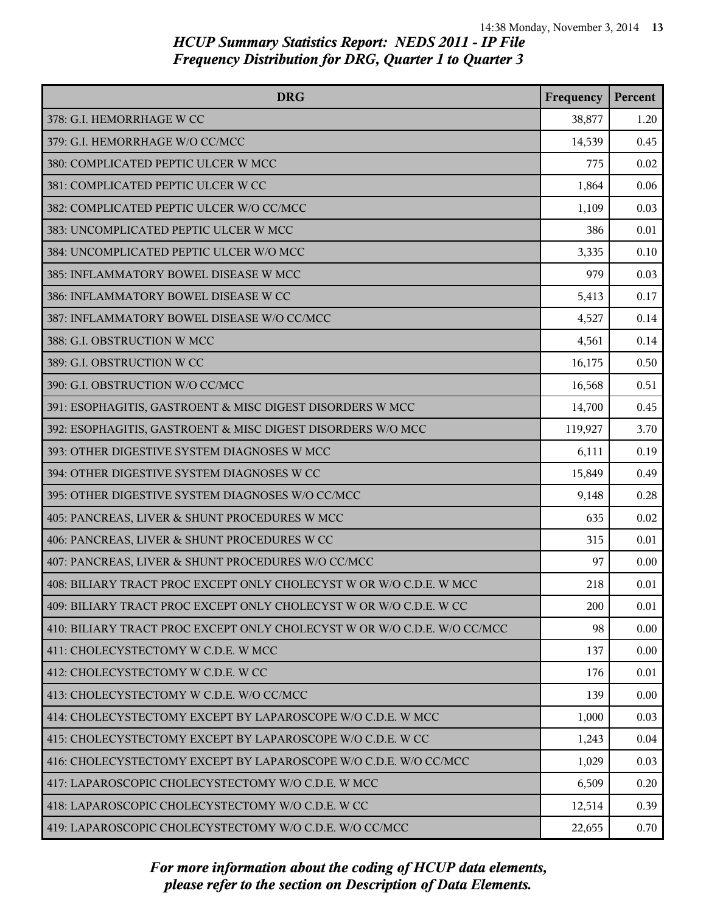# HCUP Summary Statistics Report: NEDS 2011 - IP File
# Frequency Distribution for DRG, Quarter 1 to Quarter 3

| DRG | Frequency | Percent |
| --- | --- | --- |
| 378: G.I. HEMORRHAGE W CC | 38,877 | 1.20 |
| 379: G.I. HEMORRHAGE W/O CC/MCC | 14,539 | 0.45 |
| 380: COMPLICATED PEPTIC ULCER W MCC | 775 | 0.02 |
| 381: COMPLICATED PEPTIC ULCER W CC | 1,864 | 0.06 |
| 382: COMPLICATED PEPTIC ULCER W/O CC/MCC | 1,109 | 0.03 |
| 383: UNCOMPLICATED PEPTIC ULCER W MCC | 386 | 0.01 |
| 384: UNCOMPLICATED PEPTIC ULCER W/O MCC | 3,335 | 0.10 |
| 385: INFLAMMATORY BOWEL DISEASE W MCC | 979 | 0.03 |
| 386: INFLAMMATORY BOWEL DISEASE W CC | 5,413 | 0.17 |
| 387: INFLAMMATORY BOWEL DISEASE W/O CC/MCC | 4,527 | 0.14 |
| 388: G.I. OBSTRUCTION W MCC | 4,561 | 0.14 |
| 389: G.I. OBSTRUCTION W CC | 16,175 | 0.50 |
| 390: G.I. OBSTRUCTION W/O CC/MCC | 16,568 | 0.51 |
| 391: ESOPHAGITIS, GASTROENT & MISC DIGEST DISORDERS W MCC | 14,700 | 0.45 |
| 392: ESOPHAGITIS, GASTROENT & MISC DIGEST DISORDERS W/O MCC | 119,927 | 3.70 |
| 393: OTHER DIGESTIVE SYSTEM DIAGNOSES W MCC | 6,111 | 0.19 |
| 394: OTHER DIGESTIVE SYSTEM DIAGNOSES W CC | 15,849 | 0.49 |
| 395: OTHER DIGESTIVE SYSTEM DIAGNOSES W/O CC/MCC | 9,148 | 0.28 |
| 405: PANCREAS, LIVER & SHUNT PROCEDURES W MCC | 635 | 0.02 |
| 406: PANCREAS, LIVER & SHUNT PROCEDURES W CC | 315 | 0.01 |
| 407: PANCREAS, LIVER & SHUNT PROCEDURES W/O CC/MCC | 97 | 0.00 |
| 408: BILIARY TRACT PROC EXCEPT ONLY CHOLECYST W OR W/O C.D.E. W MCC | 218 | 0.01 |
| 409: BILIARY TRACT PROC EXCEPT ONLY CHOLECYST W OR W/O C.D.E. W CC | 200 | 0.01 |
| 410: BILIARY TRACT PROC EXCEPT ONLY CHOLECYST W OR W/O C.D.E. W/O CC/MCC | 98 | 0.00 |
| 411: CHOLECYSTECTOMY W C.D.E. W MCC | 137 | 0.00 |
| 412: CHOLECYSTECTOMY W C.D.E. W CC | 176 | 0.01 |
| 413: CHOLECYSTECTOMY W C.D.E. W/O CC/MCC | 139 | 0.00 |
| 414: CHOLECYSTECTOMY EXCEPT BY LAPAROSCOPE W/O C.D.E. W MCC | 1,000 | 0.03 |
| 415: CHOLECYSTECTOMY EXCEPT BY LAPAROSCOPE W/O C.D.E. W CC | 1,243 | 0.04 |
| 416: CHOLECYSTECTOMY EXCEPT BY LAPAROSCOPE W/O C.D.E. W/O CC/MCC | 1,029 | 0.03 |
| 417: LAPAROSCOPIC CHOLECYSTECTOMY W/O C.D.E. W MCC | 6,509 | 0.20 |
| 418: LAPAROSCOPIC CHOLECYSTECTOMY W/O C.D.E. W CC | 12,514 | 0.39 |
| 419: LAPAROSCOPIC CHOLECYSTECTOMY W/O C.D.E. W/O CC/MCC | 22,655 | 0.70 |

*For more information about the coding of HCUP data elements, please refer to the section on Description of Data Elements.*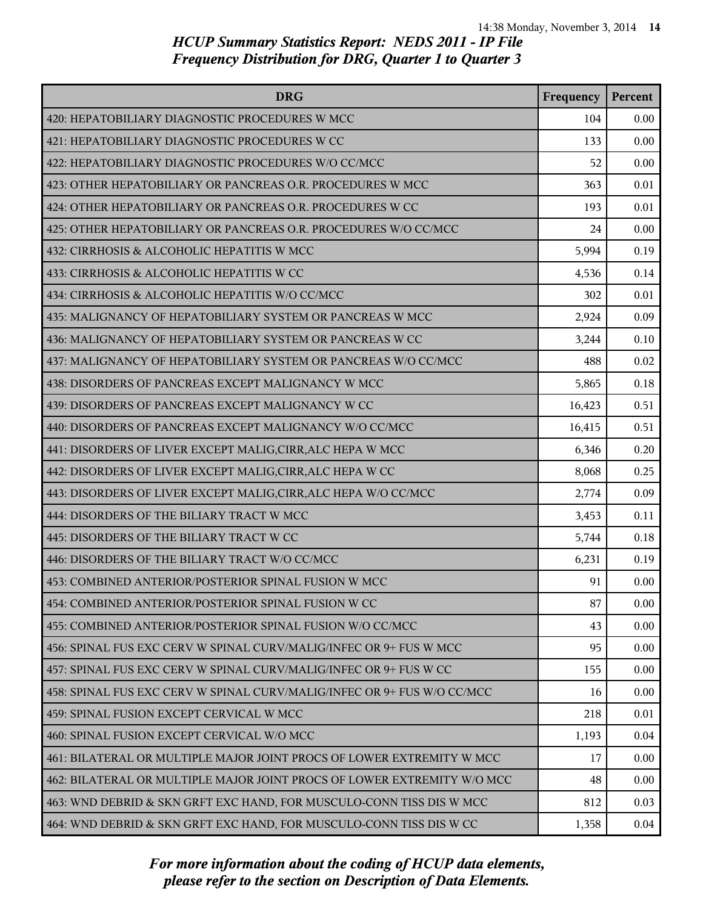*HCUP Summary Statistics Report: NEDS 2011 - IP File*
*Frequency Distribution for DRG, Quarter 1 to Quarter 3*

| DRG | Frequency | Percent |
|---|---|---|
| 420: HEPATOBILIARY DIAGNOSTIC PROCEDURES W MCC | 104 | 0.00 |
| 421: HEPATOBILIARY DIAGNOSTIC PROCEDURES W CC | 133 | 0.00 |
| 422: HEPATOBILIARY DIAGNOSTIC PROCEDURES W/O CC/MCC | 52 | 0.00 |
| 423: OTHER HEPATOBILIARY OR PANCREAS O.R. PROCEDURES W MCC | 363 | 0.01 |
| 424: OTHER HEPATOBILIARY OR PANCREAS O.R. PROCEDURES W CC | 193 | 0.01 |
| 425: OTHER HEPATOBILIARY OR PANCREAS O.R. PROCEDURES W/O CC/MCC | 24 | 0.00 |
| 432: CIRRHOSIS & ALCOHOLIC HEPATITIS W MCC | 5,994 | 0.19 |
| 433: CIRRHOSIS & ALCOHOLIC HEPATITIS W CC | 4,536 | 0.14 |
| 434: CIRRHOSIS & ALCOHOLIC HEPATITIS W/O CC/MCC | 302 | 0.01 |
| 435: MALIGNANCY OF HEPATOBILIARY SYSTEM OR PANCREAS W MCC | 2,924 | 0.09 |
| 436: MALIGNANCY OF HEPATOBILIARY SYSTEM OR PANCREAS W CC | 3,244 | 0.10 |
| 437: MALIGNANCY OF HEPATOBILIARY SYSTEM OR PANCREAS W/O CC/MCC | 488 | 0.02 |
| 438: DISORDERS OF PANCREAS EXCEPT MALIGNANCY W MCC | 5,865 | 0.18 |
| 439: DISORDERS OF PANCREAS EXCEPT MALIGNANCY W CC | 16,423 | 0.51 |
| 440: DISORDERS OF PANCREAS EXCEPT MALIGNANCY W/O CC/MCC | 16,415 | 0.51 |
| 441: DISORDERS OF LIVER EXCEPT MALIG,CIRR,ALC HEPA W MCC | 6,346 | 0.20 |
| 442: DISORDERS OF LIVER EXCEPT MALIG,CIRR,ALC HEPA W CC | 8,068 | 0.25 |
| 443: DISORDERS OF LIVER EXCEPT MALIG,CIRR,ALC HEPA W/O CC/MCC | 2,774 | 0.09 |
| 444: DISORDERS OF THE BILIARY TRACT W MCC | 3,453 | 0.11 |
| 445: DISORDERS OF THE BILIARY TRACT W CC | 5,744 | 0.18 |
| 446: DISORDERS OF THE BILIARY TRACT W/O CC/MCC | 6,231 | 0.19 |
| 453: COMBINED ANTERIOR/POSTERIOR SPINAL FUSION W MCC | 91 | 0.00 |
| 454: COMBINED ANTERIOR/POSTERIOR SPINAL FUSION W CC | 87 | 0.00 |
| 455: COMBINED ANTERIOR/POSTERIOR SPINAL FUSION W/O CC/MCC | 43 | 0.00 |
| 456: SPINAL FUS EXC CERV W SPINAL CURV/MALIG/INFEC OR 9+ FUS W MCC | 95 | 0.00 |
| 457: SPINAL FUS EXC CERV W SPINAL CURV/MALIG/INFEC OR 9+ FUS W CC | 155 | 0.00 |
| 458: SPINAL FUS EXC CERV W SPINAL CURV/MALIG/INFEC OR 9+ FUS W/O CC/MCC | 16 | 0.00 |
| 459: SPINAL FUSION EXCEPT CERVICAL W MCC | 218 | 0.01 |
| 460: SPINAL FUSION EXCEPT CERVICAL W/O MCC | 1,193 | 0.04 |
| 461: BILATERAL OR MULTIPLE MAJOR JOINT PROCS OF LOWER EXTREMITY W MCC | 17 | 0.00 |
| 462: BILATERAL OR MULTIPLE MAJOR JOINT PROCS OF LOWER EXTREMITY W/O MCC | 48 | 0.00 |
| 463: WND DEBRID & SKN GRFT EXC HAND, FOR MUSCULO-CONN TISS DIS W MCC | 812 | 0.03 |
| 464: WND DEBRID & SKN GRFT EXC HAND, FOR MUSCULO-CONN TISS DIS W CC | 1,358 | 0.04 |

*For more information about the coding of HCUP data elements, please refer to the section on Description of Data Elements.*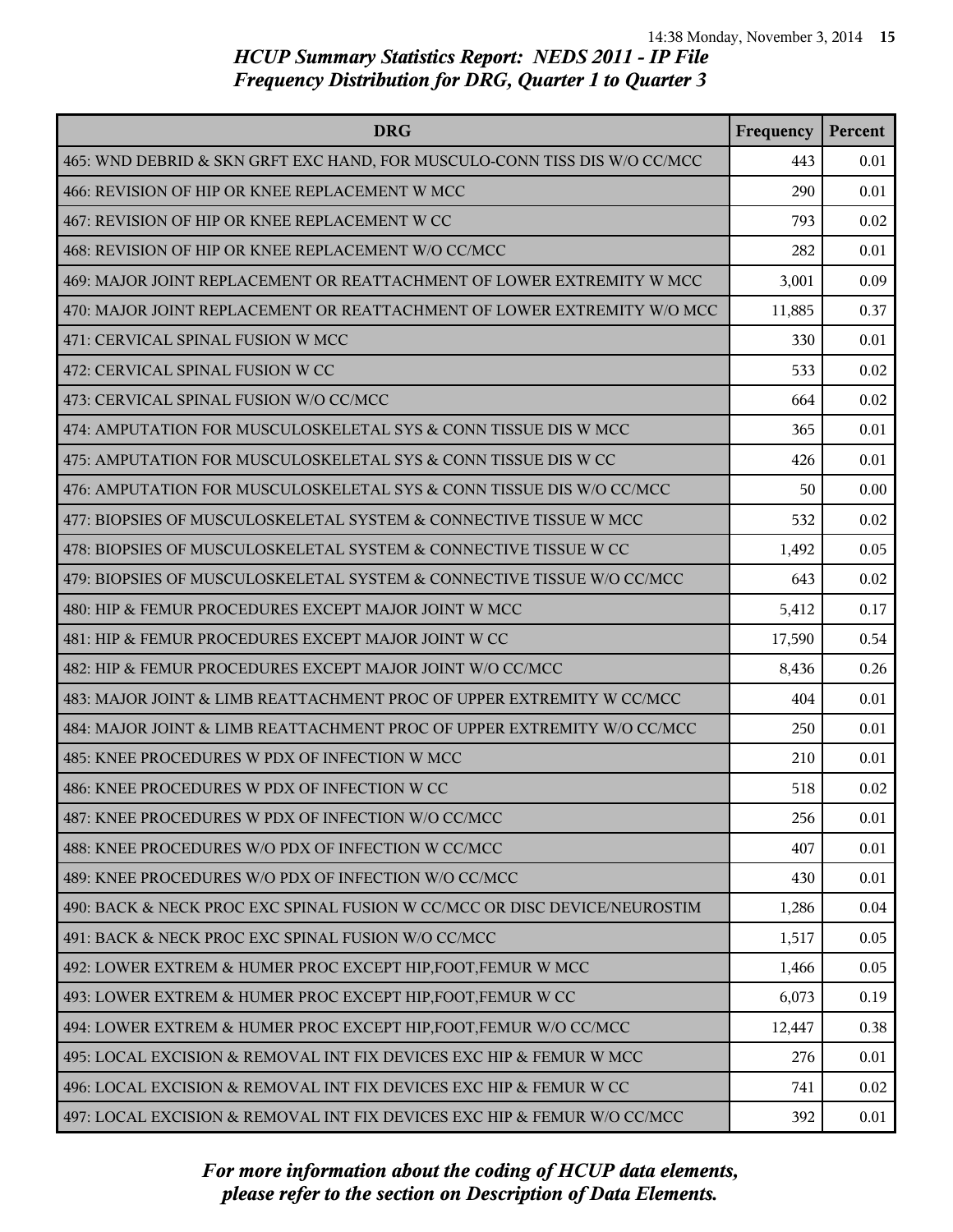## *HCUP Summary Statistics Report: NEDS 2011 - IP File*
## *Frequency Distribution for DRG, Quarter 1 to Quarter 3*

| DRG | Frequency | Percent |
|---|---|---|
| 465: WND DEBRID & SKN GRFT EXC HAND, FOR MUSCULO-CONN TISS DIS W/O CC/MCC | 443 | 0.01 |
| 466: REVISION OF HIP OR KNEE REPLACEMENT W MCC | 290 | 0.01 |
| 467: REVISION OF HIP OR KNEE REPLACEMENT W CC | 793 | 0.02 |
| 468: REVISION OF HIP OR KNEE REPLACEMENT W/O CC/MCC | 282 | 0.01 |
| 469: MAJOR JOINT REPLACEMENT OR REATTACHMENT OF LOWER EXTREMITY W MCC | 3,001 | 0.09 |
| 470: MAJOR JOINT REPLACEMENT OR REATTACHMENT OF LOWER EXTREMITY W/O MCC | 11,885 | 0.37 |
| 471: CERVICAL SPINAL FUSION W MCC | 330 | 0.01 |
| 472: CERVICAL SPINAL FUSION W CC | 533 | 0.02 |
| 473: CERVICAL SPINAL FUSION W/O CC/MCC | 664 | 0.02 |
| 474: AMPUTATION FOR MUSCULOSKELETAL SYS & CONN TISSUE DIS W MCC | 365 | 0.01 |
| 475: AMPUTATION FOR MUSCULOSKELETAL SYS & CONN TISSUE DIS W CC | 426 | 0.01 |
| 476: AMPUTATION FOR MUSCULOSKELETAL SYS & CONN TISSUE DIS W/O CC/MCC | 50 | 0.00 |
| 477: BIOPSIES OF MUSCULOSKELETAL SYSTEM & CONNECTIVE TISSUE W MCC | 532 | 0.02 |
| 478: BIOPSIES OF MUSCULOSKELETAL SYSTEM & CONNECTIVE TISSUE W CC | 1,492 | 0.05 |
| 479: BIOPSIES OF MUSCULOSKELETAL SYSTEM & CONNECTIVE TISSUE W/O CC/MCC | 643 | 0.02 |
| 480: HIP & FEMUR PROCEDURES EXCEPT MAJOR JOINT W MCC | 5,412 | 0.17 |
| 481: HIP & FEMUR PROCEDURES EXCEPT MAJOR JOINT W CC | 17,590 | 0.54 |
| 482: HIP & FEMUR PROCEDURES EXCEPT MAJOR JOINT W/O CC/MCC | 8,436 | 0.26 |
| 483: MAJOR JOINT & LIMB REATTACHMENT PROC OF UPPER EXTREMITY W CC/MCC | 404 | 0.01 |
| 484: MAJOR JOINT & LIMB REATTACHMENT PROC OF UPPER EXTREMITY W/O CC/MCC | 250 | 0.01 |
| 485: KNEE PROCEDURES W PDX OF INFECTION W MCC | 210 | 0.01 |
| 486: KNEE PROCEDURES W PDX OF INFECTION W CC | 518 | 0.02 |
| 487: KNEE PROCEDURES W PDX OF INFECTION W/O CC/MCC | 256 | 0.01 |
| 488: KNEE PROCEDURES W/O PDX OF INFECTION W CC/MCC | 407 | 0.01 |
| 489: KNEE PROCEDURES W/O PDX OF INFECTION W/O CC/MCC | 430 | 0.01 |
| 490: BACK & NECK PROC EXC SPINAL FUSION W CC/MCC OR DISC DEVICE/NEUROSTIM | 1,286 | 0.04 |
| 491: BACK & NECK PROC EXC SPINAL FUSION W/O CC/MCC | 1,517 | 0.05 |
| 492: LOWER EXTREM & HUMER PROC EXCEPT HIP,FOOT,FEMUR W MCC | 1,466 | 0.05 |
| 493: LOWER EXTREM & HUMER PROC EXCEPT HIP,FOOT,FEMUR W CC | 6,073 | 0.19 |
| 494: LOWER EXTREM & HUMER PROC EXCEPT HIP,FOOT,FEMUR W/O CC/MCC | 12,447 | 0.38 |
| 495: LOCAL EXCISION & REMOVAL INT FIX DEVICES EXC HIP & FEMUR W MCC | 276 | 0.01 |
| 496: LOCAL EXCISION & REMOVAL INT FIX DEVICES EXC HIP & FEMUR W CC | 741 | 0.02 |
| 497: LOCAL EXCISION & REMOVAL INT FIX DEVICES EXC HIP & FEMUR W/O CC/MCC | 392 | 0.01 |

*For more information about the coding of HCUP data elements, please refer to the section on Description of Data Elements.*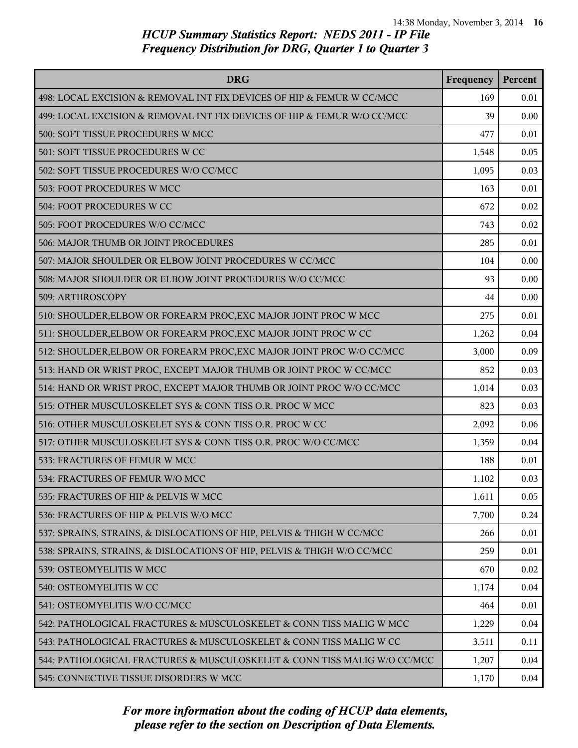## HCUP Summary Statistics Report: NEDS 2011 - IP File
## Frequency Distribution for DRG, Quarter 1 to Quarter 3

| DRG | Frequency | Percent |
|---|---|---|
| 498: LOCAL EXCISION & REMOVAL INT FIX DEVICES OF HIP & FEMUR W CC/MCC | 169 | 0.01 |
| 499: LOCAL EXCISION & REMOVAL INT FIX DEVICES OF HIP & FEMUR W/O CC/MCC | 39 | 0.00 |
| 500: SOFT TISSUE PROCEDURES W MCC | 477 | 0.01 |
| 501: SOFT TISSUE PROCEDURES W CC | 1,548 | 0.05 |
| 502: SOFT TISSUE PROCEDURES W/O CC/MCC | 1,095 | 0.03 |
| 503: FOOT PROCEDURES W MCC | 163 | 0.01 |
| 504: FOOT PROCEDURES W CC | 672 | 0.02 |
| 505: FOOT PROCEDURES W/O CC/MCC | 743 | 0.02 |
| 506: MAJOR THUMB OR JOINT PROCEDURES | 285 | 0.01 |
| 507: MAJOR SHOULDER OR ELBOW JOINT PROCEDURES W CC/MCC | 104 | 0.00 |
| 508: MAJOR SHOULDER OR ELBOW JOINT PROCEDURES W/O CC/MCC | 93 | 0.00 |
| 509: ARTHROSCOPY | 44 | 0.00 |
| 510: SHOULDER,ELBOW OR FOREARM PROC,EXC MAJOR JOINT PROC W MCC | 275 | 0.01 |
| 511: SHOULDER,ELBOW OR FOREARM PROC,EXC MAJOR JOINT PROC W CC | 1,262 | 0.04 |
| 512: SHOULDER,ELBOW OR FOREARM PROC,EXC MAJOR JOINT PROC W/O CC/MCC | 3,000 | 0.09 |
| 513: HAND OR WRIST PROC, EXCEPT MAJOR THUMB OR JOINT PROC W CC/MCC | 852 | 0.03 |
| 514: HAND OR WRIST PROC, EXCEPT MAJOR THUMB OR JOINT PROC W/O CC/MCC | 1,014 | 0.03 |
| 515: OTHER MUSCULOSKELET SYS & CONN TISS O.R. PROC W MCC | 823 | 0.03 |
| 516: OTHER MUSCULOSKELET SYS & CONN TISS O.R. PROC W CC | 2,092 | 0.06 |
| 517: OTHER MUSCULOSKELET SYS & CONN TISS O.R. PROC W/O CC/MCC | 1,359 | 0.04 |
| 533: FRACTURES OF FEMUR W MCC | 188 | 0.01 |
| 534: FRACTURES OF FEMUR W/O MCC | 1,102 | 0.03 |
| 535: FRACTURES OF HIP & PELVIS W MCC | 1,611 | 0.05 |
| 536: FRACTURES OF HIP & PELVIS W/O MCC | 7,700 | 0.24 |
| 537: SPRAINS, STRAINS, & DISLOCATIONS OF HIP, PELVIS & THIGH W CC/MCC | 266 | 0.01 |
| 538: SPRAINS, STRAINS, & DISLOCATIONS OF HIP, PELVIS & THIGH W/O CC/MCC | 259 | 0.01 |
| 539: OSTEOMYELITIS W MCC | 670 | 0.02 |
| 540: OSTEOMYELITIS W CC | 1,174 | 0.04 |
| 541: OSTEOMYELITIS W/O CC/MCC | 464 | 0.01 |
| 542: PATHOLOGICAL FRACTURES & MUSCULOSKELET & CONN TISS MALIG W MCC | 1,229 | 0.04 |
| 543: PATHOLOGICAL FRACTURES & MUSCULOSKELET & CONN TISS MALIG W CC | 3,511 | 0.11 |
| 544: PATHOLOGICAL FRACTURES & MUSCULOSKELET & CONN TISS MALIG W/O CC/MCC | 1,207 | 0.04 |
| 545: CONNECTIVE TISSUE DISORDERS W MCC | 1,170 | 0.04 |

*For more information about the coding of HCUP data elements, please refer to the section on Description of Data Elements.*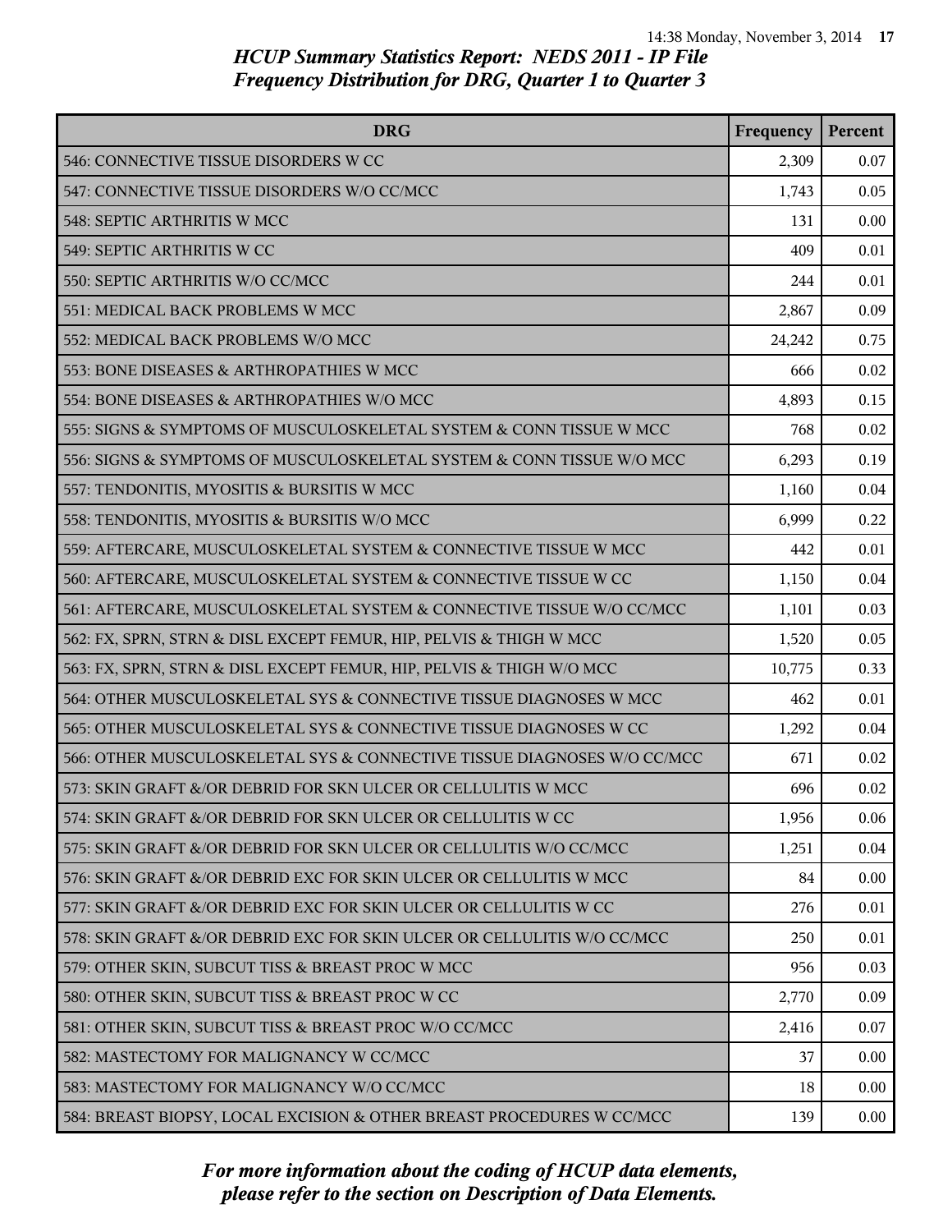# HCUP Summary Statistics Report: NEDS 2011 - IP File
## Frequency Distribution for DRG, Quarter 1 to Quarter 3

| DRG | Frequency | Percent |
|---|---|---|
| 546: CONNECTIVE TISSUE DISORDERS W CC | 2,309 | 0.07 |
| 547: CONNECTIVE TISSUE DISORDERS W/O CC/MCC | 1,743 | 0.05 |
| 548: SEPTIC ARTHRITIS W MCC | 131 | 0.00 |
| 549: SEPTIC ARTHRITIS W CC | 409 | 0.01 |
| 550: SEPTIC ARTHRITIS W/O CC/MCC | 244 | 0.01 |
| 551: MEDICAL BACK PROBLEMS W MCC | 2,867 | 0.09 |
| 552: MEDICAL BACK PROBLEMS W/O MCC | 24,242 | 0.75 |
| 553: BONE DISEASES & ARTHROPATHIES W MCC | 666 | 0.02 |
| 554: BONE DISEASES & ARTHROPATHIES W/O MCC | 4,893 | 0.15 |
| 555: SIGNS & SYMPTOMS OF MUSCULOSKELETAL SYSTEM & CONN TISSUE W MCC | 768 | 0.02 |
| 556: SIGNS & SYMPTOMS OF MUSCULOSKELETAL SYSTEM & CONN TISSUE W/O MCC | 6,293 | 0.19 |
| 557: TENDONITIS, MYOSITIS & BURSITIS W MCC | 1,160 | 0.04 |
| 558: TENDONITIS, MYOSITIS & BURSITIS W/O MCC | 6,999 | 0.22 |
| 559: AFTERCARE, MUSCULOSKELETAL SYSTEM & CONNECTIVE TISSUE W MCC | 442 | 0.01 |
| 560: AFTERCARE, MUSCULOSKELETAL SYSTEM & CONNECTIVE TISSUE W CC | 1,150 | 0.04 |
| 561: AFTERCARE, MUSCULOSKELETAL SYSTEM & CONNECTIVE TISSUE W/O CC/MCC | 1,101 | 0.03 |
| 562: FX, SPRN, STRN & DISL EXCEPT FEMUR, HIP, PELVIS & THIGH W MCC | 1,520 | 0.05 |
| 563: FX, SPRN, STRN & DISL EXCEPT FEMUR, HIP, PELVIS & THIGH W/O MCC | 10,775 | 0.33 |
| 564: OTHER MUSCULOSKELETAL SYS & CONNECTIVE TISSUE DIAGNOSES W MCC | 462 | 0.01 |
| 565: OTHER MUSCULOSKELETAL SYS & CONNECTIVE TISSUE DIAGNOSES W CC | 1,292 | 0.04 |
| 566: OTHER MUSCULOSKELETAL SYS & CONNECTIVE TISSUE DIAGNOSES W/O CC/MCC | 671 | 0.02 |
| 573: SKIN GRAFT &/OR DEBRID FOR SKN ULCER OR CELLULITIS W MCC | 696 | 0.02 |
| 574: SKIN GRAFT &/OR DEBRID FOR SKN ULCER OR CELLULITIS W CC | 1,956 | 0.06 |
| 575: SKIN GRAFT &/OR DEBRID FOR SKN ULCER OR CELLULITIS W/O CC/MCC | 1,251 | 0.04 |
| 576: SKIN GRAFT &/OR DEBRID EXC FOR SKIN ULCER OR CELLULITIS W MCC | 84 | 0.00 |
| 577: SKIN GRAFT &/OR DEBRID EXC FOR SKIN ULCER OR CELLULITIS W CC | 276 | 0.01 |
| 578: SKIN GRAFT &/OR DEBRID EXC FOR SKIN ULCER OR CELLULITIS W/O CC/MCC | 250 | 0.01 |
| 579: OTHER SKIN, SUBCUT TISS & BREAST PROC W MCC | 956 | 0.03 |
| 580: OTHER SKIN, SUBCUT TISS & BREAST PROC W CC | 2,770 | 0.09 |
| 581: OTHER SKIN, SUBCUT TISS & BREAST PROC W/O CC/MCC | 2,416 | 0.07 |
| 582: MASTECTOMY FOR MALIGNANCY W CC/MCC | 37 | 0.00 |
| 583: MASTECTOMY FOR MALIGNANCY W/O CC/MCC | 18 | 0.00 |
| 584: BREAST BIOPSY, LOCAL EXCISION & OTHER BREAST PROCEDURES W CC/MCC | 139 | 0.00 |

*For more information about the coding of HCUP data elements, please refer to the section on Description of Data Elements.*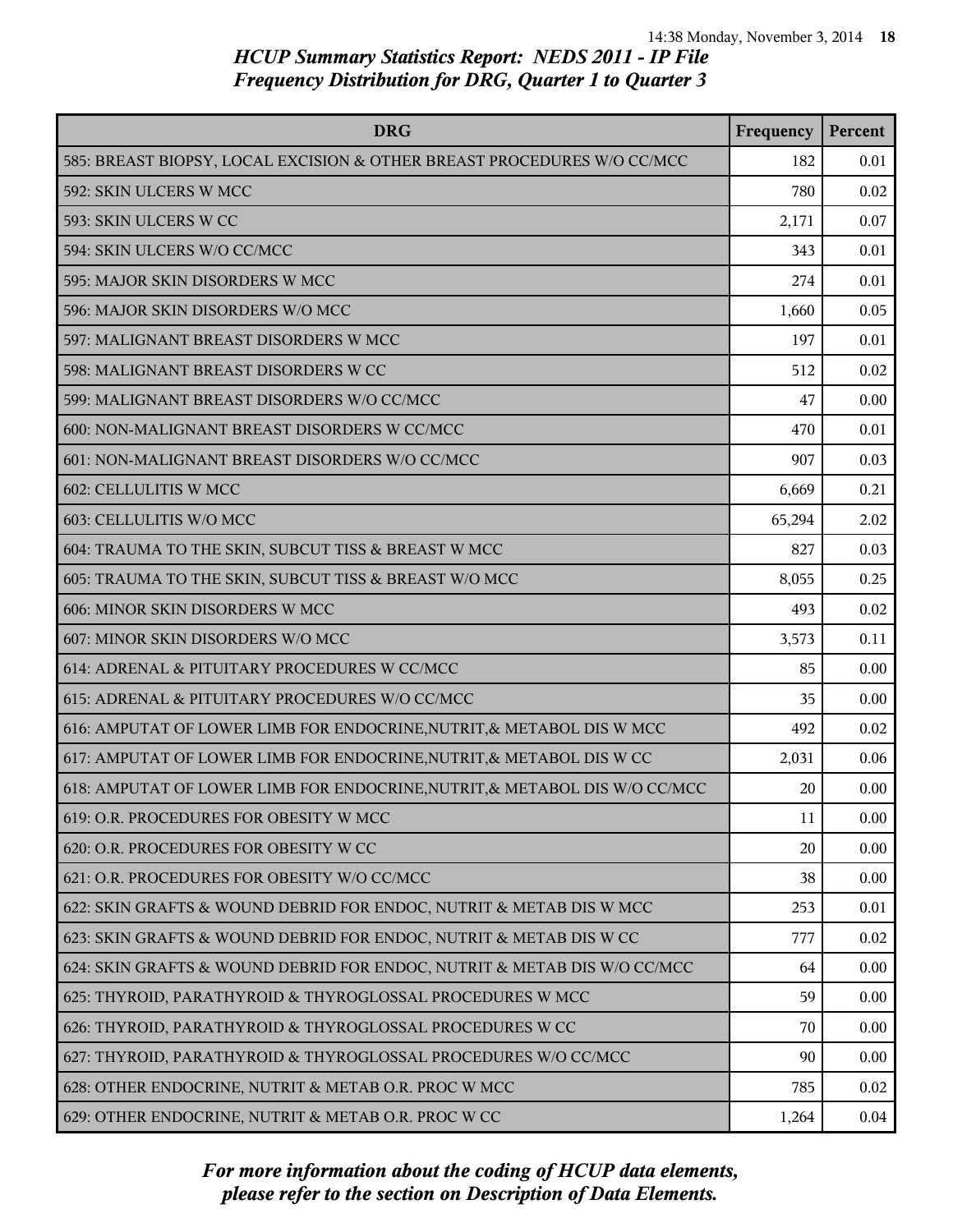# HCUP Summary Statistics Report: NEDS 2011 - IP File
## Frequency Distribution for DRG, Quarter 1 to Quarter 3

| DRG | Frequency | Percent |
|---|---|---|
| 585: BREAST BIOPSY, LOCAL EXCISION & OTHER BREAST PROCEDURES W/O CC/MCC | 182 | 0.01 |
| 592: SKIN ULCERS W MCC | 780 | 0.02 |
| 593: SKIN ULCERS W CC | 2,171 | 0.07 |
| 594: SKIN ULCERS W/O CC/MCC | 343 | 0.01 |
| 595: MAJOR SKIN DISORDERS W MCC | 274 | 0.01 |
| 596: MAJOR SKIN DISORDERS W/O MCC | 1,660 | 0.05 |
| 597: MALIGNANT BREAST DISORDERS W MCC | 197 | 0.01 |
| 598: MALIGNANT BREAST DISORDERS W CC | 512 | 0.02 |
| 599: MALIGNANT BREAST DISORDERS W/O CC/MCC | 47 | 0.00 |
| 600: NON-MALIGNANT BREAST DISORDERS W CC/MCC | 470 | 0.01 |
| 601: NON-MALIGNANT BREAST DISORDERS W/O CC/MCC | 907 | 0.03 |
| 602: CELLULITIS W MCC | 6,669 | 0.21 |
| 603: CELLULITIS W/O MCC | 65,294 | 2.02 |
| 604: TRAUMA TO THE SKIN, SUBCUT TISS & BREAST W MCC | 827 | 0.03 |
| 605: TRAUMA TO THE SKIN, SUBCUT TISS & BREAST W/O MCC | 8,055 | 0.25 |
| 606: MINOR SKIN DISORDERS W MCC | 493 | 0.02 |
| 607: MINOR SKIN DISORDERS W/O MCC | 3,573 | 0.11 |
| 614: ADRENAL & PITUITARY PROCEDURES W CC/MCC | 85 | 0.00 |
| 615: ADRENAL & PITUITARY PROCEDURES W/O CC/MCC | 35 | 0.00 |
| 616: AMPUTAT OF LOWER LIMB FOR ENDOCRINE,NUTRIT,& METABOL DIS W MCC | 492 | 0.02 |
| 617: AMPUTAT OF LOWER LIMB FOR ENDOCRINE,NUTRIT,& METABOL DIS W CC | 2,031 | 0.06 |
| 618: AMPUTAT OF LOWER LIMB FOR ENDOCRINE,NUTRIT,& METABOL DIS W/O CC/MCC | 20 | 0.00 |
| 619: O.R. PROCEDURES FOR OBESITY W MCC | 11 | 0.00 |
| 620: O.R. PROCEDURES FOR OBESITY W CC | 20 | 0.00 |
| 621: O.R. PROCEDURES FOR OBESITY W/O CC/MCC | 38 | 0.00 |
| 622: SKIN GRAFTS & WOUND DEBRID FOR ENDOC, NUTRIT & METAB DIS W MCC | 253 | 0.01 |
| 623: SKIN GRAFTS & WOUND DEBRID FOR ENDOC, NUTRIT & METAB DIS W CC | 777 | 0.02 |
| 624: SKIN GRAFTS & WOUND DEBRID FOR ENDOC, NUTRIT & METAB DIS W/O CC/MCC | 64 | 0.00 |
| 625: THYROID, PARATHYROID & THYROGLOSSAL PROCEDURES W MCC | 59 | 0.00 |
| 626: THYROID, PARATHYROID & THYROGLOSSAL PROCEDURES W CC | 70 | 0.00 |
| 627: THYROID, PARATHYROID & THYROGLOSSAL PROCEDURES W/O CC/MCC | 90 | 0.00 |
| 628: OTHER ENDOCRINE, NUTRIT & METAB O.R. PROC W MCC | 785 | 0.02 |
| 629: OTHER ENDOCRINE, NUTRIT & METAB O.R. PROC W CC | 1,264 | 0.04 |

*For more information about the coding of HCUP data elements, please refer to the section on Description of Data Elements.*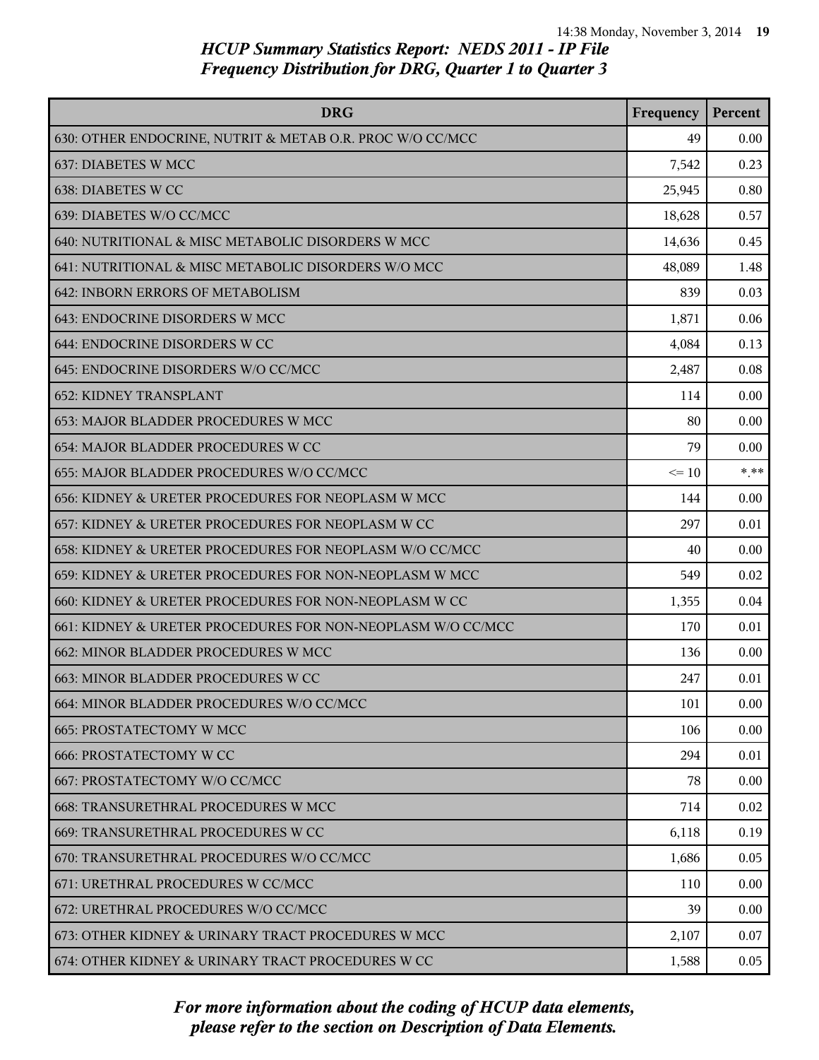# HCUP Summary Statistics Report: NEDS 2011 - IP File
## Frequency Distribution for DRG, Quarter 1 to Quarter 3

| DRG | Frequency | Percent |
|---|---|---|
| 630: OTHER ENDOCRINE, NUTRIT & METAB O.R. PROC W/O CC/MCC | 49 | 0.00 |
| 637: DIABETES W MCC | 7,542 | 0.23 |
| 638: DIABETES W CC | 25,945 | 0.80 |
| 639: DIABETES W/O CC/MCC | 18,628 | 0.57 |
| 640: NUTRITIONAL & MISC METABOLIC DISORDERS W MCC | 14,636 | 0.45 |
| 641: NUTRITIONAL & MISC METABOLIC DISORDERS W/O MCC | 48,089 | 1.48 |
| 642: INBORN ERRORS OF METABOLISM | 839 | 0.03 |
| 643: ENDOCRINE DISORDERS W MCC | 1,871 | 0.06 |
| 644: ENDOCRINE DISORDERS W CC | 4,084 | 0.13 |
| 645: ENDOCRINE DISORDERS W/O CC/MCC | 2,487 | 0.08 |
| 652: KIDNEY TRANSPLANT | 114 | 0.00 |
| 653: MAJOR BLADDER PROCEDURES W MCC | 80 | 0.00 |
| 654: MAJOR BLADDER PROCEDURES W CC | 79 | 0.00 |
| 655: MAJOR BLADDER PROCEDURES W/O CC/MCC | <= 10 | *.** |
| 656: KIDNEY & URETER PROCEDURES FOR NEOPLASM W MCC | 144 | 0.00 |
| 657: KIDNEY & URETER PROCEDURES FOR NEOPLASM W CC | 297 | 0.01 |
| 658: KIDNEY & URETER PROCEDURES FOR NEOPLASM W/O CC/MCC | 40 | 0.00 |
| 659: KIDNEY & URETER PROCEDURES FOR NON-NEOPLASM W MCC | 549 | 0.02 |
| 660: KIDNEY & URETER PROCEDURES FOR NON-NEOPLASM W CC | 1,355 | 0.04 |
| 661: KIDNEY & URETER PROCEDURES FOR NON-NEOPLASM W/O CC/MCC | 170 | 0.01 |
| 662: MINOR BLADDER PROCEDURES W MCC | 136 | 0.00 |
| 663: MINOR BLADDER PROCEDURES W CC | 247 | 0.01 |
| 664: MINOR BLADDER PROCEDURES W/O CC/MCC | 101 | 0.00 |
| 665: PROSTATECTOMY W MCC | 106 | 0.00 |
| 666: PROSTATECTOMY W CC | 294 | 0.01 |
| 667: PROSTATECTOMY W/O CC/MCC | 78 | 0.00 |
| 668: TRANSURETHRAL PROCEDURES W MCC | 714 | 0.02 |
| 669: TRANSURETHRAL PROCEDURES W CC | 6,118 | 0.19 |
| 670: TRANSURETHRAL PROCEDURES W/O CC/MCC | 1,686 | 0.05 |
| 671: URETHRAL PROCEDURES W CC/MCC | 110 | 0.00 |
| 672: URETHRAL PROCEDURES W/O CC/MCC | 39 | 0.00 |
| 673: OTHER KIDNEY & URINARY TRACT PROCEDURES W MCC | 2,107 | 0.07 |
| 674: OTHER KIDNEY & URINARY TRACT PROCEDURES W CC | 1,588 | 0.05 |

*For more information about the coding of HCUP data elements, please refer to the section on Description of Data Elements.*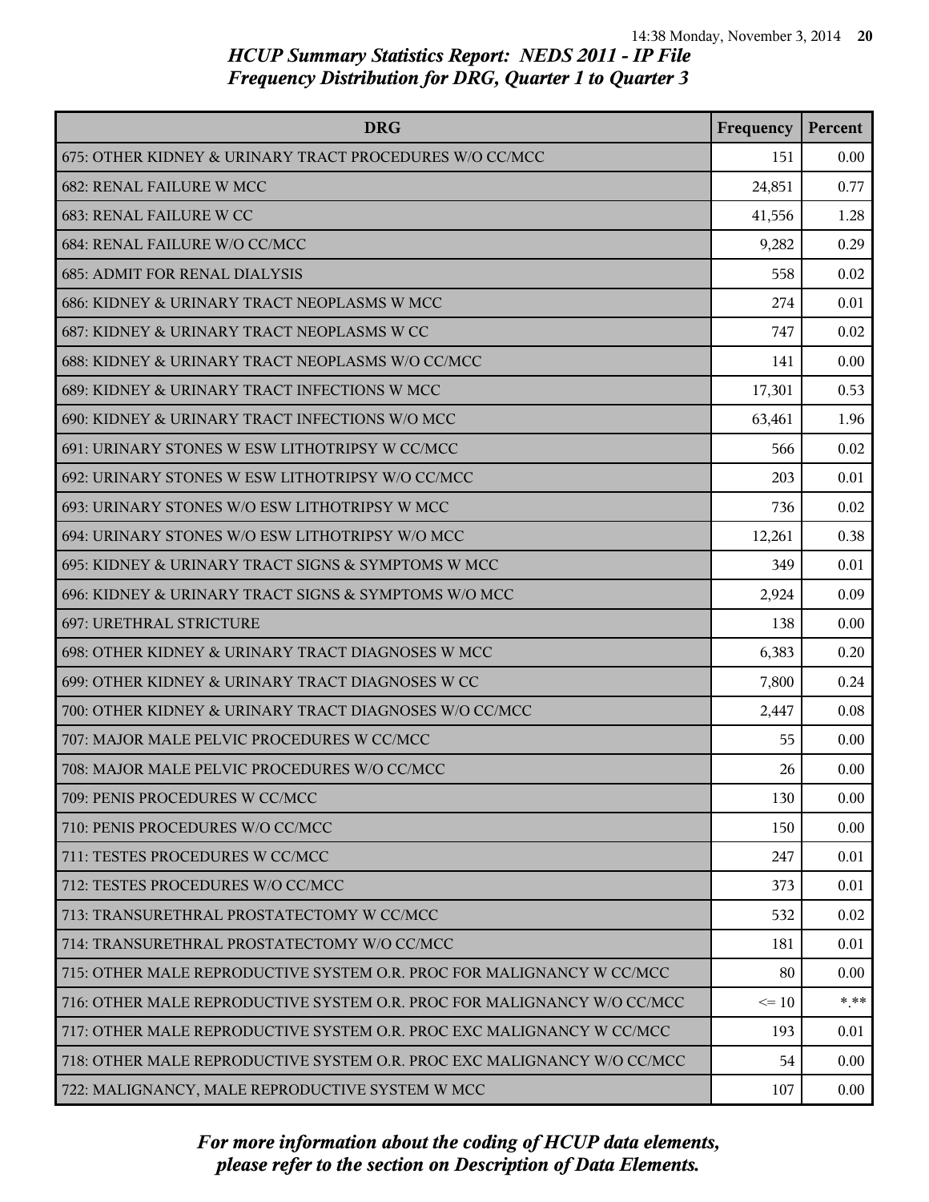## HCUP Summary Statistics Report: NEDS 2011 - IP File
## Frequency Distribution for DRG, Quarter 1 to Quarter 3

| DRG | Frequency | Percent |
|---|---|---|
| 675: OTHER KIDNEY & URINARY TRACT PROCEDURES W/O CC/MCC | 151 | 0.00 |
| 682: RENAL FAILURE W MCC | 24,851 | 0.77 |
| 683: RENAL FAILURE W CC | 41,556 | 1.28 |
| 684: RENAL FAILURE W/O CC/MCC | 9,282 | 0.29 |
| 685: ADMIT FOR RENAL DIALYSIS | 558 | 0.02 |
| 686: KIDNEY & URINARY TRACT NEOPLASMS W MCC | 274 | 0.01 |
| 687: KIDNEY & URINARY TRACT NEOPLASMS W CC | 747 | 0.02 |
| 688: KIDNEY & URINARY TRACT NEOPLASMS W/O CC/MCC | 141 | 0.00 |
| 689: KIDNEY & URINARY TRACT INFECTIONS W MCC | 17,301 | 0.53 |
| 690: KIDNEY & URINARY TRACT INFECTIONS W/O MCC | 63,461 | 1.96 |
| 691: URINARY STONES W ESW LITHOTRIPSY W CC/MCC | 566 | 0.02 |
| 692: URINARY STONES W ESW LITHOTRIPSY W/O CC/MCC | 203 | 0.01 |
| 693: URINARY STONES W/O ESW LITHOTRIPSY W MCC | 736 | 0.02 |
| 694: URINARY STONES W/O ESW LITHOTRIPSY W/O MCC | 12,261 | 0.38 |
| 695: KIDNEY & URINARY TRACT SIGNS & SYMPTOMS W MCC | 349 | 0.01 |
| 696: KIDNEY & URINARY TRACT SIGNS & SYMPTOMS W/O MCC | 2,924 | 0.09 |
| 697: URETHRAL STRICTURE | 138 | 0.00 |
| 698: OTHER KIDNEY & URINARY TRACT DIAGNOSES W MCC | 6,383 | 0.20 |
| 699: OTHER KIDNEY & URINARY TRACT DIAGNOSES W CC | 7,800 | 0.24 |
| 700: OTHER KIDNEY & URINARY TRACT DIAGNOSES W/O CC/MCC | 2,447 | 0.08 |
| 707: MAJOR MALE PELVIC PROCEDURES W CC/MCC | 55 | 0.00 |
| 708: MAJOR MALE PELVIC PROCEDURES W/O CC/MCC | 26 | 0.00 |
| 709: PENIS PROCEDURES W CC/MCC | 130 | 0.00 |
| 710: PENIS PROCEDURES W/O CC/MCC | 150 | 0.00 |
| 711: TESTES PROCEDURES W CC/MCC | 247 | 0.01 |
| 712: TESTES PROCEDURES W/O CC/MCC | 373 | 0.01 |
| 713: TRANSURETHRAL PROSTATECTOMY W CC/MCC | 532 | 0.02 |
| 714: TRANSURETHRAL PROSTATECTOMY W/O CC/MCC | 181 | 0.01 |
| 715: OTHER MALE REPRODUCTIVE SYSTEM O.R. PROC FOR MALIGNANCY W CC/MCC | 80 | 0.00 |
| 716: OTHER MALE REPRODUCTIVE SYSTEM O.R. PROC FOR MALIGNANCY W/O CC/MCC | <= 10 | *.** |
| 717: OTHER MALE REPRODUCTIVE SYSTEM O.R. PROC EXC MALIGNANCY W CC/MCC | 193 | 0.01 |
| 718: OTHER MALE REPRODUCTIVE SYSTEM O.R. PROC EXC MALIGNANCY W/O CC/MCC | 54 | 0.00 |
| 722: MALIGNANCY, MALE REPRODUCTIVE SYSTEM W MCC | 107 | 0.00 |

*For more information about the coding of HCUP data elements, please refer to the section on Description of Data Elements.*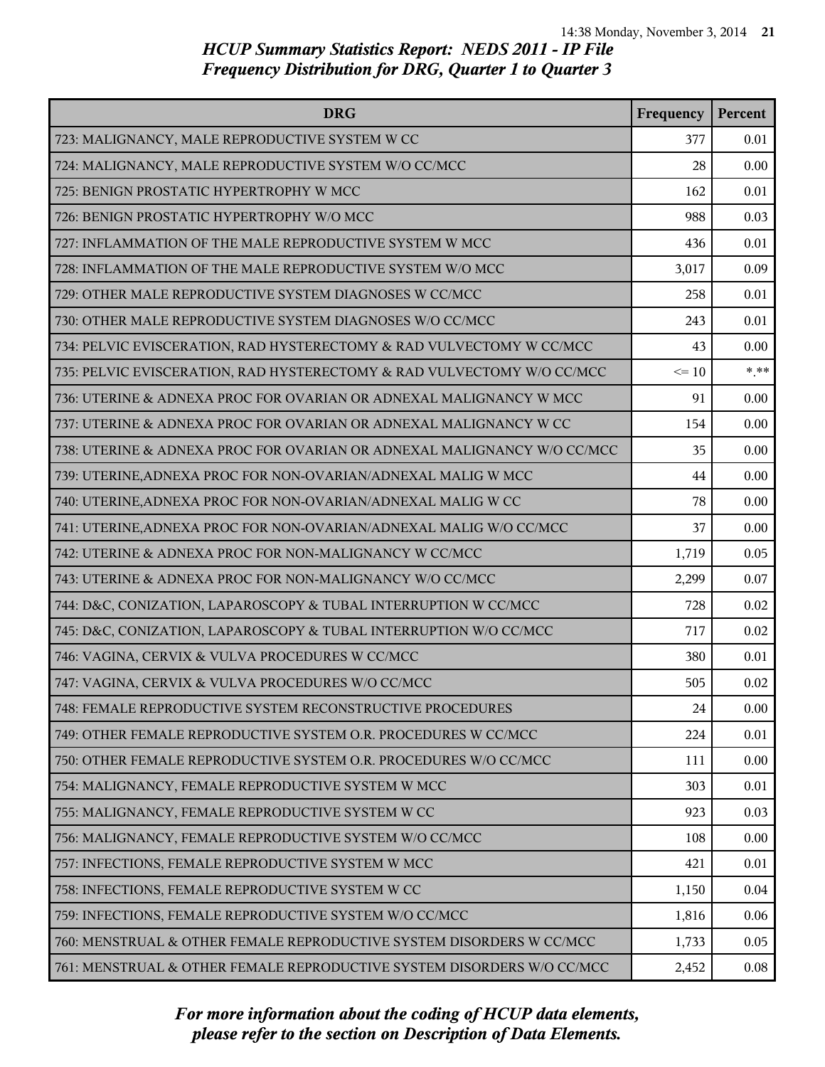## HCUP Summary Statistics Report: NEDS 2011 - IP File
## Frequency Distribution for DRG, Quarter 1 to Quarter 3

| DRG | Frequency | Percent |
|---|---|---|
| 723: MALIGNANCY, MALE REPRODUCTIVE SYSTEM W CC | 377 | 0.01 |
| 724: MALIGNANCY, MALE REPRODUCTIVE SYSTEM W/O CC/MCC | 28 | 0.00 |
| 725: BENIGN PROSTATIC HYPERTROPHY W MCC | 162 | 0.01 |
| 726: BENIGN PROSTATIC HYPERTROPHY W/O MCC | 988 | 0.03 |
| 727: INFLAMMATION OF THE MALE REPRODUCTIVE SYSTEM W MCC | 436 | 0.01 |
| 728: INFLAMMATION OF THE MALE REPRODUCTIVE SYSTEM W/O MCC | 3,017 | 0.09 |
| 729: OTHER MALE REPRODUCTIVE SYSTEM DIAGNOSES W CC/MCC | 258 | 0.01 |
| 730: OTHER MALE REPRODUCTIVE SYSTEM DIAGNOSES W/O CC/MCC | 243 | 0.01 |
| 734: PELVIC EVISCERATION, RAD HYSTERECTOMY & RAD VULVECTOMY W CC/MCC | 43 | 0.00 |
| 735: PELVIC EVISCERATION, RAD HYSTERECTOMY & RAD VULVECTOMY W/O CC/MCC | <= 10 | *.** |
| 736: UTERINE & ADNEXA PROC FOR OVARIAN OR ADNEXAL MALIGNANCY W MCC | 91 | 0.00 |
| 737: UTERINE & ADNEXA PROC FOR OVARIAN OR ADNEXAL MALIGNANCY W CC | 154 | 0.00 |
| 738: UTERINE & ADNEXA PROC FOR OVARIAN OR ADNEXAL MALIGNANCY W/O CC/MCC | 35 | 0.00 |
| 739: UTERINE,ADNEXA PROC FOR NON-OVARIAN/ADNEXAL MALIG W MCC | 44 | 0.00 |
| 740: UTERINE,ADNEXA PROC FOR NON-OVARIAN/ADNEXAL MALIG W CC | 78 | 0.00 |
| 741: UTERINE,ADNEXA PROC FOR NON-OVARIAN/ADNEXAL MALIG W/O CC/MCC | 37 | 0.00 |
| 742: UTERINE & ADNEXA PROC FOR NON-MALIGNANCY W CC/MCC | 1,719 | 0.05 |
| 743: UTERINE & ADNEXA PROC FOR NON-MALIGNANCY W/O CC/MCC | 2,299 | 0.07 |
| 744: D&C, CONIZATION, LAPAROSCOPY & TUBAL INTERRUPTION W CC/MCC | 728 | 0.02 |
| 745: D&C, CONIZATION, LAPAROSCOPY & TUBAL INTERRUPTION W/O CC/MCC | 717 | 0.02 |
| 746: VAGINA, CERVIX & VULVA PROCEDURES W CC/MCC | 380 | 0.01 |
| 747: VAGINA, CERVIX & VULVA PROCEDURES W/O CC/MCC | 505 | 0.02 |
| 748: FEMALE REPRODUCTIVE SYSTEM RECONSTRUCTIVE PROCEDURES | 24 | 0.00 |
| 749: OTHER FEMALE REPRODUCTIVE SYSTEM O.R. PROCEDURES W CC/MCC | 224 | 0.01 |
| 750: OTHER FEMALE REPRODUCTIVE SYSTEM O.R. PROCEDURES W/O CC/MCC | 111 | 0.00 |
| 754: MALIGNANCY, FEMALE REPRODUCTIVE SYSTEM W MCC | 303 | 0.01 |
| 755: MALIGNANCY, FEMALE REPRODUCTIVE SYSTEM W CC | 923 | 0.03 |
| 756: MALIGNANCY, FEMALE REPRODUCTIVE SYSTEM W/O CC/MCC | 108 | 0.00 |
| 757: INFECTIONS, FEMALE REPRODUCTIVE SYSTEM W MCC | 421 | 0.01 |
| 758: INFECTIONS, FEMALE REPRODUCTIVE SYSTEM W CC | 1,150 | 0.04 |
| 759: INFECTIONS, FEMALE REPRODUCTIVE SYSTEM W/O CC/MCC | 1,816 | 0.06 |
| 760: MENSTRUAL & OTHER FEMALE REPRODUCTIVE SYSTEM DISORDERS W CC/MCC | 1,733 | 0.05 |
| 761: MENSTRUAL & OTHER FEMALE REPRODUCTIVE SYSTEM DISORDERS W/O CC/MCC | 2,452 | 0.08 |

*For more information about the coding of HCUP data elements, please refer to the section on Description of Data Elements.*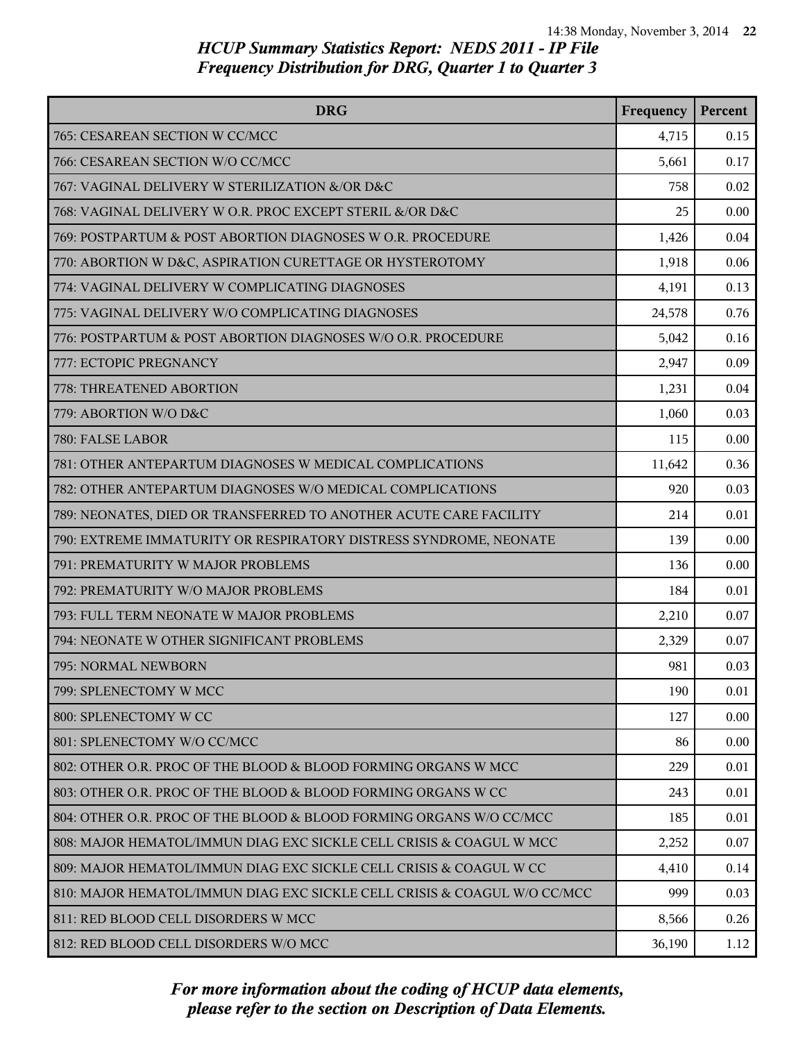## HCUP Summary Statistics Report: NEDS 2011 - IP File
## Frequency Distribution for DRG, Quarter 1 to Quarter 3

| DRG | Frequency | Percent |
|---|---|---|
| 765: CESAREAN SECTION W CC/MCC | 4,715 | 0.15 |
| 766: CESAREAN SECTION W/O CC/MCC | 5,661 | 0.17 |
| 767: VAGINAL DELIVERY W STERILIZATION &/OR D&C | 758 | 0.02 |
| 768: VAGINAL DELIVERY W O.R. PROC EXCEPT STERIL &/OR D&C | 25 | 0.00 |
| 769: POSTPARTUM & POST ABORTION DIAGNOSES W O.R. PROCEDURE | 1,426 | 0.04 |
| 770: ABORTION W D&C, ASPIRATION CURETTAGE OR HYSTEROTOMY | 1,918 | 0.06 |
| 774: VAGINAL DELIVERY W COMPLICATING DIAGNOSES | 4,191 | 0.13 |
| 775: VAGINAL DELIVERY W/O COMPLICATING DIAGNOSES | 24,578 | 0.76 |
| 776: POSTPARTUM & POST ABORTION DIAGNOSES W/O O.R. PROCEDURE | 5,042 | 0.16 |
| 777: ECTOPIC PREGNANCY | 2,947 | 0.09 |
| 778: THREATENED ABORTION | 1,231 | 0.04 |
| 779: ABORTION W/O D&C | 1,060 | 0.03 |
| 780: FALSE LABOR | 115 | 0.00 |
| 781: OTHER ANTEPARTUM DIAGNOSES W MEDICAL COMPLICATIONS | 11,642 | 0.36 |
| 782: OTHER ANTEPARTUM DIAGNOSES W/O MEDICAL COMPLICATIONS | 920 | 0.03 |
| 789: NEONATES, DIED OR TRANSFERRED TO ANOTHER ACUTE CARE FACILITY | 214 | 0.01 |
| 790: EXTREME IMMATURITY OR RESPIRATORY DISTRESS SYNDROME, NEONATE | 139 | 0.00 |
| 791: PREMATURITY W MAJOR PROBLEMS | 136 | 0.00 |
| 792: PREMATURITY W/O MAJOR PROBLEMS | 184 | 0.01 |
| 793: FULL TERM NEONATE W MAJOR PROBLEMS | 2,210 | 0.07 |
| 794: NEONATE W OTHER SIGNIFICANT PROBLEMS | 2,329 | 0.07 |
| 795: NORMAL NEWBORN | 981 | 0.03 |
| 799: SPLENECTOMY W MCC | 190 | 0.01 |
| 800: SPLENECTOMY W CC | 127 | 0.00 |
| 801: SPLENECTOMY W/O CC/MCC | 86 | 0.00 |
| 802: OTHER O.R. PROC OF THE BLOOD & BLOOD FORMING ORGANS W MCC | 229 | 0.01 |
| 803: OTHER O.R. PROC OF THE BLOOD & BLOOD FORMING ORGANS W CC | 243 | 0.01 |
| 804: OTHER O.R. PROC OF THE BLOOD & BLOOD FORMING ORGANS W/O CC/MCC | 185 | 0.01 |
| 808: MAJOR HEMATOL/IMMUN DIAG EXC SICKLE CELL CRISIS & COAGUL W MCC | 2,252 | 0.07 |
| 809: MAJOR HEMATOL/IMMUN DIAG EXC SICKLE CELL CRISIS & COAGUL W CC | 4,410 | 0.14 |
| 810: MAJOR HEMATOL/IMMUN DIAG EXC SICKLE CELL CRISIS & COAGUL W/O CC/MCC | 999 | 0.03 |
| 811: RED BLOOD CELL DISORDERS W MCC | 8,566 | 0.26 |
| 812: RED BLOOD CELL DISORDERS W/O MCC | 36,190 | 1.12 |

*For more information about the coding of HCUP data elements, please refer to the section on Description of Data Elements.*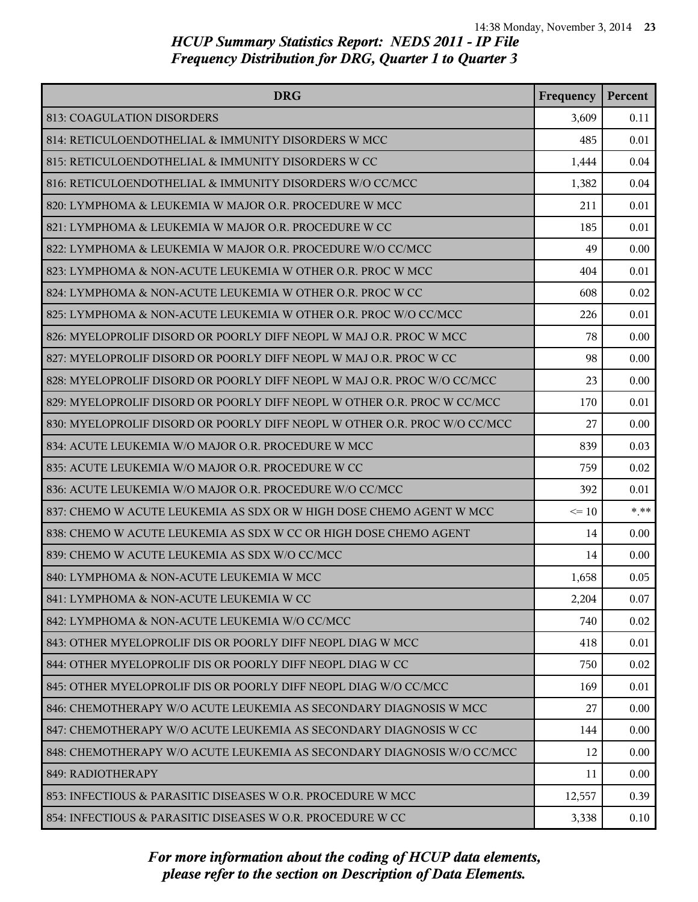# HCUP Summary Statistics Report: NEDS 2011 - IP File
## Frequency Distribution for DRG, Quarter 1 to Quarter 3

| DRG | Frequency | Percent |
|---|---|---|
| 813: COAGULATION DISORDERS | 3,609 | 0.11 |
| 814: RETICULOENDOTHELIAL & IMMUNITY DISORDERS W MCC | 485 | 0.01 |
| 815: RETICULOENDOTHELIAL & IMMUNITY DISORDERS W CC | 1,444 | 0.04 |
| 816: RETICULOENDOTHELIAL & IMMUNITY DISORDERS W/O CC/MCC | 1,382 | 0.04 |
| 820: LYMPHOMA & LEUKEMIA W MAJOR O.R. PROCEDURE W MCC | 211 | 0.01 |
| 821: LYMPHOMA & LEUKEMIA W MAJOR O.R. PROCEDURE W CC | 185 | 0.01 |
| 822: LYMPHOMA & LEUKEMIA W MAJOR O.R. PROCEDURE W/O CC/MCC | 49 | 0.00 |
| 823: LYMPHOMA & NON-ACUTE LEUKEMIA W OTHER O.R. PROC W MCC | 404 | 0.01 |
| 824: LYMPHOMA & NON-ACUTE LEUKEMIA W OTHER O.R. PROC W CC | 608 | 0.02 |
| 825: LYMPHOMA & NON-ACUTE LEUKEMIA W OTHER O.R. PROC W/O CC/MCC | 226 | 0.01 |
| 826: MYELOPROLIF DISORD OR POORLY DIFF NEOPL W MAJ O.R. PROC W MCC | 78 | 0.00 |
| 827: MYELOPROLIF DISORD OR POORLY DIFF NEOPL W MAJ O.R. PROC W CC | 98 | 0.00 |
| 828: MYELOPROLIF DISORD OR POORLY DIFF NEOPL W MAJ O.R. PROC W/O CC/MCC | 23 | 0.00 |
| 829: MYELOPROLIF DISORD OR POORLY DIFF NEOPL W OTHER O.R. PROC W CC/MCC | 170 | 0.01 |
| 830: MYELOPROLIF DISORD OR POORLY DIFF NEOPL W OTHER O.R. PROC W/O CC/MCC | 27 | 0.00 |
| 834: ACUTE LEUKEMIA W/O MAJOR O.R. PROCEDURE W MCC | 839 | 0.03 |
| 835: ACUTE LEUKEMIA W/O MAJOR O.R. PROCEDURE W CC | 759 | 0.02 |
| 836: ACUTE LEUKEMIA W/O MAJOR O.R. PROCEDURE W/O CC/MCC | 392 | 0.01 |
| 837: CHEMO W ACUTE LEUKEMIA AS SDX OR W HIGH DOSE CHEMO AGENT W MCC | <= 10 | *.** |
| 838: CHEMO W ACUTE LEUKEMIA AS SDX W CC OR HIGH DOSE CHEMO AGENT | 14 | 0.00 |
| 839: CHEMO W ACUTE LEUKEMIA AS SDX W/O CC/MCC | 14 | 0.00 |
| 840: LYMPHOMA & NON-ACUTE LEUKEMIA W MCC | 1,658 | 0.05 |
| 841: LYMPHOMA & NON-ACUTE LEUKEMIA W CC | 2,204 | 0.07 |
| 842: LYMPHOMA & NON-ACUTE LEUKEMIA W/O CC/MCC | 740 | 0.02 |
| 843: OTHER MYELOPROLIF DIS OR POORLY DIFF NEOPL DIAG W MCC | 418 | 0.01 |
| 844: OTHER MYELOPROLIF DIS OR POORLY DIFF NEOPL DIAG W CC | 750 | 0.02 |
| 845: OTHER MYELOPROLIF DIS OR POORLY DIFF NEOPL DIAG W/O CC/MCC | 169 | 0.01 |
| 846: CHEMOTHERAPY W/O ACUTE LEUKEMIA AS SECONDARY DIAGNOSIS W MCC | 27 | 0.00 |
| 847: CHEMOTHERAPY W/O ACUTE LEUKEMIA AS SECONDARY DIAGNOSIS W CC | 144 | 0.00 |
| 848: CHEMOTHERAPY W/O ACUTE LEUKEMIA AS SECONDARY DIAGNOSIS W/O CC/MCC | 12 | 0.00 |
| 849: RADIOTHERAPY | 11 | 0.00 |
| 853: INFECTIOUS & PARASITIC DISEASES W O.R. PROCEDURE W MCC | 12,557 | 0.39 |
| 854: INFECTIOUS & PARASITIC DISEASES W O.R. PROCEDURE W CC | 3,338 | 0.10 |

*For more information about the coding of HCUP data elements, please refer to the section on Description of Data Elements.*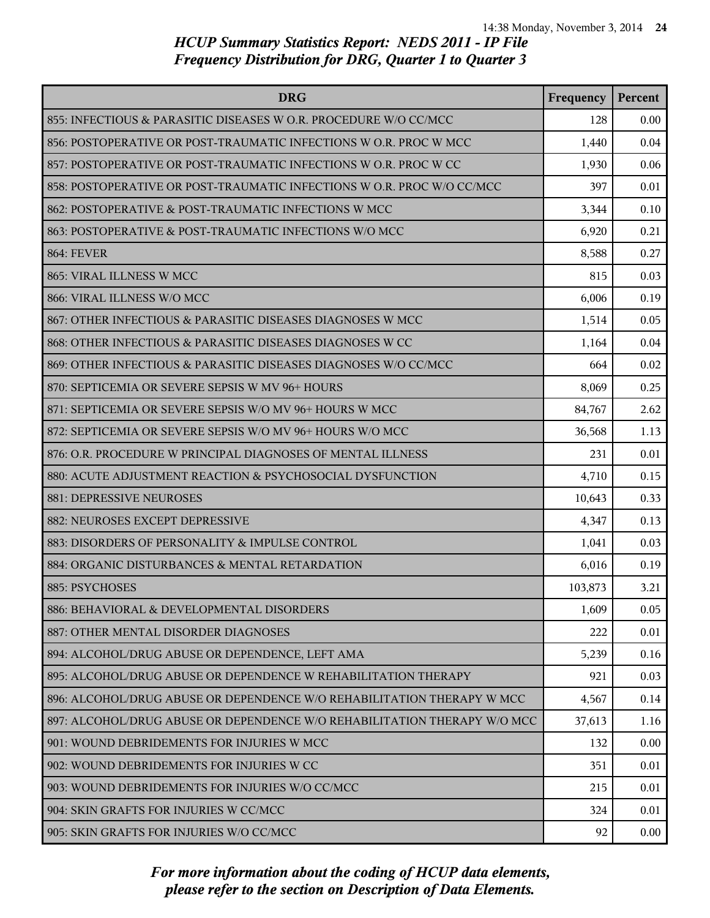## HCUP Summary Statistics Report: NEDS 2011 - IP File
## Frequency Distribution for DRG, Quarter 1 to Quarter 3

| DRG | Frequency | Percent |
|---|---|---|
| 855: INFECTIOUS & PARASITIC DISEASES W O.R. PROCEDURE W/O CC/MCC | 128 | 0.00 |
| 856: POSTOPERATIVE OR POST-TRAUMATIC INFECTIONS W O.R. PROC W MCC | 1,440 | 0.04 |
| 857: POSTOPERATIVE OR POST-TRAUMATIC INFECTIONS W O.R. PROC W CC | 1,930 | 0.06 |
| 858: POSTOPERATIVE OR POST-TRAUMATIC INFECTIONS W O.R. PROC W/O CC/MCC | 397 | 0.01 |
| 862: POSTOPERATIVE & POST-TRAUMATIC INFECTIONS W MCC | 3,344 | 0.10 |
| 863: POSTOPERATIVE & POST-TRAUMATIC INFECTIONS W/O MCC | 6,920 | 0.21 |
| 864: FEVER | 8,588 | 0.27 |
| 865: VIRAL ILLNESS W MCC | 815 | 0.03 |
| 866: VIRAL ILLNESS W/O MCC | 6,006 | 0.19 |
| 867: OTHER INFECTIOUS & PARASITIC DISEASES DIAGNOSES W MCC | 1,514 | 0.05 |
| 868: OTHER INFECTIOUS & PARASITIC DISEASES DIAGNOSES W CC | 1,164 | 0.04 |
| 869: OTHER INFECTIOUS & PARASITIC DISEASES DIAGNOSES W/O CC/MCC | 664 | 0.02 |
| 870: SEPTICEMIA OR SEVERE SEPSIS W MV 96+ HOURS | 8,069 | 0.25 |
| 871: SEPTICEMIA OR SEVERE SEPSIS W/O MV 96+ HOURS W MCC | 84,767 | 2.62 |
| 872: SEPTICEMIA OR SEVERE SEPSIS W/O MV 96+ HOURS W/O MCC | 36,568 | 1.13 |
| 876: O.R. PROCEDURE W PRINCIPAL DIAGNOSES OF MENTAL ILLNESS | 231 | 0.01 |
| 880: ACUTE ADJUSTMENT REACTION & PSYCHOSOCIAL DYSFUNCTION | 4,710 | 0.15 |
| 881: DEPRESSIVE NEUROSES | 10,643 | 0.33 |
| 882: NEUROSES EXCEPT DEPRESSIVE | 4,347 | 0.13 |
| 883: DISORDERS OF PERSONALITY & IMPULSE CONTROL | 1,041 | 0.03 |
| 884: ORGANIC DISTURBANCES & MENTAL RETARDATION | 6,016 | 0.19 |
| 885: PSYCHOSES | 103,873 | 3.21 |
| 886: BEHAVIORAL & DEVELOPMENTAL DISORDERS | 1,609 | 0.05 |
| 887: OTHER MENTAL DISORDER DIAGNOSES | 222 | 0.01 |
| 894: ALCOHOL/DRUG ABUSE OR DEPENDENCE, LEFT AMA | 5,239 | 0.16 |
| 895: ALCOHOL/DRUG ABUSE OR DEPENDENCE W REHABILITATION THERAPY | 921 | 0.03 |
| 896: ALCOHOL/DRUG ABUSE OR DEPENDENCE W/O REHABILITATION THERAPY W MCC | 4,567 | 0.14 |
| 897: ALCOHOL/DRUG ABUSE OR DEPENDENCE W/O REHABILITATION THERAPY W/O MCC | 37,613 | 1.16 |
| 901: WOUND DEBRIDEMENTS FOR INJURIES W MCC | 132 | 0.00 |
| 902: WOUND DEBRIDEMENTS FOR INJURIES W CC | 351 | 0.01 |
| 903: WOUND DEBRIDEMENTS FOR INJURIES W/O CC/MCC | 215 | 0.01 |
| 904: SKIN GRAFTS FOR INJURIES W CC/MCC | 324 | 0.01 |
| 905: SKIN GRAFTS FOR INJURIES W/O CC/MCC | 92 | 0.00 |

*For more information about the coding of HCUP data elements, please refer to the section on Description of Data Elements.*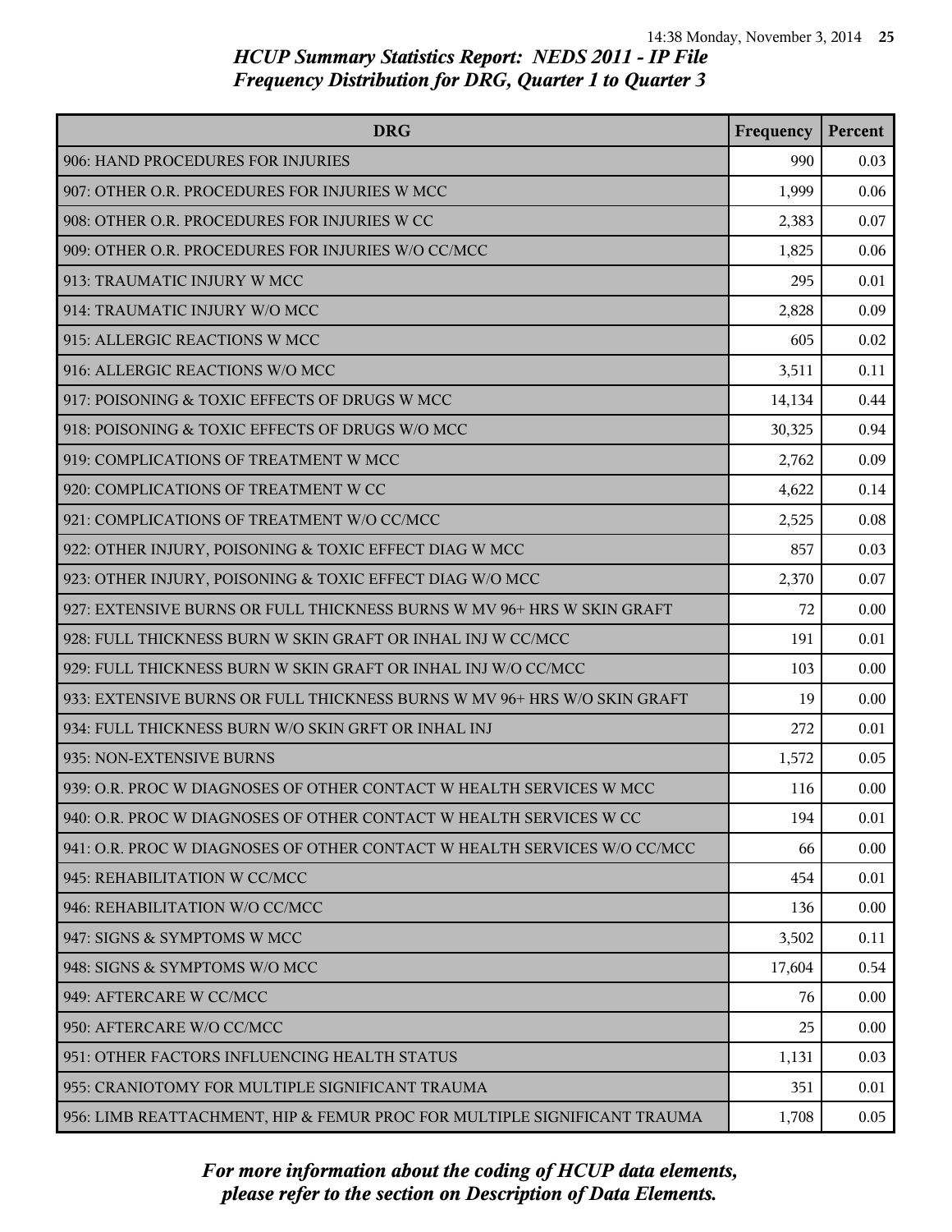# HCUP Summary Statistics Report: NEDS 2011 - IP File
## Frequency Distribution for DRG, Quarter 1 to Quarter 3

| DRG | Frequency | Percent |
|---|---|---|
| 906: HAND PROCEDURES FOR INJURIES | 990 | 0.03 |
| 907: OTHER O.R. PROCEDURES FOR INJURIES W MCC | 1,999 | 0.06 |
| 908: OTHER O.R. PROCEDURES FOR INJURIES W CC | 2,383 | 0.07 |
| 909: OTHER O.R. PROCEDURES FOR INJURIES W/O CC/MCC | 1,825 | 0.06 |
| 913: TRAUMATIC INJURY W MCC | 295 | 0.01 |
| 914: TRAUMATIC INJURY W/O MCC | 2,828 | 0.09 |
| 915: ALLERGIC REACTIONS W MCC | 605 | 0.02 |
| 916: ALLERGIC REACTIONS W/O MCC | 3,511 | 0.11 |
| 917: POISONING & TOXIC EFFECTS OF DRUGS W MCC | 14,134 | 0.44 |
| 918: POISONING & TOXIC EFFECTS OF DRUGS W/O MCC | 30,325 | 0.94 |
| 919: COMPLICATIONS OF TREATMENT W MCC | 2,762 | 0.09 |
| 920: COMPLICATIONS OF TREATMENT W CC | 4,622 | 0.14 |
| 921: COMPLICATIONS OF TREATMENT W/O CC/MCC | 2,525 | 0.08 |
| 922: OTHER INJURY, POISONING & TOXIC EFFECT DIAG W MCC | 857 | 0.03 |
| 923: OTHER INJURY, POISONING & TOXIC EFFECT DIAG W/O MCC | 2,370 | 0.07 |
| 927: EXTENSIVE BURNS OR FULL THICKNESS BURNS W MV 96+ HRS W SKIN GRAFT | 72 | 0.00 |
| 928: FULL THICKNESS BURN W SKIN GRAFT OR INHAL INJ W CC/MCC | 191 | 0.01 |
| 929: FULL THICKNESS BURN W SKIN GRAFT OR INHAL INJ W/O CC/MCC | 103 | 0.00 |
| 933: EXTENSIVE BURNS OR FULL THICKNESS BURNS W MV 96+ HRS W/O SKIN GRAFT | 19 | 0.00 |
| 934: FULL THICKNESS BURN W/O SKIN GRFT OR INHAL INJ | 272 | 0.01 |
| 935: NON-EXTENSIVE BURNS | 1,572 | 0.05 |
| 939: O.R. PROC W DIAGNOSES OF OTHER CONTACT W HEALTH SERVICES W MCC | 116 | 0.00 |
| 940: O.R. PROC W DIAGNOSES OF OTHER CONTACT W HEALTH SERVICES W CC | 194 | 0.01 |
| 941: O.R. PROC W DIAGNOSES OF OTHER CONTACT W HEALTH SERVICES W/O CC/MCC | 66 | 0.00 |
| 945: REHABILITATION W CC/MCC | 454 | 0.01 |
| 946: REHABILITATION W/O CC/MCC | 136 | 0.00 |
| 947: SIGNS & SYMPTOMS W MCC | 3,502 | 0.11 |
| 948: SIGNS & SYMPTOMS W/O MCC | 17,604 | 0.54 |
| 949: AFTERCARE W CC/MCC | 76 | 0.00 |
| 950: AFTERCARE W/O CC/MCC | 25 | 0.00 |
| 951: OTHER FACTORS INFLUENCING HEALTH STATUS | 1,131 | 0.03 |
| 955: CRANIOTOMY FOR MULTIPLE SIGNIFICANT TRAUMA | 351 | 0.01 |
| 956: LIMB REATTACHMENT, HIP & FEMUR PROC FOR MULTIPLE SIGNIFICANT TRAUMA | 1,708 | 0.05 |

*For more information about the coding of HCUP data elements, please refer to the section on Description of Data Elements.*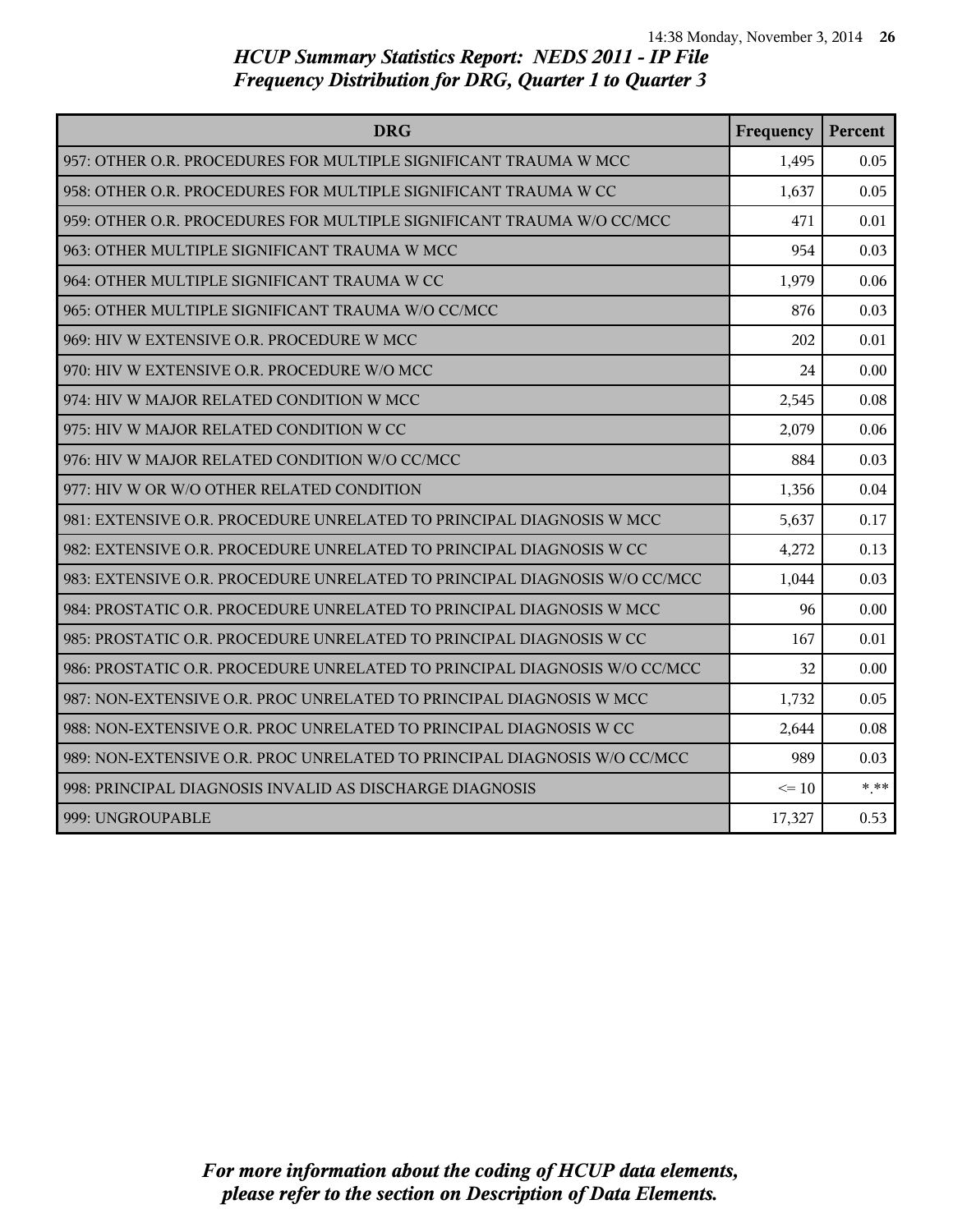## HCUP Summary Statistics Report: NEDS 2011 - IP File
## Frequency Distribution for DRG, Quarter 1 to Quarter 3

| DRG | Frequency | Percent |
|---|---|---|
| 957: OTHER O.R. PROCEDURES FOR MULTIPLE SIGNIFICANT TRAUMA W MCC | 1,495 | 0.05 |
| 958: OTHER O.R. PROCEDURES FOR MULTIPLE SIGNIFICANT TRAUMA W CC | 1,637 | 0.05 |
| 959: OTHER O.R. PROCEDURES FOR MULTIPLE SIGNIFICANT TRAUMA W/O CC/MCC | 471 | 0.01 |
| 963: OTHER MULTIPLE SIGNIFICANT TRAUMA W MCC | 954 | 0.03 |
| 964: OTHER MULTIPLE SIGNIFICANT TRAUMA W CC | 1,979 | 0.06 |
| 965: OTHER MULTIPLE SIGNIFICANT TRAUMA W/O CC/MCC | 876 | 0.03 |
| 969: HIV W EXTENSIVE O.R. PROCEDURE W MCC | 202 | 0.01 |
| 970: HIV W EXTENSIVE O.R. PROCEDURE W/O MCC | 24 | 0.00 |
| 974: HIV W MAJOR RELATED CONDITION W MCC | 2,545 | 0.08 |
| 975: HIV W MAJOR RELATED CONDITION W CC | 2,079 | 0.06 |
| 976: HIV W MAJOR RELATED CONDITION W/O CC/MCC | 884 | 0.03 |
| 977: HIV W OR W/O OTHER RELATED CONDITION | 1,356 | 0.04 |
| 981: EXTENSIVE O.R. PROCEDURE UNRELATED TO PRINCIPAL DIAGNOSIS W MCC | 5,637 | 0.17 |
| 982: EXTENSIVE O.R. PROCEDURE UNRELATED TO PRINCIPAL DIAGNOSIS W CC | 4,272 | 0.13 |
| 983: EXTENSIVE O.R. PROCEDURE UNRELATED TO PRINCIPAL DIAGNOSIS W/O CC/MCC | 1,044 | 0.03 |
| 984: PROSTATIC O.R. PROCEDURE UNRELATED TO PRINCIPAL DIAGNOSIS W MCC | 96 | 0.00 |
| 985: PROSTATIC O.R. PROCEDURE UNRELATED TO PRINCIPAL DIAGNOSIS W CC | 167 | 0.01 |
| 986: PROSTATIC O.R. PROCEDURE UNRELATED TO PRINCIPAL DIAGNOSIS W/O CC/MCC | 32 | 0.00 |
| 987: NON-EXTENSIVE O.R. PROC UNRELATED TO PRINCIPAL DIAGNOSIS W MCC | 1,732 | 0.05 |
| 988: NON-EXTENSIVE O.R. PROC UNRELATED TO PRINCIPAL DIAGNOSIS W CC | 2,644 | 0.08 |
| 989: NON-EXTENSIVE O.R. PROC UNRELATED TO PRINCIPAL DIAGNOSIS W/O CC/MCC | 989 | 0.03 |
| 998: PRINCIPAL DIAGNOSIS INVALID AS DISCHARGE DIAGNOSIS | <= 10 | *.** |
| 999: UNGROUPABLE | 17,327 | 0.53 |

*For more information about the coding of HCUP data elements, please refer to the section on Description of Data Elements.*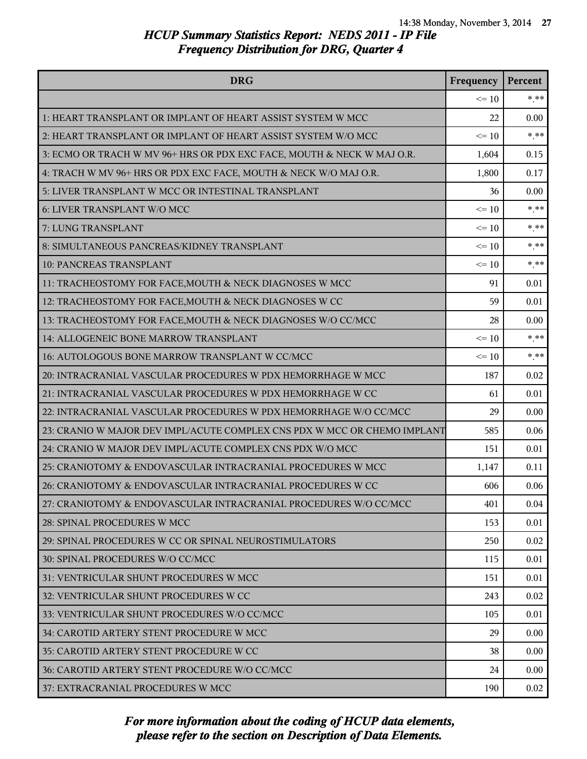## HCUP Summary Statistics Report: NEDS 2011 - IP File
### Frequency Distribution for DRG, Quarter 4

| DRG | Frequency | Percent |
|---|---|---|
| | <= 10 | *.** |
| 1: HEART TRANSPLANT OR IMPLANT OF HEART ASSIST SYSTEM W MCC | 22 | 0.00 |
| 2: HEART TRANSPLANT OR IMPLANT OF HEART ASSIST SYSTEM W/O MCC | <= 10 | *.** |
| 3: ECMO OR TRACH W MV 96+ HRS OR PDX EXC FACE, MOUTH & NECK W MAJ O.R. | 1,604 | 0.15 |
| 4: TRACH W MV 96+ HRS OR PDX EXC FACE, MOUTH & NECK W/O MAJ O.R. | 1,800 | 0.17 |
| 5: LIVER TRANSPLANT W MCC OR INTESTINAL TRANSPLANT | 36 | 0.00 |
| 6: LIVER TRANSPLANT W/O MCC | <= 10 | *.** |
| 7: LUNG TRANSPLANT | <= 10 | *.** |
| 8: SIMULTANEOUS PANCREAS/KIDNEY TRANSPLANT | <= 10 | *.** |
| 10: PANCREAS TRANSPLANT | <= 10 | *.** |
| 11: TRACHEOSTOMY FOR FACE,MOUTH & NECK DIAGNOSES W MCC | 91 | 0.01 |
| 12: TRACHEOSTOMY FOR FACE,MOUTH & NECK DIAGNOSES W CC | 59 | 0.01 |
| 13: TRACHEOSTOMY FOR FACE,MOUTH & NECK DIAGNOSES W/O CC/MCC | 28 | 0.00 |
| 14: ALLOGENEIC BONE MARROW TRANSPLANT | <= 10 | *.** |
| 16: AUTOLOGOUS BONE MARROW TRANSPLANT W CC/MCC | <= 10 | *.** |
| 20: INTRACRANIAL VASCULAR PROCEDURES W PDX HEMORRHAGE W MCC | 187 | 0.02 |
| 21: INTRACRANIAL VASCULAR PROCEDURES W PDX HEMORRHAGE W CC | 61 | 0.01 |
| 22: INTRACRANIAL VASCULAR PROCEDURES W PDX HEMORRHAGE W/O CC/MCC | 29 | 0.00 |
| 23: CRANIO W MAJOR DEV IMPL/ACUTE COMPLEX CNS PDX W MCC OR CHEMO IMPLANT | 585 | 0.06 |
| 24: CRANIO W MAJOR DEV IMPL/ACUTE COMPLEX CNS PDX W/O MCC | 151 | 0.01 |
| 25: CRANIOTOMY & ENDOVASCULAR INTRACRANIAL PROCEDURES W MCC | 1,147 | 0.11 |
| 26: CRANIOTOMY & ENDOVASCULAR INTRACRANIAL PROCEDURES W CC | 606 | 0.06 |
| 27: CRANIOTOMY & ENDOVASCULAR INTRACRANIAL PROCEDURES W/O CC/MCC | 401 | 0.04 |
| 28: SPINAL PROCEDURES W MCC | 153 | 0.01 |
| 29: SPINAL PROCEDURES W CC OR SPINAL NEUROSTIMULATORS | 250 | 0.02 |
| 30: SPINAL PROCEDURES W/O CC/MCC | 115 | 0.01 |
| 31: VENTRICULAR SHUNT PROCEDURES W MCC | 151 | 0.01 |
| 32: VENTRICULAR SHUNT PROCEDURES W CC | 243 | 0.02 |
| 33: VENTRICULAR SHUNT PROCEDURES W/O CC/MCC | 105 | 0.01 |
| 34: CAROTID ARTERY STENT PROCEDURE W MCC | 29 | 0.00 |
| 35: CAROTID ARTERY STENT PROCEDURE W CC | 38 | 0.00 |
| 36: CAROTID ARTERY STENT PROCEDURE W/O CC/MCC | 24 | 0.00 |
| 37: EXTRACRANIAL PROCEDURES W MCC | 190 | 0.02 |

*For more information about the coding of HCUP data elements, please refer to the section on Description of Data Elements.*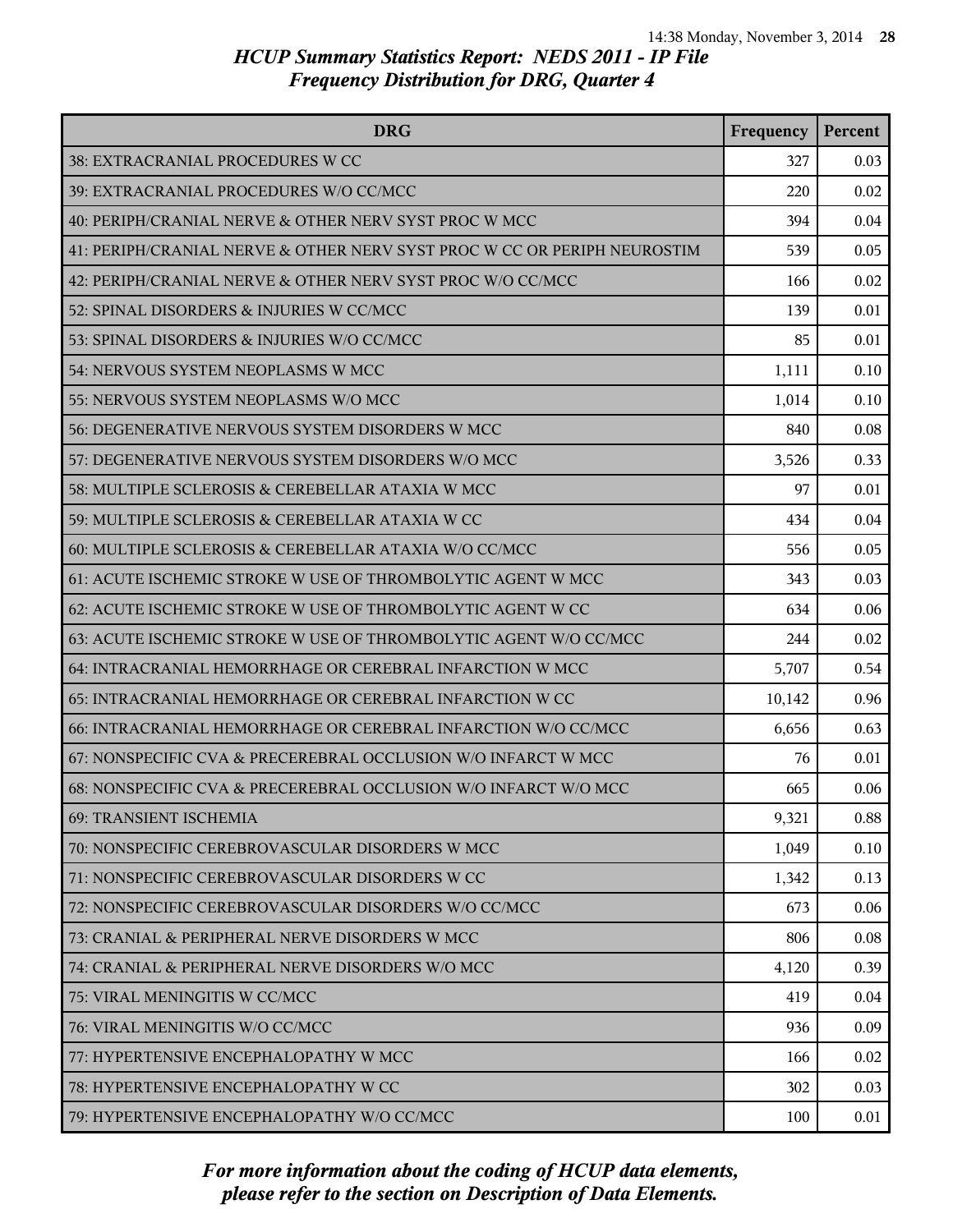# HCUP Summary Statistics Report: NEDS 2011 - IP File
## Frequency Distribution for DRG, Quarter 4

| DRG | Frequency | Percent |
|---|---|---|
| 38: EXTRACRANIAL PROCEDURES W CC | 327 | 0.03 |
| 39: EXTRACRANIAL PROCEDURES W/O CC/MCC | 220 | 0.02 |
| 40: PERIPH/CRANIAL NERVE & OTHER NERV SYST PROC W MCC | 394 | 0.04 |
| 41: PERIPH/CRANIAL NERVE & OTHER NERV SYST PROC W CC OR PERIPH NEUROSTIM | 539 | 0.05 |
| 42: PERIPH/CRANIAL NERVE & OTHER NERV SYST PROC W/O CC/MCC | 166 | 0.02 |
| 52: SPINAL DISORDERS & INJURIES W CC/MCC | 139 | 0.01 |
| 53: SPINAL DISORDERS & INJURIES W/O CC/MCC | 85 | 0.01 |
| 54: NERVOUS SYSTEM NEOPLASMS W MCC | 1,111 | 0.10 |
| 55: NERVOUS SYSTEM NEOPLASMS W/O MCC | 1,014 | 0.10 |
| 56: DEGENERATIVE NERVOUS SYSTEM DISORDERS W MCC | 840 | 0.08 |
| 57: DEGENERATIVE NERVOUS SYSTEM DISORDERS W/O MCC | 3,526 | 0.33 |
| 58: MULTIPLE SCLEROSIS & CEREBELLAR ATAXIA W MCC | 97 | 0.01 |
| 59: MULTIPLE SCLEROSIS & CEREBELLAR ATAXIA W CC | 434 | 0.04 |
| 60: MULTIPLE SCLEROSIS & CEREBELLAR ATAXIA W/O CC/MCC | 556 | 0.05 |
| 61: ACUTE ISCHEMIC STROKE W USE OF THROMBOLYTIC AGENT W MCC | 343 | 0.03 |
| 62: ACUTE ISCHEMIC STROKE W USE OF THROMBOLYTIC AGENT W CC | 634 | 0.06 |
| 63: ACUTE ISCHEMIC STROKE W USE OF THROMBOLYTIC AGENT W/O CC/MCC | 244 | 0.02 |
| 64: INTRACRANIAL HEMORRHAGE OR CEREBRAL INFARCTION W MCC | 5,707 | 0.54 |
| 65: INTRACRANIAL HEMORRHAGE OR CEREBRAL INFARCTION W CC | 10,142 | 0.96 |
| 66: INTRACRANIAL HEMORRHAGE OR CEREBRAL INFARCTION W/O CC/MCC | 6,656 | 0.63 |
| 67: NONSPECIFIC CVA & PRECEREBRAL OCCLUSION W/O INFARCT W MCC | 76 | 0.01 |
| 68: NONSPECIFIC CVA & PRECEREBRAL OCCLUSION W/O INFARCT W/O MCC | 665 | 0.06 |
| 69: TRANSIENT ISCHEMIA | 9,321 | 0.88 |
| 70: NONSPECIFIC CEREBROVASCULAR DISORDERS W MCC | 1,049 | 0.10 |
| 71: NONSPECIFIC CEREBROVASCULAR DISORDERS W CC | 1,342 | 0.13 |
| 72: NONSPECIFIC CEREBROVASCULAR DISORDERS W/O CC/MCC | 673 | 0.06 |
| 73: CRANIAL & PERIPHERAL NERVE DISORDERS W MCC | 806 | 0.08 |
| 74: CRANIAL & PERIPHERAL NERVE DISORDERS W/O MCC | 4,120 | 0.39 |
| 75: VIRAL MENINGITIS W CC/MCC | 419 | 0.04 |
| 76: VIRAL MENINGITIS W/O CC/MCC | 936 | 0.09 |
| 77: HYPERTENSIVE ENCEPHALOPATHY W MCC | 166 | 0.02 |
| 78: HYPERTENSIVE ENCEPHALOPATHY W CC | 302 | 0.03 |
| 79: HYPERTENSIVE ENCEPHALOPATHY W/O CC/MCC | 100 | 0.01 |

*For more information about the coding of HCUP data elements, please refer to the section on Description of Data Elements.*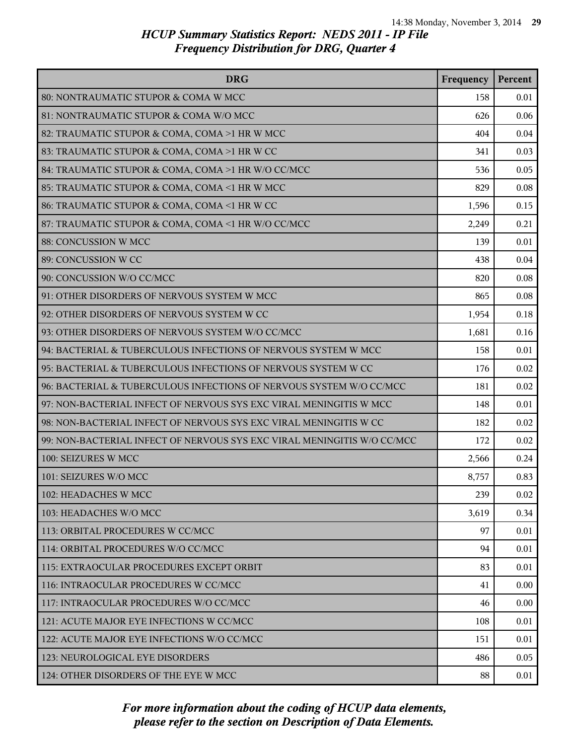# HCUP Summary Statistics Report: NEDS 2011 - IP File
## Frequency Distribution for DRG, Quarter 4

| DRG | Frequency | Percent |
| --- | --- | --- |
| 80: NONTRAUMATIC STUPOR & COMA W MCC | 158 | 0.01 |
| 81: NONTRAUMATIC STUPOR & COMA W/O MCC | 626 | 0.06 |
| 82: TRAUMATIC STUPOR & COMA, COMA >1 HR W MCC | 404 | 0.04 |
| 83: TRAUMATIC STUPOR & COMA, COMA >1 HR W CC | 341 | 0.03 |
| 84: TRAUMATIC STUPOR & COMA, COMA >1 HR W/O CC/MCC | 536 | 0.05 |
| 85: TRAUMATIC STUPOR & COMA, COMA <1 HR W MCC | 829 | 0.08 |
| 86: TRAUMATIC STUPOR & COMA, COMA <1 HR W CC | 1,596 | 0.15 |
| 87: TRAUMATIC STUPOR & COMA, COMA <1 HR W/O CC/MCC | 2,249 | 0.21 |
| 88: CONCUSSION W MCC | 139 | 0.01 |
| 89: CONCUSSION W CC | 438 | 0.04 |
| 90: CONCUSSION W/O CC/MCC | 820 | 0.08 |
| 91: OTHER DISORDERS OF NERVOUS SYSTEM W MCC | 865 | 0.08 |
| 92: OTHER DISORDERS OF NERVOUS SYSTEM W CC | 1,954 | 0.18 |
| 93: OTHER DISORDERS OF NERVOUS SYSTEM W/O CC/MCC | 1,681 | 0.16 |
| 94: BACTERIAL & TUBERCULOUS INFECTIONS OF NERVOUS SYSTEM W MCC | 158 | 0.01 |
| 95: BACTERIAL & TUBERCULOUS INFECTIONS OF NERVOUS SYSTEM W CC | 176 | 0.02 |
| 96: BACTERIAL & TUBERCULOUS INFECTIONS OF NERVOUS SYSTEM W/O CC/MCC | 181 | 0.02 |
| 97: NON-BACTERIAL INFECT OF NERVOUS SYS EXC VIRAL MENINGITIS W MCC | 148 | 0.01 |
| 98: NON-BACTERIAL INFECT OF NERVOUS SYS EXC VIRAL MENINGITIS W CC | 182 | 0.02 |
| 99: NON-BACTERIAL INFECT OF NERVOUS SYS EXC VIRAL MENINGITIS W/O CC/MCC | 172 | 0.02 |
| 100: SEIZURES W MCC | 2,566 | 0.24 |
| 101: SEIZURES W/O MCC | 8,757 | 0.83 |
| 102: HEADACHES W MCC | 239 | 0.02 |
| 103: HEADACHES W/O MCC | 3,619 | 0.34 |
| 113: ORBITAL PROCEDURES W CC/MCC | 97 | 0.01 |
| 114: ORBITAL PROCEDURES W/O CC/MCC | 94 | 0.01 |
| 115: EXTRAOCULAR PROCEDURES EXCEPT ORBIT | 83 | 0.01 |
| 116: INTRAOCULAR PROCEDURES W CC/MCC | 41 | 0.00 |
| 117: INTRAOCULAR PROCEDURES W/O CC/MCC | 46 | 0.00 |
| 121: ACUTE MAJOR EYE INFECTIONS W CC/MCC | 108 | 0.01 |
| 122: ACUTE MAJOR EYE INFECTIONS W/O CC/MCC | 151 | 0.01 |
| 123: NEUROLOGICAL EYE DISORDERS | 486 | 0.05 |
| 124: OTHER DISORDERS OF THE EYE W MCC | 88 | 0.01 |

*For more information about the coding of HCUP data elements, please refer to the section on Description of Data Elements.*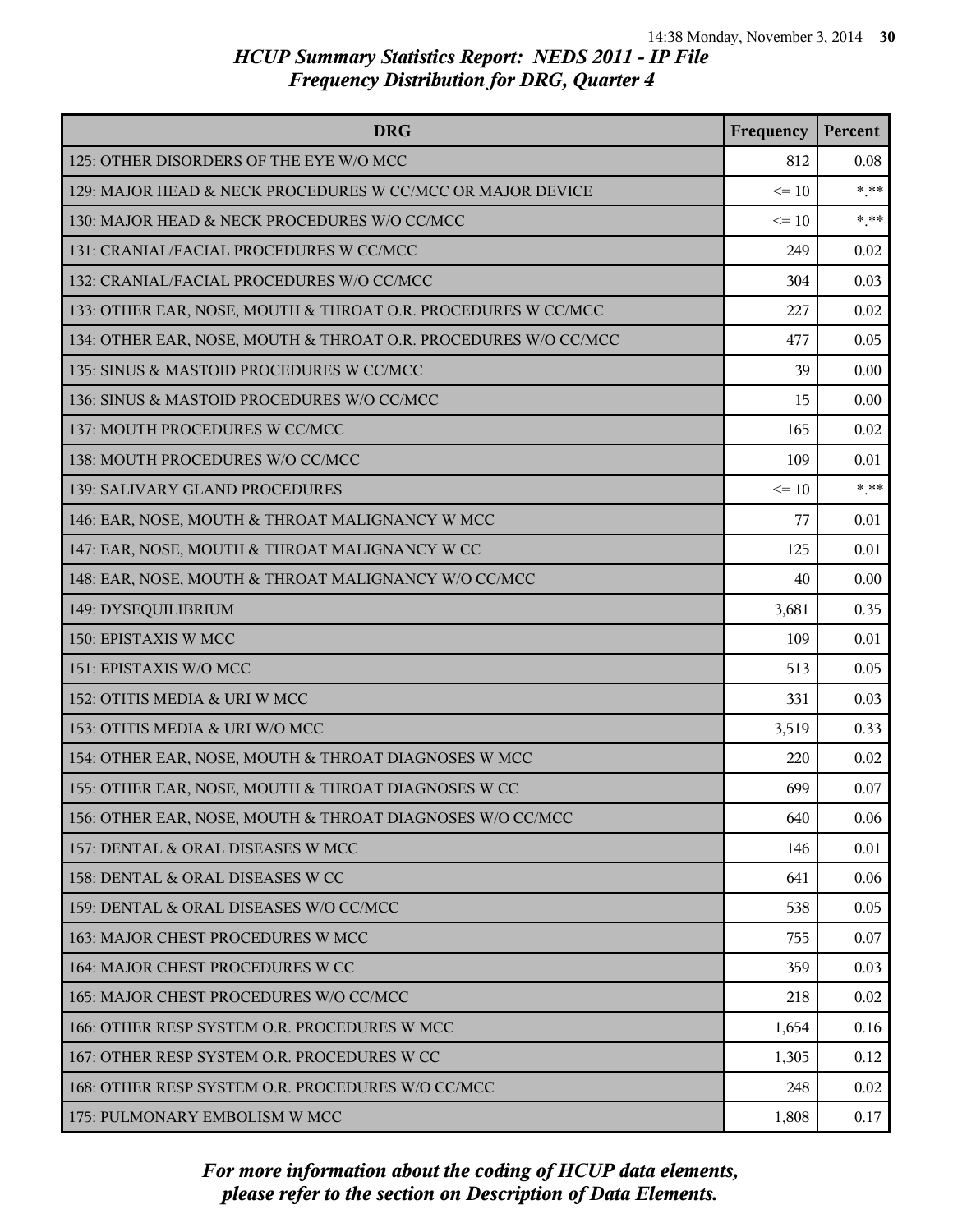# HCUP Summary Statistics Report: NEDS 2011 - IP File
## Frequency Distribution for DRG, Quarter 4

| DRG | Frequency | Percent |
|---|---|---|
| 125: OTHER DISORDERS OF THE EYE W/O MCC | 812 | 0.08 |
| 129: MAJOR HEAD & NECK PROCEDURES W CC/MCC OR MAJOR DEVICE | <= 10 | *.** |
| 130: MAJOR HEAD & NECK PROCEDURES W/O CC/MCC | <= 10 | *.** |
| 131: CRANIAL/FACIAL PROCEDURES W CC/MCC | 249 | 0.02 |
| 132: CRANIAL/FACIAL PROCEDURES W/O CC/MCC | 304 | 0.03 |
| 133: OTHER EAR, NOSE, MOUTH & THROAT O.R. PROCEDURES W CC/MCC | 227 | 0.02 |
| 134: OTHER EAR, NOSE, MOUTH & THROAT O.R. PROCEDURES W/O CC/MCC | 477 | 0.05 |
| 135: SINUS & MASTOID PROCEDURES W CC/MCC | 39 | 0.00 |
| 136: SINUS & MASTOID PROCEDURES W/O CC/MCC | 15 | 0.00 |
| 137: MOUTH PROCEDURES W CC/MCC | 165 | 0.02 |
| 138: MOUTH PROCEDURES W/O CC/MCC | 109 | 0.01 |
| 139: SALIVARY GLAND PROCEDURES | <= 10 | *.** |
| 146: EAR, NOSE, MOUTH & THROAT MALIGNANCY W MCC | 77 | 0.01 |
| 147: EAR, NOSE, MOUTH & THROAT MALIGNANCY W CC | 125 | 0.01 |
| 148: EAR, NOSE, MOUTH & THROAT MALIGNANCY W/O CC/MCC | 40 | 0.00 |
| 149: DYSEQUILIBRIUM | 3,681 | 0.35 |
| 150: EPISTAXIS W MCC | 109 | 0.01 |
| 151: EPISTAXIS W/O MCC | 513 | 0.05 |
| 152: OTITIS MEDIA & URI W MCC | 331 | 0.03 |
| 153: OTITIS MEDIA & URI W/O MCC | 3,519 | 0.33 |
| 154: OTHER EAR, NOSE, MOUTH & THROAT DIAGNOSES W MCC | 220 | 0.02 |
| 155: OTHER EAR, NOSE, MOUTH & THROAT DIAGNOSES W CC | 699 | 0.07 |
| 156: OTHER EAR, NOSE, MOUTH & THROAT DIAGNOSES W/O CC/MCC | 640 | 0.06 |
| 157: DENTAL & ORAL DISEASES W MCC | 146 | 0.01 |
| 158: DENTAL & ORAL DISEASES W CC | 641 | 0.06 |
| 159: DENTAL & ORAL DISEASES W/O CC/MCC | 538 | 0.05 |
| 163: MAJOR CHEST PROCEDURES W MCC | 755 | 0.07 |
| 164: MAJOR CHEST PROCEDURES W CC | 359 | 0.03 |
| 165: MAJOR CHEST PROCEDURES W/O CC/MCC | 218 | 0.02 |
| 166: OTHER RESP SYSTEM O.R. PROCEDURES W MCC | 1,654 | 0.16 |
| 167: OTHER RESP SYSTEM O.R. PROCEDURES W CC | 1,305 | 0.12 |
| 168: OTHER RESP SYSTEM O.R. PROCEDURES W/O CC/MCC | 248 | 0.02 |
| 175: PULMONARY EMBOLISM W MCC | 1,808 | 0.17 |

*For more information about the coding of HCUP data elements, please refer to the section on Description of Data Elements.*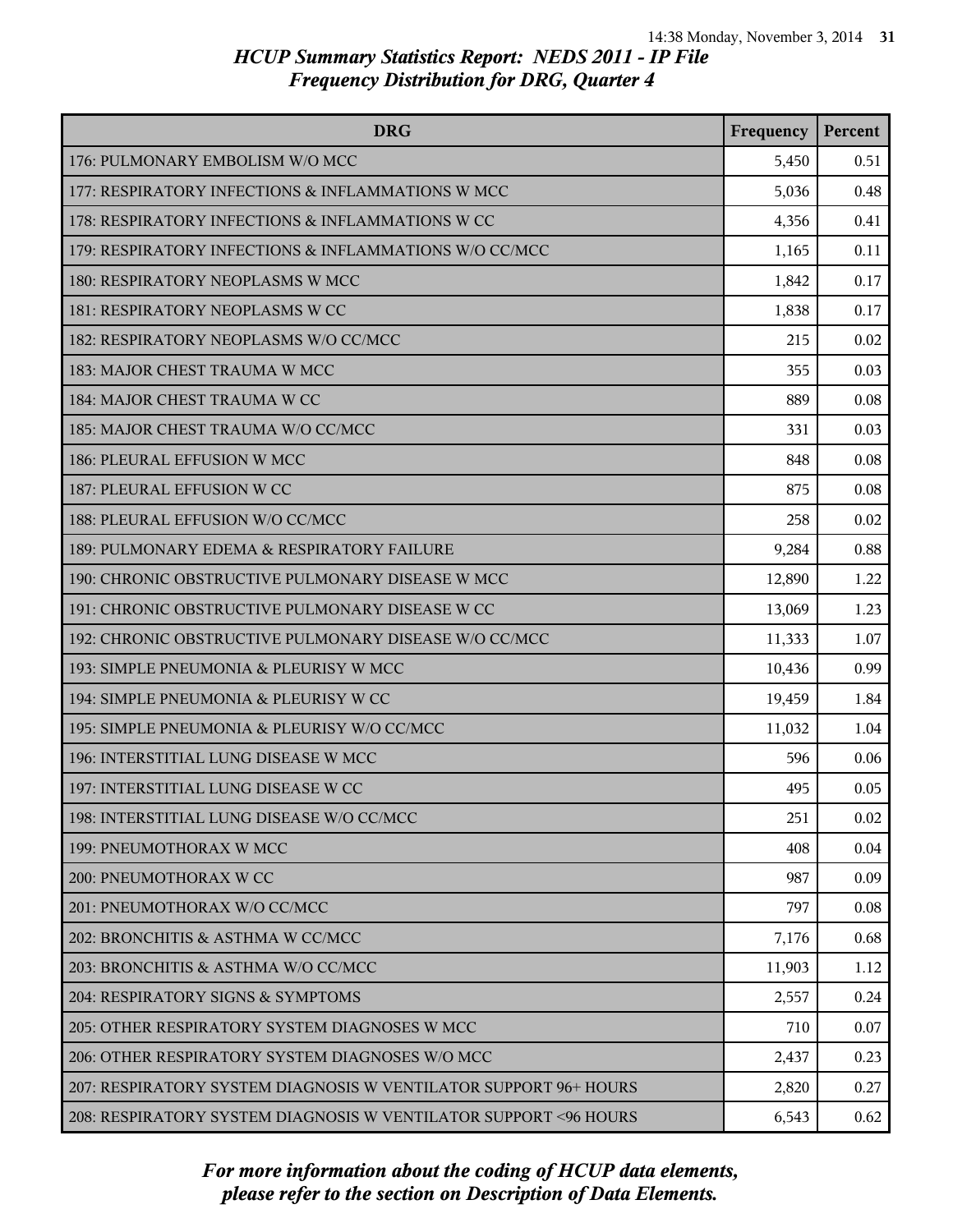*HCUP Summary Statistics Report: NEDS 2011 - IP File*
*Frequency Distribution for DRG, Quarter 4*

| DRG | Frequency | Percent |
|---|---|---|
| 176: PULMONARY EMBOLISM W/O MCC | 5,450 | 0.51 |
| 177: RESPIRATORY INFECTIONS & INFLAMMATIONS W MCC | 5,036 | 0.48 |
| 178: RESPIRATORY INFECTIONS & INFLAMMATIONS W CC | 4,356 | 0.41 |
| 179: RESPIRATORY INFECTIONS & INFLAMMATIONS W/O CC/MCC | 1,165 | 0.11 |
| 180: RESPIRATORY NEOPLASMS W MCC | 1,842 | 0.17 |
| 181: RESPIRATORY NEOPLASMS W CC | 1,838 | 0.17 |
| 182: RESPIRATORY NEOPLASMS W/O CC/MCC | 215 | 0.02 |
| 183: MAJOR CHEST TRAUMA W MCC | 355 | 0.03 |
| 184: MAJOR CHEST TRAUMA W CC | 889 | 0.08 |
| 185: MAJOR CHEST TRAUMA W/O CC/MCC | 331 | 0.03 |
| 186: PLEURAL EFFUSION W MCC | 848 | 0.08 |
| 187: PLEURAL EFFUSION W CC | 875 | 0.08 |
| 188: PLEURAL EFFUSION W/O CC/MCC | 258 | 0.02 |
| 189: PULMONARY EDEMA & RESPIRATORY FAILURE | 9,284 | 0.88 |
| 190: CHRONIC OBSTRUCTIVE PULMONARY DISEASE W MCC | 12,890 | 1.22 |
| 191: CHRONIC OBSTRUCTIVE PULMONARY DISEASE W CC | 13,069 | 1.23 |
| 192: CHRONIC OBSTRUCTIVE PULMONARY DISEASE W/O CC/MCC | 11,333 | 1.07 |
| 193: SIMPLE PNEUMONIA & PLEURISY W MCC | 10,436 | 0.99 |
| 194: SIMPLE PNEUMONIA & PLEURISY W CC | 19,459 | 1.84 |
| 195: SIMPLE PNEUMONIA & PLEURISY W/O CC/MCC | 11,032 | 1.04 |
| 196: INTERSTITIAL LUNG DISEASE W MCC | 596 | 0.06 |
| 197: INTERSTITIAL LUNG DISEASE W CC | 495 | 0.05 |
| 198: INTERSTITIAL LUNG DISEASE W/O CC/MCC | 251 | 0.02 |
| 199: PNEUMOTHORAX W MCC | 408 | 0.04 |
| 200: PNEUMOTHORAX W CC | 987 | 0.09 |
| 201: PNEUMOTHORAX W/O CC/MCC | 797 | 0.08 |
| 202: BRONCHITIS & ASTHMA W CC/MCC | 7,176 | 0.68 |
| 203: BRONCHITIS & ASTHMA W/O CC/MCC | 11,903 | 1.12 |
| 204: RESPIRATORY SIGNS & SYMPTOMS | 2,557 | 0.24 |
| 205: OTHER RESPIRATORY SYSTEM DIAGNOSES W MCC | 710 | 0.07 |
| 206: OTHER RESPIRATORY SYSTEM DIAGNOSES W/O MCC | 2,437 | 0.23 |
| 207: RESPIRATORY SYSTEM DIAGNOSIS W VENTILATOR SUPPORT 96+ HOURS | 2,820 | 0.27 |
| 208: RESPIRATORY SYSTEM DIAGNOSIS W VENTILATOR SUPPORT <96 HOURS | 6,543 | 0.62 |

*For more information about the coding of HCUP data elements, please refer to the section on Description of Data Elements.*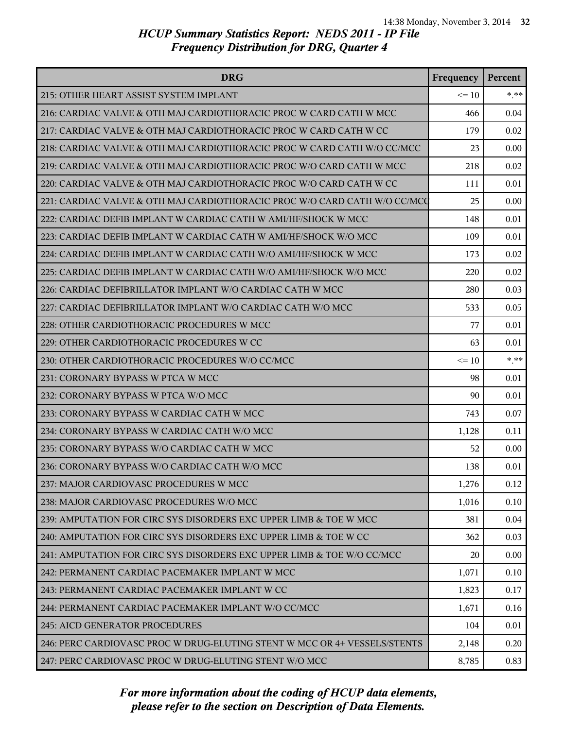# HCUP Summary Statistics Report: NEDS 2011 - IP File
## Frequency Distribution for DRG, Quarter 4

| DRG | Frequency | Percent |
|---|---|---|
| 215: OTHER HEART ASSIST SYSTEM IMPLANT | <= 10 | *.** |
| 216: CARDIAC VALVE & OTH MAJ CARDIOTHORACIC PROC W CARD CATH W MCC | 466 | 0.04 |
| 217: CARDIAC VALVE & OTH MAJ CARDIOTHORACIC PROC W CARD CATH W CC | 179 | 0.02 |
| 218: CARDIAC VALVE & OTH MAJ CARDIOTHORACIC PROC W CARD CATH W/O CC/MCC | 23 | 0.00 |
| 219: CARDIAC VALVE & OTH MAJ CARDIOTHORACIC PROC W/O CARD CATH W MCC | 218 | 0.02 |
| 220: CARDIAC VALVE & OTH MAJ CARDIOTHORACIC PROC W/O CARD CATH W CC | 111 | 0.01 |
| 221: CARDIAC VALVE & OTH MAJ CARDIOTHORACIC PROC W/O CARD CATH W/O CC/MCC | 25 | 0.00 |
| 222: CARDIAC DEFIB IMPLANT W CARDIAC CATH W AMI/HF/SHOCK W MCC | 148 | 0.01 |
| 223: CARDIAC DEFIB IMPLANT W CARDIAC CATH W AMI/HF/SHOCK W/O MCC | 109 | 0.01 |
| 224: CARDIAC DEFIB IMPLANT W CARDIAC CATH W/O AMI/HF/SHOCK W MCC | 173 | 0.02 |
| 225: CARDIAC DEFIB IMPLANT W CARDIAC CATH W/O AMI/HF/SHOCK W/O MCC | 220 | 0.02 |
| 226: CARDIAC DEFIBRILLATOR IMPLANT W/O CARDIAC CATH W MCC | 280 | 0.03 |
| 227: CARDIAC DEFIBRILLATOR IMPLANT W/O CARDIAC CATH W/O MCC | 533 | 0.05 |
| 228: OTHER CARDIOTHORACIC PROCEDURES W MCC | 77 | 0.01 |
| 229: OTHER CARDIOTHORACIC PROCEDURES W CC | 63 | 0.01 |
| 230: OTHER CARDIOTHORACIC PROCEDURES W/O CC/MCC | <= 10 | *.** |
| 231: CORONARY BYPASS W PTCA W MCC | 98 | 0.01 |
| 232: CORONARY BYPASS W PTCA W/O MCC | 90 | 0.01 |
| 233: CORONARY BYPASS W CARDIAC CATH W MCC | 743 | 0.07 |
| 234: CORONARY BYPASS W CARDIAC CATH W/O MCC | 1,128 | 0.11 |
| 235: CORONARY BYPASS W/O CARDIAC CATH W MCC | 52 | 0.00 |
| 236: CORONARY BYPASS W/O CARDIAC CATH W/O MCC | 138 | 0.01 |
| 237: MAJOR CARDIOVASC PROCEDURES W MCC | 1,276 | 0.12 |
| 238: MAJOR CARDIOVASC PROCEDURES W/O MCC | 1,016 | 0.10 |
| 239: AMPUTATION FOR CIRC SYS DISORDERS EXC UPPER LIMB & TOE W MCC | 381 | 0.04 |
| 240: AMPUTATION FOR CIRC SYS DISORDERS EXC UPPER LIMB & TOE W CC | 362 | 0.03 |
| 241: AMPUTATION FOR CIRC SYS DISORDERS EXC UPPER LIMB & TOE W/O CC/MCC | 20 | 0.00 |
| 242: PERMANENT CARDIAC PACEMAKER IMPLANT W MCC | 1,071 | 0.10 |
| 243: PERMANENT CARDIAC PACEMAKER IMPLANT W CC | 1,823 | 0.17 |
| 244: PERMANENT CARDIAC PACEMAKER IMPLANT W/O CC/MCC | 1,671 | 0.16 |
| 245: AICD GENERATOR PROCEDURES | 104 | 0.01 |
| 246: PERC CARDIOVASC PROC W DRUG-ELUTING STENT W MCC OR 4+ VESSELS/STENTS | 2,148 | 0.20 |
| 247: PERC CARDIOVASC PROC W DRUG-ELUTING STENT W/O MCC | 8,785 | 0.83 |

*For more information about the coding of HCUP data elements, please refer to the section on Description of Data Elements.*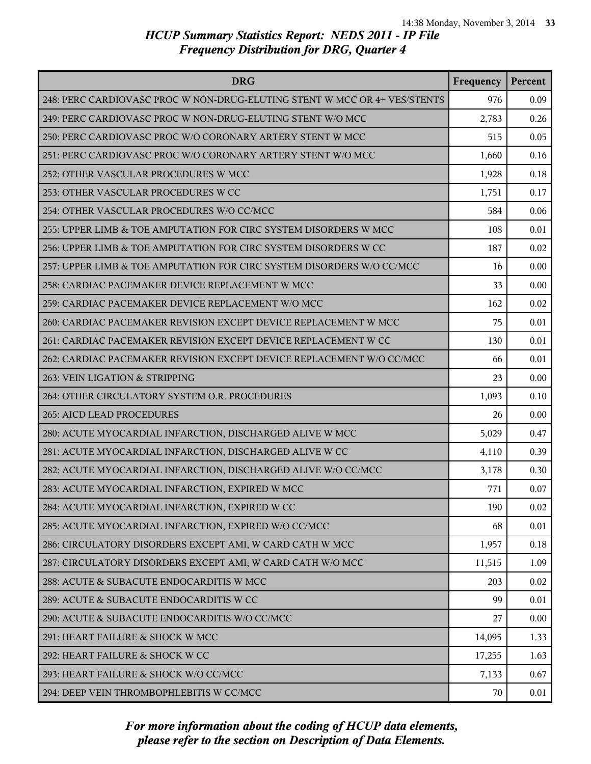# HCUP Summary Statistics Report: NEDS 2011 - IP File
## Frequency Distribution for DRG, Quarter 4

| DRG | Frequency | Percent |
|---|---|---|
| 248: PERC CARDIOVASC PROC W NON-DRUG-ELUTING STENT W MCC OR 4+ VES/STENTS | 976 | 0.09 |
| 249: PERC CARDIOVASC PROC W NON-DRUG-ELUTING STENT W/O MCC | 2,783 | 0.26 |
| 250: PERC CARDIOVASC PROC W/O CORONARY ARTERY STENT W MCC | 515 | 0.05 |
| 251: PERC CARDIOVASC PROC W/O CORONARY ARTERY STENT W/O MCC | 1,660 | 0.16 |
| 252: OTHER VASCULAR PROCEDURES W MCC | 1,928 | 0.18 |
| 253: OTHER VASCULAR PROCEDURES W CC | 1,751 | 0.17 |
| 254: OTHER VASCULAR PROCEDURES W/O CC/MCC | 584 | 0.06 |
| 255: UPPER LIMB & TOE AMPUTATION FOR CIRC SYSTEM DISORDERS W MCC | 108 | 0.01 |
| 256: UPPER LIMB & TOE AMPUTATION FOR CIRC SYSTEM DISORDERS W CC | 187 | 0.02 |
| 257: UPPER LIMB & TOE AMPUTATION FOR CIRC SYSTEM DISORDERS W/O CC/MCC | 16 | 0.00 |
| 258: CARDIAC PACEMAKER DEVICE REPLACEMENT W MCC | 33 | 0.00 |
| 259: CARDIAC PACEMAKER DEVICE REPLACEMENT W/O MCC | 162 | 0.02 |
| 260: CARDIAC PACEMAKER REVISION EXCEPT DEVICE REPLACEMENT W MCC | 75 | 0.01 |
| 261: CARDIAC PACEMAKER REVISION EXCEPT DEVICE REPLACEMENT W CC | 130 | 0.01 |
| 262: CARDIAC PACEMAKER REVISION EXCEPT DEVICE REPLACEMENT W/O CC/MCC | 66 | 0.01 |
| 263: VEIN LIGATION & STRIPPING | 23 | 0.00 |
| 264: OTHER CIRCULATORY SYSTEM O.R. PROCEDURES | 1,093 | 0.10 |
| 265: AICD LEAD PROCEDURES | 26 | 0.00 |
| 280: ACUTE MYOCARDIAL INFARCTION, DISCHARGED ALIVE W MCC | 5,029 | 0.47 |
| 281: ACUTE MYOCARDIAL INFARCTION, DISCHARGED ALIVE W CC | 4,110 | 0.39 |
| 282: ACUTE MYOCARDIAL INFARCTION, DISCHARGED ALIVE W/O CC/MCC | 3,178 | 0.30 |
| 283: ACUTE MYOCARDIAL INFARCTION, EXPIRED W MCC | 771 | 0.07 |
| 284: ACUTE MYOCARDIAL INFARCTION, EXPIRED W CC | 190 | 0.02 |
| 285: ACUTE MYOCARDIAL INFARCTION, EXPIRED W/O CC/MCC | 68 | 0.01 |
| 286: CIRCULATORY DISORDERS EXCEPT AMI, W CARD CATH W MCC | 1,957 | 0.18 |
| 287: CIRCULATORY DISORDERS EXCEPT AMI, W CARD CATH W/O MCC | 11,515 | 1.09 |
| 288: ACUTE & SUBACUTE ENDOCARDITIS W MCC | 203 | 0.02 |
| 289: ACUTE & SUBACUTE ENDOCARDITIS W CC | 99 | 0.01 |
| 290: ACUTE & SUBACUTE ENDOCARDITIS W/O CC/MCC | 27 | 0.00 |
| 291: HEART FAILURE & SHOCK W MCC | 14,095 | 1.33 |
| 292: HEART FAILURE & SHOCK W CC | 17,255 | 1.63 |
| 293: HEART FAILURE & SHOCK W/O CC/MCC | 7,133 | 0.67 |
| 294: DEEP VEIN THROMBOPHLEBITIS W CC/MCC | 70 | 0.01 |

*For more information about the coding of HCUP data elements, please refer to the section on Description of Data Elements.*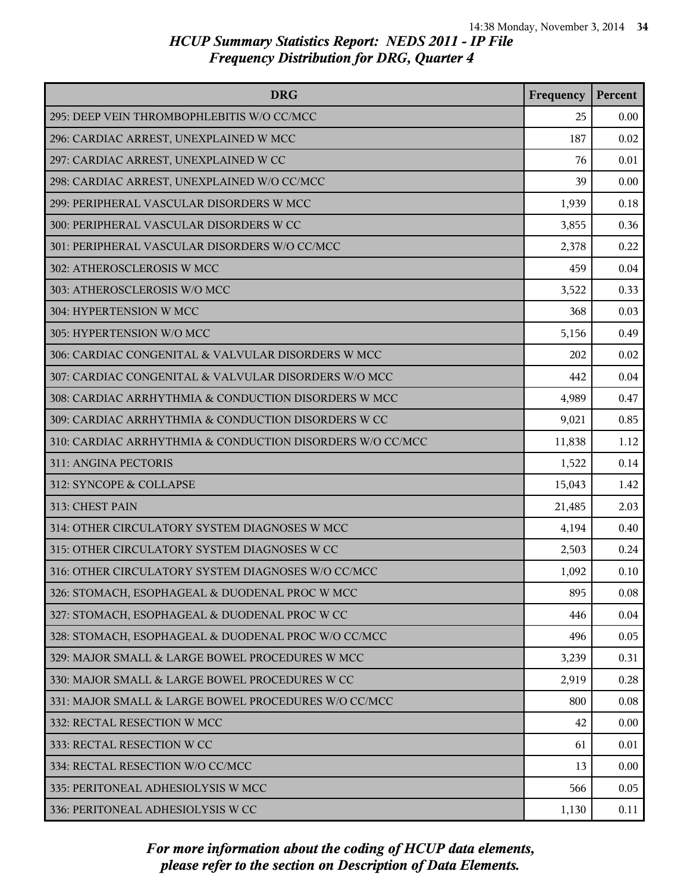# HCUP Summary Statistics Report: NEDS 2011 - IP File
## Frequency Distribution for DRG, Quarter 4

| DRG | Frequency | Percent |
|---|---|---|
| 295: DEEP VEIN THROMBOPHLEBITIS W/O CC/MCC | 25 | 0.00 |
| 296: CARDIAC ARREST, UNEXPLAINED W MCC | 187 | 0.02 |
| 297: CARDIAC ARREST, UNEXPLAINED W CC | 76 | 0.01 |
| 298: CARDIAC ARREST, UNEXPLAINED W/O CC/MCC | 39 | 0.00 |
| 299: PERIPHERAL VASCULAR DISORDERS W MCC | 1,939 | 0.18 |
| 300: PERIPHERAL VASCULAR DISORDERS W CC | 3,855 | 0.36 |
| 301: PERIPHERAL VASCULAR DISORDERS W/O CC/MCC | 2,378 | 0.22 |
| 302: ATHEROSCLEROSIS W MCC | 459 | 0.04 |
| 303: ATHEROSCLEROSIS W/O MCC | 3,522 | 0.33 |
| 304: HYPERTENSION W MCC | 368 | 0.03 |
| 305: HYPERTENSION W/O MCC | 5,156 | 0.49 |
| 306: CARDIAC CONGENITAL & VALVULAR DISORDERS W MCC | 202 | 0.02 |
| 307: CARDIAC CONGENITAL & VALVULAR DISORDERS W/O MCC | 442 | 0.04 |
| 308: CARDIAC ARRHYTHMIA & CONDUCTION DISORDERS W MCC | 4,989 | 0.47 |
| 309: CARDIAC ARRHYTHMIA & CONDUCTION DISORDERS W CC | 9,021 | 0.85 |
| 310: CARDIAC ARRHYTHMIA & CONDUCTION DISORDERS W/O CC/MCC | 11,838 | 1.12 |
| 311: ANGINA PECTORIS | 1,522 | 0.14 |
| 312: SYNCOPE & COLLAPSE | 15,043 | 1.42 |
| 313: CHEST PAIN | 21,485 | 2.03 |
| 314: OTHER CIRCULATORY SYSTEM DIAGNOSES W MCC | 4,194 | 0.40 |
| 315: OTHER CIRCULATORY SYSTEM DIAGNOSES W CC | 2,503 | 0.24 |
| 316: OTHER CIRCULATORY SYSTEM DIAGNOSES W/O CC/MCC | 1,092 | 0.10 |
| 326: STOMACH, ESOPHAGEAL & DUODENAL PROC W MCC | 895 | 0.08 |
| 327: STOMACH, ESOPHAGEAL & DUODENAL PROC W CC | 446 | 0.04 |
| 328: STOMACH, ESOPHAGEAL & DUODENAL PROC W/O CC/MCC | 496 | 0.05 |
| 329: MAJOR SMALL & LARGE BOWEL PROCEDURES W MCC | 3,239 | 0.31 |
| 330: MAJOR SMALL & LARGE BOWEL PROCEDURES W CC | 2,919 | 0.28 |
| 331: MAJOR SMALL & LARGE BOWEL PROCEDURES W/O CC/MCC | 800 | 0.08 |
| 332: RECTAL RESECTION W MCC | 42 | 0.00 |
| 333: RECTAL RESECTION W CC | 61 | 0.01 |
| 334: RECTAL RESECTION W/O CC/MCC | 13 | 0.00 |
| 335: PERITONEAL ADHESIOLYSIS W MCC | 566 | 0.05 |
| 336: PERITONEAL ADHESIOLYSIS W CC | 1,130 | 0.11 |

*For more information about the coding of HCUP data elements, please refer to the section on Description of Data Elements.*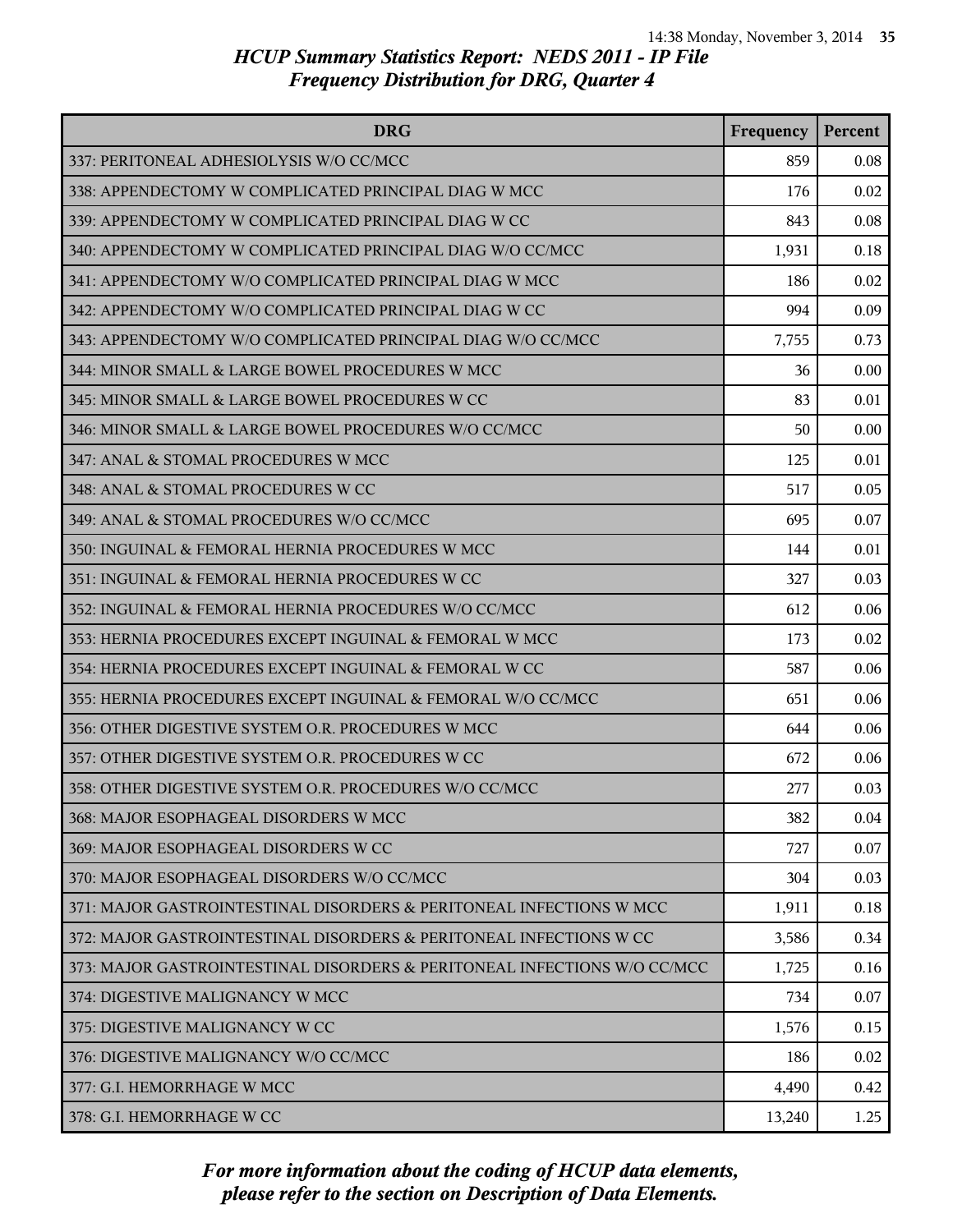# HCUP Summary Statistics Report: NEDS 2011 - IP File
## Frequency Distribution for DRG, Quarter 4

| DRG | Frequency | Percent |
|---|---|---|
| 337: PERITONEAL ADHESIOLYSIS W/O CC/MCC | 859 | 0.08 |
| 338: APPENDECTOMY W COMPLICATED PRINCIPAL DIAG W MCC | 176 | 0.02 |
| 339: APPENDECTOMY W COMPLICATED PRINCIPAL DIAG W CC | 843 | 0.08 |
| 340: APPENDECTOMY W COMPLICATED PRINCIPAL DIAG W/O CC/MCC | 1,931 | 0.18 |
| 341: APPENDECTOMY W/O COMPLICATED PRINCIPAL DIAG W MCC | 186 | 0.02 |
| 342: APPENDECTOMY W/O COMPLICATED PRINCIPAL DIAG W CC | 994 | 0.09 |
| 343: APPENDECTOMY W/O COMPLICATED PRINCIPAL DIAG W/O CC/MCC | 7,755 | 0.73 |
| 344: MINOR SMALL & LARGE BOWEL PROCEDURES W MCC | 36 | 0.00 |
| 345: MINOR SMALL & LARGE BOWEL PROCEDURES W CC | 83 | 0.01 |
| 346: MINOR SMALL & LARGE BOWEL PROCEDURES W/O CC/MCC | 50 | 0.00 |
| 347: ANAL & STOMAL PROCEDURES W MCC | 125 | 0.01 |
| 348: ANAL & STOMAL PROCEDURES W CC | 517 | 0.05 |
| 349: ANAL & STOMAL PROCEDURES W/O CC/MCC | 695 | 0.07 |
| 350: INGUINAL & FEMORAL HERNIA PROCEDURES W MCC | 144 | 0.01 |
| 351: INGUINAL & FEMORAL HERNIA PROCEDURES W CC | 327 | 0.03 |
| 352: INGUINAL & FEMORAL HERNIA PROCEDURES W/O CC/MCC | 612 | 0.06 |
| 353: HERNIA PROCEDURES EXCEPT INGUINAL & FEMORAL W MCC | 173 | 0.02 |
| 354: HERNIA PROCEDURES EXCEPT INGUINAL & FEMORAL W CC | 587 | 0.06 |
| 355: HERNIA PROCEDURES EXCEPT INGUINAL & FEMORAL W/O CC/MCC | 651 | 0.06 |
| 356: OTHER DIGESTIVE SYSTEM O.R. PROCEDURES W MCC | 644 | 0.06 |
| 357: OTHER DIGESTIVE SYSTEM O.R. PROCEDURES W CC | 672 | 0.06 |
| 358: OTHER DIGESTIVE SYSTEM O.R. PROCEDURES W/O CC/MCC | 277 | 0.03 |
| 368: MAJOR ESOPHAGEAL DISORDERS W MCC | 382 | 0.04 |
| 369: MAJOR ESOPHAGEAL DISORDERS W CC | 727 | 0.07 |
| 370: MAJOR ESOPHAGEAL DISORDERS W/O CC/MCC | 304 | 0.03 |
| 371: MAJOR GASTROINTESTINAL DISORDERS & PERITONEAL INFECTIONS W MCC | 1,911 | 0.18 |
| 372: MAJOR GASTROINTESTINAL DISORDERS & PERITONEAL INFECTIONS W CC | 3,586 | 0.34 |
| 373: MAJOR GASTROINTESTINAL DISORDERS & PERITONEAL INFECTIONS W/O CC/MCC | 1,725 | 0.16 |
| 374: DIGESTIVE MALIGNANCY W MCC | 734 | 0.07 |
| 375: DIGESTIVE MALIGNANCY W CC | 1,576 | 0.15 |
| 376: DIGESTIVE MALIGNANCY W/O CC/MCC | 186 | 0.02 |
| 377: G.I. HEMORRHAGE W MCC | 4,490 | 0.42 |
| 378: G.I. HEMORRHAGE W CC | 13,240 | 1.25 |

*For more information about the coding of HCUP data elements, please refer to the section on Description of Data Elements.*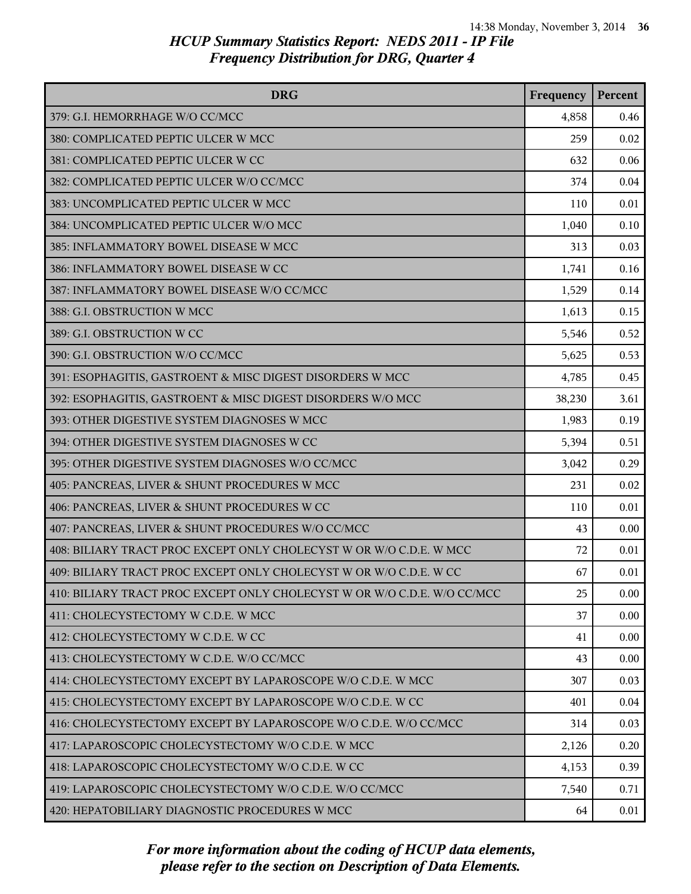# HCUP Summary Statistics Report: NEDS 2011 - IP File
## Frequency Distribution for DRG, Quarter 4

| DRG | Frequency | Percent |
|---|---|---|
| 379: G.I. HEMORRHAGE W/O CC/MCC | 4,858 | 0.46 |
| 380: COMPLICATED PEPTIC ULCER W MCC | 259 | 0.02 |
| 381: COMPLICATED PEPTIC ULCER W CC | 632 | 0.06 |
| 382: COMPLICATED PEPTIC ULCER W/O CC/MCC | 374 | 0.04 |
| 383: UNCOMPLICATED PEPTIC ULCER W MCC | 110 | 0.01 |
| 384: UNCOMPLICATED PEPTIC ULCER W/O MCC | 1,040 | 0.10 |
| 385: INFLAMMATORY BOWEL DISEASE W MCC | 313 | 0.03 |
| 386: INFLAMMATORY BOWEL DISEASE W CC | 1,741 | 0.16 |
| 387: INFLAMMATORY BOWEL DISEASE W/O CC/MCC | 1,529 | 0.14 |
| 388: G.I. OBSTRUCTION W MCC | 1,613 | 0.15 |
| 389: G.I. OBSTRUCTION W CC | 5,546 | 0.52 |
| 390: G.I. OBSTRUCTION W/O CC/MCC | 5,625 | 0.53 |
| 391: ESOPHAGITIS, GASTROENT & MISC DIGEST DISORDERS W MCC | 4,785 | 0.45 |
| 392: ESOPHAGITIS, GASTROENT & MISC DIGEST DISORDERS W/O MCC | 38,230 | 3.61 |
| 393: OTHER DIGESTIVE SYSTEM DIAGNOSES W MCC | 1,983 | 0.19 |
| 394: OTHER DIGESTIVE SYSTEM DIAGNOSES W CC | 5,394 | 0.51 |
| 395: OTHER DIGESTIVE SYSTEM DIAGNOSES W/O CC/MCC | 3,042 | 0.29 |
| 405: PANCREAS, LIVER & SHUNT PROCEDURES W MCC | 231 | 0.02 |
| 406: PANCREAS, LIVER & SHUNT PROCEDURES W CC | 110 | 0.01 |
| 407: PANCREAS, LIVER & SHUNT PROCEDURES W/O CC/MCC | 43 | 0.00 |
| 408: BILIARY TRACT PROC EXCEPT ONLY CHOLECYST W OR W/O C.D.E. W MCC | 72 | 0.01 |
| 409: BILIARY TRACT PROC EXCEPT ONLY CHOLECYST W OR W/O C.D.E. W CC | 67 | 0.01 |
| 410: BILIARY TRACT PROC EXCEPT ONLY CHOLECYST W OR W/O C.D.E. W/O CC/MCC | 25 | 0.00 |
| 411: CHOLECYSTECTOMY W C.D.E. W MCC | 37 | 0.00 |
| 412: CHOLECYSTECTOMY W C.D.E. W CC | 41 | 0.00 |
| 413: CHOLECYSTECTOMY W C.D.E. W/O CC/MCC | 43 | 0.00 |
| 414: CHOLECYSTECTOMY EXCEPT BY LAPAROSCOPE W/O C.D.E. W MCC | 307 | 0.03 |
| 415: CHOLECYSTECTOMY EXCEPT BY LAPAROSCOPE W/O C.D.E. W CC | 401 | 0.04 |
| 416: CHOLECYSTECTOMY EXCEPT BY LAPAROSCOPE W/O C.D.E. W/O CC/MCC | 314 | 0.03 |
| 417: LAPAROSCOPIC CHOLECYSTECTOMY W/O C.D.E. W MCC | 2,126 | 0.20 |
| 418: LAPAROSCOPIC CHOLECYSTECTOMY W/O C.D.E. W CC | 4,153 | 0.39 |
| 419: LAPAROSCOPIC CHOLECYSTECTOMY W/O C.D.E. W/O CC/MCC | 7,540 | 0.71 |
| 420: HEPATOBILIARY DIAGNOSTIC PROCEDURES W MCC | 64 | 0.01 |

*For more information about the coding of HCUP data elements, please refer to the section on Description of Data Elements.*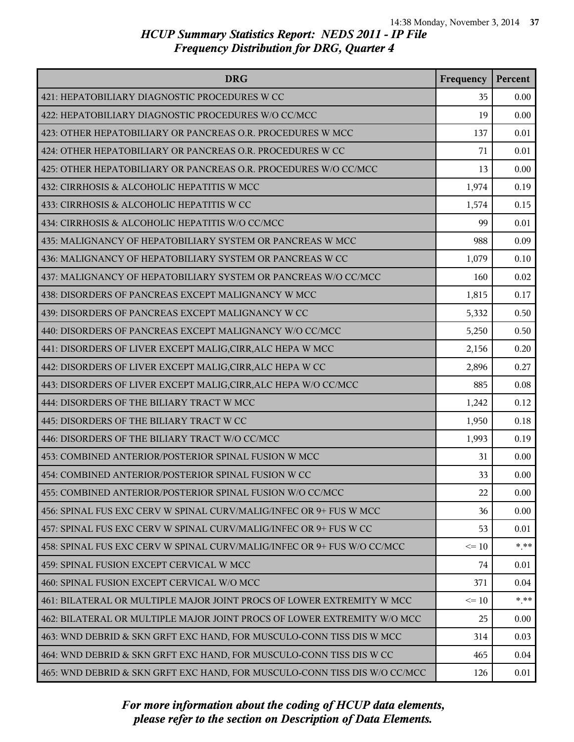# HCUP Summary Statistics Report: NEDS 2011 - IP File
## Frequency Distribution for DRG, Quarter 4

| DRG | Frequency | Percent |
|---|---|---|
| 421: HEPATOBILIARY DIAGNOSTIC PROCEDURES W CC | 35 | 0.00 |
| 422: HEPATOBILIARY DIAGNOSTIC PROCEDURES W/O CC/MCC | 19 | 0.00 |
| 423: OTHER HEPATOBILIARY OR PANCREAS O.R. PROCEDURES W MCC | 137 | 0.01 |
| 424: OTHER HEPATOBILIARY OR PANCREAS O.R. PROCEDURES W CC | 71 | 0.01 |
| 425: OTHER HEPATOBILIARY OR PANCREAS O.R. PROCEDURES W/O CC/MCC | 13 | 0.00 |
| 432: CIRRHOSIS & ALCOHOLIC HEPATITIS W MCC | 1,974 | 0.19 |
| 433: CIRRHOSIS & ALCOHOLIC HEPATITIS W CC | 1,574 | 0.15 |
| 434: CIRRHOSIS & ALCOHOLIC HEPATITIS W/O CC/MCC | 99 | 0.01 |
| 435: MALIGNANCY OF HEPATOBILIARY SYSTEM OR PANCREAS W MCC | 988 | 0.09 |
| 436: MALIGNANCY OF HEPATOBILIARY SYSTEM OR PANCREAS W CC | 1,079 | 0.10 |
| 437: MALIGNANCY OF HEPATOBILIARY SYSTEM OR PANCREAS W/O CC/MCC | 160 | 0.02 |
| 438: DISORDERS OF PANCREAS EXCEPT MALIGNANCY W MCC | 1,815 | 0.17 |
| 439: DISORDERS OF PANCREAS EXCEPT MALIGNANCY W CC | 5,332 | 0.50 |
| 440: DISORDERS OF PANCREAS EXCEPT MALIGNANCY W/O CC/MCC | 5,250 | 0.50 |
| 441: DISORDERS OF LIVER EXCEPT MALIG,CIRR,ALC HEPA W MCC | 2,156 | 0.20 |
| 442: DISORDERS OF LIVER EXCEPT MALIG,CIRR,ALC HEPA W CC | 2,896 | 0.27 |
| 443: DISORDERS OF LIVER EXCEPT MALIG,CIRR,ALC HEPA W/O CC/MCC | 885 | 0.08 |
| 444: DISORDERS OF THE BILIARY TRACT W MCC | 1,242 | 0.12 |
| 445: DISORDERS OF THE BILIARY TRACT W CC | 1,950 | 0.18 |
| 446: DISORDERS OF THE BILIARY TRACT W/O CC/MCC | 1,993 | 0.19 |
| 453: COMBINED ANTERIOR/POSTERIOR SPINAL FUSION W MCC | 31 | 0.00 |
| 454: COMBINED ANTERIOR/POSTERIOR SPINAL FUSION W CC | 33 | 0.00 |
| 455: COMBINED ANTERIOR/POSTERIOR SPINAL FUSION W/O CC/MCC | 22 | 0.00 |
| 456: SPINAL FUS EXC CERV W SPINAL CURV/MALIG/INFEC OR 9+ FUS W MCC | 36 | 0.00 |
| 457: SPINAL FUS EXC CERV W SPINAL CURV/MALIG/INFEC OR 9+ FUS W CC | 53 | 0.01 |
| 458: SPINAL FUS EXC CERV W SPINAL CURV/MALIG/INFEC OR 9+ FUS W/O CC/MCC | <= 10 | *.** |
| 459: SPINAL FUSION EXCEPT CERVICAL W MCC | 74 | 0.01 |
| 460: SPINAL FUSION EXCEPT CERVICAL W/O MCC | 371 | 0.04 |
| 461: BILATERAL OR MULTIPLE MAJOR JOINT PROCS OF LOWER EXTREMITY W MCC | <= 10 | *.** |
| 462: BILATERAL OR MULTIPLE MAJOR JOINT PROCS OF LOWER EXTREMITY W/O MCC | 25 | 0.00 |
| 463: WND DEBRID & SKN GRFT EXC HAND, FOR MUSCULO-CONN TISS DIS W MCC | 314 | 0.03 |
| 464: WND DEBRID & SKN GRFT EXC HAND, FOR MUSCULO-CONN TISS DIS W CC | 465 | 0.04 |
| 465: WND DEBRID & SKN GRFT EXC HAND, FOR MUSCULO-CONN TISS DIS W/O CC/MCC | 126 | 0.01 |

*For more information about the coding of HCUP data elements, please refer to the section on Description of Data Elements.*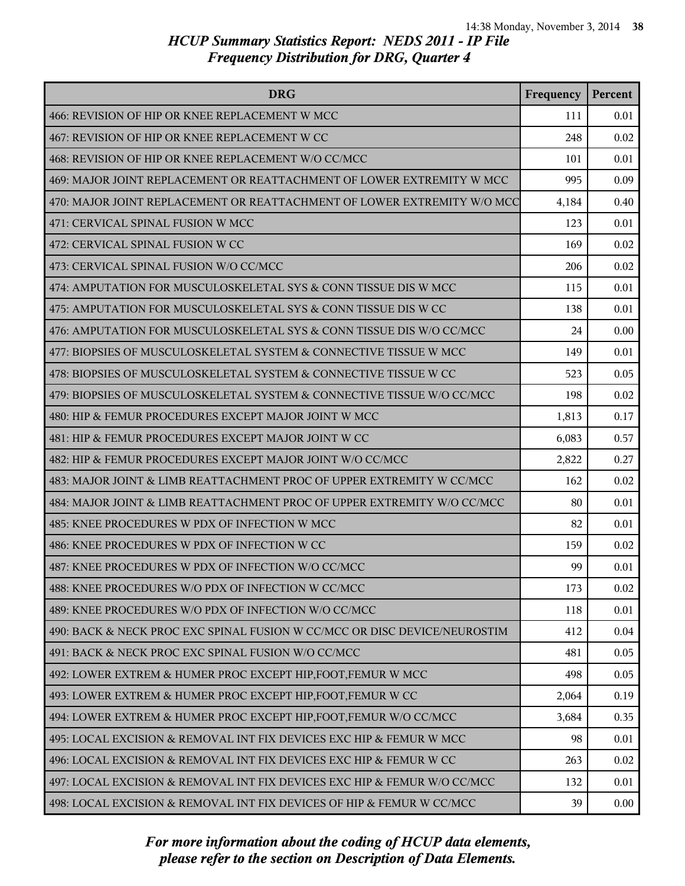# HCUP Summary Statistics Report: NEDS 2011 - IP File
## Frequency Distribution for DRG, Quarter 4

| DRG | Frequency | Percent |
|---|---|---|
| 466: REVISION OF HIP OR KNEE REPLACEMENT W MCC | 111 | 0.01 |
| 467: REVISION OF HIP OR KNEE REPLACEMENT W CC | 248 | 0.02 |
| 468: REVISION OF HIP OR KNEE REPLACEMENT W/O CC/MCC | 101 | 0.01 |
| 469: MAJOR JOINT REPLACEMENT OR REATTACHMENT OF LOWER EXTREMITY W MCC | 995 | 0.09 |
| 470: MAJOR JOINT REPLACEMENT OR REATTACHMENT OF LOWER EXTREMITY W/O MCC | 4,184 | 0.40 |
| 471: CERVICAL SPINAL FUSION W MCC | 123 | 0.01 |
| 472: CERVICAL SPINAL FUSION W CC | 169 | 0.02 |
| 473: CERVICAL SPINAL FUSION W/O CC/MCC | 206 | 0.02 |
| 474: AMPUTATION FOR MUSCULOSKELETAL SYS & CONN TISSUE DIS W MCC | 115 | 0.01 |
| 475: AMPUTATION FOR MUSCULOSKELETAL SYS & CONN TISSUE DIS W CC | 138 | 0.01 |
| 476: AMPUTATION FOR MUSCULOSKELETAL SYS & CONN TISSUE DIS W/O CC/MCC | 24 | 0.00 |
| 477: BIOPSIES OF MUSCULOSKELETAL SYSTEM & CONNECTIVE TISSUE W MCC | 149 | 0.01 |
| 478: BIOPSIES OF MUSCULOSKELETAL SYSTEM & CONNECTIVE TISSUE W CC | 523 | 0.05 |
| 479: BIOPSIES OF MUSCULOSKELETAL SYSTEM & CONNECTIVE TISSUE W/O CC/MCC | 198 | 0.02 |
| 480: HIP & FEMUR PROCEDURES EXCEPT MAJOR JOINT W MCC | 1,813 | 0.17 |
| 481: HIP & FEMUR PROCEDURES EXCEPT MAJOR JOINT W CC | 6,083 | 0.57 |
| 482: HIP & FEMUR PROCEDURES EXCEPT MAJOR JOINT W/O CC/MCC | 2,822 | 0.27 |
| 483: MAJOR JOINT & LIMB REATTACHMENT PROC OF UPPER EXTREMITY W CC/MCC | 162 | 0.02 |
| 484: MAJOR JOINT & LIMB REATTACHMENT PROC OF UPPER EXTREMITY W/O CC/MCC | 80 | 0.01 |
| 485: KNEE PROCEDURES W PDX OF INFECTION W MCC | 82 | 0.01 |
| 486: KNEE PROCEDURES W PDX OF INFECTION W CC | 159 | 0.02 |
| 487: KNEE PROCEDURES W PDX OF INFECTION W/O CC/MCC | 99 | 0.01 |
| 488: KNEE PROCEDURES W/O PDX OF INFECTION W CC/MCC | 173 | 0.02 |
| 489: KNEE PROCEDURES W/O PDX OF INFECTION W/O CC/MCC | 118 | 0.01 |
| 490: BACK & NECK PROC EXC SPINAL FUSION W CC/MCC OR DISC DEVICE/NEUROSTIM | 412 | 0.04 |
| 491: BACK & NECK PROC EXC SPINAL FUSION W/O CC/MCC | 481 | 0.05 |
| 492: LOWER EXTREM & HUMER PROC EXCEPT HIP,FOOT,FEMUR W MCC | 498 | 0.05 |
| 493: LOWER EXTREM & HUMER PROC EXCEPT HIP,FOOT,FEMUR W CC | 2,064 | 0.19 |
| 494: LOWER EXTREM & HUMER PROC EXCEPT HIP,FOOT,FEMUR W/O CC/MCC | 3,684 | 0.35 |
| 495: LOCAL EXCISION & REMOVAL INT FIX DEVICES EXC HIP & FEMUR W MCC | 98 | 0.01 |
| 496: LOCAL EXCISION & REMOVAL INT FIX DEVICES EXC HIP & FEMUR W CC | 263 | 0.02 |
| 497: LOCAL EXCISION & REMOVAL INT FIX DEVICES EXC HIP & FEMUR W/O CC/MCC | 132 | 0.01 |
| 498: LOCAL EXCISION & REMOVAL INT FIX DEVICES OF HIP & FEMUR W CC/MCC | 39 | 0.00 |

*For more information about the coding of HCUP data elements, please refer to the section on Description of Data Elements.*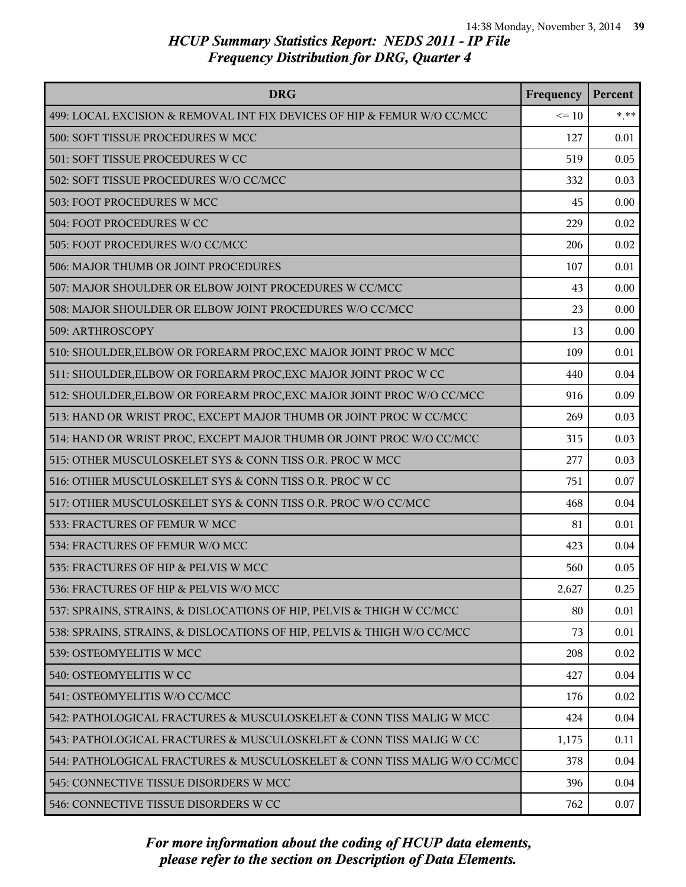# HCUP Summary Statistics Report: NEDS 2011 - IP File
## Frequency Distribution for DRG, Quarter 4

| DRG | Frequency | Percent |
|---|---|---|
| 499: LOCAL EXCISION & REMOVAL INT FIX DEVICES OF HIP & FEMUR W/O CC/MCC | <= 10 | *.** |
| 500: SOFT TISSUE PROCEDURES W MCC | 127 | 0.01 |
| 501: SOFT TISSUE PROCEDURES W CC | 519 | 0.05 |
| 502: SOFT TISSUE PROCEDURES W/O CC/MCC | 332 | 0.03 |
| 503: FOOT PROCEDURES W MCC | 45 | 0.00 |
| 504: FOOT PROCEDURES W CC | 229 | 0.02 |
| 505: FOOT PROCEDURES W/O CC/MCC | 206 | 0.02 |
| 506: MAJOR THUMB OR JOINT PROCEDURES | 107 | 0.01 |
| 507: MAJOR SHOULDER OR ELBOW JOINT PROCEDURES W CC/MCC | 43 | 0.00 |
| 508: MAJOR SHOULDER OR ELBOW JOINT PROCEDURES W/O CC/MCC | 23 | 0.00 |
| 509: ARTHROSCOPY | 13 | 0.00 |
| 510: SHOULDER,ELBOW OR FOREARM PROC,EXC MAJOR JOINT PROC W MCC | 109 | 0.01 |
| 511: SHOULDER,ELBOW OR FOREARM PROC,EXC MAJOR JOINT PROC W CC | 440 | 0.04 |
| 512: SHOULDER,ELBOW OR FOREARM PROC,EXC MAJOR JOINT PROC W/O CC/MCC | 916 | 0.09 |
| 513: HAND OR WRIST PROC, EXCEPT MAJOR THUMB OR JOINT PROC W CC/MCC | 269 | 0.03 |
| 514: HAND OR WRIST PROC, EXCEPT MAJOR THUMB OR JOINT PROC W/O CC/MCC | 315 | 0.03 |
| 515: OTHER MUSCULOSKELET SYS & CONN TISS O.R. PROC W MCC | 277 | 0.03 |
| 516: OTHER MUSCULOSKELET SYS & CONN TISS O.R. PROC W CC | 751 | 0.07 |
| 517: OTHER MUSCULOSKELET SYS & CONN TISS O.R. PROC W/O CC/MCC | 468 | 0.04 |
| 533: FRACTURES OF FEMUR W MCC | 81 | 0.01 |
| 534: FRACTURES OF FEMUR W/O MCC | 423 | 0.04 |
| 535: FRACTURES OF HIP & PELVIS W MCC | 560 | 0.05 |
| 536: FRACTURES OF HIP & PELVIS W/O MCC | 2,627 | 0.25 |
| 537: SPRAINS, STRAINS, & DISLOCATIONS OF HIP, PELVIS & THIGH W CC/MCC | 80 | 0.01 |
| 538: SPRAINS, STRAINS, & DISLOCATIONS OF HIP, PELVIS & THIGH W/O CC/MCC | 73 | 0.01 |
| 539: OSTEOMYELITIS W MCC | 208 | 0.02 |
| 540: OSTEOMYELITIS W CC | 427 | 0.04 |
| 541: OSTEOMYELITIS W/O CC/MCC | 176 | 0.02 |
| 542: PATHOLOGICAL FRACTURES & MUSCULOSKELET & CONN TISS MALIG W MCC | 424 | 0.04 |
| 543: PATHOLOGICAL FRACTURES & MUSCULOSKELET & CONN TISS MALIG W CC | 1,175 | 0.11 |
| 544: PATHOLOGICAL FRACTURES & MUSCULOSKELET & CONN TISS MALIG W/O CC/MCC | 378 | 0.04 |
| 545: CONNECTIVE TISSUE DISORDERS W MCC | 396 | 0.04 |
| 546: CONNECTIVE TISSUE DISORDERS W CC | 762 | 0.07 |

*For more information about the coding of HCUP data elements, please refer to the section on Description of Data Elements.*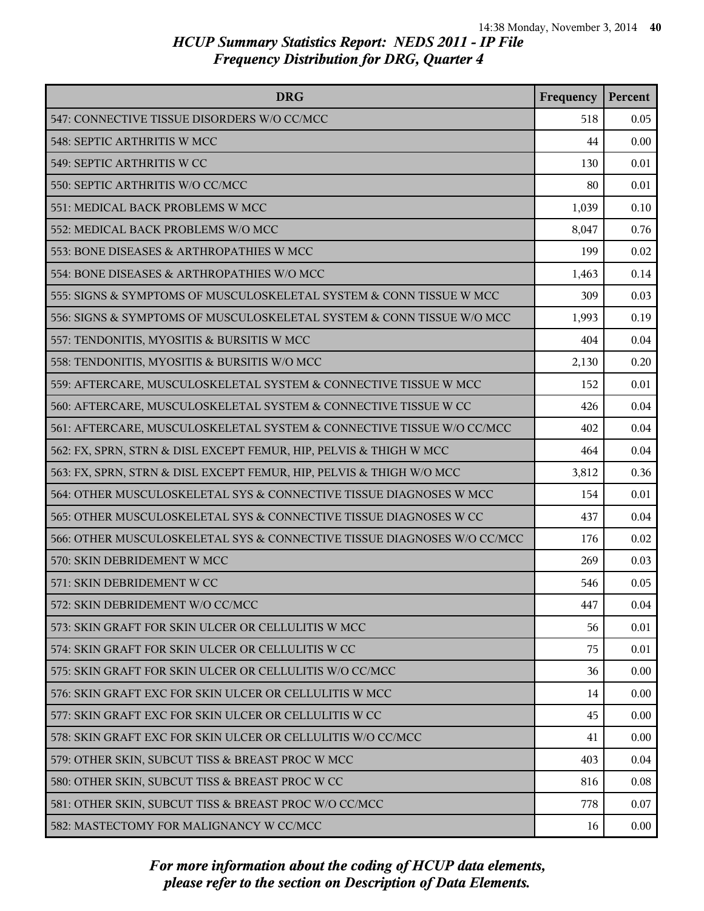# HCUP Summary Statistics Report: NEDS 2011 - IP File
## Frequency Distribution for DRG, Quarter 4

| DRG | Frequency | Percent |
|---|---|---|
| 547: CONNECTIVE TISSUE DISORDERS W/O CC/MCC | 518 | 0.05 |
| 548: SEPTIC ARTHRITIS W MCC | 44 | 0.00 |
| 549: SEPTIC ARTHRITIS W CC | 130 | 0.01 |
| 550: SEPTIC ARTHRITIS W/O CC/MCC | 80 | 0.01 |
| 551: MEDICAL BACK PROBLEMS W MCC | 1,039 | 0.10 |
| 552: MEDICAL BACK PROBLEMS W/O MCC | 8,047 | 0.76 |
| 553: BONE DISEASES & ARTHROPATHIES W MCC | 199 | 0.02 |
| 554: BONE DISEASES & ARTHROPATHIES W/O MCC | 1,463 | 0.14 |
| 555: SIGNS & SYMPTOMS OF MUSCULOSKELETAL SYSTEM & CONN TISSUE W MCC | 309 | 0.03 |
| 556: SIGNS & SYMPTOMS OF MUSCULOSKELETAL SYSTEM & CONN TISSUE W/O MCC | 1,993 | 0.19 |
| 557: TENDONITIS, MYOSITIS & BURSITIS W MCC | 404 | 0.04 |
| 558: TENDONITIS, MYOSITIS & BURSITIS W/O MCC | 2,130 | 0.20 |
| 559: AFTERCARE, MUSCULOSKELETAL SYSTEM & CONNECTIVE TISSUE W MCC | 152 | 0.01 |
| 560: AFTERCARE, MUSCULOSKELETAL SYSTEM & CONNECTIVE TISSUE W CC | 426 | 0.04 |
| 561: AFTERCARE, MUSCULOSKELETAL SYSTEM & CONNECTIVE TISSUE W/O CC/MCC | 402 | 0.04 |
| 562: FX, SPRN, STRN & DISL EXCEPT FEMUR, HIP, PELVIS & THIGH W MCC | 464 | 0.04 |
| 563: FX, SPRN, STRN & DISL EXCEPT FEMUR, HIP, PELVIS & THIGH W/O MCC | 3,812 | 0.36 |
| 564: OTHER MUSCULOSKELETAL SYS & CONNECTIVE TISSUE DIAGNOSES W MCC | 154 | 0.01 |
| 565: OTHER MUSCULOSKELETAL SYS & CONNECTIVE TISSUE DIAGNOSES W CC | 437 | 0.04 |
| 566: OTHER MUSCULOSKELETAL SYS & CONNECTIVE TISSUE DIAGNOSES W/O CC/MCC | 176 | 0.02 |
| 570: SKIN DEBRIDEMENT W MCC | 269 | 0.03 |
| 571: SKIN DEBRIDEMENT W CC | 546 | 0.05 |
| 572: SKIN DEBRIDEMENT W/O CC/MCC | 447 | 0.04 |
| 573: SKIN GRAFT FOR SKIN ULCER OR CELLULITIS W MCC | 56 | 0.01 |
| 574: SKIN GRAFT FOR SKIN ULCER OR CELLULITIS W CC | 75 | 0.01 |
| 575: SKIN GRAFT FOR SKIN ULCER OR CELLULITIS W/O CC/MCC | 36 | 0.00 |
| 576: SKIN GRAFT EXC FOR SKIN ULCER OR CELLULITIS W MCC | 14 | 0.00 |
| 577: SKIN GRAFT EXC FOR SKIN ULCER OR CELLULITIS W CC | 45 | 0.00 |
| 578: SKIN GRAFT EXC FOR SKIN ULCER OR CELLULITIS W/O CC/MCC | 41 | 0.00 |
| 579: OTHER SKIN, SUBCUT TISS & BREAST PROC W MCC | 403 | 0.04 |
| 580: OTHER SKIN, SUBCUT TISS & BREAST PROC W CC | 816 | 0.08 |
| 581: OTHER SKIN, SUBCUT TISS & BREAST PROC W/O CC/MCC | 778 | 0.07 |
| 582: MASTECTOMY FOR MALIGNANCY W CC/MCC | 16 | 0.00 |

*For more information about the coding of HCUP data elements, please refer to the section on Description of Data Elements.*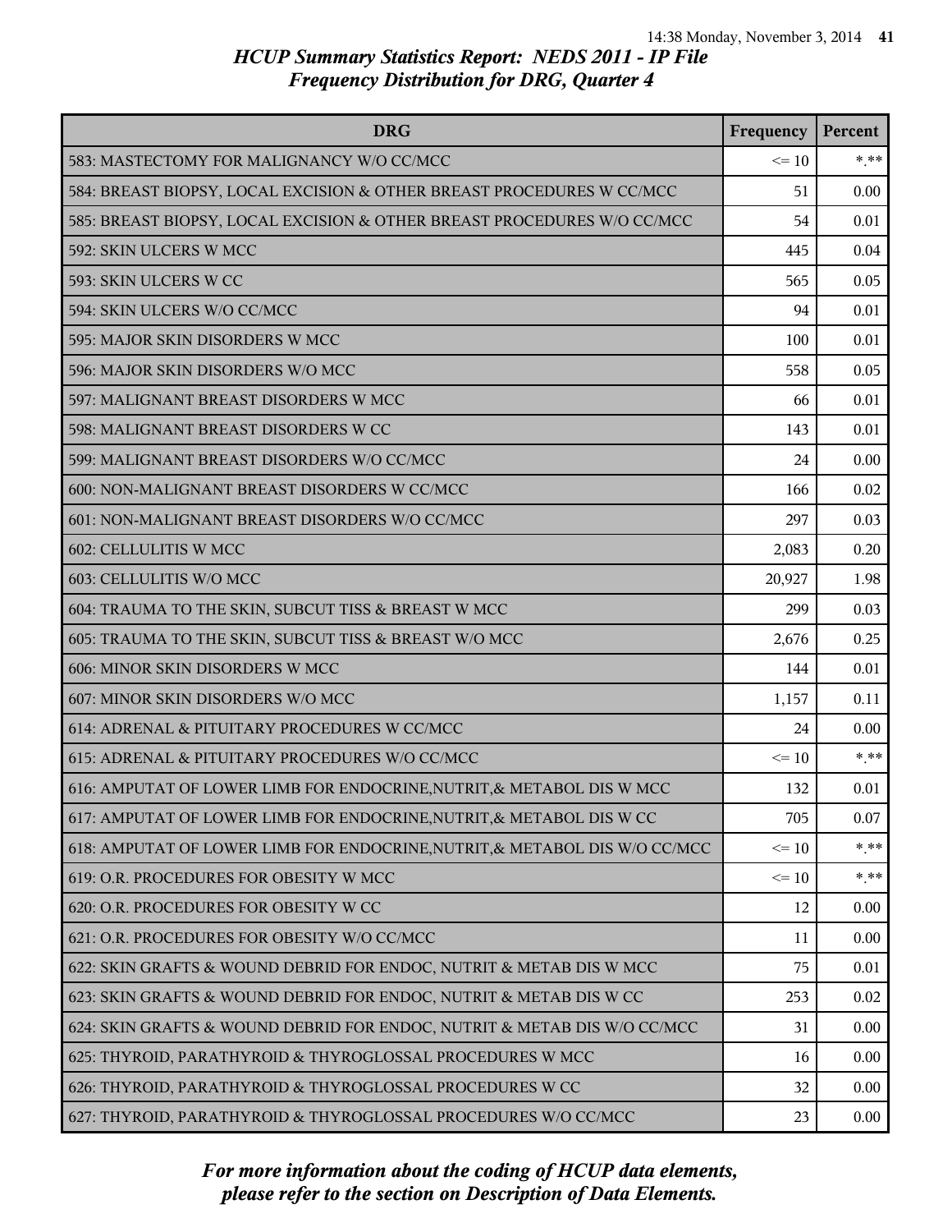# HCUP Summary Statistics Report: NEDS 2011 - IP File
## Frequency Distribution for DRG, Quarter 4

| DRG | Frequency | Percent |
|---|---|---|
| 583: MASTECTOMY FOR MALIGNANCY W/O CC/MCC | <= 10 | *.** |
| 584: BREAST BIOPSY, LOCAL EXCISION & OTHER BREAST PROCEDURES W CC/MCC | 51 | 0.00 |
| 585: BREAST BIOPSY, LOCAL EXCISION & OTHER BREAST PROCEDURES W/O CC/MCC | 54 | 0.01 |
| 592: SKIN ULCERS W MCC | 445 | 0.04 |
| 593: SKIN ULCERS W CC | 565 | 0.05 |
| 594: SKIN ULCERS W/O CC/MCC | 94 | 0.01 |
| 595: MAJOR SKIN DISORDERS W MCC | 100 | 0.01 |
| 596: MAJOR SKIN DISORDERS W/O MCC | 558 | 0.05 |
| 597: MALIGNANT BREAST DISORDERS W MCC | 66 | 0.01 |
| 598: MALIGNANT BREAST DISORDERS W CC | 143 | 0.01 |
| 599: MALIGNANT BREAST DISORDERS W/O CC/MCC | 24 | 0.00 |
| 600: NON-MALIGNANT BREAST DISORDERS W CC/MCC | 166 | 0.02 |
| 601: NON-MALIGNANT BREAST DISORDERS W/O CC/MCC | 297 | 0.03 |
| 602: CELLULITIS W MCC | 2,083 | 0.20 |
| 603: CELLULITIS W/O MCC | 20,927 | 1.98 |
| 604: TRAUMA TO THE SKIN, SUBCUT TISS & BREAST W MCC | 299 | 0.03 |
| 605: TRAUMA TO THE SKIN, SUBCUT TISS & BREAST W/O MCC | 2,676 | 0.25 |
| 606: MINOR SKIN DISORDERS W MCC | 144 | 0.01 |
| 607: MINOR SKIN DISORDERS W/O MCC | 1,157 | 0.11 |
| 614: ADRENAL & PITUITARY PROCEDURES W CC/MCC | 24 | 0.00 |
| 615: ADRENAL & PITUITARY PROCEDURES W/O CC/MCC | <= 10 | *.** |
| 616: AMPUTAT OF LOWER LIMB FOR ENDOCRINE,NUTRIT,& METABOL DIS W MCC | 132 | 0.01 |
| 617: AMPUTAT OF LOWER LIMB FOR ENDOCRINE,NUTRIT,& METABOL DIS W CC | 705 | 0.07 |
| 618: AMPUTAT OF LOWER LIMB FOR ENDOCRINE,NUTRIT,& METABOL DIS W/O CC/MCC | <= 10 | *.** |
| 619: O.R. PROCEDURES FOR OBESITY W MCC | <= 10 | *.** |
| 620: O.R. PROCEDURES FOR OBESITY W CC | 12 | 0.00 |
| 621: O.R. PROCEDURES FOR OBESITY W/O CC/MCC | 11 | 0.00 |
| 622: SKIN GRAFTS & WOUND DEBRID FOR ENDOC, NUTRIT & METAB DIS W MCC | 75 | 0.01 |
| 623: SKIN GRAFTS & WOUND DEBRID FOR ENDOC, NUTRIT & METAB DIS W CC | 253 | 0.02 |
| 624: SKIN GRAFTS & WOUND DEBRID FOR ENDOC, NUTRIT & METAB DIS W/O CC/MCC | 31 | 0.00 |
| 625: THYROID, PARATHYROID & THYROGLOSSAL PROCEDURES W MCC | 16 | 0.00 |
| 626: THYROID, PARATHYROID & THYROGLOSSAL PROCEDURES W CC | 32 | 0.00 |
| 627: THYROID, PARATHYROID & THYROGLOSSAL PROCEDURES W/O CC/MCC | 23 | 0.00 |

*For more information about the coding of HCUP data elements, please refer to the section on Description of Data Elements.*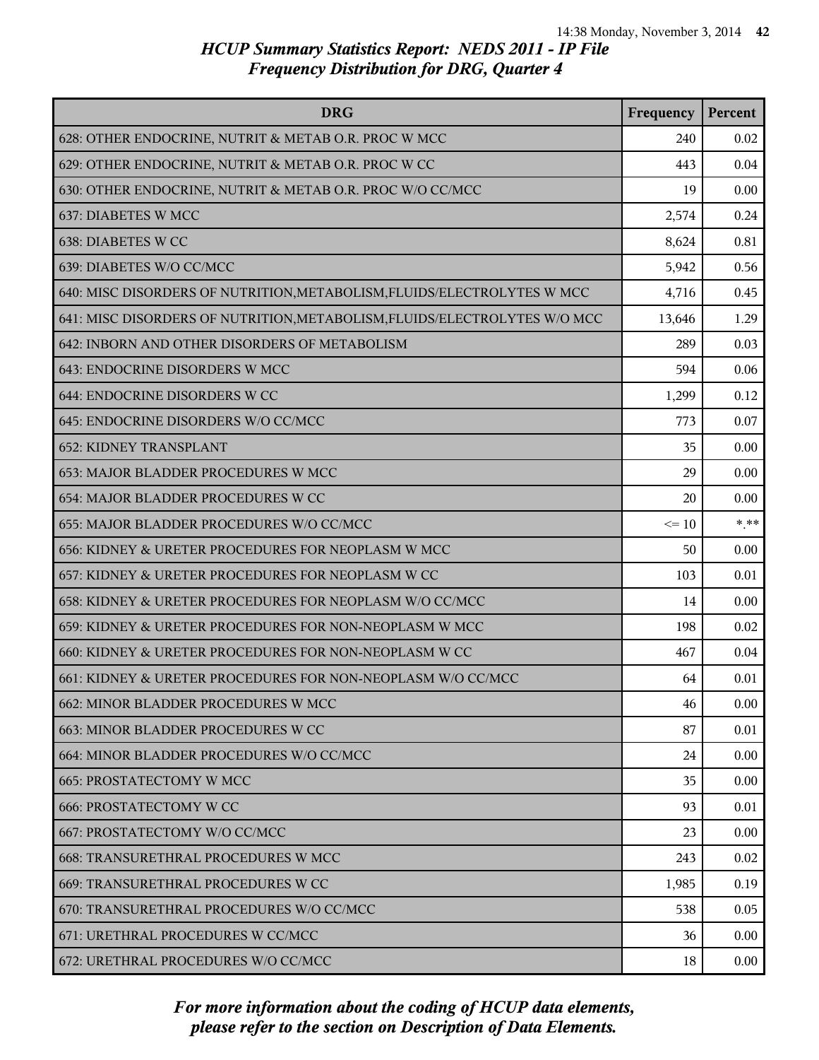# HCUP Summary Statistics Report: NEDS 2011 - IP File
## Frequency Distribution for DRG, Quarter 4

| DRG | Frequency | Percent |
|---|---|---|
| 628: OTHER ENDOCRINE, NUTRIT & METAB O.R. PROC W MCC | 240 | 0.02 |
| 629: OTHER ENDOCRINE, NUTRIT & METAB O.R. PROC W CC | 443 | 0.04 |
| 630: OTHER ENDOCRINE, NUTRIT & METAB O.R. PROC W/O CC/MCC | 19 | 0.00 |
| 637: DIABETES W MCC | 2,574 | 0.24 |
| 638: DIABETES W CC | 8,624 | 0.81 |
| 639: DIABETES W/O CC/MCC | 5,942 | 0.56 |
| 640: MISC DISORDERS OF NUTRITION,METABOLISM,FLUIDS/ELECTROLYTES W MCC | 4,716 | 0.45 |
| 641: MISC DISORDERS OF NUTRITION,METABOLISM,FLUIDS/ELECTROLYTES W/O MCC | 13,646 | 1.29 |
| 642: INBORN AND OTHER DISORDERS OF METABOLISM | 289 | 0.03 |
| 643: ENDOCRINE DISORDERS W MCC | 594 | 0.06 |
| 644: ENDOCRINE DISORDERS W CC | 1,299 | 0.12 |
| 645: ENDOCRINE DISORDERS W/O CC/MCC | 773 | 0.07 |
| 652: KIDNEY TRANSPLANT | 35 | 0.00 |
| 653: MAJOR BLADDER PROCEDURES W MCC | 29 | 0.00 |
| 654: MAJOR BLADDER PROCEDURES W CC | 20 | 0.00 |
| 655: MAJOR BLADDER PROCEDURES W/O CC/MCC | <= 10 | *.** |
| 656: KIDNEY & URETER PROCEDURES FOR NEOPLASM W MCC | 50 | 0.00 |
| 657: KIDNEY & URETER PROCEDURES FOR NEOPLASM W CC | 103 | 0.01 |
| 658: KIDNEY & URETER PROCEDURES FOR NEOPLASM W/O CC/MCC | 14 | 0.00 |
| 659: KIDNEY & URETER PROCEDURES FOR NON-NEOPLASM W MCC | 198 | 0.02 |
| 660: KIDNEY & URETER PROCEDURES FOR NON-NEOPLASM W CC | 467 | 0.04 |
| 661: KIDNEY & URETER PROCEDURES FOR NON-NEOPLASM W/O CC/MCC | 64 | 0.01 |
| 662: MINOR BLADDER PROCEDURES W MCC | 46 | 0.00 |
| 663: MINOR BLADDER PROCEDURES W CC | 87 | 0.01 |
| 664: MINOR BLADDER PROCEDURES W/O CC/MCC | 24 | 0.00 |
| 665: PROSTATECTOMY W MCC | 35 | 0.00 |
| 666: PROSTATECTOMY W CC | 93 | 0.01 |
| 667: PROSTATECTOMY W/O CC/MCC | 23 | 0.00 |
| 668: TRANSURETHRAL PROCEDURES W MCC | 243 | 0.02 |
| 669: TRANSURETHRAL PROCEDURES W CC | 1,985 | 0.19 |
| 670: TRANSURETHRAL PROCEDURES W/O CC/MCC | 538 | 0.05 |
| 671: URETHRAL PROCEDURES W CC/MCC | 36 | 0.00 |
| 672: URETHRAL PROCEDURES W/O CC/MCC | 18 | 0.00 |

*For more information about the coding of HCUP data elements, please refer to the section on Description of Data Elements.*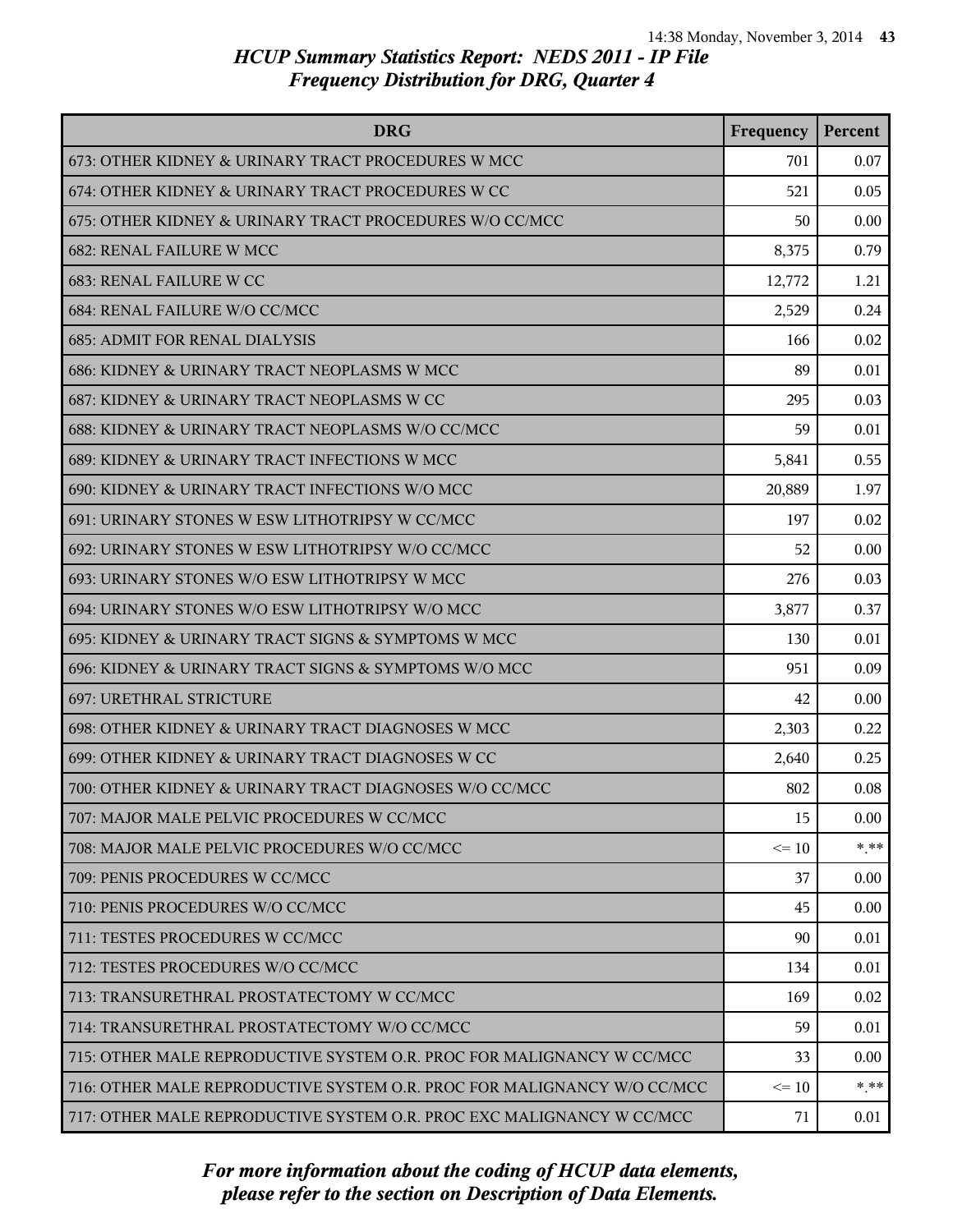# HCUP Summary Statistics Report: NEDS 2011 - IP File
## Frequency Distribution for DRG, Quarter 4

| DRG | Frequency | Percent |
|---|---|---|
| 673: OTHER KIDNEY & URINARY TRACT PROCEDURES W MCC | 701 | 0.07 |
| 674: OTHER KIDNEY & URINARY TRACT PROCEDURES W CC | 521 | 0.05 |
| 675: OTHER KIDNEY & URINARY TRACT PROCEDURES W/O CC/MCC | 50 | 0.00 |
| 682: RENAL FAILURE W MCC | 8,375 | 0.79 |
| 683: RENAL FAILURE W CC | 12,772 | 1.21 |
| 684: RENAL FAILURE W/O CC/MCC | 2,529 | 0.24 |
| 685: ADMIT FOR RENAL DIALYSIS | 166 | 0.02 |
| 686: KIDNEY & URINARY TRACT NEOPLASMS W MCC | 89 | 0.01 |
| 687: KIDNEY & URINARY TRACT NEOPLASMS W CC | 295 | 0.03 |
| 688: KIDNEY & URINARY TRACT NEOPLASMS W/O CC/MCC | 59 | 0.01 |
| 689: KIDNEY & URINARY TRACT INFECTIONS W MCC | 5,841 | 0.55 |
| 690: KIDNEY & URINARY TRACT INFECTIONS W/O MCC | 20,889 | 1.97 |
| 691: URINARY STONES W ESW LITHOTRIPSY W CC/MCC | 197 | 0.02 |
| 692: URINARY STONES W ESW LITHOTRIPSY W/O CC/MCC | 52 | 0.00 |
| 693: URINARY STONES W/O ESW LITHOTRIPSY W MCC | 276 | 0.03 |
| 694: URINARY STONES W/O ESW LITHOTRIPSY W/O MCC | 3,877 | 0.37 |
| 695: KIDNEY & URINARY TRACT SIGNS & SYMPTOMS W MCC | 130 | 0.01 |
| 696: KIDNEY & URINARY TRACT SIGNS & SYMPTOMS W/O MCC | 951 | 0.09 |
| 697: URETHRAL STRICTURE | 42 | 0.00 |
| 698: OTHER KIDNEY & URINARY TRACT DIAGNOSES W MCC | 2,303 | 0.22 |
| 699: OTHER KIDNEY & URINARY TRACT DIAGNOSES W CC | 2,640 | 0.25 |
| 700: OTHER KIDNEY & URINARY TRACT DIAGNOSES W/O CC/MCC | 802 | 0.08 |
| 707: MAJOR MALE PELVIC PROCEDURES W CC/MCC | 15 | 0.00 |
| 708: MAJOR MALE PELVIC PROCEDURES W/O CC/MCC | <= 10 | *.** |
| 709: PENIS PROCEDURES W CC/MCC | 37 | 0.00 |
| 710: PENIS PROCEDURES W/O CC/MCC | 45 | 0.00 |
| 711: TESTES PROCEDURES W CC/MCC | 90 | 0.01 |
| 712: TESTES PROCEDURES W/O CC/MCC | 134 | 0.01 |
| 713: TRANSURETHRAL PROSTATECTOMY W CC/MCC | 169 | 0.02 |
| 714: TRANSURETHRAL PROSTATECTOMY W/O CC/MCC | 59 | 0.01 |
| 715: OTHER MALE REPRODUCTIVE SYSTEM O.R. PROC FOR MALIGNANCY W CC/MCC | 33 | 0.00 |
| 716: OTHER MALE REPRODUCTIVE SYSTEM O.R. PROC FOR MALIGNANCY W/O CC/MCC | <= 10 | *.** |
| 717: OTHER MALE REPRODUCTIVE SYSTEM O.R. PROC EXC MALIGNANCY W CC/MCC | 71 | 0.01 |

*For more information about the coding of HCUP data elements, please refer to the section on Description of Data Elements.*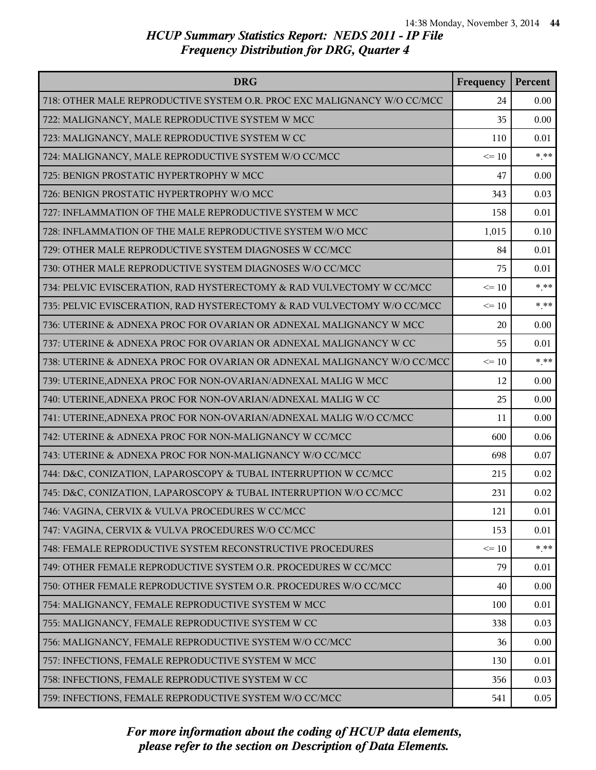# HCUP Summary Statistics Report: NEDS 2011 - IP File
## Frequency Distribution for DRG, Quarter 4

| DRG | Frequency | Percent |
|---|---|---|
| 718: OTHER MALE REPRODUCTIVE SYSTEM O.R. PROC EXC MALIGNANCY W/O CC/MCC | 24 | 0.00 |
| 722: MALIGNANCY, MALE REPRODUCTIVE SYSTEM W MCC | 35 | 0.00 |
| 723: MALIGNANCY, MALE REPRODUCTIVE SYSTEM W CC | 110 | 0.01 |
| 724: MALIGNANCY, MALE REPRODUCTIVE SYSTEM W/O CC/MCC | <= 10 | *.** |
| 725: BENIGN PROSTATIC HYPERTROPHY W MCC | 47 | 0.00 |
| 726: BENIGN PROSTATIC HYPERTROPHY W/O MCC | 343 | 0.03 |
| 727: INFLAMMATION OF THE MALE REPRODUCTIVE SYSTEM W MCC | 158 | 0.01 |
| 728: INFLAMMATION OF THE MALE REPRODUCTIVE SYSTEM W/O MCC | 1,015 | 0.10 |
| 729: OTHER MALE REPRODUCTIVE SYSTEM DIAGNOSES W CC/MCC | 84 | 0.01 |
| 730: OTHER MALE REPRODUCTIVE SYSTEM DIAGNOSES W/O CC/MCC | 75 | 0.01 |
| 734: PELVIC EVISCERATION, RAD HYSTERECTOMY & RAD VULVECTOMY W CC/MCC | <= 10 | *.** |
| 735: PELVIC EVISCERATION, RAD HYSTERECTOMY & RAD VULVECTOMY W/O CC/MCC | <= 10 | *.** |
| 736: UTERINE & ADNEXA PROC FOR OVARIAN OR ADNEXAL MALIGNANCY W MCC | 20 | 0.00 |
| 737: UTERINE & ADNEXA PROC FOR OVARIAN OR ADNEXAL MALIGNANCY W CC | 55 | 0.01 |
| 738: UTERINE & ADNEXA PROC FOR OVARIAN OR ADNEXAL MALIGNANCY W/O CC/MCC | <= 10 | *.** |
| 739: UTERINE,ADNEXA PROC FOR NON-OVARIAN/ADNEXAL MALIG W MCC | 12 | 0.00 |
| 740: UTERINE,ADNEXA PROC FOR NON-OVARIAN/ADNEXAL MALIG W CC | 25 | 0.00 |
| 741: UTERINE,ADNEXA PROC FOR NON-OVARIAN/ADNEXAL MALIG W/O CC/MCC | 11 | 0.00 |
| 742: UTERINE & ADNEXA PROC FOR NON-MALIGNANCY W CC/MCC | 600 | 0.06 |
| 743: UTERINE & ADNEXA PROC FOR NON-MALIGNANCY W/O CC/MCC | 698 | 0.07 |
| 744: D&C, CONIZATION, LAPAROSCOPY & TUBAL INTERRUPTION W CC/MCC | 215 | 0.02 |
| 745: D&C, CONIZATION, LAPAROSCOPY & TUBAL INTERRUPTION W/O CC/MCC | 231 | 0.02 |
| 746: VAGINA, CERVIX & VULVA PROCEDURES W CC/MCC | 121 | 0.01 |
| 747: VAGINA, CERVIX & VULVA PROCEDURES W/O CC/MCC | 153 | 0.01 |
| 748: FEMALE REPRODUCTIVE SYSTEM RECONSTRUCTIVE PROCEDURES | <= 10 | *.** |
| 749: OTHER FEMALE REPRODUCTIVE SYSTEM O.R. PROCEDURES W CC/MCC | 79 | 0.01 |
| 750: OTHER FEMALE REPRODUCTIVE SYSTEM O.R. PROCEDURES W/O CC/MCC | 40 | 0.00 |
| 754: MALIGNANCY, FEMALE REPRODUCTIVE SYSTEM W MCC | 100 | 0.01 |
| 755: MALIGNANCY, FEMALE REPRODUCTIVE SYSTEM W CC | 338 | 0.03 |
| 756: MALIGNANCY, FEMALE REPRODUCTIVE SYSTEM W/O CC/MCC | 36 | 0.00 |
| 757: INFECTIONS, FEMALE REPRODUCTIVE SYSTEM W MCC | 130 | 0.01 |
| 758: INFECTIONS, FEMALE REPRODUCTIVE SYSTEM W CC | 356 | 0.03 |
| 759: INFECTIONS, FEMALE REPRODUCTIVE SYSTEM W/O CC/MCC | 541 | 0.05 |

*For more information about the coding of HCUP data elements, please refer to the section on Description of Data Elements.*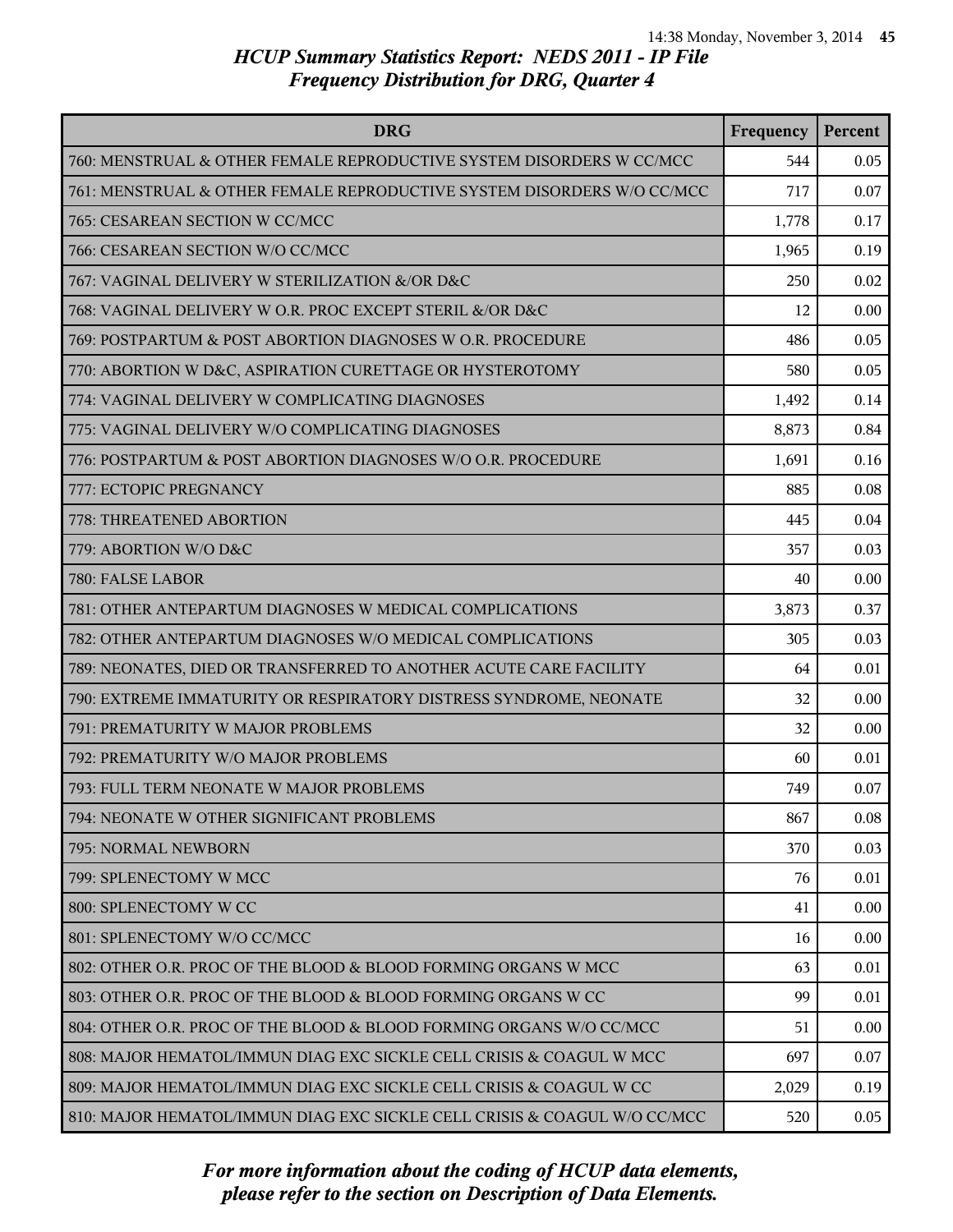*HCUP Summary Statistics Report: NEDS 2011 - IP File*
*Frequency Distribution for DRG, Quarter 4*

| DRG | Frequency | Percent |
|---|---|---|
| 760: MENSTRUAL & OTHER FEMALE REPRODUCTIVE SYSTEM DISORDERS W CC/MCC | 544 | 0.05 |
| 761: MENSTRUAL & OTHER FEMALE REPRODUCTIVE SYSTEM DISORDERS W/O CC/MCC | 717 | 0.07 |
| 765: CESAREAN SECTION W CC/MCC | 1,778 | 0.17 |
| 766: CESAREAN SECTION W/O CC/MCC | 1,965 | 0.19 |
| 767: VAGINAL DELIVERY W STERILIZATION &/OR D&C | 250 | 0.02 |
| 768: VAGINAL DELIVERY W O.R. PROC EXCEPT STERIL &/OR D&C | 12 | 0.00 |
| 769: POSTPARTUM & POST ABORTION DIAGNOSES W O.R. PROCEDURE | 486 | 0.05 |
| 770: ABORTION W D&C, ASPIRATION CURETTAGE OR HYSTEROTOMY | 580 | 0.05 |
| 774: VAGINAL DELIVERY W COMPLICATING DIAGNOSES | 1,492 | 0.14 |
| 775: VAGINAL DELIVERY W/O COMPLICATING DIAGNOSES | 8,873 | 0.84 |
| 776: POSTPARTUM & POST ABORTION DIAGNOSES W/O O.R. PROCEDURE | 1,691 | 0.16 |
| 777: ECTOPIC PREGNANCY | 885 | 0.08 |
| 778: THREATENED ABORTION | 445 | 0.04 |
| 779: ABORTION W/O D&C | 357 | 0.03 |
| 780: FALSE LABOR | 40 | 0.00 |
| 781: OTHER ANTEPARTUM DIAGNOSES W MEDICAL COMPLICATIONS | 3,873 | 0.37 |
| 782: OTHER ANTEPARTUM DIAGNOSES W/O MEDICAL COMPLICATIONS | 305 | 0.03 |
| 789: NEONATES, DIED OR TRANSFERRED TO ANOTHER ACUTE CARE FACILITY | 64 | 0.01 |
| 790: EXTREME IMMATURITY OR RESPIRATORY DISTRESS SYNDROME, NEONATE | 32 | 0.00 |
| 791: PREMATURITY W MAJOR PROBLEMS | 32 | 0.00 |
| 792: PREMATURITY W/O MAJOR PROBLEMS | 60 | 0.01 |
| 793: FULL TERM NEONATE W MAJOR PROBLEMS | 749 | 0.07 |
| 794: NEONATE W OTHER SIGNIFICANT PROBLEMS | 867 | 0.08 |
| 795: NORMAL NEWBORN | 370 | 0.03 |
| 799: SPLENECTOMY W MCC | 76 | 0.01 |
| 800: SPLENECTOMY W CC | 41 | 0.00 |
| 801: SPLENECTOMY W/O CC/MCC | 16 | 0.00 |
| 802: OTHER O.R. PROC OF THE BLOOD & BLOOD FORMING ORGANS W MCC | 63 | 0.01 |
| 803: OTHER O.R. PROC OF THE BLOOD & BLOOD FORMING ORGANS W CC | 99 | 0.01 |
| 804: OTHER O.R. PROC OF THE BLOOD & BLOOD FORMING ORGANS W/O CC/MCC | 51 | 0.00 |
| 808: MAJOR HEMATOL/IMMUN DIAG EXC SICKLE CELL CRISIS & COAGUL W MCC | 697 | 0.07 |
| 809: MAJOR HEMATOL/IMMUN DIAG EXC SICKLE CELL CRISIS & COAGUL W CC | 2,029 | 0.19 |
| 810: MAJOR HEMATOL/IMMUN DIAG EXC SICKLE CELL CRISIS & COAGUL W/O CC/MCC | 520 | 0.05 |

*For more information about the coding of HCUP data elements, please refer to the section on Description of Data Elements.*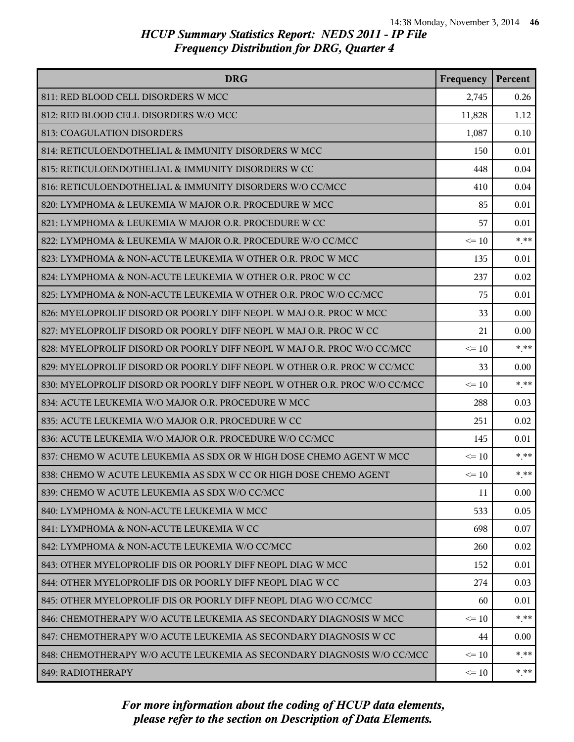## HCUP Summary Statistics Report: NEDS 2011 - IP File
### Frequency Distribution for DRG, Quarter 4

| DRG | Frequency | Percent |
|---|---|---|
| 811: RED BLOOD CELL DISORDERS W MCC | 2,745 | 0.26 |
| 812: RED BLOOD CELL DISORDERS W/O MCC | 11,828 | 1.12 |
| 813: COAGULATION DISORDERS | 1,087 | 0.10 |
| 814: RETICULOENDOTHELIAL & IMMUNITY DISORDERS W MCC | 150 | 0.01 |
| 815: RETICULOENDOTHELIAL & IMMUNITY DISORDERS W CC | 448 | 0.04 |
| 816: RETICULOENDOTHELIAL & IMMUNITY DISORDERS W/O CC/MCC | 410 | 0.04 |
| 820: LYMPHOMA & LEUKEMIA W MAJOR O.R. PROCEDURE W MCC | 85 | 0.01 |
| 821: LYMPHOMA & LEUKEMIA W MAJOR O.R. PROCEDURE W CC | 57 | 0.01 |
| 822: LYMPHOMA & LEUKEMIA W MAJOR O.R. PROCEDURE W/O CC/MCC | <= 10 | *.** |
| 823: LYMPHOMA & NON-ACUTE LEUKEMIA W OTHER O.R. PROC W MCC | 135 | 0.01 |
| 824: LYMPHOMA & NON-ACUTE LEUKEMIA W OTHER O.R. PROC W CC | 237 | 0.02 |
| 825: LYMPHOMA & NON-ACUTE LEUKEMIA W OTHER O.R. PROC W/O CC/MCC | 75 | 0.01 |
| 826: MYELOPROLIF DISORD OR POORLY DIFF NEOPL W MAJ O.R. PROC W MCC | 33 | 0.00 |
| 827: MYELOPROLIF DISORD OR POORLY DIFF NEOPL W MAJ O.R. PROC W CC | 21 | 0.00 |
| 828: MYELOPROLIF DISORD OR POORLY DIFF NEOPL W MAJ O.R. PROC W/O CC/MCC | <= 10 | *.** |
| 829: MYELOPROLIF DISORD OR POORLY DIFF NEOPL W OTHER O.R. PROC W CC/MCC | 33 | 0.00 |
| 830: MYELOPROLIF DISORD OR POORLY DIFF NEOPL W OTHER O.R. PROC W/O CC/MCC | <= 10 | *.** |
| 834: ACUTE LEUKEMIA W/O MAJOR O.R. PROCEDURE W MCC | 288 | 0.03 |
| 835: ACUTE LEUKEMIA W/O MAJOR O.R. PROCEDURE W CC | 251 | 0.02 |
| 836: ACUTE LEUKEMIA W/O MAJOR O.R. PROCEDURE W/O CC/MCC | 145 | 0.01 |
| 837: CHEMO W ACUTE LEUKEMIA AS SDX OR W HIGH DOSE CHEMO AGENT W MCC | <= 10 | *.** |
| 838: CHEMO W ACUTE LEUKEMIA AS SDX W CC OR HIGH DOSE CHEMO AGENT | <= 10 | *.** |
| 839: CHEMO W ACUTE LEUKEMIA AS SDX W/O CC/MCC | 11 | 0.00 |
| 840: LYMPHOMA & NON-ACUTE LEUKEMIA W MCC | 533 | 0.05 |
| 841: LYMPHOMA & NON-ACUTE LEUKEMIA W CC | 698 | 0.07 |
| 842: LYMPHOMA & NON-ACUTE LEUKEMIA W/O CC/MCC | 260 | 0.02 |
| 843: OTHER MYELOPROLIF DIS OR POORLY DIFF NEOPL DIAG W MCC | 152 | 0.01 |
| 844: OTHER MYELOPROLIF DIS OR POORLY DIFF NEOPL DIAG W CC | 274 | 0.03 |
| 845: OTHER MYELOPROLIF DIS OR POORLY DIFF NEOPL DIAG W/O CC/MCC | 60 | 0.01 |
| 846: CHEMOTHERAPY W/O ACUTE LEUKEMIA AS SECONDARY DIAGNOSIS W MCC | <= 10 | *.** |
| 847: CHEMOTHERAPY W/O ACUTE LEUKEMIA AS SECONDARY DIAGNOSIS W CC | 44 | 0.00 |
| 848: CHEMOTHERAPY W/O ACUTE LEUKEMIA AS SECONDARY DIAGNOSIS W/O CC/MCC | <= 10 | *.** |
| 849: RADIOTHERAPY | <= 10 | *.** |

*For more information about the coding of HCUP data elements, please refer to the section on Description of Data Elements.*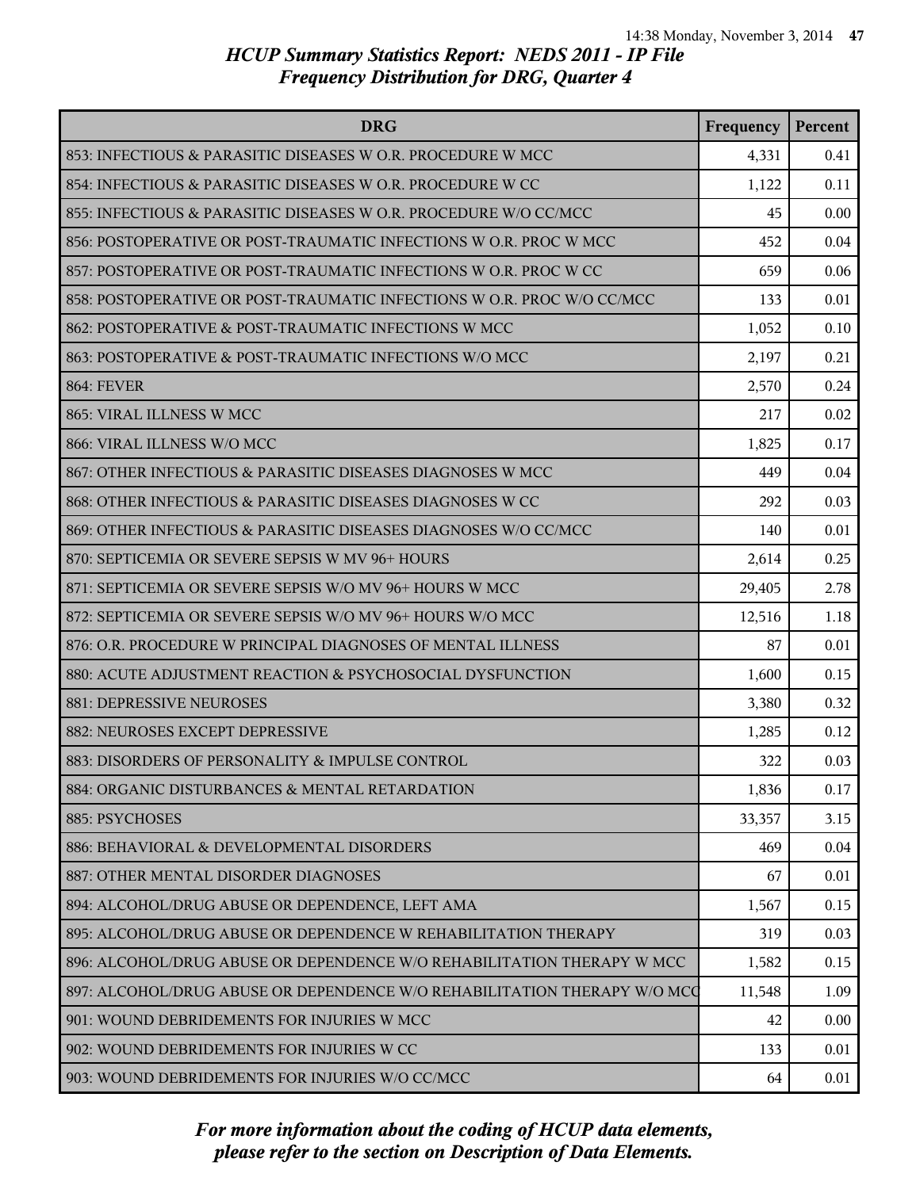*HCUP Summary Statistics Report: NEDS 2011 - IP File*
*Frequency Distribution for DRG, Quarter 4*

| DRG | Frequency | Percent |
|---|---|---|
| 853: INFECTIOUS & PARASITIC DISEASES W O.R. PROCEDURE W MCC | 4,331 | 0.41 |
| 854: INFECTIOUS & PARASITIC DISEASES W O.R. PROCEDURE W CC | 1,122 | 0.11 |
| 855: INFECTIOUS & PARASITIC DISEASES W O.R. PROCEDURE W/O CC/MCC | 45 | 0.00 |
| 856: POSTOPERATIVE OR POST-TRAUMATIC INFECTIONS W O.R. PROC W MCC | 452 | 0.04 |
| 857: POSTOPERATIVE OR POST-TRAUMATIC INFECTIONS W O.R. PROC W CC | 659 | 0.06 |
| 858: POSTOPERATIVE OR POST-TRAUMATIC INFECTIONS W O.R. PROC W/O CC/MCC | 133 | 0.01 |
| 862: POSTOPERATIVE & POST-TRAUMATIC INFECTIONS W MCC | 1,052 | 0.10 |
| 863: POSTOPERATIVE & POST-TRAUMATIC INFECTIONS W/O MCC | 2,197 | 0.21 |
| 864: FEVER | 2,570 | 0.24 |
| 865: VIRAL ILLNESS W MCC | 217 | 0.02 |
| 866: VIRAL ILLNESS W/O MCC | 1,825 | 0.17 |
| 867: OTHER INFECTIOUS & PARASITIC DISEASES DIAGNOSES W MCC | 449 | 0.04 |
| 868: OTHER INFECTIOUS & PARASITIC DISEASES DIAGNOSES W CC | 292 | 0.03 |
| 869: OTHER INFECTIOUS & PARASITIC DISEASES DIAGNOSES W/O CC/MCC | 140 | 0.01 |
| 870: SEPTICEMIA OR SEVERE SEPSIS W MV 96+ HOURS | 2,614 | 0.25 |
| 871: SEPTICEMIA OR SEVERE SEPSIS W/O MV 96+ HOURS W MCC | 29,405 | 2.78 |
| 872: SEPTICEMIA OR SEVERE SEPSIS W/O MV 96+ HOURS W/O MCC | 12,516 | 1.18 |
| 876: O.R. PROCEDURE W PRINCIPAL DIAGNOSES OF MENTAL ILLNESS | 87 | 0.01 |
| 880: ACUTE ADJUSTMENT REACTION & PSYCHOSOCIAL DYSFUNCTION | 1,600 | 0.15 |
| 881: DEPRESSIVE NEUROSES | 3,380 | 0.32 |
| 882: NEUROSES EXCEPT DEPRESSIVE | 1,285 | 0.12 |
| 883: DISORDERS OF PERSONALITY & IMPULSE CONTROL | 322 | 0.03 |
| 884: ORGANIC DISTURBANCES & MENTAL RETARDATION | 1,836 | 0.17 |
| 885: PSYCHOSES | 33,357 | 3.15 |
| 886: BEHAVIORAL & DEVELOPMENTAL DISORDERS | 469 | 0.04 |
| 887: OTHER MENTAL DISORDER DIAGNOSES | 67 | 0.01 |
| 894: ALCOHOL/DRUG ABUSE OR DEPENDENCE, LEFT AMA | 1,567 | 0.15 |
| 895: ALCOHOL/DRUG ABUSE OR DEPENDENCE W REHABILITATION THERAPY | 319 | 0.03 |
| 896: ALCOHOL/DRUG ABUSE OR DEPENDENCE W/O REHABILITATION THERAPY W MCC | 1,582 | 0.15 |
| 897: ALCOHOL/DRUG ABUSE OR DEPENDENCE W/O REHABILITATION THERAPY W/O MCC | 11,548 | 1.09 |
| 901: WOUND DEBRIDEMENTS FOR INJURIES W MCC | 42 | 0.00 |
| 902: WOUND DEBRIDEMENTS FOR INJURIES W CC | 133 | 0.01 |
| 903: WOUND DEBRIDEMENTS FOR INJURIES W/O CC/MCC | 64 | 0.01 |

*For more information about the coding of HCUP data elements, please refer to the section on Description of Data Elements.*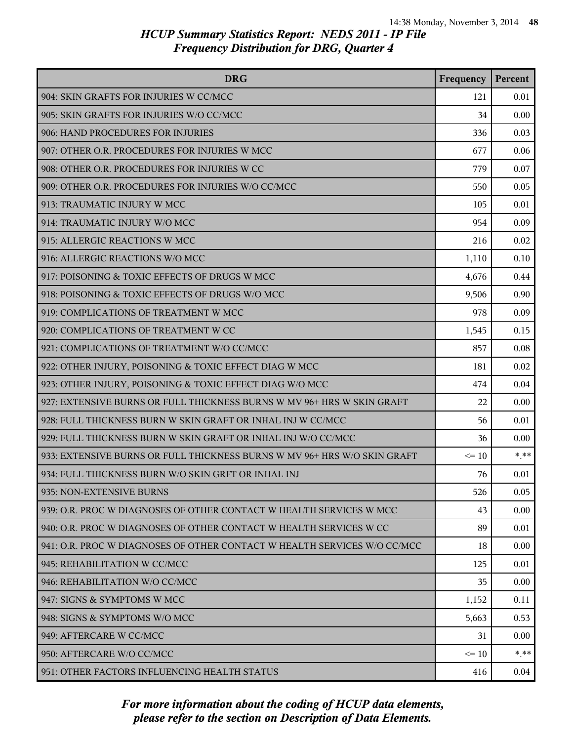# HCUP Summary Statistics Report: NEDS 2011 - IP File
## Frequency Distribution for DRG, Quarter 4

| DRG | Frequency | Percent |
|---|---|---|
| 904: SKIN GRAFTS FOR INJURIES W CC/MCC | 121 | 0.01 |
| 905: SKIN GRAFTS FOR INJURIES W/O CC/MCC | 34 | 0.00 |
| 906: HAND PROCEDURES FOR INJURIES | 336 | 0.03 |
| 907: OTHER O.R. PROCEDURES FOR INJURIES W MCC | 677 | 0.06 |
| 908: OTHER O.R. PROCEDURES FOR INJURIES W CC | 779 | 0.07 |
| 909: OTHER O.R. PROCEDURES FOR INJURIES W/O CC/MCC | 550 | 0.05 |
| 913: TRAUMATIC INJURY W MCC | 105 | 0.01 |
| 914: TRAUMATIC INJURY W/O MCC | 954 | 0.09 |
| 915: ALLERGIC REACTIONS W MCC | 216 | 0.02 |
| 916: ALLERGIC REACTIONS W/O MCC | 1,110 | 0.10 |
| 917: POISONING & TOXIC EFFECTS OF DRUGS W MCC | 4,676 | 0.44 |
| 918: POISONING & TOXIC EFFECTS OF DRUGS W/O MCC | 9,506 | 0.90 |
| 919: COMPLICATIONS OF TREATMENT W MCC | 978 | 0.09 |
| 920: COMPLICATIONS OF TREATMENT W CC | 1,545 | 0.15 |
| 921: COMPLICATIONS OF TREATMENT W/O CC/MCC | 857 | 0.08 |
| 922: OTHER INJURY, POISONING & TOXIC EFFECT DIAG W MCC | 181 | 0.02 |
| 923: OTHER INJURY, POISONING & TOXIC EFFECT DIAG W/O MCC | 474 | 0.04 |
| 927: EXTENSIVE BURNS OR FULL THICKNESS BURNS W MV 96+ HRS W SKIN GRAFT | 22 | 0.00 |
| 928: FULL THICKNESS BURN W SKIN GRAFT OR INHAL INJ W CC/MCC | 56 | 0.01 |
| 929: FULL THICKNESS BURN W SKIN GRAFT OR INHAL INJ W/O CC/MCC | 36 | 0.00 |
| 933: EXTENSIVE BURNS OR FULL THICKNESS BURNS W MV 96+ HRS W/O SKIN GRAFT | <= 10 | *.** |
| 934: FULL THICKNESS BURN W/O SKIN GRFT OR INHAL INJ | 76 | 0.01 |
| 935: NON-EXTENSIVE BURNS | 526 | 0.05 |
| 939: O.R. PROC W DIAGNOSES OF OTHER CONTACT W HEALTH SERVICES W MCC | 43 | 0.00 |
| 940: O.R. PROC W DIAGNOSES OF OTHER CONTACT W HEALTH SERVICES W CC | 89 | 0.01 |
| 941: O.R. PROC W DIAGNOSES OF OTHER CONTACT W HEALTH SERVICES W/O CC/MCC | 18 | 0.00 |
| 945: REHABILITATION W CC/MCC | 125 | 0.01 |
| 946: REHABILITATION W/O CC/MCC | 35 | 0.00 |
| 947: SIGNS & SYMPTOMS W MCC | 1,152 | 0.11 |
| 948: SIGNS & SYMPTOMS W/O MCC | 5,663 | 0.53 |
| 949: AFTERCARE W CC/MCC | 31 | 0.00 |
| 950: AFTERCARE W/O CC/MCC | <= 10 | *.** |
| 951: OTHER FACTORS INFLUENCING HEALTH STATUS | 416 | 0.04 |

*For more information about the coding of HCUP data elements, please refer to the section on Description of Data Elements.*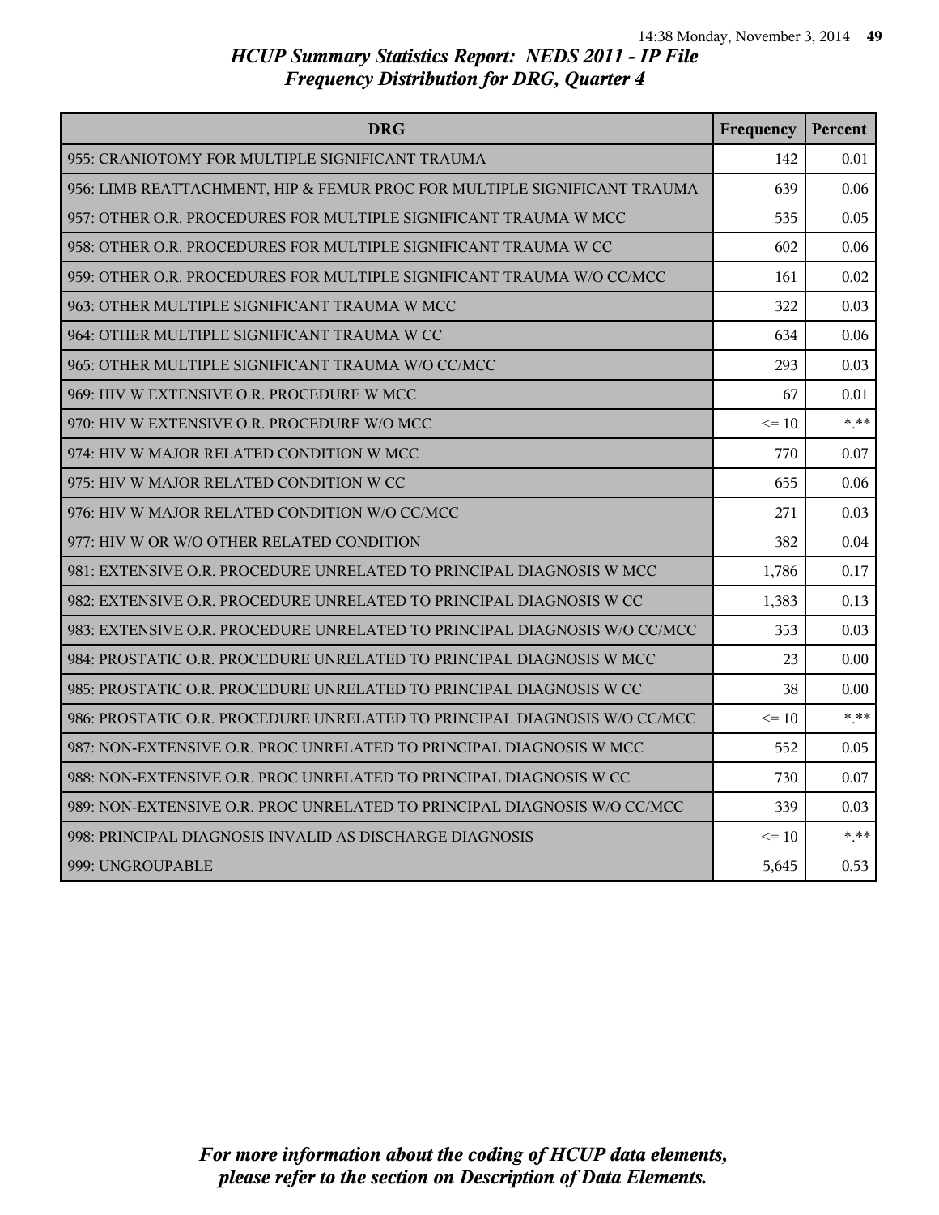# HCUP Summary Statistics Report: NEDS 2011 - IP File
## Frequency Distribution for DRG, Quarter 4

| DRG | Frequency | Percent |
|---|---|---|
| 955: CRANIOTOMY FOR MULTIPLE SIGNIFICANT TRAUMA | 142 | 0.01 |
| 956: LIMB REATTACHMENT, HIP & FEMUR PROC FOR MULTIPLE SIGNIFICANT TRAUMA | 639 | 0.06 |
| 957: OTHER O.R. PROCEDURES FOR MULTIPLE SIGNIFICANT TRAUMA W MCC | 535 | 0.05 |
| 958: OTHER O.R. PROCEDURES FOR MULTIPLE SIGNIFICANT TRAUMA W CC | 602 | 0.06 |
| 959: OTHER O.R. PROCEDURES FOR MULTIPLE SIGNIFICANT TRAUMA W/O CC/MCC | 161 | 0.02 |
| 963: OTHER MULTIPLE SIGNIFICANT TRAUMA W MCC | 322 | 0.03 |
| 964: OTHER MULTIPLE SIGNIFICANT TRAUMA W CC | 634 | 0.06 |
| 965: OTHER MULTIPLE SIGNIFICANT TRAUMA W/O CC/MCC | 293 | 0.03 |
| 969: HIV W EXTENSIVE O.R. PROCEDURE W MCC | 67 | 0.01 |
| 970: HIV W EXTENSIVE O.R. PROCEDURE W/O MCC | <= 10 | *.** |
| 974: HIV W MAJOR RELATED CONDITION W MCC | 770 | 0.07 |
| 975: HIV W MAJOR RELATED CONDITION W CC | 655 | 0.06 |
| 976: HIV W MAJOR RELATED CONDITION W/O CC/MCC | 271 | 0.03 |
| 977: HIV W OR W/O OTHER RELATED CONDITION | 382 | 0.04 |
| 981: EXTENSIVE O.R. PROCEDURE UNRELATED TO PRINCIPAL DIAGNOSIS W MCC | 1,786 | 0.17 |
| 982: EXTENSIVE O.R. PROCEDURE UNRELATED TO PRINCIPAL DIAGNOSIS W CC | 1,383 | 0.13 |
| 983: EXTENSIVE O.R. PROCEDURE UNRELATED TO PRINCIPAL DIAGNOSIS W/O CC/MCC | 353 | 0.03 |
| 984: PROSTATIC O.R. PROCEDURE UNRELATED TO PRINCIPAL DIAGNOSIS W MCC | 23 | 0.00 |
| 985: PROSTATIC O.R. PROCEDURE UNRELATED TO PRINCIPAL DIAGNOSIS W CC | 38 | 0.00 |
| 986: PROSTATIC O.R. PROCEDURE UNRELATED TO PRINCIPAL DIAGNOSIS W/O CC/MCC | <= 10 | *.** |
| 987: NON-EXTENSIVE O.R. PROC UNRELATED TO PRINCIPAL DIAGNOSIS W MCC | 552 | 0.05 |
| 988: NON-EXTENSIVE O.R. PROC UNRELATED TO PRINCIPAL DIAGNOSIS W CC | 730 | 0.07 |
| 989: NON-EXTENSIVE O.R. PROC UNRELATED TO PRINCIPAL DIAGNOSIS W/O CC/MCC | 339 | 0.03 |
| 998: PRINCIPAL DIAGNOSIS INVALID AS DISCHARGE DIAGNOSIS | <= 10 | *.** |
| 999: UNGROUPABLE | 5,645 | 0.53 |

*For more information about the coding of HCUP data elements, please refer to the section on Description of Data Elements.*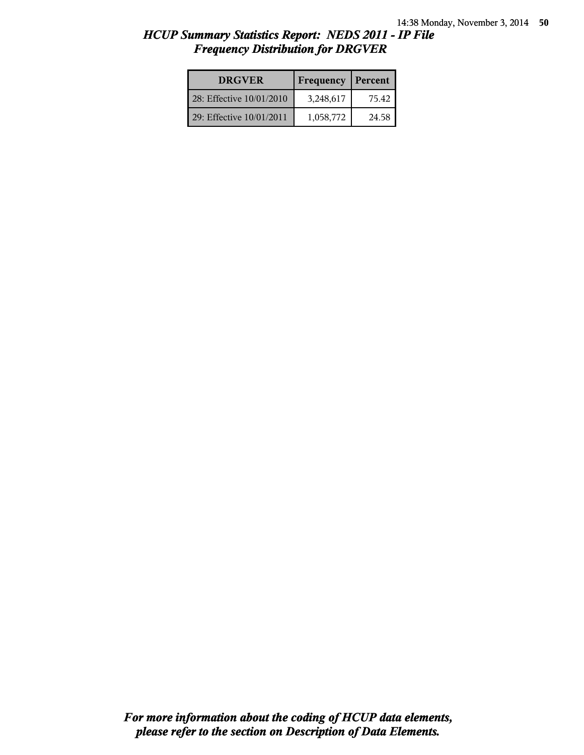# *HCUP Summary Statistics Report: NEDS 2011 - IP File*
## *Frequency Distribution for DRGVER*

| DRGVER | Frequency | Percent |
|---|---|---|
| 28: Effective 10/01/2010 | 3,248,617 | 75.42 |
| 29: Effective 10/01/2011 | 1,058,772 | 24.58 |

***For more information about the coding of HCUP data elements, please refer to the section on Description of Data Elements.***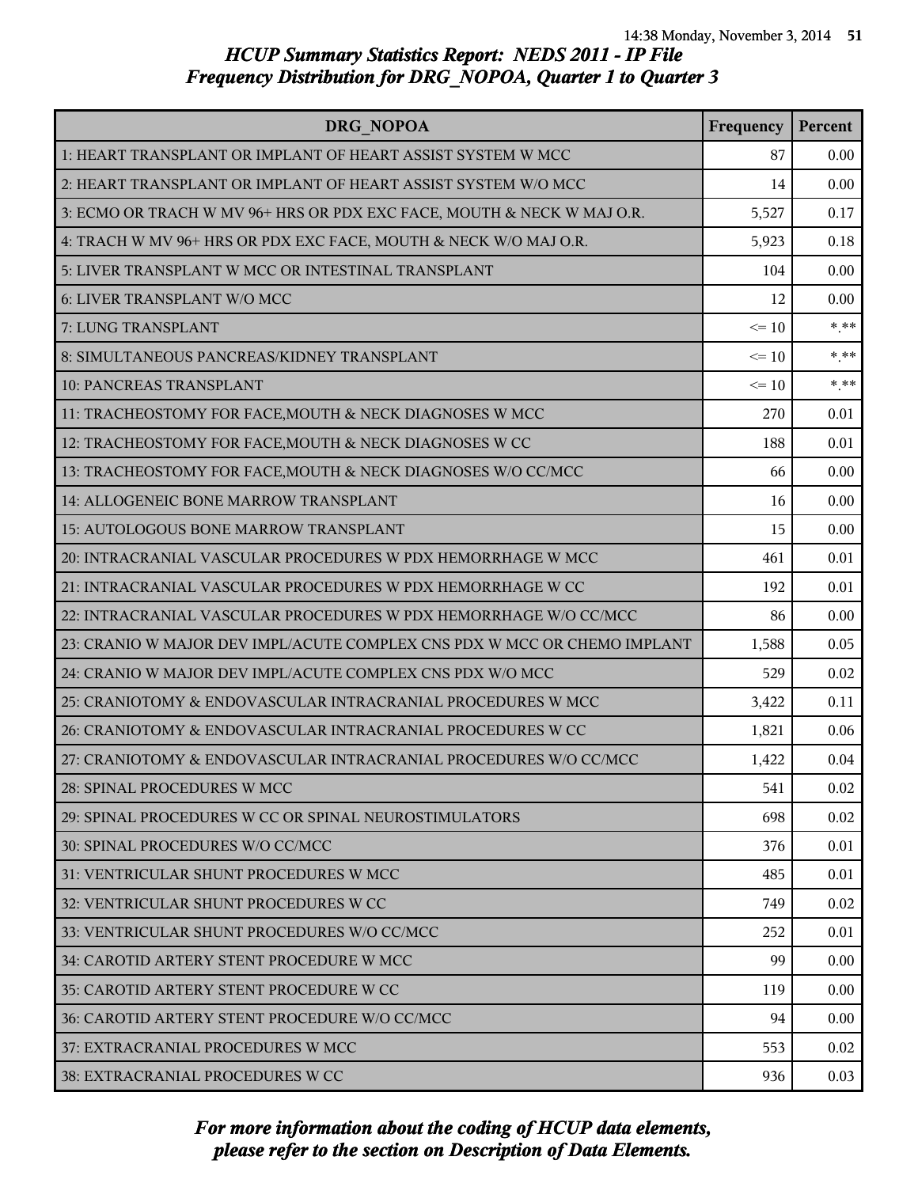# HCUP Summary Statistics Report: NEDS 2011 - IP File

## Frequency Distribution for DRG_NOPOA, Quarter 1 to Quarter 3

| DRG_NOPOA | Frequency | Percent |
|---|---|---|
| 1: HEART TRANSPLANT OR IMPLANT OF HEART ASSIST SYSTEM W MCC | 87 | 0.00 |
| 2: HEART TRANSPLANT OR IMPLANT OF HEART ASSIST SYSTEM W/O MCC | 14 | 0.00 |
| 3: ECMO OR TRACH W MV 96+ HRS OR PDX EXC FACE, MOUTH & NECK W MAJ O.R. | 5,527 | 0.17 |
| 4: TRACH W MV 96+ HRS OR PDX EXC FACE, MOUTH & NECK W/O MAJ O.R. | 5,923 | 0.18 |
| 5: LIVER TRANSPLANT W MCC OR INTESTINAL TRANSPLANT | 104 | 0.00 |
| 6: LIVER TRANSPLANT W/O MCC | 12 | 0.00 |
| 7: LUNG TRANSPLANT | <= 10 | *.** |
| 8: SIMULTANEOUS PANCREAS/KIDNEY TRANSPLANT | <= 10 | *.** |
| 10: PANCREAS TRANSPLANT | <= 10 | *.** |
| 11: TRACHEOSTOMY FOR FACE,MOUTH & NECK DIAGNOSES W MCC | 270 | 0.01 |
| 12: TRACHEOSTOMY FOR FACE,MOUTH & NECK DIAGNOSES W CC | 188 | 0.01 |
| 13: TRACHEOSTOMY FOR FACE,MOUTH & NECK DIAGNOSES W/O CC/MCC | 66 | 0.00 |
| 14: ALLOGENEIC BONE MARROW TRANSPLANT | 16 | 0.00 |
| 15: AUTOLOGOUS BONE MARROW TRANSPLANT | 15 | 0.00 |
| 20: INTRACRANIAL VASCULAR PROCEDURES W PDX HEMORRHAGE W MCC | 461 | 0.01 |
| 21: INTRACRANIAL VASCULAR PROCEDURES W PDX HEMORRHAGE W CC | 192 | 0.01 |
| 22: INTRACRANIAL VASCULAR PROCEDURES W PDX HEMORRHAGE W/O CC/MCC | 86 | 0.00 |
| 23: CRANIO W MAJOR DEV IMPL/ACUTE COMPLEX CNS PDX W MCC OR CHEMO IMPLANT | 1,588 | 0.05 |
| 24: CRANIO W MAJOR DEV IMPL/ACUTE COMPLEX CNS PDX W/O MCC | 529 | 0.02 |
| 25: CRANIOTOMY & ENDOVASCULAR INTRACRANIAL PROCEDURES W MCC | 3,422 | 0.11 |
| 26: CRANIOTOMY & ENDOVASCULAR INTRACRANIAL PROCEDURES W CC | 1,821 | 0.06 |
| 27: CRANIOTOMY & ENDOVASCULAR INTRACRANIAL PROCEDURES W/O CC/MCC | 1,422 | 0.04 |
| 28: SPINAL PROCEDURES W MCC | 541 | 0.02 |
| 29: SPINAL PROCEDURES W CC OR SPINAL NEUROSTIMULATORS | 698 | 0.02 |
| 30: SPINAL PROCEDURES W/O CC/MCC | 376 | 0.01 |
| 31: VENTRICULAR SHUNT PROCEDURES W MCC | 485 | 0.01 |
| 32: VENTRICULAR SHUNT PROCEDURES W CC | 749 | 0.02 |
| 33: VENTRICULAR SHUNT PROCEDURES W/O CC/MCC | 252 | 0.01 |
| 34: CAROTID ARTERY STENT PROCEDURE W MCC | 99 | 0.00 |
| 35: CAROTID ARTERY STENT PROCEDURE W CC | 119 | 0.00 |
| 36: CAROTID ARTERY STENT PROCEDURE W/O CC/MCC | 94 | 0.00 |
| 37: EXTRACRANIAL PROCEDURES W MCC | 553 | 0.02 |
| 38: EXTRACRANIAL PROCEDURES W CC | 936 | 0.03 |

*For more information about the coding of HCUP data elements, please refer to the section on Description of Data Elements.*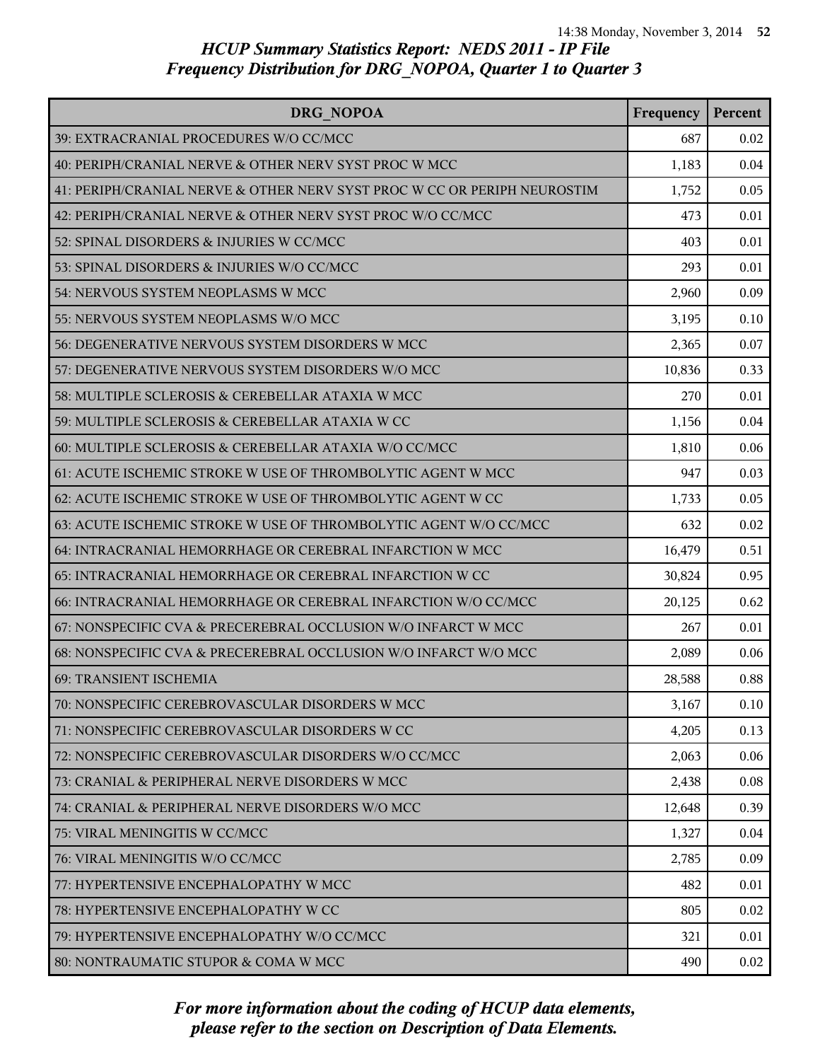# HCUP Summary Statistics Report: NEDS 2011 - IP File
## Frequency Distribution for DRG_NOPOA, Quarter 1 to Quarter 3

| DRG_NOPOA | Frequency | Percent |
|---|---|---|
| 39: EXTRACRANIAL PROCEDURES W/O CC/MCC | 687 | 0.02 |
| 40: PERIPH/CRANIAL NERVE & OTHER NERV SYST PROC W MCC | 1,183 | 0.04 |
| 41: PERIPH/CRANIAL NERVE & OTHER NERV SYST PROC W CC OR PERIPH NEUROSTIM | 1,752 | 0.05 |
| 42: PERIPH/CRANIAL NERVE & OTHER NERV SYST PROC W/O CC/MCC | 473 | 0.01 |
| 52: SPINAL DISORDERS & INJURIES W CC/MCC | 403 | 0.01 |
| 53: SPINAL DISORDERS & INJURIES W/O CC/MCC | 293 | 0.01 |
| 54: NERVOUS SYSTEM NEOPLASMS W MCC | 2,960 | 0.09 |
| 55: NERVOUS SYSTEM NEOPLASMS W/O MCC | 3,195 | 0.10 |
| 56: DEGENERATIVE NERVOUS SYSTEM DISORDERS W MCC | 2,365 | 0.07 |
| 57: DEGENERATIVE NERVOUS SYSTEM DISORDERS W/O MCC | 10,836 | 0.33 |
| 58: MULTIPLE SCLEROSIS & CEREBELLAR ATAXIA W MCC | 270 | 0.01 |
| 59: MULTIPLE SCLEROSIS & CEREBELLAR ATAXIA W CC | 1,156 | 0.04 |
| 60: MULTIPLE SCLEROSIS & CEREBELLAR ATAXIA W/O CC/MCC | 1,810 | 0.06 |
| 61: ACUTE ISCHEMIC STROKE W USE OF THROMBOLYTIC AGENT W MCC | 947 | 0.03 |
| 62: ACUTE ISCHEMIC STROKE W USE OF THROMBOLYTIC AGENT W CC | 1,733 | 0.05 |
| 63: ACUTE ISCHEMIC STROKE W USE OF THROMBOLYTIC AGENT W/O CC/MCC | 632 | 0.02 |
| 64: INTRACRANIAL HEMORRHAGE OR CEREBRAL INFARCTION W MCC | 16,479 | 0.51 |
| 65: INTRACRANIAL HEMORRHAGE OR CEREBRAL INFARCTION W CC | 30,824 | 0.95 |
| 66: INTRACRANIAL HEMORRHAGE OR CEREBRAL INFARCTION W/O CC/MCC | 20,125 | 0.62 |
| 67: NONSPECIFIC CVA & PRECEREBRAL OCCLUSION W/O INFARCT W MCC | 267 | 0.01 |
| 68: NONSPECIFIC CVA & PRECEREBRAL OCCLUSION W/O INFARCT W/O MCC | 2,089 | 0.06 |
| 69: TRANSIENT ISCHEMIA | 28,588 | 0.88 |
| 70: NONSPECIFIC CEREBROVASCULAR DISORDERS W MCC | 3,167 | 0.10 |
| 71: NONSPECIFIC CEREBROVASCULAR DISORDERS W CC | 4,205 | 0.13 |
| 72: NONSPECIFIC CEREBROVASCULAR DISORDERS W/O CC/MCC | 2,063 | 0.06 |
| 73: CRANIAL & PERIPHERAL NERVE DISORDERS W MCC | 2,438 | 0.08 |
| 74: CRANIAL & PERIPHERAL NERVE DISORDERS W/O MCC | 12,648 | 0.39 |
| 75: VIRAL MENINGITIS W CC/MCC | 1,327 | 0.04 |
| 76: VIRAL MENINGITIS W/O CC/MCC | 2,785 | 0.09 |
| 77: HYPERTENSIVE ENCEPHALOPATHY W MCC | 482 | 0.01 |
| 78: HYPERTENSIVE ENCEPHALOPATHY W CC | 805 | 0.02 |
| 79: HYPERTENSIVE ENCEPHALOPATHY W/O CC/MCC | 321 | 0.01 |
| 80: NONTRAUMATIC STUPOR & COMA W MCC | 490 | 0.02 |

*For more information about the coding of HCUP data elements, please refer to the section on Description of Data Elements.*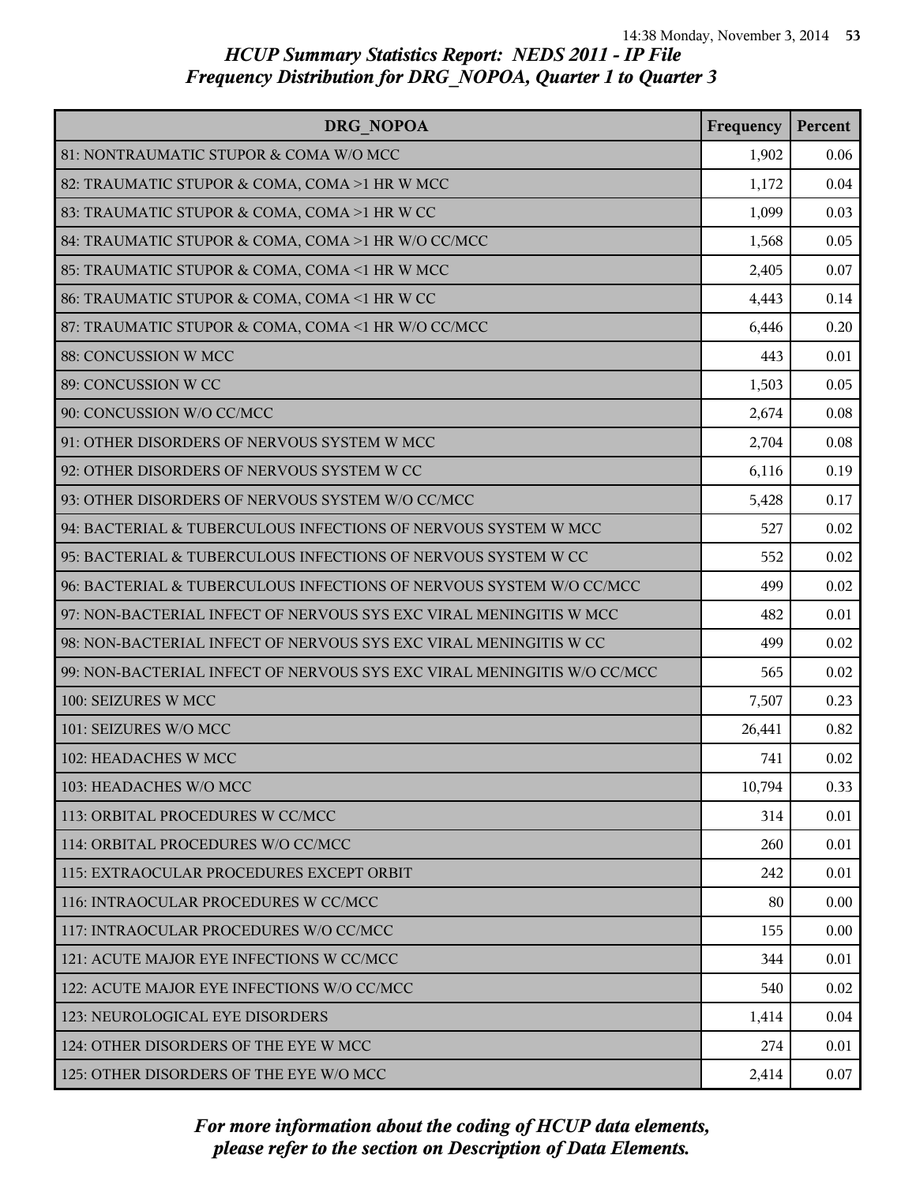## HCUP Summary Statistics Report: NEDS 2011 - IP File
## Frequency Distribution for DRG_NOPOA, Quarter 1 to Quarter 3

| DRG_NOPOA | Frequency | Percent |
|---|---|---|
| 81: NONTRAUMATIC STUPOR & COMA W/O MCC | 1,902 | 0.06 |
| 82: TRAUMATIC STUPOR & COMA, COMA >1 HR W MCC | 1,172 | 0.04 |
| 83: TRAUMATIC STUPOR & COMA, COMA >1 HR W CC | 1,099 | 0.03 |
| 84: TRAUMATIC STUPOR & COMA, COMA >1 HR W/O CC/MCC | 1,568 | 0.05 |
| 85: TRAUMATIC STUPOR & COMA, COMA <1 HR W MCC | 2,405 | 0.07 |
| 86: TRAUMATIC STUPOR & COMA, COMA <1 HR W CC | 4,443 | 0.14 |
| 87: TRAUMATIC STUPOR & COMA, COMA <1 HR W/O CC/MCC | 6,446 | 0.20 |
| 88: CONCUSSION W MCC | 443 | 0.01 |
| 89: CONCUSSION W CC | 1,503 | 0.05 |
| 90: CONCUSSION W/O CC/MCC | 2,674 | 0.08 |
| 91: OTHER DISORDERS OF NERVOUS SYSTEM W MCC | 2,704 | 0.08 |
| 92: OTHER DISORDERS OF NERVOUS SYSTEM W CC | 6,116 | 0.19 |
| 93: OTHER DISORDERS OF NERVOUS SYSTEM W/O CC/MCC | 5,428 | 0.17 |
| 94: BACTERIAL & TUBERCULOUS INFECTIONS OF NERVOUS SYSTEM W MCC | 527 | 0.02 |
| 95: BACTERIAL & TUBERCULOUS INFECTIONS OF NERVOUS SYSTEM W CC | 552 | 0.02 |
| 96: BACTERIAL & TUBERCULOUS INFECTIONS OF NERVOUS SYSTEM W/O CC/MCC | 499 | 0.02 |
| 97: NON-BACTERIAL INFECT OF NERVOUS SYS EXC VIRAL MENINGITIS W MCC | 482 | 0.01 |
| 98: NON-BACTERIAL INFECT OF NERVOUS SYS EXC VIRAL MENINGITIS W CC | 499 | 0.02 |
| 99: NON-BACTERIAL INFECT OF NERVOUS SYS EXC VIRAL MENINGITIS W/O CC/MCC | 565 | 0.02 |
| 100: SEIZURES W MCC | 7,507 | 0.23 |
| 101: SEIZURES W/O MCC | 26,441 | 0.82 |
| 102: HEADACHES W MCC | 741 | 0.02 |
| 103: HEADACHES W/O MCC | 10,794 | 0.33 |
| 113: ORBITAL PROCEDURES W CC/MCC | 314 | 0.01 |
| 114: ORBITAL PROCEDURES W/O CC/MCC | 260 | 0.01 |
| 115: EXTRAOCULAR PROCEDURES EXCEPT ORBIT | 242 | 0.01 |
| 116: INTRAOCULAR PROCEDURES W CC/MCC | 80 | 0.00 |
| 117: INTRAOCULAR PROCEDURES W/O CC/MCC | 155 | 0.00 |
| 121: ACUTE MAJOR EYE INFECTIONS W CC/MCC | 344 | 0.01 |
| 122: ACUTE MAJOR EYE INFECTIONS W/O CC/MCC | 540 | 0.02 |
| 123: NEUROLOGICAL EYE DISORDERS | 1,414 | 0.04 |
| 124: OTHER DISORDERS OF THE EYE W MCC | 274 | 0.01 |
| 125: OTHER DISORDERS OF THE EYE W/O MCC | 2,414 | 0.07 |

*For more information about the coding of HCUP data elements, please refer to the section on Description of Data Elements.*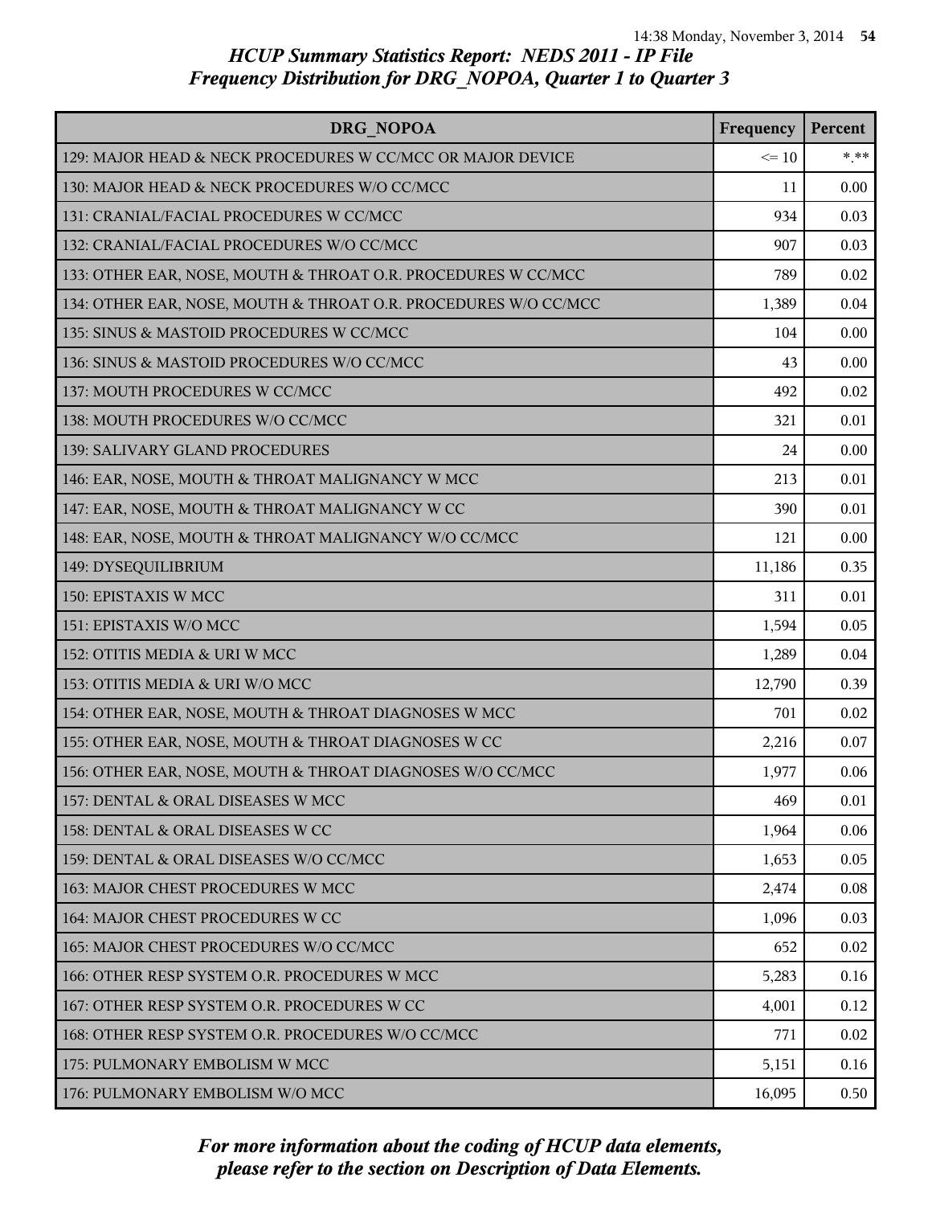## HCUP Summary Statistics Report: NEDS 2011 - IP File
## Frequency Distribution for DRG_NOPOA, Quarter 1 to Quarter 3

| DRG_NOPOA | Frequency | Percent |
|---|---|---|
| 129: MAJOR HEAD & NECK PROCEDURES W CC/MCC OR MAJOR DEVICE | <= 10 | *.** |
| 130: MAJOR HEAD & NECK PROCEDURES W/O CC/MCC | 11 | 0.00 |
| 131: CRANIAL/FACIAL PROCEDURES W CC/MCC | 934 | 0.03 |
| 132: CRANIAL/FACIAL PROCEDURES W/O CC/MCC | 907 | 0.03 |
| 133: OTHER EAR, NOSE, MOUTH & THROAT O.R. PROCEDURES W CC/MCC | 789 | 0.02 |
| 134: OTHER EAR, NOSE, MOUTH & THROAT O.R. PROCEDURES W/O CC/MCC | 1,389 | 0.04 |
| 135: SINUS & MASTOID PROCEDURES W CC/MCC | 104 | 0.00 |
| 136: SINUS & MASTOID PROCEDURES W/O CC/MCC | 43 | 0.00 |
| 137: MOUTH PROCEDURES W CC/MCC | 492 | 0.02 |
| 138: MOUTH PROCEDURES W/O CC/MCC | 321 | 0.01 |
| 139: SALIVARY GLAND PROCEDURES | 24 | 0.00 |
| 146: EAR, NOSE, MOUTH & THROAT MALIGNANCY W MCC | 213 | 0.01 |
| 147: EAR, NOSE, MOUTH & THROAT MALIGNANCY W CC | 390 | 0.01 |
| 148: EAR, NOSE, MOUTH & THROAT MALIGNANCY W/O CC/MCC | 121 | 0.00 |
| 149: DYSEQUILIBRIUM | 11,186 | 0.35 |
| 150: EPISTAXIS W MCC | 311 | 0.01 |
| 151: EPISTAXIS W/O MCC | 1,594 | 0.05 |
| 152: OTITIS MEDIA & URI W MCC | 1,289 | 0.04 |
| 153: OTITIS MEDIA & URI W/O MCC | 12,790 | 0.39 |
| 154: OTHER EAR, NOSE, MOUTH & THROAT DIAGNOSES W MCC | 701 | 0.02 |
| 155: OTHER EAR, NOSE, MOUTH & THROAT DIAGNOSES W CC | 2,216 | 0.07 |
| 156: OTHER EAR, NOSE, MOUTH & THROAT DIAGNOSES W/O CC/MCC | 1,977 | 0.06 |
| 157: DENTAL & ORAL DISEASES W MCC | 469 | 0.01 |
| 158: DENTAL & ORAL DISEASES W CC | 1,964 | 0.06 |
| 159: DENTAL & ORAL DISEASES W/O CC/MCC | 1,653 | 0.05 |
| 163: MAJOR CHEST PROCEDURES W MCC | 2,474 | 0.08 |
| 164: MAJOR CHEST PROCEDURES W CC | 1,096 | 0.03 |
| 165: MAJOR CHEST PROCEDURES W/O CC/MCC | 652 | 0.02 |
| 166: OTHER RESP SYSTEM O.R. PROCEDURES W MCC | 5,283 | 0.16 |
| 167: OTHER RESP SYSTEM O.R. PROCEDURES W CC | 4,001 | 0.12 |
| 168: OTHER RESP SYSTEM O.R. PROCEDURES W/O CC/MCC | 771 | 0.02 |
| 175: PULMONARY EMBOLISM W MCC | 5,151 | 0.16 |
| 176: PULMONARY EMBOLISM W/O MCC | 16,095 | 0.50 |

*For more information about the coding of HCUP data elements, please refer to the section on Description of Data Elements.*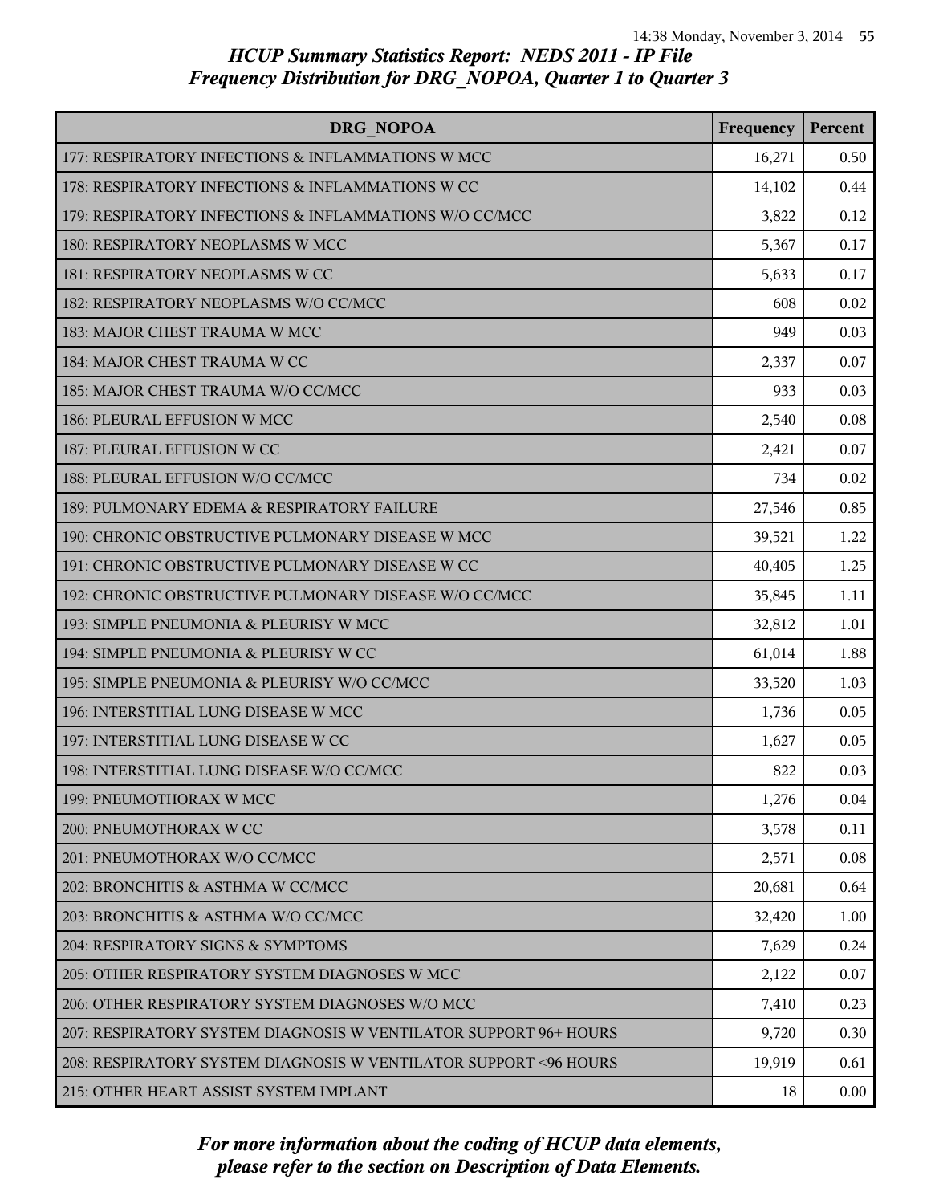## HCUP Summary Statistics Report: NEDS 2011 - IP File
## Frequency Distribution for DRG_NOPOA, Quarter 1 to Quarter 3

| DRG_NOPOA | Frequency | Percent |
|---|---|---|
| 177: RESPIRATORY INFECTIONS & INFLAMMATIONS W MCC | 16,271 | 0.50 |
| 178: RESPIRATORY INFECTIONS & INFLAMMATIONS W CC | 14,102 | 0.44 |
| 179: RESPIRATORY INFECTIONS & INFLAMMATIONS W/O CC/MCC | 3,822 | 0.12 |
| 180: RESPIRATORY NEOPLASMS W MCC | 5,367 | 0.17 |
| 181: RESPIRATORY NEOPLASMS W CC | 5,633 | 0.17 |
| 182: RESPIRATORY NEOPLASMS W/O CC/MCC | 608 | 0.02 |
| 183: MAJOR CHEST TRAUMA W MCC | 949 | 0.03 |
| 184: MAJOR CHEST TRAUMA W CC | 2,337 | 0.07 |
| 185: MAJOR CHEST TRAUMA W/O CC/MCC | 933 | 0.03 |
| 186: PLEURAL EFFUSION W MCC | 2,540 | 0.08 |
| 187: PLEURAL EFFUSION W CC | 2,421 | 0.07 |
| 188: PLEURAL EFFUSION W/O CC/MCC | 734 | 0.02 |
| 189: PULMONARY EDEMA & RESPIRATORY FAILURE | 27,546 | 0.85 |
| 190: CHRONIC OBSTRUCTIVE PULMONARY DISEASE W MCC | 39,521 | 1.22 |
| 191: CHRONIC OBSTRUCTIVE PULMONARY DISEASE W CC | 40,405 | 1.25 |
| 192: CHRONIC OBSTRUCTIVE PULMONARY DISEASE W/O CC/MCC | 35,845 | 1.11 |
| 193: SIMPLE PNEUMONIA & PLEURISY W MCC | 32,812 | 1.01 |
| 194: SIMPLE PNEUMONIA & PLEURISY W CC | 61,014 | 1.88 |
| 195: SIMPLE PNEUMONIA & PLEURISY W/O CC/MCC | 33,520 | 1.03 |
| 196: INTERSTITIAL LUNG DISEASE W MCC | 1,736 | 0.05 |
| 197: INTERSTITIAL LUNG DISEASE W CC | 1,627 | 0.05 |
| 198: INTERSTITIAL LUNG DISEASE W/O CC/MCC | 822 | 0.03 |
| 199: PNEUMOTHORAX W MCC | 1,276 | 0.04 |
| 200: PNEUMOTHORAX W CC | 3,578 | 0.11 |
| 201: PNEUMOTHORAX W/O CC/MCC | 2,571 | 0.08 |
| 202: BRONCHITIS & ASTHMA W CC/MCC | 20,681 | 0.64 |
| 203: BRONCHITIS & ASTHMA W/O CC/MCC | 32,420 | 1.00 |
| 204: RESPIRATORY SIGNS & SYMPTOMS | 7,629 | 0.24 |
| 205: OTHER RESPIRATORY SYSTEM DIAGNOSES W MCC | 2,122 | 0.07 |
| 206: OTHER RESPIRATORY SYSTEM DIAGNOSES W/O MCC | 7,410 | 0.23 |
| 207: RESPIRATORY SYSTEM DIAGNOSIS W VENTILATOR SUPPORT 96+ HOURS | 9,720 | 0.30 |
| 208: RESPIRATORY SYSTEM DIAGNOSIS W VENTILATOR SUPPORT <96 HOURS | 19,919 | 0.61 |
| 215: OTHER HEART ASSIST SYSTEM IMPLANT | 18 | 0.00 |

*For more information about the coding of HCUP data elements, please refer to the section on Description of Data Elements.*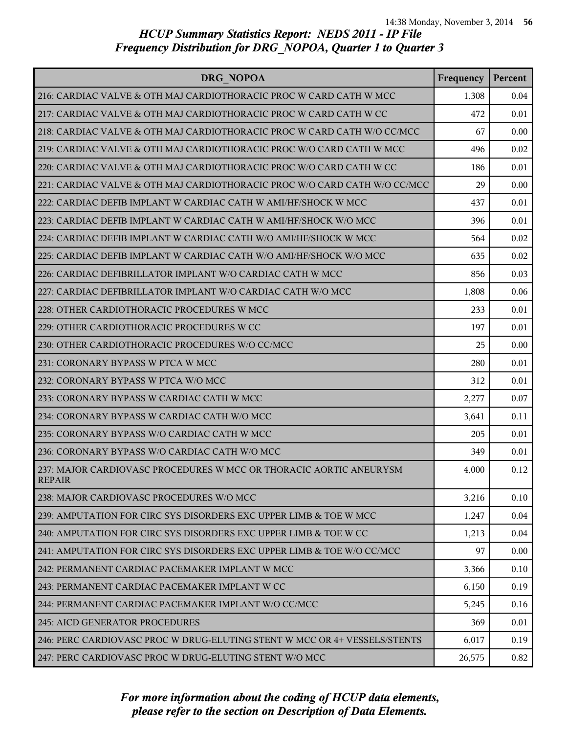## HCUP Summary Statistics Report: NEDS 2011 - IP File
## Frequency Distribution for DRG_NOPOA, Quarter 1 to Quarter 3

| DRG_NOPOA | Frequency | Percent |
|---|---|---|
| 216: CARDIAC VALVE & OTH MAJ CARDIOTHORACIC PROC W CARD CATH W MCC | 1,308 | 0.04 |
| 217: CARDIAC VALVE & OTH MAJ CARDIOTHORACIC PROC W CARD CATH W CC | 472 | 0.01 |
| 218: CARDIAC VALVE & OTH MAJ CARDIOTHORACIC PROC W CARD CATH W/O CC/MCC | 67 | 0.00 |
| 219: CARDIAC VALVE & OTH MAJ CARDIOTHORACIC PROC W/O CARD CATH W MCC | 496 | 0.02 |
| 220: CARDIAC VALVE & OTH MAJ CARDIOTHORACIC PROC W/O CARD CATH W CC | 186 | 0.01 |
| 221: CARDIAC VALVE & OTH MAJ CARDIOTHORACIC PROC W/O CARD CATH W/O CC/MCC | 29 | 0.00 |
| 222: CARDIAC DEFIB IMPLANT W CARDIAC CATH W AMI/HF/SHOCK W MCC | 437 | 0.01 |
| 223: CARDIAC DEFIB IMPLANT W CARDIAC CATH W AMI/HF/SHOCK W/O MCC | 396 | 0.01 |
| 224: CARDIAC DEFIB IMPLANT W CARDIAC CATH W/O AMI/HF/SHOCK W MCC | 564 | 0.02 |
| 225: CARDIAC DEFIB IMPLANT W CARDIAC CATH W/O AMI/HF/SHOCK W/O MCC | 635 | 0.02 |
| 226: CARDIAC DEFIBRILLATOR IMPLANT W/O CARDIAC CATH W MCC | 856 | 0.03 |
| 227: CARDIAC DEFIBRILLATOR IMPLANT W/O CARDIAC CATH W/O MCC | 1,808 | 0.06 |
| 228: OTHER CARDIOTHORACIC PROCEDURES W MCC | 233 | 0.01 |
| 229: OTHER CARDIOTHORACIC PROCEDURES W CC | 197 | 0.01 |
| 230: OTHER CARDIOTHORACIC PROCEDURES W/O CC/MCC | 25 | 0.00 |
| 231: CORONARY BYPASS W PTCA W MCC | 280 | 0.01 |
| 232: CORONARY BYPASS W PTCA W/O MCC | 312 | 0.01 |
| 233: CORONARY BYPASS W CARDIAC CATH W MCC | 2,277 | 0.07 |
| 234: CORONARY BYPASS W CARDIAC CATH W/O MCC | 3,641 | 0.11 |
| 235: CORONARY BYPASS W/O CARDIAC CATH W MCC | 205 | 0.01 |
| 236: CORONARY BYPASS W/O CARDIAC CATH W/O MCC | 349 | 0.01 |
| 237: MAJOR CARDIOVASC PROCEDURES W MCC OR THORACIC AORTIC ANEURYSM REPAIR | 4,000 | 0.12 |
| 238: MAJOR CARDIOVASC PROCEDURES W/O MCC | 3,216 | 0.10 |
| 239: AMPUTATION FOR CIRC SYS DISORDERS EXC UPPER LIMB & TOE W MCC | 1,247 | 0.04 |
| 240: AMPUTATION FOR CIRC SYS DISORDERS EXC UPPER LIMB & TOE W CC | 1,213 | 0.04 |
| 241: AMPUTATION FOR CIRC SYS DISORDERS EXC UPPER LIMB & TOE W/O CC/MCC | 97 | 0.00 |
| 242: PERMANENT CARDIAC PACEMAKER IMPLANT W MCC | 3,366 | 0.10 |
| 243: PERMANENT CARDIAC PACEMAKER IMPLANT W CC | 6,150 | 0.19 |
| 244: PERMANENT CARDIAC PACEMAKER IMPLANT W/O CC/MCC | 5,245 | 0.16 |
| 245: AICD GENERATOR PROCEDURES | 369 | 0.01 |
| 246: PERC CARDIOVASC PROC W DRUG-ELUTING STENT W MCC OR 4+ VESSELS/STENTS | 6,017 | 0.19 |
| 247: PERC CARDIOVASC PROC W DRUG-ELUTING STENT W/O MCC | 26,575 | 0.82 |

*For more information about the coding of HCUP data elements, please refer to the section on Description of Data Elements.*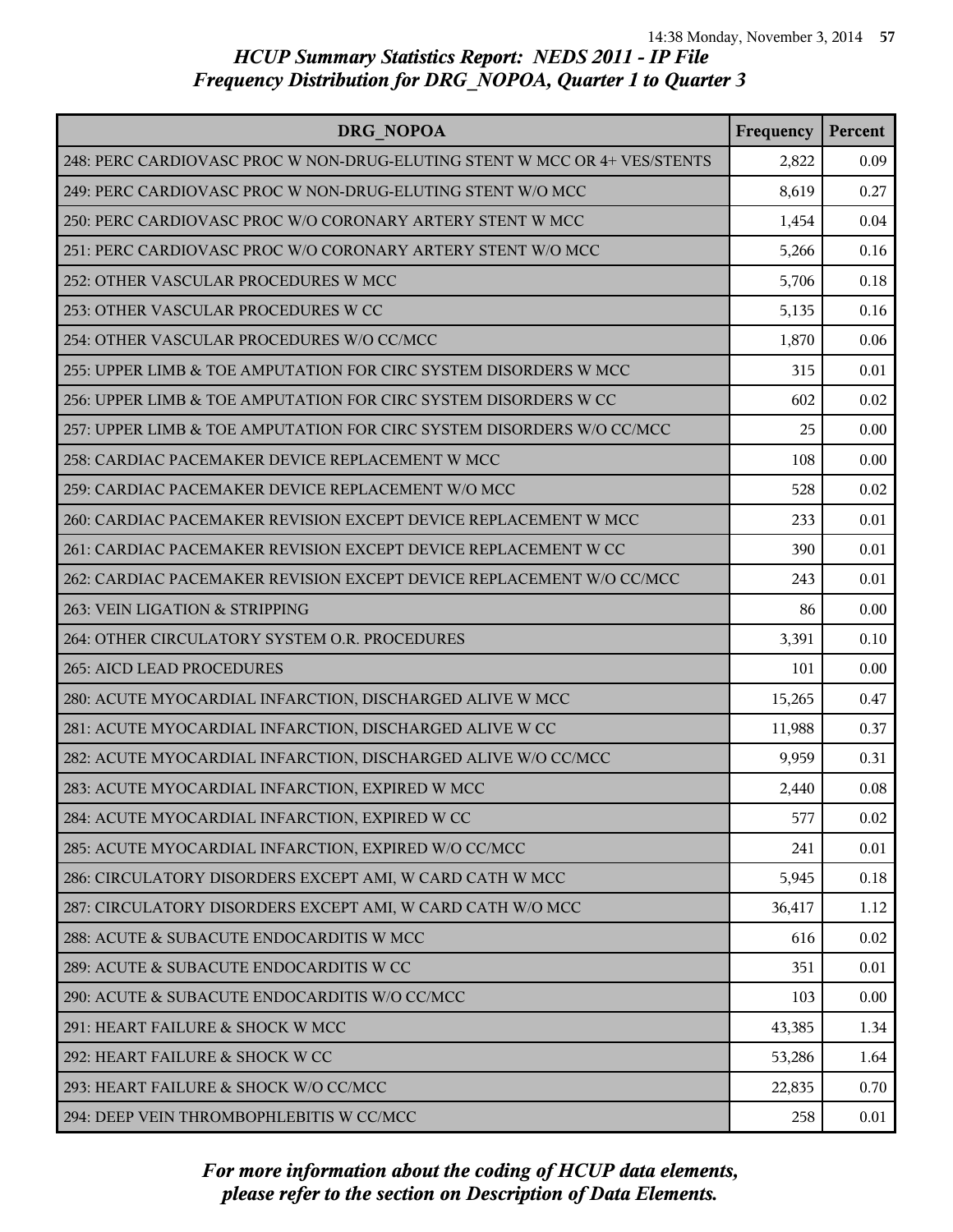# *HCUP Summary Statistics Report: NEDS 2011 - IP File*
## *Frequency Distribution for DRG_NOPOA, Quarter 1 to Quarter 3*

| DRG_NOPOA | Frequency | Percent |
| --- | --- | --- |
| 248: PERC CARDIOVASC PROC W NON-DRUG-ELUTING STENT W MCC OR 4+ VES/STENTS | 2,822 | 0.09 |
| 249: PERC CARDIOVASC PROC W NON-DRUG-ELUTING STENT W/O MCC | 8,619 | 0.27 |
| 250: PERC CARDIOVASC PROC W/O CORONARY ARTERY STENT W MCC | 1,454 | 0.04 |
| 251: PERC CARDIOVASC PROC W/O CORONARY ARTERY STENT W/O MCC | 5,266 | 0.16 |
| 252: OTHER VASCULAR PROCEDURES W MCC | 5,706 | 0.18 |
| 253: OTHER VASCULAR PROCEDURES W CC | 5,135 | 0.16 |
| 254: OTHER VASCULAR PROCEDURES W/O CC/MCC | 1,870 | 0.06 |
| 255: UPPER LIMB & TOE AMPUTATION FOR CIRC SYSTEM DISORDERS W MCC | 315 | 0.01 |
| 256: UPPER LIMB & TOE AMPUTATION FOR CIRC SYSTEM DISORDERS W CC | 602 | 0.02 |
| 257: UPPER LIMB & TOE AMPUTATION FOR CIRC SYSTEM DISORDERS W/O CC/MCC | 25 | 0.00 |
| 258: CARDIAC PACEMAKER DEVICE REPLACEMENT W MCC | 108 | 0.00 |
| 259: CARDIAC PACEMAKER DEVICE REPLACEMENT W/O MCC | 528 | 0.02 |
| 260: CARDIAC PACEMAKER REVISION EXCEPT DEVICE REPLACEMENT W MCC | 233 | 0.01 |
| 261: CARDIAC PACEMAKER REVISION EXCEPT DEVICE REPLACEMENT W CC | 390 | 0.01 |
| 262: CARDIAC PACEMAKER REVISION EXCEPT DEVICE REPLACEMENT W/O CC/MCC | 243 | 0.01 |
| 263: VEIN LIGATION & STRIPPING | 86 | 0.00 |
| 264: OTHER CIRCULATORY SYSTEM O.R. PROCEDURES | 3,391 | 0.10 |
| 265: AICD LEAD PROCEDURES | 101 | 0.00 |
| 280: ACUTE MYOCARDIAL INFARCTION, DISCHARGED ALIVE W MCC | 15,265 | 0.47 |
| 281: ACUTE MYOCARDIAL INFARCTION, DISCHARGED ALIVE W CC | 11,988 | 0.37 |
| 282: ACUTE MYOCARDIAL INFARCTION, DISCHARGED ALIVE W/O CC/MCC | 9,959 | 0.31 |
| 283: ACUTE MYOCARDIAL INFARCTION, EXPIRED W MCC | 2,440 | 0.08 |
| 284: ACUTE MYOCARDIAL INFARCTION, EXPIRED W CC | 577 | 0.02 |
| 285: ACUTE MYOCARDIAL INFARCTION, EXPIRED W/O CC/MCC | 241 | 0.01 |
| 286: CIRCULATORY DISORDERS EXCEPT AMI, W CARD CATH W MCC | 5,945 | 0.18 |
| 287: CIRCULATORY DISORDERS EXCEPT AMI, W CARD CATH W/O MCC | 36,417 | 1.12 |
| 288: ACUTE & SUBACUTE ENDOCARDITIS W MCC | 616 | 0.02 |
| 289: ACUTE & SUBACUTE ENDOCARDITIS W CC | 351 | 0.01 |
| 290: ACUTE & SUBACUTE ENDOCARDITIS W/O CC/MCC | 103 | 0.00 |
| 291: HEART FAILURE & SHOCK W MCC | 43,385 | 1.34 |
| 292: HEART FAILURE & SHOCK W CC | 53,286 | 1.64 |
| 293: HEART FAILURE & SHOCK W/O CC/MCC | 22,835 | 0.70 |
| 294: DEEP VEIN THROMBOPHLEBITIS W CC/MCC | 258 | 0.01 |

*For more information about the coding of HCUP data elements, please refer to the section on Description of Data Elements.*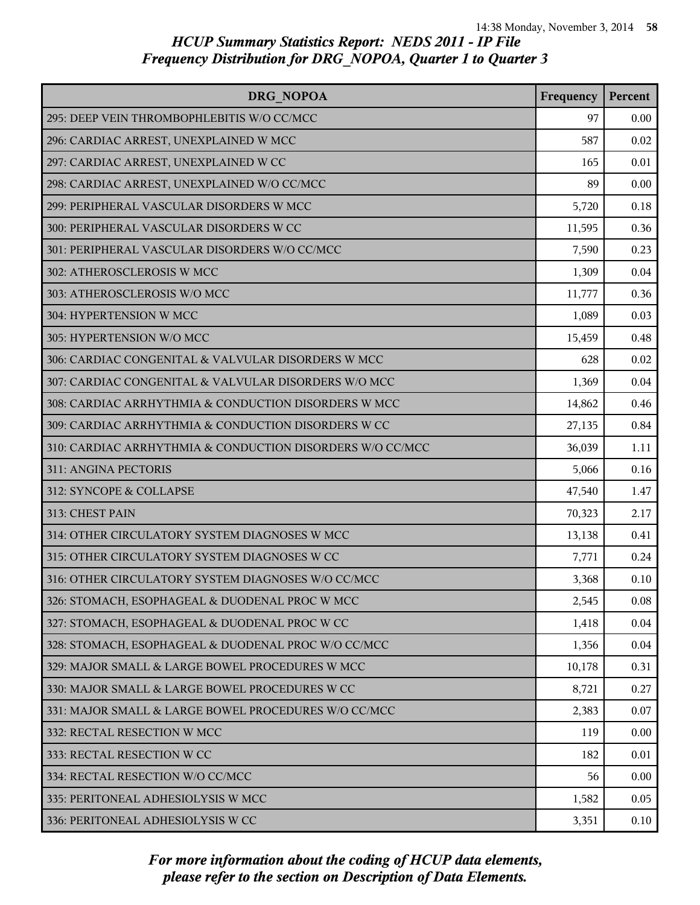# HCUP Summary Statistics Report: NEDS 2011 - IP File
## Frequency Distribution for DRG_NOPOA, Quarter 1 to Quarter 3

| DRG_NOPOA | Frequency | Percent |
|---|---|---|
| 295: DEEP VEIN THROMBOPHLEBITIS W/O CC/MCC | 97 | 0.00 |
| 296: CARDIAC ARREST, UNEXPLAINED W MCC | 587 | 0.02 |
| 297: CARDIAC ARREST, UNEXPLAINED W CC | 165 | 0.01 |
| 298: CARDIAC ARREST, UNEXPLAINED W/O CC/MCC | 89 | 0.00 |
| 299: PERIPHERAL VASCULAR DISORDERS W MCC | 5,720 | 0.18 |
| 300: PERIPHERAL VASCULAR DISORDERS W CC | 11,595 | 0.36 |
| 301: PERIPHERAL VASCULAR DISORDERS W/O CC/MCC | 7,590 | 0.23 |
| 302: ATHEROSCLEROSIS W MCC | 1,309 | 0.04 |
| 303: ATHEROSCLEROSIS W/O MCC | 11,777 | 0.36 |
| 304: HYPERTENSION W MCC | 1,089 | 0.03 |
| 305: HYPERTENSION W/O MCC | 15,459 | 0.48 |
| 306: CARDIAC CONGENITAL & VALVULAR DISORDERS W MCC | 628 | 0.02 |
| 307: CARDIAC CONGENITAL & VALVULAR DISORDERS W/O MCC | 1,369 | 0.04 |
| 308: CARDIAC ARRHYTHMIA & CONDUCTION DISORDERS W MCC | 14,862 | 0.46 |
| 309: CARDIAC ARRHYTHMIA & CONDUCTION DISORDERS W CC | 27,135 | 0.84 |
| 310: CARDIAC ARRHYTHMIA & CONDUCTION DISORDERS W/O CC/MCC | 36,039 | 1.11 |
| 311: ANGINA PECTORIS | 5,066 | 0.16 |
| 312: SYNCOPE & COLLAPSE | 47,540 | 1.47 |
| 313: CHEST PAIN | 70,323 | 2.17 |
| 314: OTHER CIRCULATORY SYSTEM DIAGNOSES W MCC | 13,138 | 0.41 |
| 315: OTHER CIRCULATORY SYSTEM DIAGNOSES W CC | 7,771 | 0.24 |
| 316: OTHER CIRCULATORY SYSTEM DIAGNOSES W/O CC/MCC | 3,368 | 0.10 |
| 326: STOMACH, ESOPHAGEAL & DUODENAL PROC W MCC | 2,545 | 0.08 |
| 327: STOMACH, ESOPHAGEAL & DUODENAL PROC W CC | 1,418 | 0.04 |
| 328: STOMACH, ESOPHAGEAL & DUODENAL PROC W/O CC/MCC | 1,356 | 0.04 |
| 329: MAJOR SMALL & LARGE BOWEL PROCEDURES W MCC | 10,178 | 0.31 |
| 330: MAJOR SMALL & LARGE BOWEL PROCEDURES W CC | 8,721 | 0.27 |
| 331: MAJOR SMALL & LARGE BOWEL PROCEDURES W/O CC/MCC | 2,383 | 0.07 |
| 332: RECTAL RESECTION W MCC | 119 | 0.00 |
| 333: RECTAL RESECTION W CC | 182 | 0.01 |
| 334: RECTAL RESECTION W/O CC/MCC | 56 | 0.00 |
| 335: PERITONEAL ADHESIOLYSIS W MCC | 1,582 | 0.05 |
| 336: PERITONEAL ADHESIOLYSIS W CC | 3,351 | 0.10 |

*For more information about the coding of HCUP data elements, please refer to the section on Description of Data Elements.*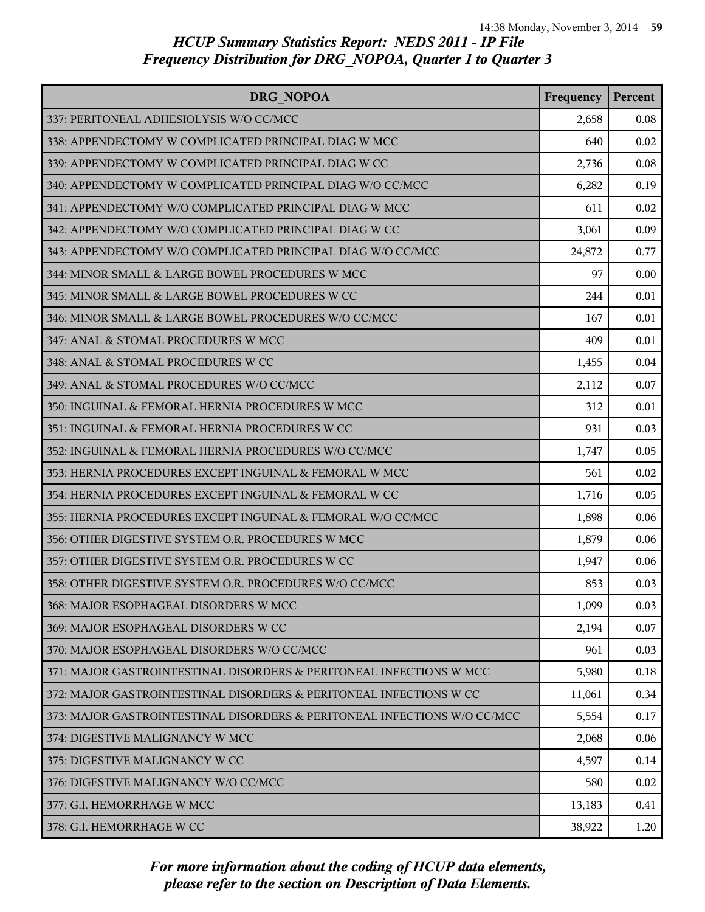# HCUP Summary Statistics Report: NEDS 2011 - IP File
## Frequency Distribution for DRG_NOPOA, Quarter 1 to Quarter 3

| DRG_NOPOA | Frequency | Percent |
|---|---|---|
| 337: PERITONEAL ADHESIOLYSIS W/O CC/MCC | 2,658 | 0.08 |
| 338: APPENDECTOMY W COMPLICATED PRINCIPAL DIAG W MCC | 640 | 0.02 |
| 339: APPENDECTOMY W COMPLICATED PRINCIPAL DIAG W CC | 2,736 | 0.08 |
| 340: APPENDECTOMY W COMPLICATED PRINCIPAL DIAG W/O CC/MCC | 6,282 | 0.19 |
| 341: APPENDECTOMY W/O COMPLICATED PRINCIPAL DIAG W MCC | 611 | 0.02 |
| 342: APPENDECTOMY W/O COMPLICATED PRINCIPAL DIAG W CC | 3,061 | 0.09 |
| 343: APPENDECTOMY W/O COMPLICATED PRINCIPAL DIAG W/O CC/MCC | 24,872 | 0.77 |
| 344: MINOR SMALL & LARGE BOWEL PROCEDURES W MCC | 97 | 0.00 |
| 345: MINOR SMALL & LARGE BOWEL PROCEDURES W CC | 244 | 0.01 |
| 346: MINOR SMALL & LARGE BOWEL PROCEDURES W/O CC/MCC | 167 | 0.01 |
| 347: ANAL & STOMAL PROCEDURES W MCC | 409 | 0.01 |
| 348: ANAL & STOMAL PROCEDURES W CC | 1,455 | 0.04 |
| 349: ANAL & STOMAL PROCEDURES W/O CC/MCC | 2,112 | 0.07 |
| 350: INGUINAL & FEMORAL HERNIA PROCEDURES W MCC | 312 | 0.01 |
| 351: INGUINAL & FEMORAL HERNIA PROCEDURES W CC | 931 | 0.03 |
| 352: INGUINAL & FEMORAL HERNIA PROCEDURES W/O CC/MCC | 1,747 | 0.05 |
| 353: HERNIA PROCEDURES EXCEPT INGUINAL & FEMORAL W MCC | 561 | 0.02 |
| 354: HERNIA PROCEDURES EXCEPT INGUINAL & FEMORAL W CC | 1,716 | 0.05 |
| 355: HERNIA PROCEDURES EXCEPT INGUINAL & FEMORAL W/O CC/MCC | 1,898 | 0.06 |
| 356: OTHER DIGESTIVE SYSTEM O.R. PROCEDURES W MCC | 1,879 | 0.06 |
| 357: OTHER DIGESTIVE SYSTEM O.R. PROCEDURES W CC | 1,947 | 0.06 |
| 358: OTHER DIGESTIVE SYSTEM O.R. PROCEDURES W/O CC/MCC | 853 | 0.03 |
| 368: MAJOR ESOPHAGEAL DISORDERS W MCC | 1,099 | 0.03 |
| 369: MAJOR ESOPHAGEAL DISORDERS W CC | 2,194 | 0.07 |
| 370: MAJOR ESOPHAGEAL DISORDERS W/O CC/MCC | 961 | 0.03 |
| 371: MAJOR GASTROINTESTINAL DISORDERS & PERITONEAL INFECTIONS W MCC | 5,980 | 0.18 |
| 372: MAJOR GASTROINTESTINAL DISORDERS & PERITONEAL INFECTIONS W CC | 11,061 | 0.34 |
| 373: MAJOR GASTROINTESTINAL DISORDERS & PERITONEAL INFECTIONS W/O CC/MCC | 5,554 | 0.17 |
| 374: DIGESTIVE MALIGNANCY W MCC | 2,068 | 0.06 |
| 375: DIGESTIVE MALIGNANCY W CC | 4,597 | 0.14 |
| 376: DIGESTIVE MALIGNANCY W/O CC/MCC | 580 | 0.02 |
| 377: G.I. HEMORRHAGE W MCC | 13,183 | 0.41 |
| 378: G.I. HEMORRHAGE W CC | 38,922 | 1.20 |

*For more information about the coding of HCUP data elements, please refer to the section on Description of Data Elements.*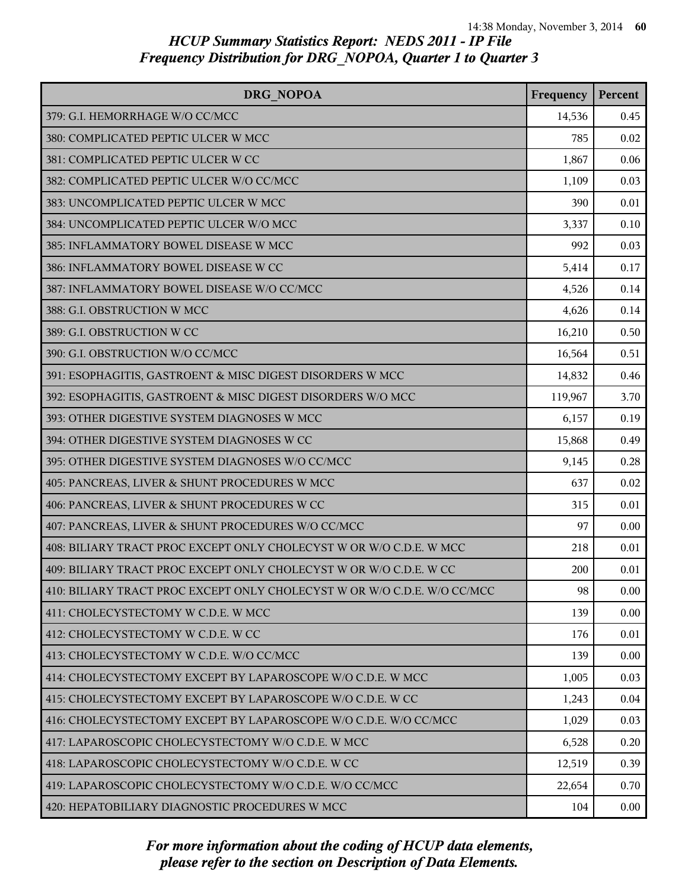# HCUP Summary Statistics Report: NEDS 2011 - IP File
## Frequency Distribution for DRG_NOPOA, Quarter 1 to Quarter 3

| DRG_NOPOA | Frequency | Percent |
|---|---|---|
| 379: G.I. HEMORRHAGE W/O CC/MCC | 14,536 | 0.45 |
| 380: COMPLICATED PEPTIC ULCER W MCC | 785 | 0.02 |
| 381: COMPLICATED PEPTIC ULCER W CC | 1,867 | 0.06 |
| 382: COMPLICATED PEPTIC ULCER W/O CC/MCC | 1,109 | 0.03 |
| 383: UNCOMPLICATED PEPTIC ULCER W MCC | 390 | 0.01 |
| 384: UNCOMPLICATED PEPTIC ULCER W/O MCC | 3,337 | 0.10 |
| 385: INFLAMMATORY BOWEL DISEASE W MCC | 992 | 0.03 |
| 386: INFLAMMATORY BOWEL DISEASE W CC | 5,414 | 0.17 |
| 387: INFLAMMATORY BOWEL DISEASE W/O CC/MCC | 4,526 | 0.14 |
| 388: G.I. OBSTRUCTION W MCC | 4,626 | 0.14 |
| 389: G.I. OBSTRUCTION W CC | 16,210 | 0.50 |
| 390: G.I. OBSTRUCTION W/O CC/MCC | 16,564 | 0.51 |
| 391: ESOPHAGITIS, GASTROENT & MISC DIGEST DISORDERS W MCC | 14,832 | 0.46 |
| 392: ESOPHAGITIS, GASTROENT & MISC DIGEST DISORDERS W/O MCC | 119,967 | 3.70 |
| 393: OTHER DIGESTIVE SYSTEM DIAGNOSES W MCC | 6,157 | 0.19 |
| 394: OTHER DIGESTIVE SYSTEM DIAGNOSES W CC | 15,868 | 0.49 |
| 395: OTHER DIGESTIVE SYSTEM DIAGNOSES W/O CC/MCC | 9,145 | 0.28 |
| 405: PANCREAS, LIVER & SHUNT PROCEDURES W MCC | 637 | 0.02 |
| 406: PANCREAS, LIVER & SHUNT PROCEDURES W CC | 315 | 0.01 |
| 407: PANCREAS, LIVER & SHUNT PROCEDURES W/O CC/MCC | 97 | 0.00 |
| 408: BILIARY TRACT PROC EXCEPT ONLY CHOLECYST W OR W/O C.D.E. W MCC | 218 | 0.01 |
| 409: BILIARY TRACT PROC EXCEPT ONLY CHOLECYST W OR W/O C.D.E. W CC | 200 | 0.01 |
| 410: BILIARY TRACT PROC EXCEPT ONLY CHOLECYST W OR W/O C.D.E. W/O CC/MCC | 98 | 0.00 |
| 411: CHOLECYSTECTOMY W C.D.E. W MCC | 139 | 0.00 |
| 412: CHOLECYSTECTOMY W C.D.E. W CC | 176 | 0.01 |
| 413: CHOLECYSTECTOMY W C.D.E. W/O CC/MCC | 139 | 0.00 |
| 414: CHOLECYSTECTOMY EXCEPT BY LAPAROSCOPE W/O C.D.E. W MCC | 1,005 | 0.03 |
| 415: CHOLECYSTECTOMY EXCEPT BY LAPAROSCOPE W/O C.D.E. W CC | 1,243 | 0.04 |
| 416: CHOLECYSTECTOMY EXCEPT BY LAPAROSCOPE W/O C.D.E. W/O CC/MCC | 1,029 | 0.03 |
| 417: LAPAROSCOPIC CHOLECYSTECTOMY W/O C.D.E. W MCC | 6,528 | 0.20 |
| 418: LAPAROSCOPIC CHOLECYSTECTOMY W/O C.D.E. W CC | 12,519 | 0.39 |
| 419: LAPAROSCOPIC CHOLECYSTECTOMY W/O C.D.E. W/O CC/MCC | 22,654 | 0.70 |
| 420: HEPATOBILIARY DIAGNOSTIC PROCEDURES W MCC | 104 | 0.00 |

*For more information about the coding of HCUP data elements, please refer to the section on Description of Data Elements.*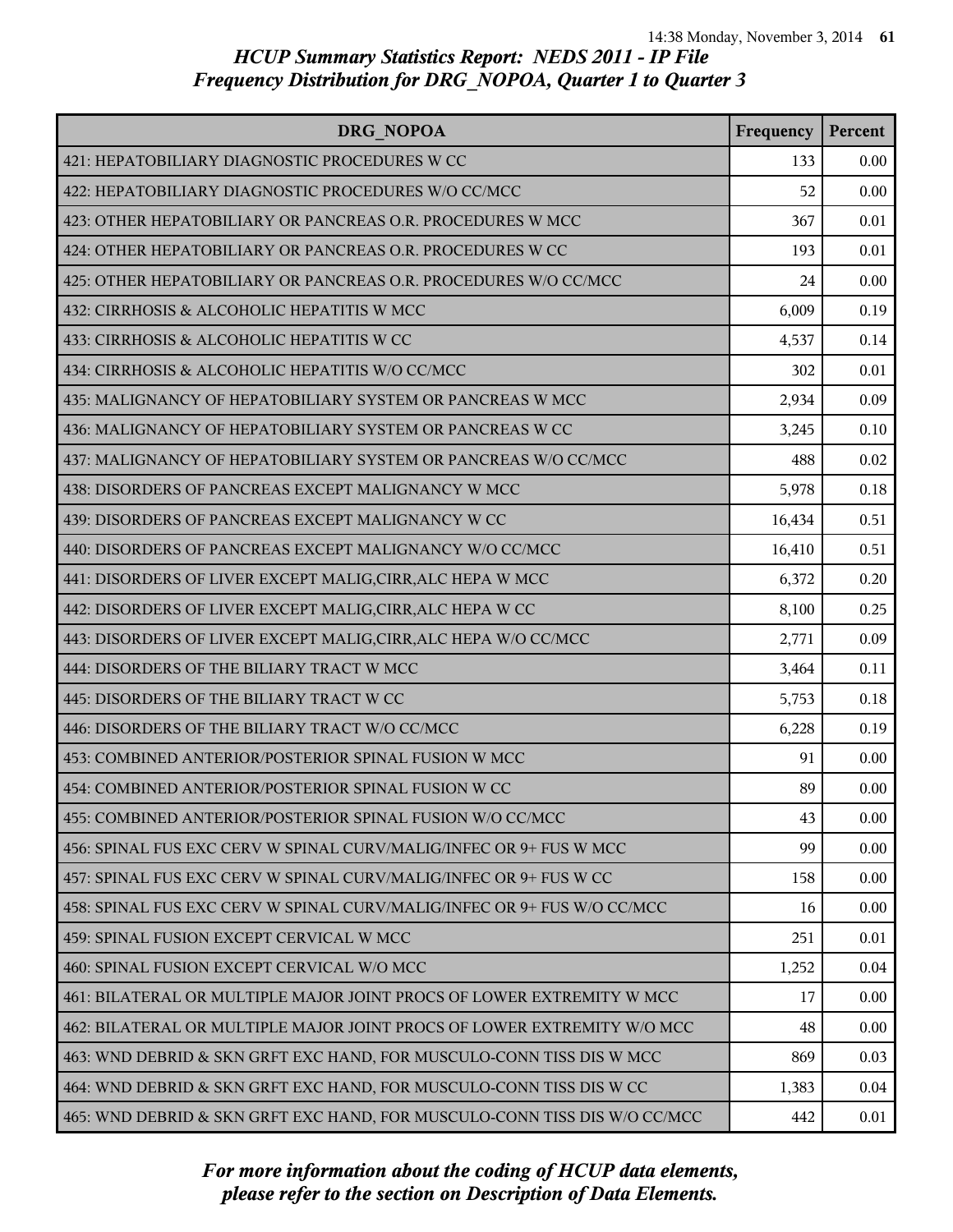# HCUP Summary Statistics Report: NEDS 2011 - IP File
## Frequency Distribution for DRG_NOPOA, Quarter 1 to Quarter 3

| DRG_NOPOA | Frequency | Percent |
|---|---|---|
| 421: HEPATOBILIARY DIAGNOSTIC PROCEDURES W CC | 133 | 0.00 |
| 422: HEPATOBILIARY DIAGNOSTIC PROCEDURES W/O CC/MCC | 52 | 0.00 |
| 423: OTHER HEPATOBILIARY OR PANCREAS O.R. PROCEDURES W MCC | 367 | 0.01 |
| 424: OTHER HEPATOBILIARY OR PANCREAS O.R. PROCEDURES W CC | 193 | 0.01 |
| 425: OTHER HEPATOBILIARY OR PANCREAS O.R. PROCEDURES W/O CC/MCC | 24 | 0.00 |
| 432: CIRRHOSIS & ALCOHOLIC HEPATITIS W MCC | 6,009 | 0.19 |
| 433: CIRRHOSIS & ALCOHOLIC HEPATITIS W CC | 4,537 | 0.14 |
| 434: CIRRHOSIS & ALCOHOLIC HEPATITIS W/O CC/MCC | 302 | 0.01 |
| 435: MALIGNANCY OF HEPATOBILIARY SYSTEM OR PANCREAS W MCC | 2,934 | 0.09 |
| 436: MALIGNANCY OF HEPATOBILIARY SYSTEM OR PANCREAS W CC | 3,245 | 0.10 |
| 437: MALIGNANCY OF HEPATOBILIARY SYSTEM OR PANCREAS W/O CC/MCC | 488 | 0.02 |
| 438: DISORDERS OF PANCREAS EXCEPT MALIGNANCY W MCC | 5,978 | 0.18 |
| 439: DISORDERS OF PANCREAS EXCEPT MALIGNANCY W CC | 16,434 | 0.51 |
| 440: DISORDERS OF PANCREAS EXCEPT MALIGNANCY W/O CC/MCC | 16,410 | 0.51 |
| 441: DISORDERS OF LIVER EXCEPT MALIG,CIRR,ALC HEPA W MCC | 6,372 | 0.20 |
| 442: DISORDERS OF LIVER EXCEPT MALIG,CIRR,ALC HEPA W CC | 8,100 | 0.25 |
| 443: DISORDERS OF LIVER EXCEPT MALIG,CIRR,ALC HEPA W/O CC/MCC | 2,771 | 0.09 |
| 444: DISORDERS OF THE BILIARY TRACT W MCC | 3,464 | 0.11 |
| 445: DISORDERS OF THE BILIARY TRACT W CC | 5,753 | 0.18 |
| 446: DISORDERS OF THE BILIARY TRACT W/O CC/MCC | 6,228 | 0.19 |
| 453: COMBINED ANTERIOR/POSTERIOR SPINAL FUSION W MCC | 91 | 0.00 |
| 454: COMBINED ANTERIOR/POSTERIOR SPINAL FUSION W CC | 89 | 0.00 |
| 455: COMBINED ANTERIOR/POSTERIOR SPINAL FUSION W/O CC/MCC | 43 | 0.00 |
| 456: SPINAL FUS EXC CERV W SPINAL CURV/MALIG/INFEC OR 9+ FUS W MCC | 99 | 0.00 |
| 457: SPINAL FUS EXC CERV W SPINAL CURV/MALIG/INFEC OR 9+ FUS W CC | 158 | 0.00 |
| 458: SPINAL FUS EXC CERV W SPINAL CURV/MALIG/INFEC OR 9+ FUS W/O CC/MCC | 16 | 0.00 |
| 459: SPINAL FUSION EXCEPT CERVICAL W MCC | 251 | 0.01 |
| 460: SPINAL FUSION EXCEPT CERVICAL W/O MCC | 1,252 | 0.04 |
| 461: BILATERAL OR MULTIPLE MAJOR JOINT PROCS OF LOWER EXTREMITY W MCC | 17 | 0.00 |
| 462: BILATERAL OR MULTIPLE MAJOR JOINT PROCS OF LOWER EXTREMITY W/O MCC | 48 | 0.00 |
| 463: WND DEBRID & SKN GRFT EXC HAND, FOR MUSCULO-CONN TISS DIS W MCC | 869 | 0.03 |
| 464: WND DEBRID & SKN GRFT EXC HAND, FOR MUSCULO-CONN TISS DIS W CC | 1,383 | 0.04 |
| 465: WND DEBRID & SKN GRFT EXC HAND, FOR MUSCULO-CONN TISS DIS W/O CC/MCC | 442 | 0.01 |

*For more information about the coding of HCUP data elements, please refer to the section on Description of Data Elements.*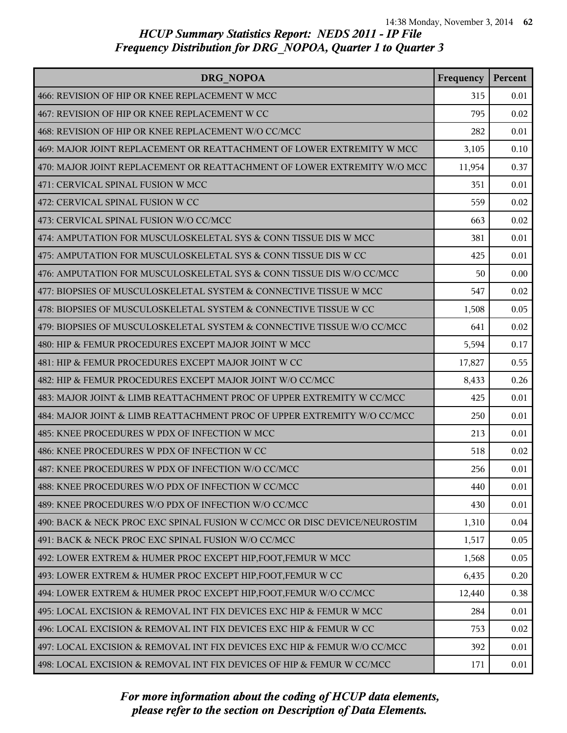*HCUP Summary Statistics Report: NEDS 2011 - IP File*
*Frequency Distribution for DRG_NOPOA, Quarter 1 to Quarter 3*

| DRG_NOPOA | Frequency | Percent |
|---|---|---|
| 466: REVISION OF HIP OR KNEE REPLACEMENT W MCC | 315 | 0.01 |
| 467: REVISION OF HIP OR KNEE REPLACEMENT W CC | 795 | 0.02 |
| 468: REVISION OF HIP OR KNEE REPLACEMENT W/O CC/MCC | 282 | 0.01 |
| 469: MAJOR JOINT REPLACEMENT OR REATTACHMENT OF LOWER EXTREMITY W MCC | 3,105 | 0.10 |
| 470: MAJOR JOINT REPLACEMENT OR REATTACHMENT OF LOWER EXTREMITY W/O MCC | 11,954 | 0.37 |
| 471: CERVICAL SPINAL FUSION W MCC | 351 | 0.01 |
| 472: CERVICAL SPINAL FUSION W CC | 559 | 0.02 |
| 473: CERVICAL SPINAL FUSION W/O CC/MCC | 663 | 0.02 |
| 474: AMPUTATION FOR MUSCULOSKELETAL SYS & CONN TISSUE DIS W MCC | 381 | 0.01 |
| 475: AMPUTATION FOR MUSCULOSKELETAL SYS & CONN TISSUE DIS W CC | 425 | 0.01 |
| 476: AMPUTATION FOR MUSCULOSKELETAL SYS & CONN TISSUE DIS W/O CC/MCC | 50 | 0.00 |
| 477: BIOPSIES OF MUSCULOSKELETAL SYSTEM & CONNECTIVE TISSUE W MCC | 547 | 0.02 |
| 478: BIOPSIES OF MUSCULOSKELETAL SYSTEM & CONNECTIVE TISSUE W CC | 1,508 | 0.05 |
| 479: BIOPSIES OF MUSCULOSKELETAL SYSTEM & CONNECTIVE TISSUE W/O CC/MCC | 641 | 0.02 |
| 480: HIP & FEMUR PROCEDURES EXCEPT MAJOR JOINT W MCC | 5,594 | 0.17 |
| 481: HIP & FEMUR PROCEDURES EXCEPT MAJOR JOINT W CC | 17,827 | 0.55 |
| 482: HIP & FEMUR PROCEDURES EXCEPT MAJOR JOINT W/O CC/MCC | 8,433 | 0.26 |
| 483: MAJOR JOINT & LIMB REATTACHMENT PROC OF UPPER EXTREMITY W CC/MCC | 425 | 0.01 |
| 484: MAJOR JOINT & LIMB REATTACHMENT PROC OF UPPER EXTREMITY W/O CC/MCC | 250 | 0.01 |
| 485: KNEE PROCEDURES W PDX OF INFECTION W MCC | 213 | 0.01 |
| 486: KNEE PROCEDURES W PDX OF INFECTION W CC | 518 | 0.02 |
| 487: KNEE PROCEDURES W PDX OF INFECTION W/O CC/MCC | 256 | 0.01 |
| 488: KNEE PROCEDURES W/O PDX OF INFECTION W CC/MCC | 440 | 0.01 |
| 489: KNEE PROCEDURES W/O PDX OF INFECTION W/O CC/MCC | 430 | 0.01 |
| 490: BACK & NECK PROC EXC SPINAL FUSION W CC/MCC OR DISC DEVICE/NEUROSTIM | 1,310 | 0.04 |
| 491: BACK & NECK PROC EXC SPINAL FUSION W/O CC/MCC | 1,517 | 0.05 |
| 492: LOWER EXTREM & HUMER PROC EXCEPT HIP,FOOT,FEMUR W MCC | 1,568 | 0.05 |
| 493: LOWER EXTREM & HUMER PROC EXCEPT HIP,FOOT,FEMUR W CC | 6,435 | 0.20 |
| 494: LOWER EXTREM & HUMER PROC EXCEPT HIP,FOOT,FEMUR W/O CC/MCC | 12,440 | 0.38 |
| 495: LOCAL EXCISION & REMOVAL INT FIX DEVICES EXC HIP & FEMUR W MCC | 284 | 0.01 |
| 496: LOCAL EXCISION & REMOVAL INT FIX DEVICES EXC HIP & FEMUR W CC | 753 | 0.02 |
| 497: LOCAL EXCISION & REMOVAL INT FIX DEVICES EXC HIP & FEMUR W/O CC/MCC | 392 | 0.01 |
| 498: LOCAL EXCISION & REMOVAL INT FIX DEVICES OF HIP & FEMUR W CC/MCC | 171 | 0.01 |

*For more information about the coding of HCUP data elements, please refer to the section on Description of Data Elements.*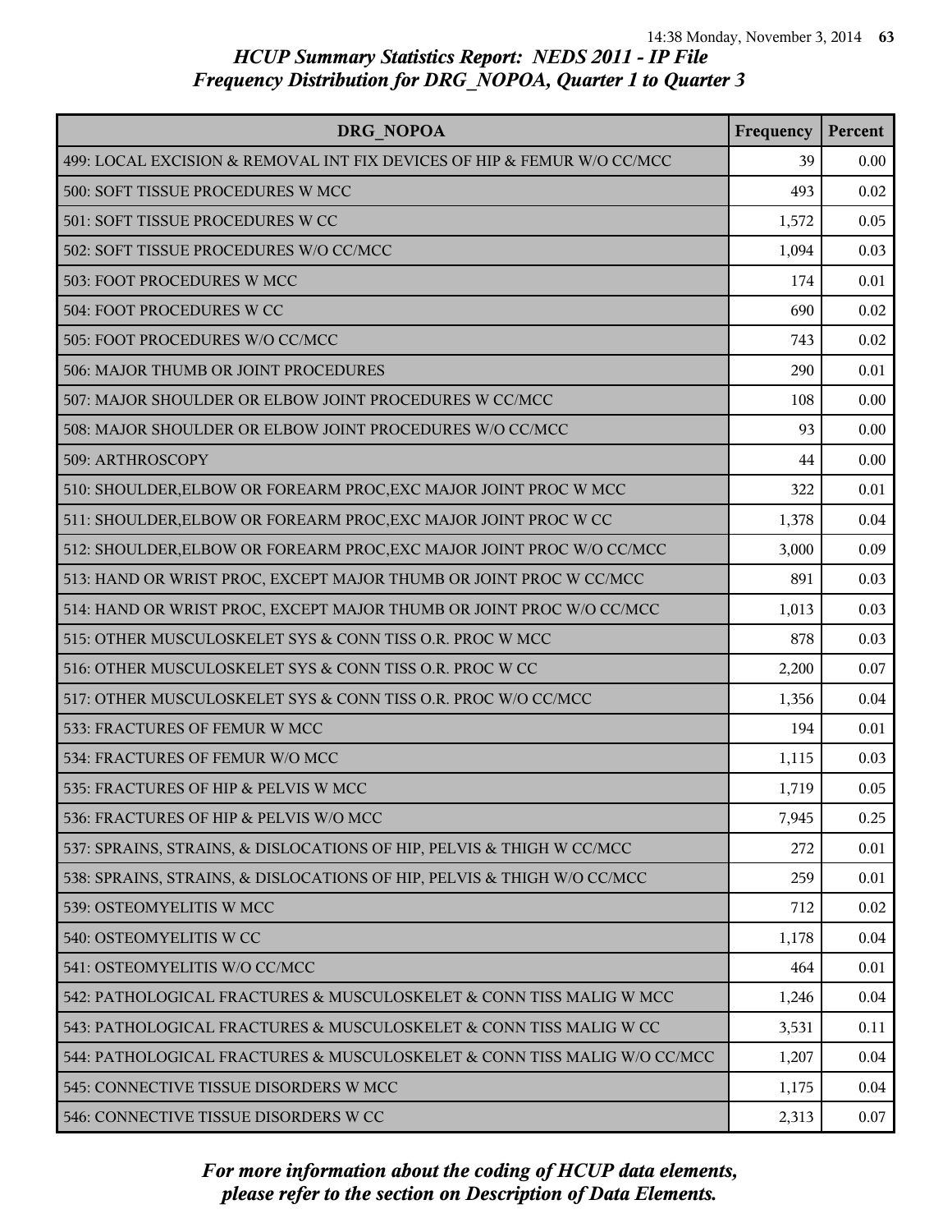# HCUP Summary Statistics Report: NEDS 2011 - IP File
## Frequency Distribution for DRG_NOPOA, Quarter 1 to Quarter 3

| DRG_NOPOA | Frequency | Percent |
| --- | --- | --- |
| 499: LOCAL EXCISION & REMOVAL INT FIX DEVICES OF HIP & FEMUR W/O CC/MCC | 39 | 0.00 |
| 500: SOFT TISSUE PROCEDURES W MCC | 493 | 0.02 |
| 501: SOFT TISSUE PROCEDURES W CC | 1,572 | 0.05 |
| 502: SOFT TISSUE PROCEDURES W/O CC/MCC | 1,094 | 0.03 |
| 503: FOOT PROCEDURES W MCC | 174 | 0.01 |
| 504: FOOT PROCEDURES W CC | 690 | 0.02 |
| 505: FOOT PROCEDURES W/O CC/MCC | 743 | 0.02 |
| 506: MAJOR THUMB OR JOINT PROCEDURES | 290 | 0.01 |
| 507: MAJOR SHOULDER OR ELBOW JOINT PROCEDURES W CC/MCC | 108 | 0.00 |
| 508: MAJOR SHOULDER OR ELBOW JOINT PROCEDURES W/O CC/MCC | 93 | 0.00 |
| 509: ARTHROSCOPY | 44 | 0.00 |
| 510: SHOULDER,ELBOW OR FOREARM PROC,EXC MAJOR JOINT PROC W MCC | 322 | 0.01 |
| 511: SHOULDER,ELBOW OR FOREARM PROC,EXC MAJOR JOINT PROC W CC | 1,378 | 0.04 |
| 512: SHOULDER,ELBOW OR FOREARM PROC,EXC MAJOR JOINT PROC W/O CC/MCC | 3,000 | 0.09 |
| 513: HAND OR WRIST PROC, EXCEPT MAJOR THUMB OR JOINT PROC W CC/MCC | 891 | 0.03 |
| 514: HAND OR WRIST PROC, EXCEPT MAJOR THUMB OR JOINT PROC W/O CC/MCC | 1,013 | 0.03 |
| 515: OTHER MUSCULOSKELET SYS & CONN TISS O.R. PROC W MCC | 878 | 0.03 |
| 516: OTHER MUSCULOSKELET SYS & CONN TISS O.R. PROC W CC | 2,200 | 0.07 |
| 517: OTHER MUSCULOSKELET SYS & CONN TISS O.R. PROC W/O CC/MCC | 1,356 | 0.04 |
| 533: FRACTURES OF FEMUR W MCC | 194 | 0.01 |
| 534: FRACTURES OF FEMUR W/O MCC | 1,115 | 0.03 |
| 535: FRACTURES OF HIP & PELVIS W MCC | 1,719 | 0.05 |
| 536: FRACTURES OF HIP & PELVIS W/O MCC | 7,945 | 0.25 |
| 537: SPRAINS, STRAINS, & DISLOCATIONS OF HIP, PELVIS & THIGH W CC/MCC | 272 | 0.01 |
| 538: SPRAINS, STRAINS, & DISLOCATIONS OF HIP, PELVIS & THIGH W/O CC/MCC | 259 | 0.01 |
| 539: OSTEOMYELITIS W MCC | 712 | 0.02 |
| 540: OSTEOMYELITIS W CC | 1,178 | 0.04 |
| 541: OSTEOMYELITIS W/O CC/MCC | 464 | 0.01 |
| 542: PATHOLOGICAL FRACTURES & MUSCULOSKELET & CONN TISS MALIG W MCC | 1,246 | 0.04 |
| 543: PATHOLOGICAL FRACTURES & MUSCULOSKELET & CONN TISS MALIG W CC | 3,531 | 0.11 |
| 544: PATHOLOGICAL FRACTURES & MUSCULOSKELET & CONN TISS MALIG W/O CC/MCC | 1,207 | 0.04 |
| 545: CONNECTIVE TISSUE DISORDERS W MCC | 1,175 | 0.04 |
| 546: CONNECTIVE TISSUE DISORDERS W CC | 2,313 | 0.07 |

*For more information about the coding of HCUP data elements, please refer to the section on Description of Data Elements.*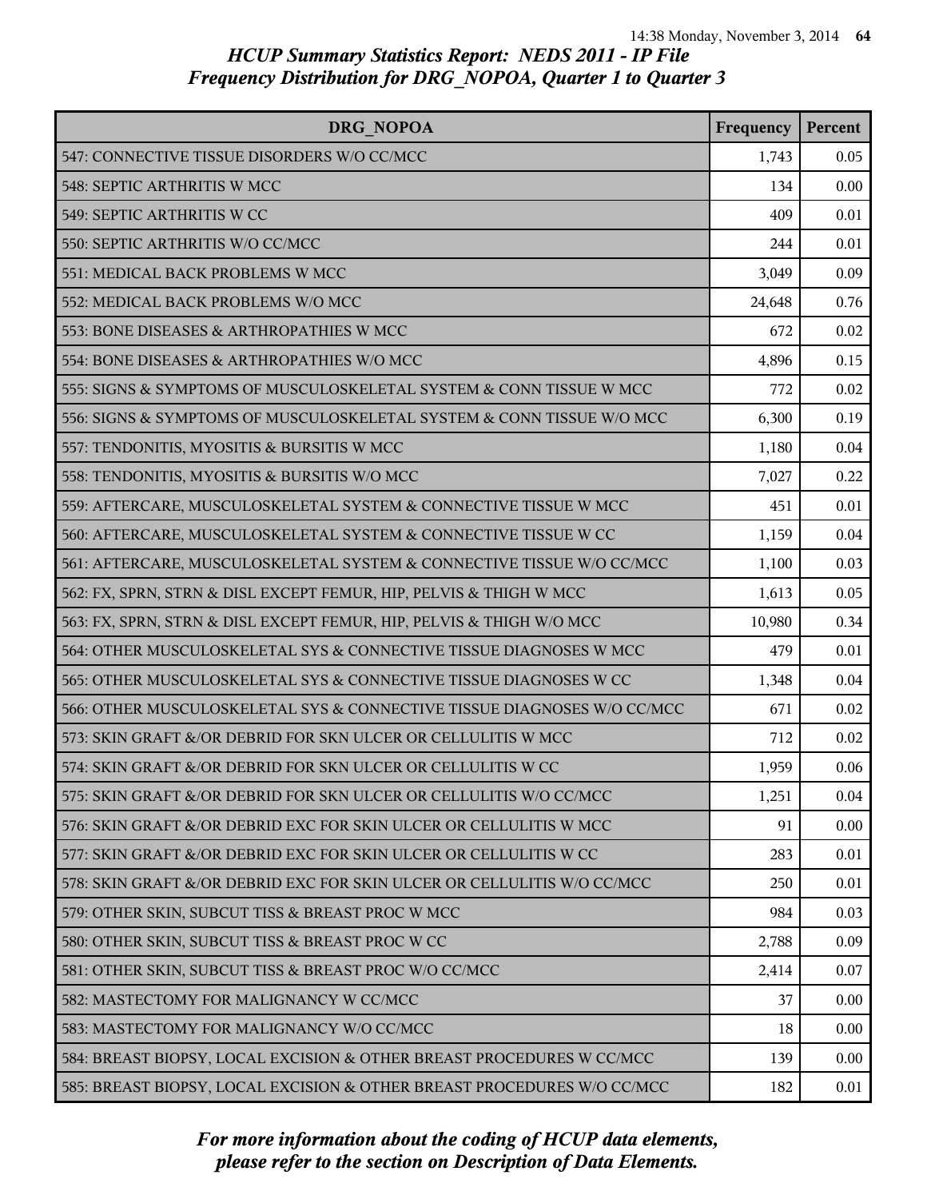*HCUP Summary Statistics Report: NEDS 2011 - IP File*
*Frequency Distribution for DRG_NOPOA, Quarter 1 to Quarter 3*

| DRG_NOPOA | Frequency | Percent |
|---|---|---|
| 547: CONNECTIVE TISSUE DISORDERS W/O CC/MCC | 1,743 | 0.05 |
| 548: SEPTIC ARTHRITIS W MCC | 134 | 0.00 |
| 549: SEPTIC ARTHRITIS W CC | 409 | 0.01 |
| 550: SEPTIC ARTHRITIS W/O CC/MCC | 244 | 0.01 |
| 551: MEDICAL BACK PROBLEMS W MCC | 3,049 | 0.09 |
| 552: MEDICAL BACK PROBLEMS W/O MCC | 24,648 | 0.76 |
| 553: BONE DISEASES & ARTHROPATHIES W MCC | 672 | 0.02 |
| 554: BONE DISEASES & ARTHROPATHIES W/O MCC | 4,896 | 0.15 |
| 555: SIGNS & SYMPTOMS OF MUSCULOSKELETAL SYSTEM & CONN TISSUE W MCC | 772 | 0.02 |
| 556: SIGNS & SYMPTOMS OF MUSCULOSKELETAL SYSTEM & CONN TISSUE W/O MCC | 6,300 | 0.19 |
| 557: TENDONITIS, MYOSITIS & BURSITIS W MCC | 1,180 | 0.04 |
| 558: TENDONITIS, MYOSITIS & BURSITIS W/O MCC | 7,027 | 0.22 |
| 559: AFTERCARE, MUSCULOSKELETAL SYSTEM & CONNECTIVE TISSUE W MCC | 451 | 0.01 |
| 560: AFTERCARE, MUSCULOSKELETAL SYSTEM & CONNECTIVE TISSUE W CC | 1,159 | 0.04 |
| 561: AFTERCARE, MUSCULOSKELETAL SYSTEM & CONNECTIVE TISSUE W/O CC/MCC | 1,100 | 0.03 |
| 562: FX, SPRN, STRN & DISL EXCEPT FEMUR, HIP, PELVIS & THIGH W MCC | 1,613 | 0.05 |
| 563: FX, SPRN, STRN & DISL EXCEPT FEMUR, HIP, PELVIS & THIGH W/O MCC | 10,980 | 0.34 |
| 564: OTHER MUSCULOSKELETAL SYS & CONNECTIVE TISSUE DIAGNOSES W MCC | 479 | 0.01 |
| 565: OTHER MUSCULOSKELETAL SYS & CONNECTIVE TISSUE DIAGNOSES W CC | 1,348 | 0.04 |
| 566: OTHER MUSCULOSKELETAL SYS & CONNECTIVE TISSUE DIAGNOSES W/O CC/MCC | 671 | 0.02 |
| 573: SKIN GRAFT &/OR DEBRID FOR SKN ULCER OR CELLULITIS W MCC | 712 | 0.02 |
| 574: SKIN GRAFT &/OR DEBRID FOR SKN ULCER OR CELLULITIS W CC | 1,959 | 0.06 |
| 575: SKIN GRAFT &/OR DEBRID FOR SKN ULCER OR CELLULITIS W/O CC/MCC | 1,251 | 0.04 |
| 576: SKIN GRAFT &/OR DEBRID EXC FOR SKIN ULCER OR CELLULITIS W MCC | 91 | 0.00 |
| 577: SKIN GRAFT &/OR DEBRID EXC FOR SKIN ULCER OR CELLULITIS W CC | 283 | 0.01 |
| 578: SKIN GRAFT &/OR DEBRID EXC FOR SKIN ULCER OR CELLULITIS W/O CC/MCC | 250 | 0.01 |
| 579: OTHER SKIN, SUBCUT TISS & BREAST PROC W MCC | 984 | 0.03 |
| 580: OTHER SKIN, SUBCUT TISS & BREAST PROC W CC | 2,788 | 0.09 |
| 581: OTHER SKIN, SUBCUT TISS & BREAST PROC W/O CC/MCC | 2,414 | 0.07 |
| 582: MASTECTOMY FOR MALIGNANCY W CC/MCC | 37 | 0.00 |
| 583: MASTECTOMY FOR MALIGNANCY W/O CC/MCC | 18 | 0.00 |
| 584: BREAST BIOPSY, LOCAL EXCISION & OTHER BREAST PROCEDURES W CC/MCC | 139 | 0.00 |
| 585: BREAST BIOPSY, LOCAL EXCISION & OTHER BREAST PROCEDURES W/O CC/MCC | 182 | 0.01 |

*For more information about the coding of HCUP data elements, please refer to the section on Description of Data Elements.*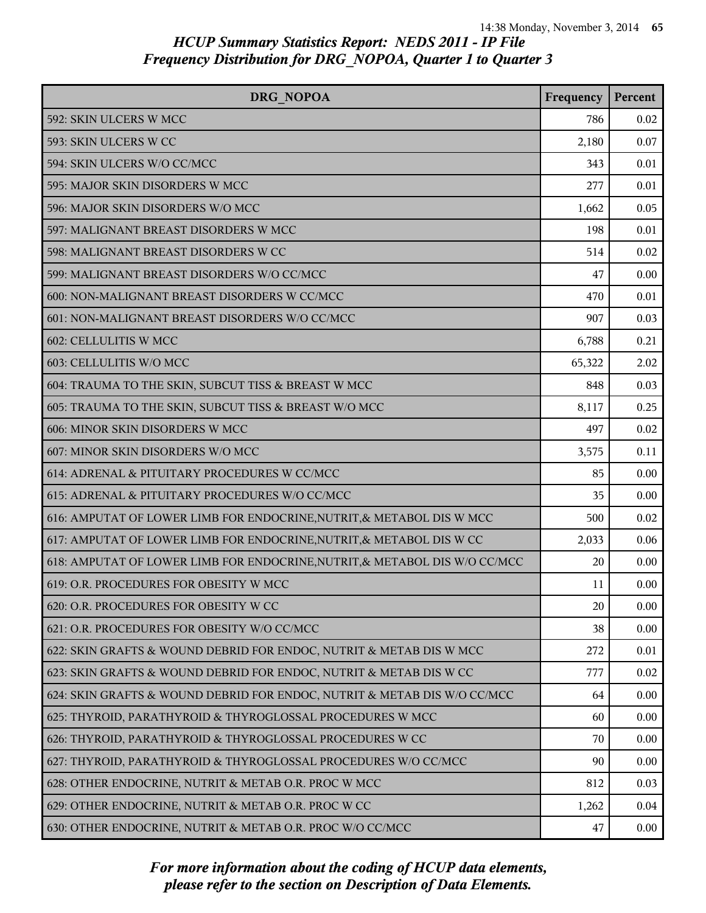## HCUP Summary Statistics Report: NEDS 2011 - IP File
## Frequency Distribution for DRG_NOPOA, Quarter 1 to Quarter 3

| DRG_NOPOA | Frequency | Percent |
|---|---|---|
| 592: SKIN ULCERS W MCC | 786 | 0.02 |
| 593: SKIN ULCERS W CC | 2,180 | 0.07 |
| 594: SKIN ULCERS W/O CC/MCC | 343 | 0.01 |
| 595: MAJOR SKIN DISORDERS W MCC | 277 | 0.01 |
| 596: MAJOR SKIN DISORDERS W/O MCC | 1,662 | 0.05 |
| 597: MALIGNANT BREAST DISORDERS W MCC | 198 | 0.01 |
| 598: MALIGNANT BREAST DISORDERS W CC | 514 | 0.02 |
| 599: MALIGNANT BREAST DISORDERS W/O CC/MCC | 47 | 0.00 |
| 600: NON-MALIGNANT BREAST DISORDERS W CC/MCC | 470 | 0.01 |
| 601: NON-MALIGNANT BREAST DISORDERS W/O CC/MCC | 907 | 0.03 |
| 602: CELLULITIS W MCC | 6,788 | 0.21 |
| 603: CELLULITIS W/O MCC | 65,322 | 2.02 |
| 604: TRAUMA TO THE SKIN, SUBCUT TISS & BREAST W MCC | 848 | 0.03 |
| 605: TRAUMA TO THE SKIN, SUBCUT TISS & BREAST W/O MCC | 8,117 | 0.25 |
| 606: MINOR SKIN DISORDERS W MCC | 497 | 0.02 |
| 607: MINOR SKIN DISORDERS W/O MCC | 3,575 | 0.11 |
| 614: ADRENAL & PITUITARY PROCEDURES W CC/MCC | 85 | 0.00 |
| 615: ADRENAL & PITUITARY PROCEDURES W/O CC/MCC | 35 | 0.00 |
| 616: AMPUTAT OF LOWER LIMB FOR ENDOCRINE,NUTRIT,& METABOL DIS W MCC | 500 | 0.02 |
| 617: AMPUTAT OF LOWER LIMB FOR ENDOCRINE,NUTRIT,& METABOL DIS W CC | 2,033 | 0.06 |
| 618: AMPUTAT OF LOWER LIMB FOR ENDOCRINE,NUTRIT,& METABOL DIS W/O CC/MCC | 20 | 0.00 |
| 619: O.R. PROCEDURES FOR OBESITY W MCC | 11 | 0.00 |
| 620: O.R. PROCEDURES FOR OBESITY W CC | 20 | 0.00 |
| 621: O.R. PROCEDURES FOR OBESITY W/O CC/MCC | 38 | 0.00 |
| 622: SKIN GRAFTS & WOUND DEBRID FOR ENDOC, NUTRIT & METAB DIS W MCC | 272 | 0.01 |
| 623: SKIN GRAFTS & WOUND DEBRID FOR ENDOC, NUTRIT & METAB DIS W CC | 777 | 0.02 |
| 624: SKIN GRAFTS & WOUND DEBRID FOR ENDOC, NUTRIT & METAB DIS W/O CC/MCC | 64 | 0.00 |
| 625: THYROID, PARATHYROID & THYROGLOSSAL PROCEDURES W MCC | 60 | 0.00 |
| 626: THYROID, PARATHYROID & THYROGLOSSAL PROCEDURES W CC | 70 | 0.00 |
| 627: THYROID, PARATHYROID & THYROGLOSSAL PROCEDURES W/O CC/MCC | 90 | 0.00 |
| 628: OTHER ENDOCRINE, NUTRIT & METAB O.R. PROC W MCC | 812 | 0.03 |
| 629: OTHER ENDOCRINE, NUTRIT & METAB O.R. PROC W CC | 1,262 | 0.04 |
| 630: OTHER ENDOCRINE, NUTRIT & METAB O.R. PROC W/O CC/MCC | 47 | 0.00 |

*For more information about the coding of HCUP data elements, please refer to the section on Description of Data Elements.*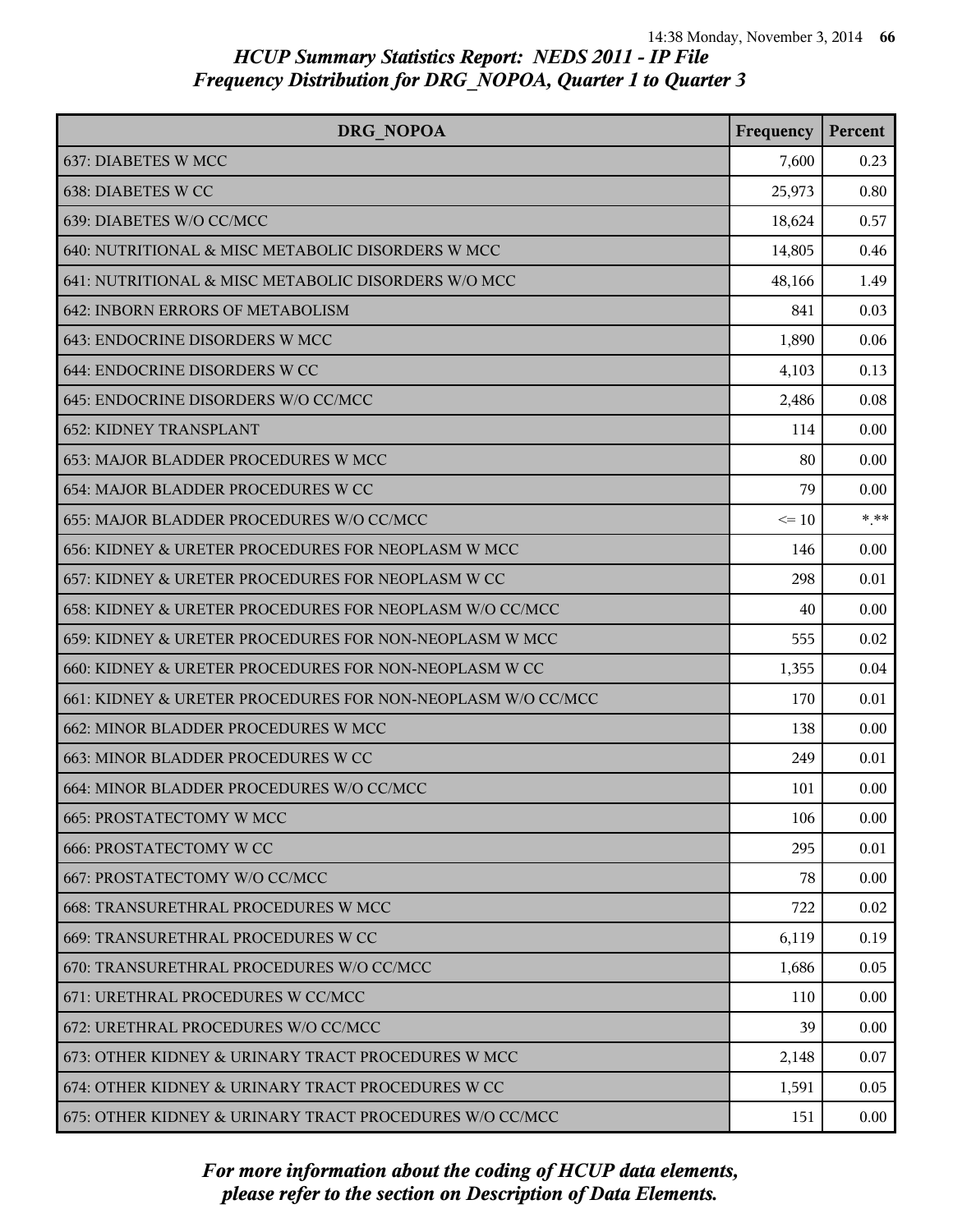## HCUP Summary Statistics Report: NEDS 2011 - IP File
## Frequency Distribution for DRG_NOPOA, Quarter 1 to Quarter 3

| DRG_NOPOA | Frequency | Percent |
|---|---|---|
| 637: DIABETES W MCC | 7,600 | 0.23 |
| 638: DIABETES W CC | 25,973 | 0.80 |
| 639: DIABETES W/O CC/MCC | 18,624 | 0.57 |
| 640: NUTRITIONAL & MISC METABOLIC DISORDERS W MCC | 14,805 | 0.46 |
| 641: NUTRITIONAL & MISC METABOLIC DISORDERS W/O MCC | 48,166 | 1.49 |
| 642: INBORN ERRORS OF METABOLISM | 841 | 0.03 |
| 643: ENDOCRINE DISORDERS W MCC | 1,890 | 0.06 |
| 644: ENDOCRINE DISORDERS W CC | 4,103 | 0.13 |
| 645: ENDOCRINE DISORDERS W/O CC/MCC | 2,486 | 0.08 |
| 652: KIDNEY TRANSPLANT | 114 | 0.00 |
| 653: MAJOR BLADDER PROCEDURES W MCC | 80 | 0.00 |
| 654: MAJOR BLADDER PROCEDURES W CC | 79 | 0.00 |
| 655: MAJOR BLADDER PROCEDURES W/O CC/MCC | <= 10 | *.** |
| 656: KIDNEY & URETER PROCEDURES FOR NEOPLASM W MCC | 146 | 0.00 |
| 657: KIDNEY & URETER PROCEDURES FOR NEOPLASM W CC | 298 | 0.01 |
| 658: KIDNEY & URETER PROCEDURES FOR NEOPLASM W/O CC/MCC | 40 | 0.00 |
| 659: KIDNEY & URETER PROCEDURES FOR NON-NEOPLASM W MCC | 555 | 0.02 |
| 660: KIDNEY & URETER PROCEDURES FOR NON-NEOPLASM W CC | 1,355 | 0.04 |
| 661: KIDNEY & URETER PROCEDURES FOR NON-NEOPLASM W/O CC/MCC | 170 | 0.01 |
| 662: MINOR BLADDER PROCEDURES W MCC | 138 | 0.00 |
| 663: MINOR BLADDER PROCEDURES W CC | 249 | 0.01 |
| 664: MINOR BLADDER PROCEDURES W/O CC/MCC | 101 | 0.00 |
| 665: PROSTATECTOMY W MCC | 106 | 0.00 |
| 666: PROSTATECTOMY W CC | 295 | 0.01 |
| 667: PROSTATECTOMY W/O CC/MCC | 78 | 0.00 |
| 668: TRANSURETHRAL PROCEDURES W MCC | 722 | 0.02 |
| 669: TRANSURETHRAL PROCEDURES W CC | 6,119 | 0.19 |
| 670: TRANSURETHRAL PROCEDURES W/O CC/MCC | 1,686 | 0.05 |
| 671: URETHRAL PROCEDURES W CC/MCC | 110 | 0.00 |
| 672: URETHRAL PROCEDURES W/O CC/MCC | 39 | 0.00 |
| 673: OTHER KIDNEY & URINARY TRACT PROCEDURES W MCC | 2,148 | 0.07 |
| 674: OTHER KIDNEY & URINARY TRACT PROCEDURES W CC | 1,591 | 0.05 |
| 675: OTHER KIDNEY & URINARY TRACT PROCEDURES W/O CC/MCC | 151 | 0.00 |

*For more information about the coding of HCUP data elements, please refer to the section on Description of Data Elements.*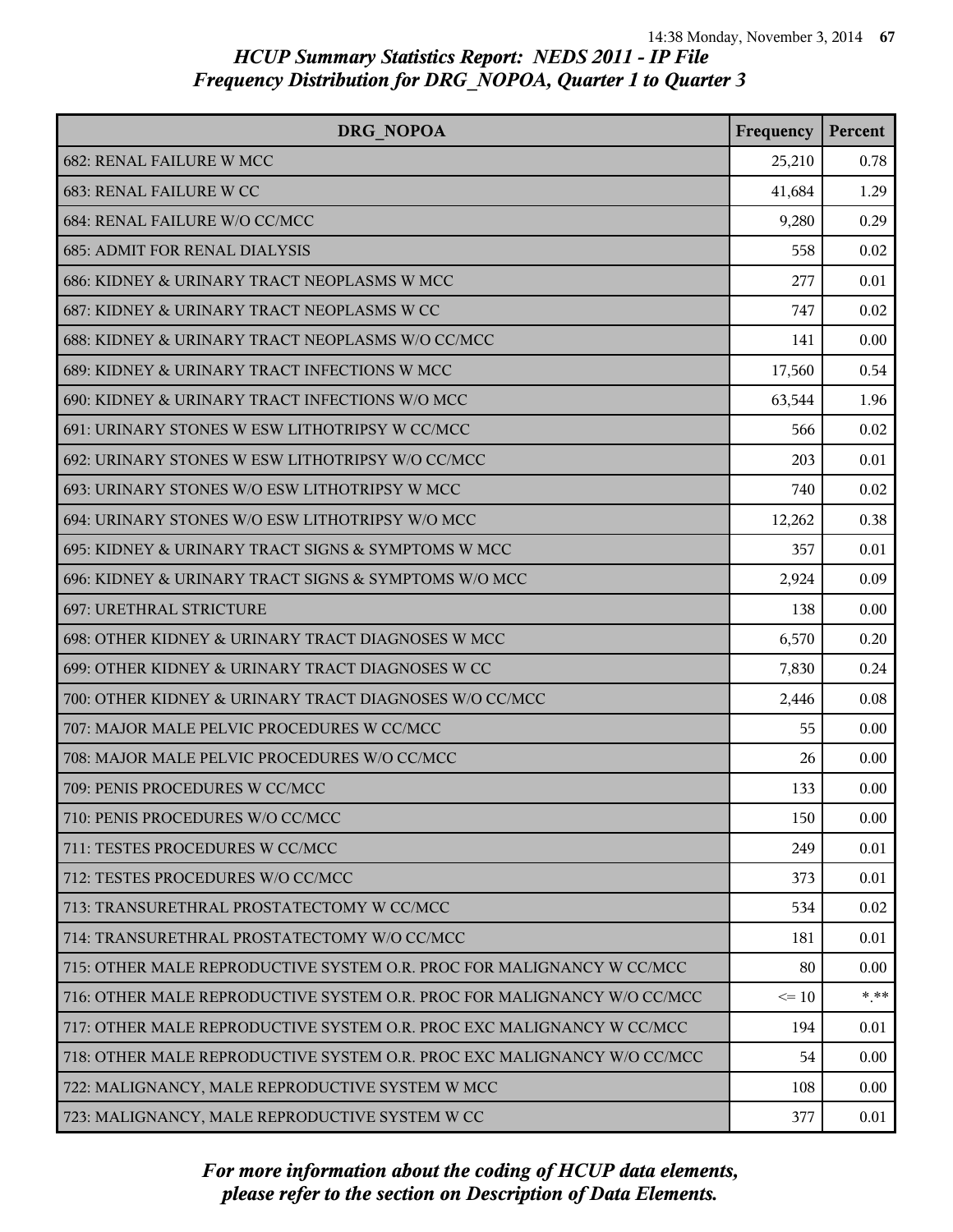## HCUP Summary Statistics Report: NEDS 2011 - IP File
## Frequency Distribution for DRG_NOPOA, Quarter 1 to Quarter 3

| DRG_NOPOA | Frequency | Percent |
|---|---|---|
| 682: RENAL FAILURE W MCC | 25,210 | 0.78 |
| 683: RENAL FAILURE W CC | 41,684 | 1.29 |
| 684: RENAL FAILURE W/O CC/MCC | 9,280 | 0.29 |
| 685: ADMIT FOR RENAL DIALYSIS | 558 | 0.02 |
| 686: KIDNEY & URINARY TRACT NEOPLASMS W MCC | 277 | 0.01 |
| 687: KIDNEY & URINARY TRACT NEOPLASMS W CC | 747 | 0.02 |
| 688: KIDNEY & URINARY TRACT NEOPLASMS W/O CC/MCC | 141 | 0.00 |
| 689: KIDNEY & URINARY TRACT INFECTIONS W MCC | 17,560 | 0.54 |
| 690: KIDNEY & URINARY TRACT INFECTIONS W/O MCC | 63,544 | 1.96 |
| 691: URINARY STONES W ESW LITHOTRIPSY W CC/MCC | 566 | 0.02 |
| 692: URINARY STONES W ESW LITHOTRIPSY W/O CC/MCC | 203 | 0.01 |
| 693: URINARY STONES W/O ESW LITHOTRIPSY W MCC | 740 | 0.02 |
| 694: URINARY STONES W/O ESW LITHOTRIPSY W/O MCC | 12,262 | 0.38 |
| 695: KIDNEY & URINARY TRACT SIGNS & SYMPTOMS W MCC | 357 | 0.01 |
| 696: KIDNEY & URINARY TRACT SIGNS & SYMPTOMS W/O MCC | 2,924 | 0.09 |
| 697: URETHRAL STRICTURE | 138 | 0.00 |
| 698: OTHER KIDNEY & URINARY TRACT DIAGNOSES W MCC | 6,570 | 0.20 |
| 699: OTHER KIDNEY & URINARY TRACT DIAGNOSES W CC | 7,830 | 0.24 |
| 700: OTHER KIDNEY & URINARY TRACT DIAGNOSES W/O CC/MCC | 2,446 | 0.08 |
| 707: MAJOR MALE PELVIC PROCEDURES W CC/MCC | 55 | 0.00 |
| 708: MAJOR MALE PELVIC PROCEDURES W/O CC/MCC | 26 | 0.00 |
| 709: PENIS PROCEDURES W CC/MCC | 133 | 0.00 |
| 710: PENIS PROCEDURES W/O CC/MCC | 150 | 0.00 |
| 711: TESTES PROCEDURES W CC/MCC | 249 | 0.01 |
| 712: TESTES PROCEDURES W/O CC/MCC | 373 | 0.01 |
| 713: TRANSURETHRAL PROSTATECTOMY W CC/MCC | 534 | 0.02 |
| 714: TRANSURETHRAL PROSTATECTOMY W/O CC/MCC | 181 | 0.01 |
| 715: OTHER MALE REPRODUCTIVE SYSTEM O.R. PROC FOR MALIGNANCY W CC/MCC | 80 | 0.00 |
| 716: OTHER MALE REPRODUCTIVE SYSTEM O.R. PROC FOR MALIGNANCY W/O CC/MCC | <= 10 | *.** |
| 717: OTHER MALE REPRODUCTIVE SYSTEM O.R. PROC EXC MALIGNANCY W CC/MCC | 194 | 0.01 |
| 718: OTHER MALE REPRODUCTIVE SYSTEM O.R. PROC EXC MALIGNANCY W/O CC/MCC | 54 | 0.00 |
| 722: MALIGNANCY, MALE REPRODUCTIVE SYSTEM W MCC | 108 | 0.00 |
| 723: MALIGNANCY, MALE REPRODUCTIVE SYSTEM W CC | 377 | 0.01 |

*For more information about the coding of HCUP data elements, please refer to the section on Description of Data Elements.*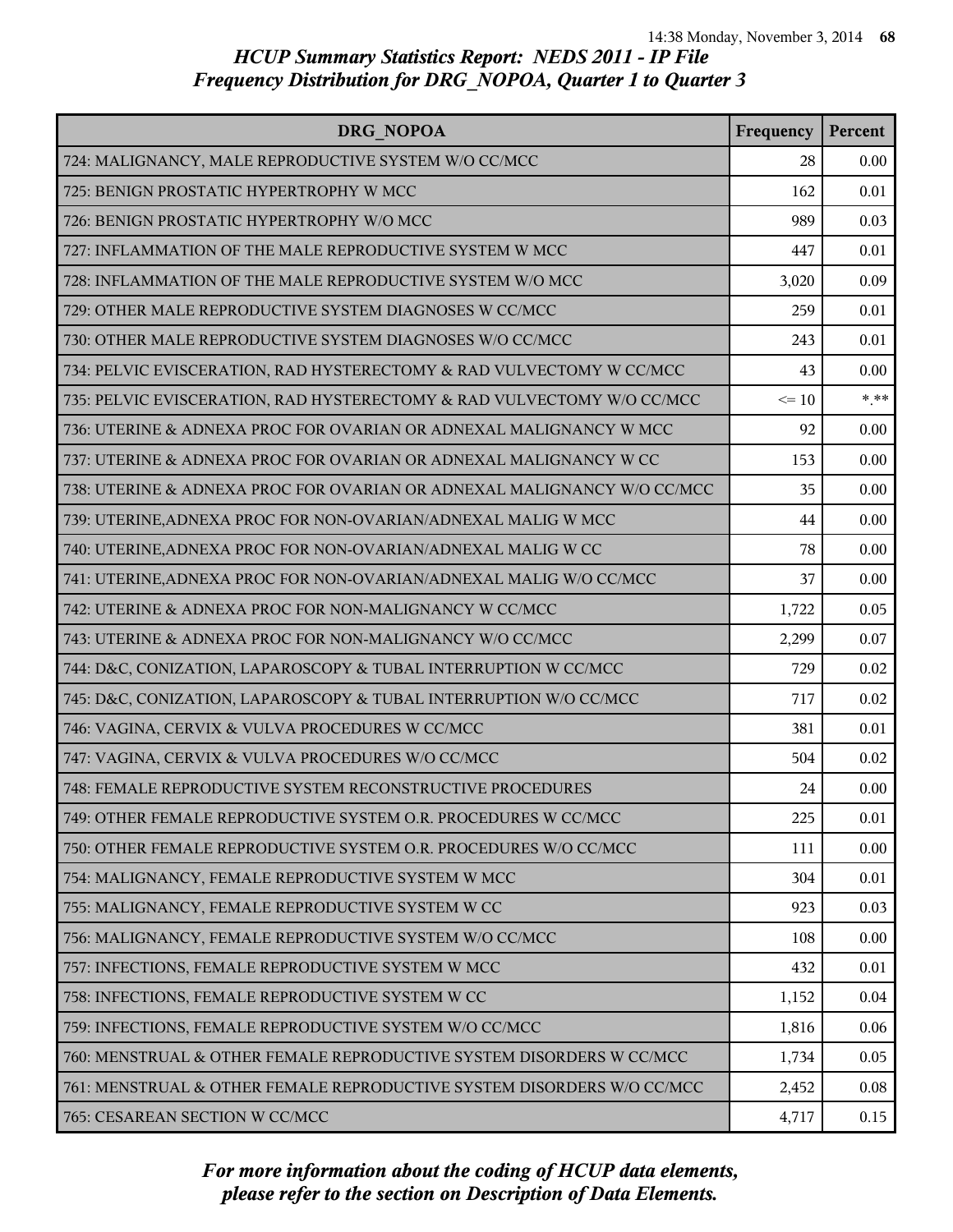## HCUP Summary Statistics Report: NEDS 2011 - IP File
## Frequency Distribution for DRG_NOPOA, Quarter 1 to Quarter 3

| DRG_NOPOA | Frequency | Percent |
|---|---|---|
| 724: MALIGNANCY, MALE REPRODUCTIVE SYSTEM W/O CC/MCC | 28 | 0.00 |
| 725: BENIGN PROSTATIC HYPERTROPHY W MCC | 162 | 0.01 |
| 726: BENIGN PROSTATIC HYPERTROPHY W/O MCC | 989 | 0.03 |
| 727: INFLAMMATION OF THE MALE REPRODUCTIVE SYSTEM W MCC | 447 | 0.01 |
| 728: INFLAMMATION OF THE MALE REPRODUCTIVE SYSTEM W/O MCC | 3,020 | 0.09 |
| 729: OTHER MALE REPRODUCTIVE SYSTEM DIAGNOSES W CC/MCC | 259 | 0.01 |
| 730: OTHER MALE REPRODUCTIVE SYSTEM DIAGNOSES W/O CC/MCC | 243 | 0.01 |
| 734: PELVIC EVISCERATION, RAD HYSTERECTOMY & RAD VULVECTOMY W CC/MCC | 43 | 0.00 |
| 735: PELVIC EVISCERATION, RAD HYSTERECTOMY & RAD VULVECTOMY W/O CC/MCC | <= 10 | *.** |
| 736: UTERINE & ADNEXA PROC FOR OVARIAN OR ADNEXAL MALIGNANCY W MCC | 92 | 0.00 |
| 737: UTERINE & ADNEXA PROC FOR OVARIAN OR ADNEXAL MALIGNANCY W CC | 153 | 0.00 |
| 738: UTERINE & ADNEXA PROC FOR OVARIAN OR ADNEXAL MALIGNANCY W/O CC/MCC | 35 | 0.00 |
| 739: UTERINE,ADNEXA PROC FOR NON-OVARIAN/ADNEXAL MALIG W MCC | 44 | 0.00 |
| 740: UTERINE,ADNEXA PROC FOR NON-OVARIAN/ADNEXAL MALIG W CC | 78 | 0.00 |
| 741: UTERINE,ADNEXA PROC FOR NON-OVARIAN/ADNEXAL MALIG W/O CC/MCC | 37 | 0.00 |
| 742: UTERINE & ADNEXA PROC FOR NON-MALIGNANCY W CC/MCC | 1,722 | 0.05 |
| 743: UTERINE & ADNEXA PROC FOR NON-MALIGNANCY W/O CC/MCC | 2,299 | 0.07 |
| 744: D&C, CONIZATION, LAPAROSCOPY & TUBAL INTERRUPTION W CC/MCC | 729 | 0.02 |
| 745: D&C, CONIZATION, LAPAROSCOPY & TUBAL INTERRUPTION W/O CC/MCC | 717 | 0.02 |
| 746: VAGINA, CERVIX & VULVA PROCEDURES W CC/MCC | 381 | 0.01 |
| 747: VAGINA, CERVIX & VULVA PROCEDURES W/O CC/MCC | 504 | 0.02 |
| 748: FEMALE REPRODUCTIVE SYSTEM RECONSTRUCTIVE PROCEDURES | 24 | 0.00 |
| 749: OTHER FEMALE REPRODUCTIVE SYSTEM O.R. PROCEDURES W CC/MCC | 225 | 0.01 |
| 750: OTHER FEMALE REPRODUCTIVE SYSTEM O.R. PROCEDURES W/O CC/MCC | 111 | 0.00 |
| 754: MALIGNANCY, FEMALE REPRODUCTIVE SYSTEM W MCC | 304 | 0.01 |
| 755: MALIGNANCY, FEMALE REPRODUCTIVE SYSTEM W CC | 923 | 0.03 |
| 756: MALIGNANCY, FEMALE REPRODUCTIVE SYSTEM W/O CC/MCC | 108 | 0.00 |
| 757: INFECTIONS, FEMALE REPRODUCTIVE SYSTEM W MCC | 432 | 0.01 |
| 758: INFECTIONS, FEMALE REPRODUCTIVE SYSTEM W CC | 1,152 | 0.04 |
| 759: INFECTIONS, FEMALE REPRODUCTIVE SYSTEM W/O CC/MCC | 1,816 | 0.06 |
| 760: MENSTRUAL & OTHER FEMALE REPRODUCTIVE SYSTEM DISORDERS W CC/MCC | 1,734 | 0.05 |
| 761: MENSTRUAL & OTHER FEMALE REPRODUCTIVE SYSTEM DISORDERS W/O CC/MCC | 2,452 | 0.08 |
| 765: CESAREAN SECTION W CC/MCC | 4,717 | 0.15 |

*For more information about the coding of HCUP data elements, please refer to the section on Description of Data Elements.*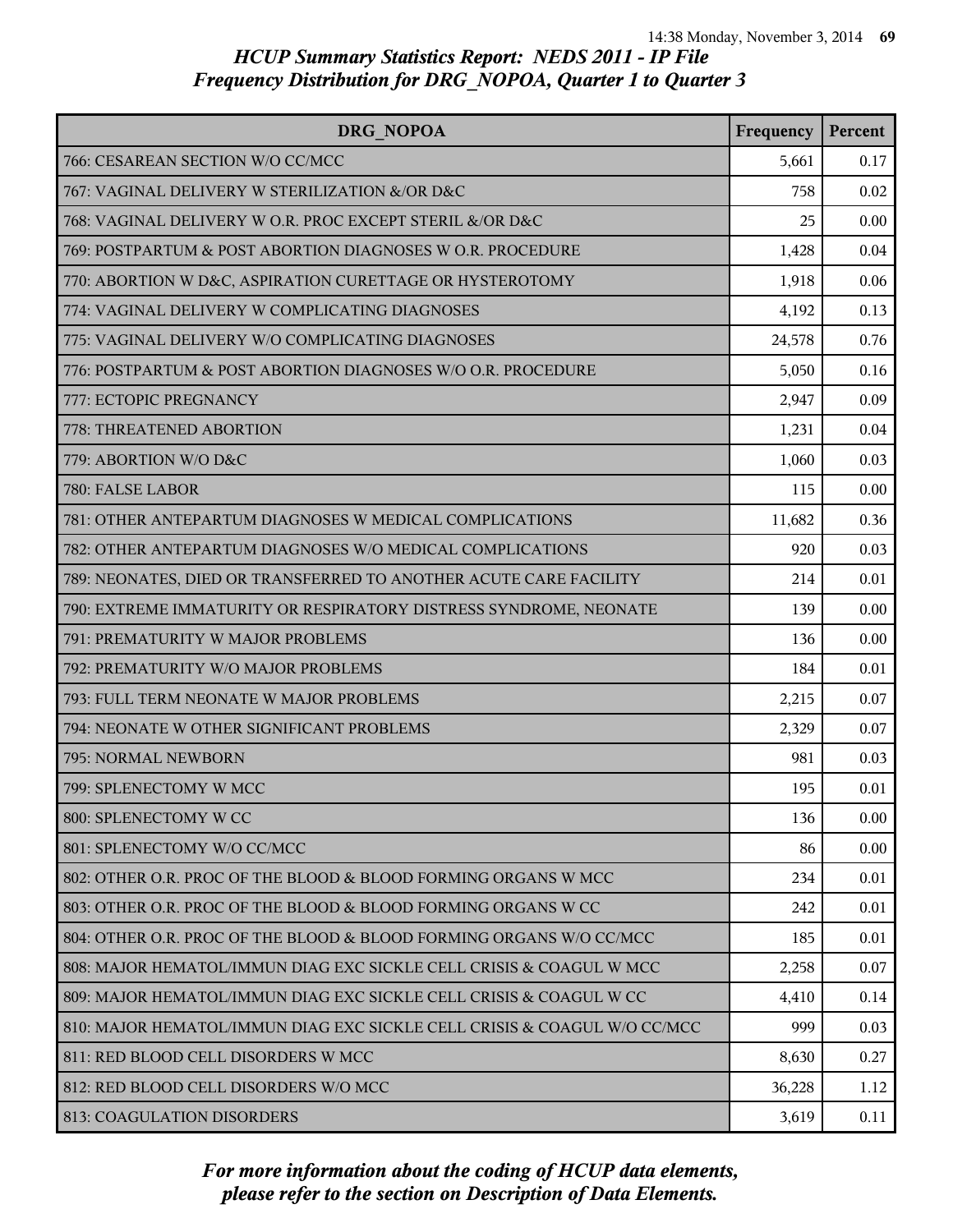*HCUP Summary Statistics Report: NEDS 2011 - IP File*
*Frequency Distribution for DRG_NOPOA, Quarter 1 to Quarter 3*

| DRG_NOPOA | Frequency | Percent |
|---|---|---|
| 766: CESAREAN SECTION W/O CC/MCC | 5,661 | 0.17 |
| 767: VAGINAL DELIVERY W STERILIZATION &/OR D&C | 758 | 0.02 |
| 768: VAGINAL DELIVERY W O.R. PROC EXCEPT STERIL &/OR D&C | 25 | 0.00 |
| 769: POSTPARTUM & POST ABORTION DIAGNOSES W O.R. PROCEDURE | 1,428 | 0.04 |
| 770: ABORTION W D&C, ASPIRATION CURETTAGE OR HYSTEROTOMY | 1,918 | 0.06 |
| 774: VAGINAL DELIVERY W COMPLICATING DIAGNOSES | 4,192 | 0.13 |
| 775: VAGINAL DELIVERY W/O COMPLICATING DIAGNOSES | 24,578 | 0.76 |
| 776: POSTPARTUM & POST ABORTION DIAGNOSES W/O O.R. PROCEDURE | 5,050 | 0.16 |
| 777: ECTOPIC PREGNANCY | 2,947 | 0.09 |
| 778: THREATENED ABORTION | 1,231 | 0.04 |
| 779: ABORTION W/O D&C | 1,060 | 0.03 |
| 780: FALSE LABOR | 115 | 0.00 |
| 781: OTHER ANTEPARTUM DIAGNOSES W MEDICAL COMPLICATIONS | 11,682 | 0.36 |
| 782: OTHER ANTEPARTUM DIAGNOSES W/O MEDICAL COMPLICATIONS | 920 | 0.03 |
| 789: NEONATES, DIED OR TRANSFERRED TO ANOTHER ACUTE CARE FACILITY | 214 | 0.01 |
| 790: EXTREME IMMATURITY OR RESPIRATORY DISTRESS SYNDROME, NEONATE | 139 | 0.00 |
| 791: PREMATURITY W MAJOR PROBLEMS | 136 | 0.00 |
| 792: PREMATURITY W/O MAJOR PROBLEMS | 184 | 0.01 |
| 793: FULL TERM NEONATE W MAJOR PROBLEMS | 2,215 | 0.07 |
| 794: NEONATE W OTHER SIGNIFICANT PROBLEMS | 2,329 | 0.07 |
| 795: NORMAL NEWBORN | 981 | 0.03 |
| 799: SPLENECTOMY W MCC | 195 | 0.01 |
| 800: SPLENECTOMY W CC | 136 | 0.00 |
| 801: SPLENECTOMY W/O CC/MCC | 86 | 0.00 |
| 802: OTHER O.R. PROC OF THE BLOOD & BLOOD FORMING ORGANS W MCC | 234 | 0.01 |
| 803: OTHER O.R. PROC OF THE BLOOD & BLOOD FORMING ORGANS W CC | 242 | 0.01 |
| 804: OTHER O.R. PROC OF THE BLOOD & BLOOD FORMING ORGANS W/O CC/MCC | 185 | 0.01 |
| 808: MAJOR HEMATOL/IMMUN DIAG EXC SICKLE CELL CRISIS & COAGUL W MCC | 2,258 | 0.07 |
| 809: MAJOR HEMATOL/IMMUN DIAG EXC SICKLE CELL CRISIS & COAGUL W CC | 4,410 | 0.14 |
| 810: MAJOR HEMATOL/IMMUN DIAG EXC SICKLE CELL CRISIS & COAGUL W/O CC/MCC | 999 | 0.03 |
| 811: RED BLOOD CELL DISORDERS W MCC | 8,630 | 0.27 |
| 812: RED BLOOD CELL DISORDERS W/O MCC | 36,228 | 1.12 |
| 813: COAGULATION DISORDERS | 3,619 | 0.11 |

*For more information about the coding of HCUP data elements, please refer to the section on Description of Data Elements.*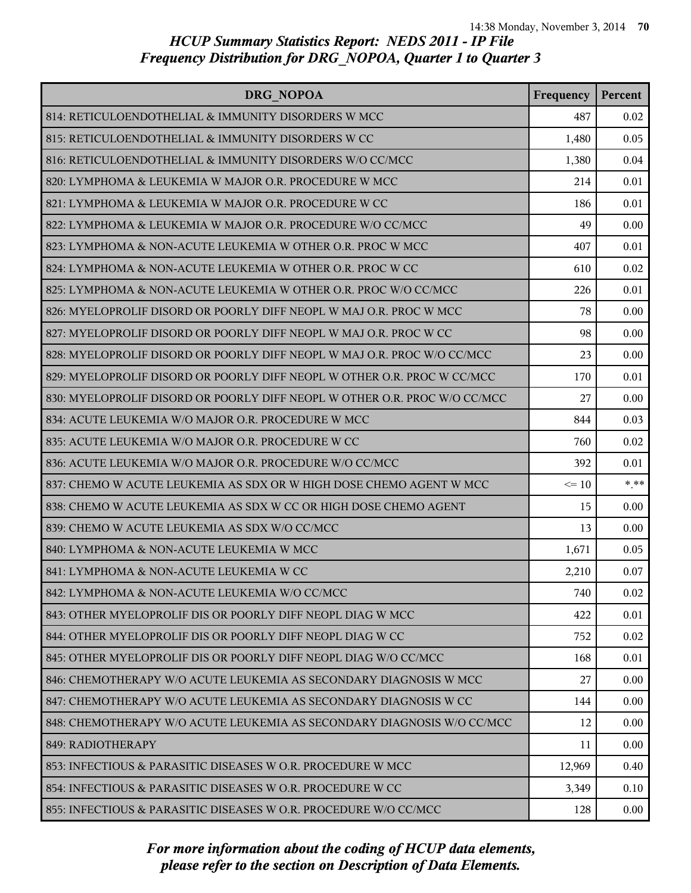## HCUP Summary Statistics Report: NEDS 2011 - IP File

### Frequency Distribution for DRG_NOPOA, Quarter 1 to Quarter 3

| DRG_NOPOA | Frequency | Percent |
|---|---|---|
| 814: RETICULOENDOTHELIAL & IMMUNITY DISORDERS W MCC | 487 | 0.02 |
| 815: RETICULOENDOTHELIAL & IMMUNITY DISORDERS W CC | 1,480 | 0.05 |
| 816: RETICULOENDOTHELIAL & IMMUNITY DISORDERS W/O CC/MCC | 1,380 | 0.04 |
| 820: LYMPHOMA & LEUKEMIA W MAJOR O.R. PROCEDURE W MCC | 214 | 0.01 |
| 821: LYMPHOMA & LEUKEMIA W MAJOR O.R. PROCEDURE W CC | 186 | 0.01 |
| 822: LYMPHOMA & LEUKEMIA W MAJOR O.R. PROCEDURE W/O CC/MCC | 49 | 0.00 |
| 823: LYMPHOMA & NON-ACUTE LEUKEMIA W OTHER O.R. PROC W MCC | 407 | 0.01 |
| 824: LYMPHOMA & NON-ACUTE LEUKEMIA W OTHER O.R. PROC W CC | 610 | 0.02 |
| 825: LYMPHOMA & NON-ACUTE LEUKEMIA W OTHER O.R. PROC W/O CC/MCC | 226 | 0.01 |
| 826: MYELOPROLIF DISORD OR POORLY DIFF NEOPL W MAJ O.R. PROC W MCC | 78 | 0.00 |
| 827: MYELOPROLIF DISORD OR POORLY DIFF NEOPL W MAJ O.R. PROC W CC | 98 | 0.00 |
| 828: MYELOPROLIF DISORD OR POORLY DIFF NEOPL W MAJ O.R. PROC W/O CC/MCC | 23 | 0.00 |
| 829: MYELOPROLIF DISORD OR POORLY DIFF NEOPL W OTHER O.R. PROC W CC/MCC | 170 | 0.01 |
| 830: MYELOPROLIF DISORD OR POORLY DIFF NEOPL W OTHER O.R. PROC W/O CC/MCC | 27 | 0.00 |
| 834: ACUTE LEUKEMIA W/O MAJOR O.R. PROCEDURE W MCC | 844 | 0.03 |
| 835: ACUTE LEUKEMIA W/O MAJOR O.R. PROCEDURE W CC | 760 | 0.02 |
| 836: ACUTE LEUKEMIA W/O MAJOR O.R. PROCEDURE W/O CC/MCC | 392 | 0.01 |
| 837: CHEMO W ACUTE LEUKEMIA AS SDX OR W HIGH DOSE CHEMO AGENT W MCC | <= 10 | *.** |
| 838: CHEMO W ACUTE LEUKEMIA AS SDX W CC OR HIGH DOSE CHEMO AGENT | 15 | 0.00 |
| 839: CHEMO W ACUTE LEUKEMIA AS SDX W/O CC/MCC | 13 | 0.00 |
| 840: LYMPHOMA & NON-ACUTE LEUKEMIA W MCC | 1,671 | 0.05 |
| 841: LYMPHOMA & NON-ACUTE LEUKEMIA W CC | 2,210 | 0.07 |
| 842: LYMPHOMA & NON-ACUTE LEUKEMIA W/O CC/MCC | 740 | 0.02 |
| 843: OTHER MYELOPROLIF DIS OR POORLY DIFF NEOPL DIAG W MCC | 422 | 0.01 |
| 844: OTHER MYELOPROLIF DIS OR POORLY DIFF NEOPL DIAG W CC | 752 | 0.02 |
| 845: OTHER MYELOPROLIF DIS OR POORLY DIFF NEOPL DIAG W/O CC/MCC | 168 | 0.01 |
| 846: CHEMOTHERAPY W/O ACUTE LEUKEMIA AS SECONDARY DIAGNOSIS W MCC | 27 | 0.00 |
| 847: CHEMOTHERAPY W/O ACUTE LEUKEMIA AS SECONDARY DIAGNOSIS W CC | 144 | 0.00 |
| 848: CHEMOTHERAPY W/O ACUTE LEUKEMIA AS SECONDARY DIAGNOSIS W/O CC/MCC | 12 | 0.00 |
| 849: RADIOTHERAPY | 11 | 0.00 |
| 853: INFECTIOUS & PARASITIC DISEASES W O.R. PROCEDURE W MCC | 12,969 | 0.40 |
| 854: INFECTIOUS & PARASITIC DISEASES W O.R. PROCEDURE W CC | 3,349 | 0.10 |
| 855: INFECTIOUS & PARASITIC DISEASES W O.R. PROCEDURE W/O CC/MCC | 128 | 0.00 |

*For more information about the coding of HCUP data elements, please refer to the section on Description of Data Elements.*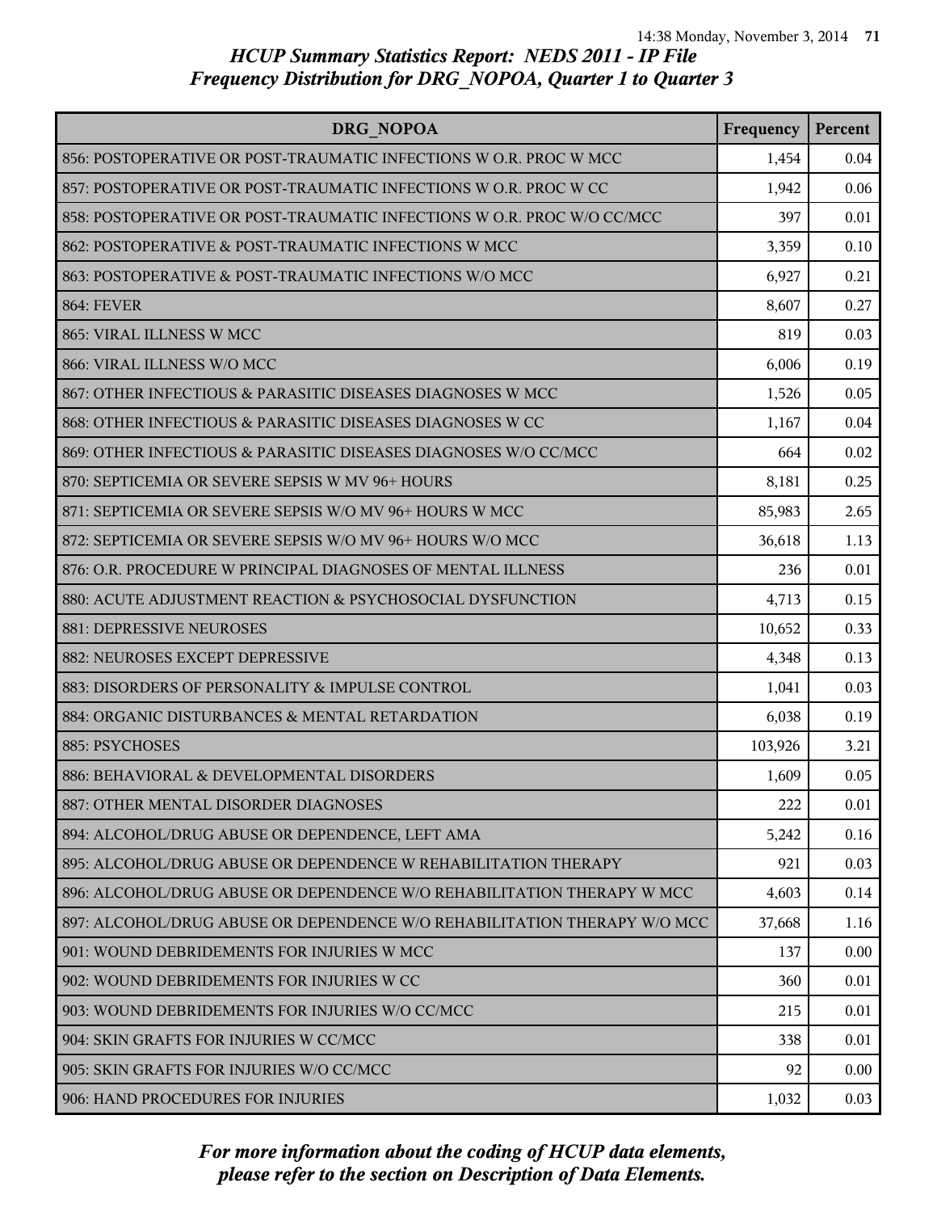# HCUP Summary Statistics Report: NEDS 2011 - IP File
## Frequency Distribution for DRG_NOPOA, Quarter 1 to Quarter 3

| DRG_NOPOA | Frequency | Percent |
|---|---|---|
| 856: POSTOPERATIVE OR POST-TRAUMATIC INFECTIONS W O.R. PROC W MCC | 1,454 | 0.04 |
| 857: POSTOPERATIVE OR POST-TRAUMATIC INFECTIONS W O.R. PROC W CC | 1,942 | 0.06 |
| 858: POSTOPERATIVE OR POST-TRAUMATIC INFECTIONS W O.R. PROC W/O CC/MCC | 397 | 0.01 |
| 862: POSTOPERATIVE & POST-TRAUMATIC INFECTIONS W MCC | 3,359 | 0.10 |
| 863: POSTOPERATIVE & POST-TRAUMATIC INFECTIONS W/O MCC | 6,927 | 0.21 |
| 864: FEVER | 8,607 | 0.27 |
| 865: VIRAL ILLNESS W MCC | 819 | 0.03 |
| 866: VIRAL ILLNESS W/O MCC | 6,006 | 0.19 |
| 867: OTHER INFECTIOUS & PARASITIC DISEASES DIAGNOSES W MCC | 1,526 | 0.05 |
| 868: OTHER INFECTIOUS & PARASITIC DISEASES DIAGNOSES W CC | 1,167 | 0.04 |
| 869: OTHER INFECTIOUS & PARASITIC DISEASES DIAGNOSES W/O CC/MCC | 664 | 0.02 |
| 870: SEPTICEMIA OR SEVERE SEPSIS W MV 96+ HOURS | 8,181 | 0.25 |
| 871: SEPTICEMIA OR SEVERE SEPSIS W/O MV 96+ HOURS W MCC | 85,983 | 2.65 |
| 872: SEPTICEMIA OR SEVERE SEPSIS W/O MV 96+ HOURS W/O MCC | 36,618 | 1.13 |
| 876: O.R. PROCEDURE W PRINCIPAL DIAGNOSES OF MENTAL ILLNESS | 236 | 0.01 |
| 880: ACUTE ADJUSTMENT REACTION & PSYCHOSOCIAL DYSFUNCTION | 4,713 | 0.15 |
| 881: DEPRESSIVE NEUROSES | 10,652 | 0.33 |
| 882: NEUROSES EXCEPT DEPRESSIVE | 4,348 | 0.13 |
| 883: DISORDERS OF PERSONALITY & IMPULSE CONTROL | 1,041 | 0.03 |
| 884: ORGANIC DISTURBANCES & MENTAL RETARDATION | 6,038 | 0.19 |
| 885: PSYCHOSES | 103,926 | 3.21 |
| 886: BEHAVIORAL & DEVELOPMENTAL DISORDERS | 1,609 | 0.05 |
| 887: OTHER MENTAL DISORDER DIAGNOSES | 222 | 0.01 |
| 894: ALCOHOL/DRUG ABUSE OR DEPENDENCE, LEFT AMA | 5,242 | 0.16 |
| 895: ALCOHOL/DRUG ABUSE OR DEPENDENCE W REHABILITATION THERAPY | 921 | 0.03 |
| 896: ALCOHOL/DRUG ABUSE OR DEPENDENCE W/O REHABILITATION THERAPY W MCC | 4,603 | 0.14 |
| 897: ALCOHOL/DRUG ABUSE OR DEPENDENCE W/O REHABILITATION THERAPY W/O MCC | 37,668 | 1.16 |
| 901: WOUND DEBRIDEMENTS FOR INJURIES W MCC | 137 | 0.00 |
| 902: WOUND DEBRIDEMENTS FOR INJURIES W CC | 360 | 0.01 |
| 903: WOUND DEBRIDEMENTS FOR INJURIES W/O CC/MCC | 215 | 0.01 |
| 904: SKIN GRAFTS FOR INJURIES W CC/MCC | 338 | 0.01 |
| 905: SKIN GRAFTS FOR INJURIES W/O CC/MCC | 92 | 0.00 |
| 906: HAND PROCEDURES FOR INJURIES | 1,032 | 0.03 |

*For more information about the coding of HCUP data elements, please refer to the section on Description of Data Elements.*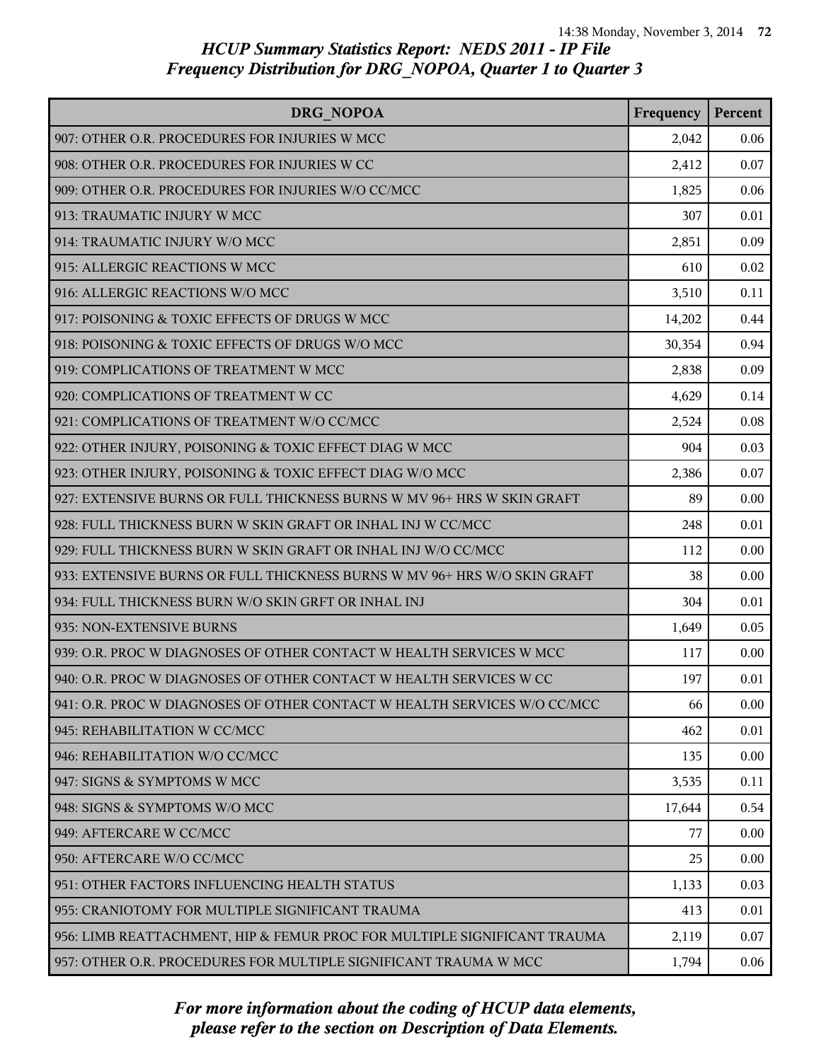*HCUP Summary Statistics Report: NEDS 2011 - IP File*
*Frequency Distribution for DRG_NOPOA, Quarter 1 to Quarter 3*

| DRG_NOPOA | Frequency | Percent |
|---|---|---|
| 907: OTHER O.R. PROCEDURES FOR INJURIES W MCC | 2,042 | 0.06 |
| 908: OTHER O.R. PROCEDURES FOR INJURIES W CC | 2,412 | 0.07 |
| 909: OTHER O.R. PROCEDURES FOR INJURIES W/O CC/MCC | 1,825 | 0.06 |
| 913: TRAUMATIC INJURY W MCC | 307 | 0.01 |
| 914: TRAUMATIC INJURY W/O MCC | 2,851 | 0.09 |
| 915: ALLERGIC REACTIONS W MCC | 610 | 0.02 |
| 916: ALLERGIC REACTIONS W/O MCC | 3,510 | 0.11 |
| 917: POISONING & TOXIC EFFECTS OF DRUGS W MCC | 14,202 | 0.44 |
| 918: POISONING & TOXIC EFFECTS OF DRUGS W/O MCC | 30,354 | 0.94 |
| 919: COMPLICATIONS OF TREATMENT W MCC | 2,838 | 0.09 |
| 920: COMPLICATIONS OF TREATMENT W CC | 4,629 | 0.14 |
| 921: COMPLICATIONS OF TREATMENT W/O CC/MCC | 2,524 | 0.08 |
| 922: OTHER INJURY, POISONING & TOXIC EFFECT DIAG W MCC | 904 | 0.03 |
| 923: OTHER INJURY, POISONING & TOXIC EFFECT DIAG W/O MCC | 2,386 | 0.07 |
| 927: EXTENSIVE BURNS OR FULL THICKNESS BURNS W MV 96+ HRS W SKIN GRAFT | 89 | 0.00 |
| 928: FULL THICKNESS BURN W SKIN GRAFT OR INHAL INJ W CC/MCC | 248 | 0.01 |
| 929: FULL THICKNESS BURN W SKIN GRAFT OR INHAL INJ W/O CC/MCC | 112 | 0.00 |
| 933: EXTENSIVE BURNS OR FULL THICKNESS BURNS W MV 96+ HRS W/O SKIN GRAFT | 38 | 0.00 |
| 934: FULL THICKNESS BURN W/O SKIN GRFT OR INHAL INJ | 304 | 0.01 |
| 935: NON-EXTENSIVE BURNS | 1,649 | 0.05 |
| 939: O.R. PROC W DIAGNOSES OF OTHER CONTACT W HEALTH SERVICES W MCC | 117 | 0.00 |
| 940: O.R. PROC W DIAGNOSES OF OTHER CONTACT W HEALTH SERVICES W CC | 197 | 0.01 |
| 941: O.R. PROC W DIAGNOSES OF OTHER CONTACT W HEALTH SERVICES W/O CC/MCC | 66 | 0.00 |
| 945: REHABILITATION W CC/MCC | 462 | 0.01 |
| 946: REHABILITATION W/O CC/MCC | 135 | 0.00 |
| 947: SIGNS & SYMPTOMS W MCC | 3,535 | 0.11 |
| 948: SIGNS & SYMPTOMS W/O MCC | 17,644 | 0.54 |
| 949: AFTERCARE W CC/MCC | 77 | 0.00 |
| 950: AFTERCARE W/O CC/MCC | 25 | 0.00 |
| 951: OTHER FACTORS INFLUENCING HEALTH STATUS | 1,133 | 0.03 |
| 955: CRANIOTOMY FOR MULTIPLE SIGNIFICANT TRAUMA | 413 | 0.01 |
| 956: LIMB REATTACHMENT, HIP & FEMUR PROC FOR MULTIPLE SIGNIFICANT TRAUMA | 2,119 | 0.07 |
| 957: OTHER O.R. PROCEDURES FOR MULTIPLE SIGNIFICANT TRAUMA W MCC | 1,794 | 0.06 |

*For more information about the coding of HCUP data elements, please refer to the section on Description of Data Elements.*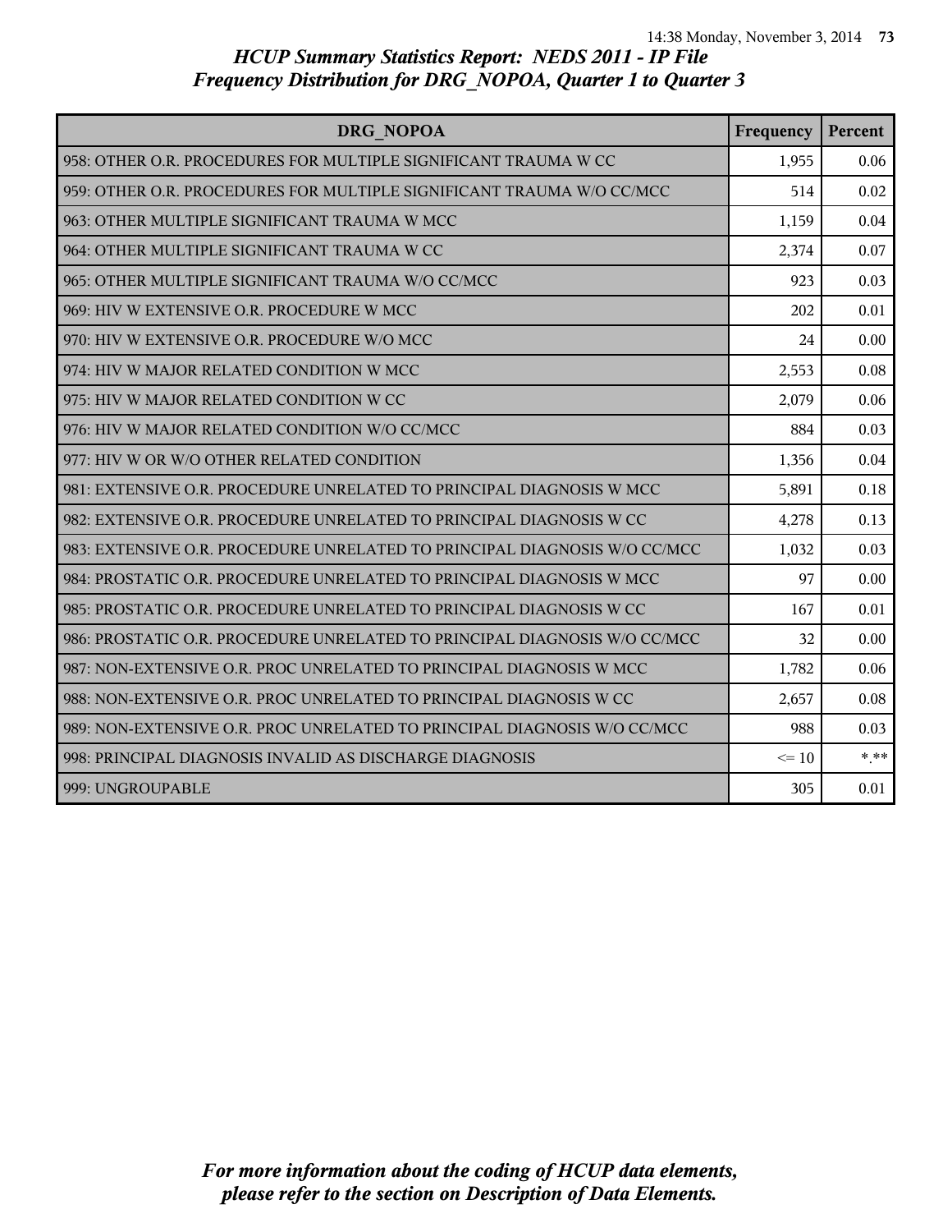*HCUP Summary Statistics Report: NEDS 2011 - IP File*
*Frequency Distribution for DRG_NOPOA, Quarter 1 to Quarter 3*

| DRG_NOPOA | Frequency | Percent |
|---|---|---|
| 958: OTHER O.R. PROCEDURES FOR MULTIPLE SIGNIFICANT TRAUMA W CC | 1,955 | 0.06 |
| 959: OTHER O.R. PROCEDURES FOR MULTIPLE SIGNIFICANT TRAUMA W/O CC/MCC | 514 | 0.02 |
| 963: OTHER MULTIPLE SIGNIFICANT TRAUMA W MCC | 1,159 | 0.04 |
| 964: OTHER MULTIPLE SIGNIFICANT TRAUMA W CC | 2,374 | 0.07 |
| 965: OTHER MULTIPLE SIGNIFICANT TRAUMA W/O CC/MCC | 923 | 0.03 |
| 969: HIV W EXTENSIVE O.R. PROCEDURE W MCC | 202 | 0.01 |
| 970: HIV W EXTENSIVE O.R. PROCEDURE W/O MCC | 24 | 0.00 |
| 974: HIV W MAJOR RELATED CONDITION W MCC | 2,553 | 0.08 |
| 975: HIV W MAJOR RELATED CONDITION W CC | 2,079 | 0.06 |
| 976: HIV W MAJOR RELATED CONDITION W/O CC/MCC | 884 | 0.03 |
| 977: HIV W OR W/O OTHER RELATED CONDITION | 1,356 | 0.04 |
| 981: EXTENSIVE O.R. PROCEDURE UNRELATED TO PRINCIPAL DIAGNOSIS W MCC | 5,891 | 0.18 |
| 982: EXTENSIVE O.R. PROCEDURE UNRELATED TO PRINCIPAL DIAGNOSIS W CC | 4,278 | 0.13 |
| 983: EXTENSIVE O.R. PROCEDURE UNRELATED TO PRINCIPAL DIAGNOSIS W/O CC/MCC | 1,032 | 0.03 |
| 984: PROSTATIC O.R. PROCEDURE UNRELATED TO PRINCIPAL DIAGNOSIS W MCC | 97 | 0.00 |
| 985: PROSTATIC O.R. PROCEDURE UNRELATED TO PRINCIPAL DIAGNOSIS W CC | 167 | 0.01 |
| 986: PROSTATIC O.R. PROCEDURE UNRELATED TO PRINCIPAL DIAGNOSIS W/O CC/MCC | 32 | 0.00 |
| 987: NON-EXTENSIVE O.R. PROC UNRELATED TO PRINCIPAL DIAGNOSIS W MCC | 1,782 | 0.06 |
| 988: NON-EXTENSIVE O.R. PROC UNRELATED TO PRINCIPAL DIAGNOSIS W CC | 2,657 | 0.08 |
| 989: NON-EXTENSIVE O.R. PROC UNRELATED TO PRINCIPAL DIAGNOSIS W/O CC/MCC | 988 | 0.03 |
| 998: PRINCIPAL DIAGNOSIS INVALID AS DISCHARGE DIAGNOSIS | <= 10 | *.** |
| 999: UNGROUPABLE | 305 | 0.01 |

*For more information about the coding of HCUP data elements, please refer to the section on Description of Data Elements.*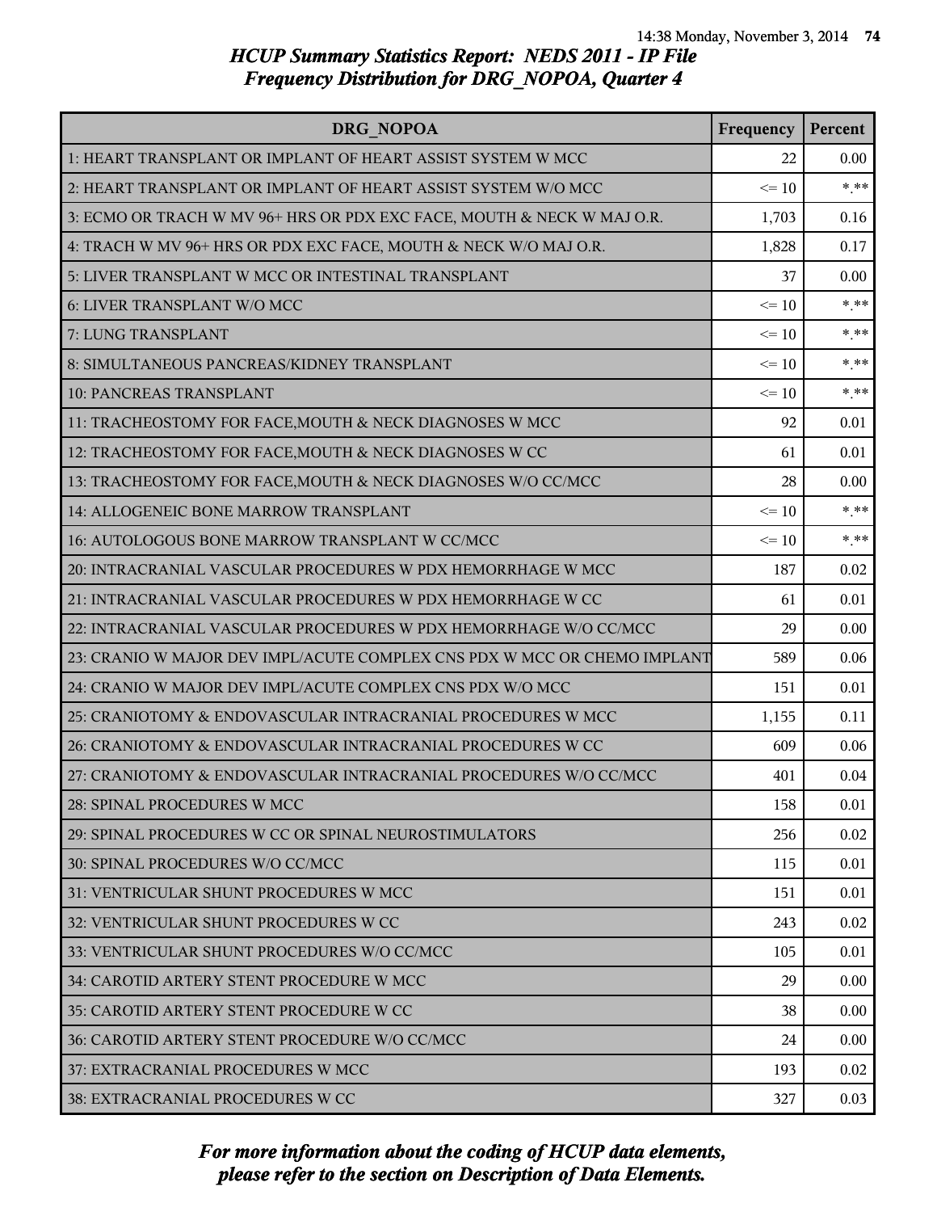# HCUP Summary Statistics Report: NEDS 2011 - IP File
## Frequency Distribution for DRG_NOPOA, Quarter 4

| DRG_NOPOA | Frequency | Percent |
|---|---|---|
| 1: HEART TRANSPLANT OR IMPLANT OF HEART ASSIST SYSTEM W MCC | 22 | 0.00 |
| 2: HEART TRANSPLANT OR IMPLANT OF HEART ASSIST SYSTEM W/O MCC | <= 10 | *.** |
| 3: ECMO OR TRACH W MV 96+ HRS OR PDX EXC FACE, MOUTH & NECK W MAJ O.R. | 1,703 | 0.16 |
| 4: TRACH W MV 96+ HRS OR PDX EXC FACE, MOUTH & NECK W/O MAJ O.R. | 1,828 | 0.17 |
| 5: LIVER TRANSPLANT W MCC OR INTESTINAL TRANSPLANT | 37 | 0.00 |
| 6: LIVER TRANSPLANT W/O MCC | <= 10 | *.** |
| 7: LUNG TRANSPLANT | <= 10 | *.** |
| 8: SIMULTANEOUS PANCREAS/KIDNEY TRANSPLANT | <= 10 | *.** |
| 10: PANCREAS TRANSPLANT | <= 10 | *.** |
| 11: TRACHEOSTOMY FOR FACE,MOUTH & NECK DIAGNOSES W MCC | 92 | 0.01 |
| 12: TRACHEOSTOMY FOR FACE,MOUTH & NECK DIAGNOSES W CC | 61 | 0.01 |
| 13: TRACHEOSTOMY FOR FACE,MOUTH & NECK DIAGNOSES W/O CC/MCC | 28 | 0.00 |
| 14: ALLOGENEIC BONE MARROW TRANSPLANT | <= 10 | *.** |
| 16: AUTOLOGOUS BONE MARROW TRANSPLANT W CC/MCC | <= 10 | *.** |
| 20: INTRACRANIAL VASCULAR PROCEDURES W PDX HEMORRHAGE W MCC | 187 | 0.02 |
| 21: INTRACRANIAL VASCULAR PROCEDURES W PDX HEMORRHAGE W CC | 61 | 0.01 |
| 22: INTRACRANIAL VASCULAR PROCEDURES W PDX HEMORRHAGE W/O CC/MCC | 29 | 0.00 |
| 23: CRANIO W MAJOR DEV IMPL/ACUTE COMPLEX CNS PDX W MCC OR CHEMO IMPLANT | 589 | 0.06 |
| 24: CRANIO W MAJOR DEV IMPL/ACUTE COMPLEX CNS PDX W/O MCC | 151 | 0.01 |
| 25: CRANIOTOMY & ENDOVASCULAR INTRACRANIAL PROCEDURES W MCC | 1,155 | 0.11 |
| 26: CRANIOTOMY & ENDOVASCULAR INTRACRANIAL PROCEDURES W CC | 609 | 0.06 |
| 27: CRANIOTOMY & ENDOVASCULAR INTRACRANIAL PROCEDURES W/O CC/MCC | 401 | 0.04 |
| 28: SPINAL PROCEDURES W MCC | 158 | 0.01 |
| 29: SPINAL PROCEDURES W CC OR SPINAL NEUROSTIMULATORS | 256 | 0.02 |
| 30: SPINAL PROCEDURES W/O CC/MCC | 115 | 0.01 |
| 31: VENTRICULAR SHUNT PROCEDURES W MCC | 151 | 0.01 |
| 32: VENTRICULAR SHUNT PROCEDURES W CC | 243 | 0.02 |
| 33: VENTRICULAR SHUNT PROCEDURES W/O CC/MCC | 105 | 0.01 |
| 34: CAROTID ARTERY STENT PROCEDURE W MCC | 29 | 0.00 |
| 35: CAROTID ARTERY STENT PROCEDURE W CC | 38 | 0.00 |
| 36: CAROTID ARTERY STENT PROCEDURE W/O CC/MCC | 24 | 0.00 |
| 37: EXTRACRANIAL PROCEDURES W MCC | 193 | 0.02 |
| 38: EXTRACRANIAL PROCEDURES W CC | 327 | 0.03 |

*For more information about the coding of HCUP data elements, please refer to the section on Description of Data Elements.*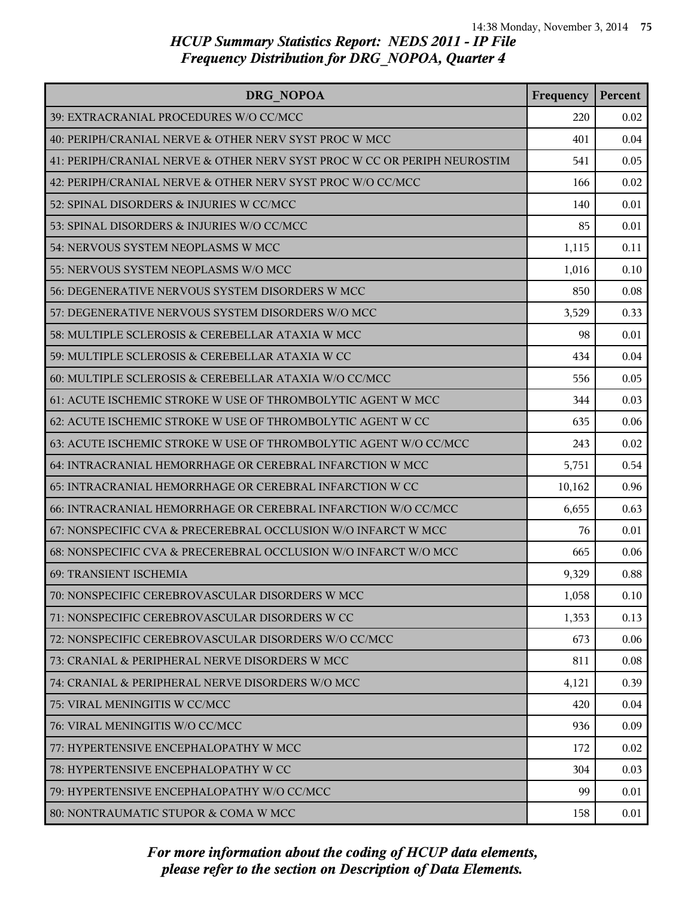## HCUP Summary Statistics Report: NEDS 2011 - IP File
## Frequency Distribution for DRG_NOPOA, Quarter 4

| DRG_NOPOA | Frequency | Percent |
|---|---|---|
| 39: EXTRACRANIAL PROCEDURES W/O CC/MCC | 220 | 0.02 |
| 40: PERIPH/CRANIAL NERVE & OTHER NERV SYST PROC W MCC | 401 | 0.04 |
| 41: PERIPH/CRANIAL NERVE & OTHER NERV SYST PROC W CC OR PERIPH NEUROSTIM | 541 | 0.05 |
| 42: PERIPH/CRANIAL NERVE & OTHER NERV SYST PROC W/O CC/MCC | 166 | 0.02 |
| 52: SPINAL DISORDERS & INJURIES W CC/MCC | 140 | 0.01 |
| 53: SPINAL DISORDERS & INJURIES W/O CC/MCC | 85 | 0.01 |
| 54: NERVOUS SYSTEM NEOPLASMS W MCC | 1,115 | 0.11 |
| 55: NERVOUS SYSTEM NEOPLASMS W/O MCC | 1,016 | 0.10 |
| 56: DEGENERATIVE NERVOUS SYSTEM DISORDERS W MCC | 850 | 0.08 |
| 57: DEGENERATIVE NERVOUS SYSTEM DISORDERS W/O MCC | 3,529 | 0.33 |
| 58: MULTIPLE SCLEROSIS & CEREBELLAR ATAXIA W MCC | 98 | 0.01 |
| 59: MULTIPLE SCLEROSIS & CEREBELLAR ATAXIA W CC | 434 | 0.04 |
| 60: MULTIPLE SCLEROSIS & CEREBELLAR ATAXIA W/O CC/MCC | 556 | 0.05 |
| 61: ACUTE ISCHEMIC STROKE W USE OF THROMBOLYTIC AGENT W MCC | 344 | 0.03 |
| 62: ACUTE ISCHEMIC STROKE W USE OF THROMBOLYTIC AGENT W CC | 635 | 0.06 |
| 63: ACUTE ISCHEMIC STROKE W USE OF THROMBOLYTIC AGENT W/O CC/MCC | 243 | 0.02 |
| 64: INTRACRANIAL HEMORRHAGE OR CEREBRAL INFARCTION W MCC | 5,751 | 0.54 |
| 65: INTRACRANIAL HEMORRHAGE OR CEREBRAL INFARCTION W CC | 10,162 | 0.96 |
| 66: INTRACRANIAL HEMORRHAGE OR CEREBRAL INFARCTION W/O CC/MCC | 6,655 | 0.63 |
| 67: NONSPECIFIC CVA & PRECEREBRAL OCCLUSION W/O INFARCT W MCC | 76 | 0.01 |
| 68: NONSPECIFIC CVA & PRECEREBRAL OCCLUSION W/O INFARCT W/O MCC | 665 | 0.06 |
| 69: TRANSIENT ISCHEMIA | 9,329 | 0.88 |
| 70: NONSPECIFIC CEREBROVASCULAR DISORDERS W MCC | 1,058 | 0.10 |
| 71: NONSPECIFIC CEREBROVASCULAR DISORDERS W CC | 1,353 | 0.13 |
| 72: NONSPECIFIC CEREBROVASCULAR DISORDERS W/O CC/MCC | 673 | 0.06 |
| 73: CRANIAL & PERIPHERAL NERVE DISORDERS W MCC | 811 | 0.08 |
| 74: CRANIAL & PERIPHERAL NERVE DISORDERS W/O MCC | 4,121 | 0.39 |
| 75: VIRAL MENINGITIS W CC/MCC | 420 | 0.04 |
| 76: VIRAL MENINGITIS W/O CC/MCC | 936 | 0.09 |
| 77: HYPERTENSIVE ENCEPHALOPATHY W MCC | 172 | 0.02 |
| 78: HYPERTENSIVE ENCEPHALOPATHY W CC | 304 | 0.03 |
| 79: HYPERTENSIVE ENCEPHALOPATHY W/O CC/MCC | 99 | 0.01 |
| 80: NONTRAUMATIC STUPOR & COMA W MCC | 158 | 0.01 |

*For more information about the coding of HCUP data elements, please refer to the section on Description of Data Elements.*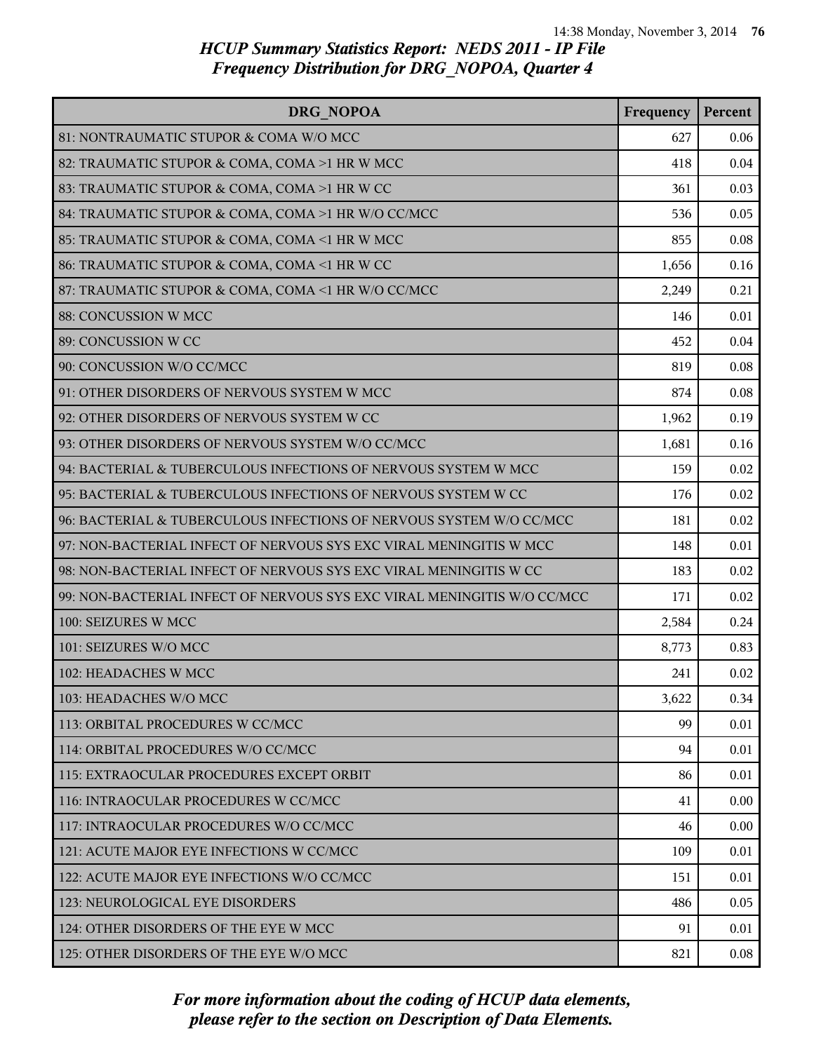# HCUP Summary Statistics Report: NEDS 2011 - IP File
## Frequency Distribution for DRG_NOPOA, Quarter 4

| DRG_NOPOA | Frequency | Percent |
|---|---|---|
| 81: NONTRAUMATIC STUPOR & COMA W/O MCC | 627 | 0.06 |
| 82: TRAUMATIC STUPOR & COMA, COMA >1 HR W MCC | 418 | 0.04 |
| 83: TRAUMATIC STUPOR & COMA, COMA >1 HR W CC | 361 | 0.03 |
| 84: TRAUMATIC STUPOR & COMA, COMA >1 HR W/O CC/MCC | 536 | 0.05 |
| 85: TRAUMATIC STUPOR & COMA, COMA <1 HR W MCC | 855 | 0.08 |
| 86: TRAUMATIC STUPOR & COMA, COMA <1 HR W CC | 1,656 | 0.16 |
| 87: TRAUMATIC STUPOR & COMA, COMA <1 HR W/O CC/MCC | 2,249 | 0.21 |
| 88: CONCUSSION W MCC | 146 | 0.01 |
| 89: CONCUSSION W CC | 452 | 0.04 |
| 90: CONCUSSION W/O CC/MCC | 819 | 0.08 |
| 91: OTHER DISORDERS OF NERVOUS SYSTEM W MCC | 874 | 0.08 |
| 92: OTHER DISORDERS OF NERVOUS SYSTEM W CC | 1,962 | 0.19 |
| 93: OTHER DISORDERS OF NERVOUS SYSTEM W/O CC/MCC | 1,681 | 0.16 |
| 94: BACTERIAL & TUBERCULOUS INFECTIONS OF NERVOUS SYSTEM W MCC | 159 | 0.02 |
| 95: BACTERIAL & TUBERCULOUS INFECTIONS OF NERVOUS SYSTEM W CC | 176 | 0.02 |
| 96: BACTERIAL & TUBERCULOUS INFECTIONS OF NERVOUS SYSTEM W/O CC/MCC | 181 | 0.02 |
| 97: NON-BACTERIAL INFECT OF NERVOUS SYS EXC VIRAL MENINGITIS W MCC | 148 | 0.01 |
| 98: NON-BACTERIAL INFECT OF NERVOUS SYS EXC VIRAL MENINGITIS W CC | 183 | 0.02 |
| 99: NON-BACTERIAL INFECT OF NERVOUS SYS EXC VIRAL MENINGITIS W/O CC/MCC | 171 | 0.02 |
| 100: SEIZURES W MCC | 2,584 | 0.24 |
| 101: SEIZURES W/O MCC | 8,773 | 0.83 |
| 102: HEADACHES W MCC | 241 | 0.02 |
| 103: HEADACHES W/O MCC | 3,622 | 0.34 |
| 113: ORBITAL PROCEDURES W CC/MCC | 99 | 0.01 |
| 114: ORBITAL PROCEDURES W/O CC/MCC | 94 | 0.01 |
| 115: EXTRAOCULAR PROCEDURES EXCEPT ORBIT | 86 | 0.01 |
| 116: INTRAOCULAR PROCEDURES W CC/MCC | 41 | 0.00 |
| 117: INTRAOCULAR PROCEDURES W/O CC/MCC | 46 | 0.00 |
| 121: ACUTE MAJOR EYE INFECTIONS W CC/MCC | 109 | 0.01 |
| 122: ACUTE MAJOR EYE INFECTIONS W/O CC/MCC | 151 | 0.01 |
| 123: NEUROLOGICAL EYE DISORDERS | 486 | 0.05 |
| 124: OTHER DISORDERS OF THE EYE W MCC | 91 | 0.01 |
| 125: OTHER DISORDERS OF THE EYE W/O MCC | 821 | 0.08 |

*For more information about the coding of HCUP data elements, please refer to the section on Description of Data Elements.*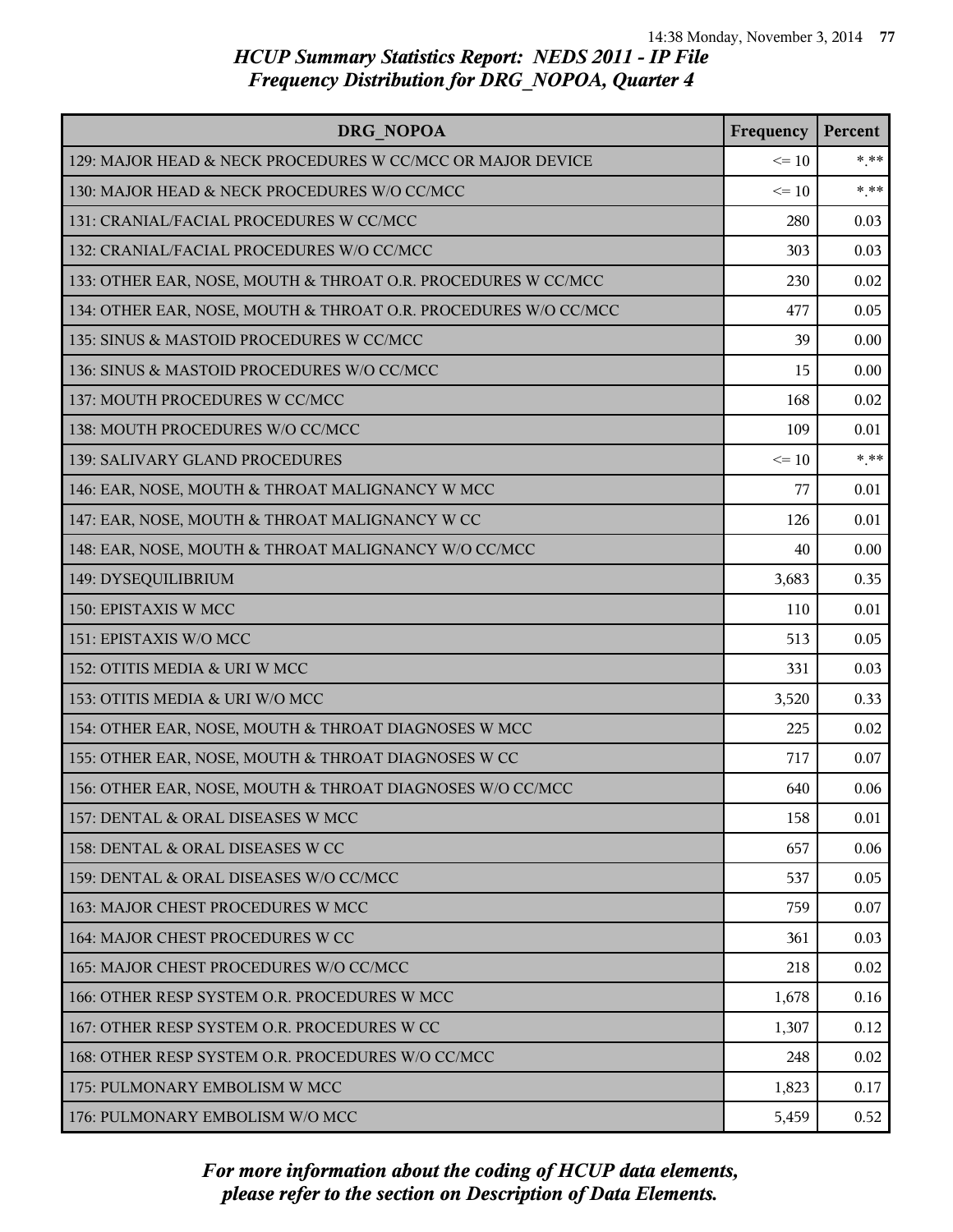# HCUP Summary Statistics Report: NEDS 2011 - IP File
## Frequency Distribution for DRG_NOPOA, Quarter 4

| DRG_NOPOA | Frequency | Percent |
|---|---|---|
| 129: MAJOR HEAD & NECK PROCEDURES W CC/MCC OR MAJOR DEVICE | <= 10 | *.** |
| 130: MAJOR HEAD & NECK PROCEDURES W/O CC/MCC | <= 10 | *.** |
| 131: CRANIAL/FACIAL PROCEDURES W CC/MCC | 280 | 0.03 |
| 132: CRANIAL/FACIAL PROCEDURES W/O CC/MCC | 303 | 0.03 |
| 133: OTHER EAR, NOSE, MOUTH & THROAT O.R. PROCEDURES W CC/MCC | 230 | 0.02 |
| 134: OTHER EAR, NOSE, MOUTH & THROAT O.R. PROCEDURES W/O CC/MCC | 477 | 0.05 |
| 135: SINUS & MASTOID PROCEDURES W CC/MCC | 39 | 0.00 |
| 136: SINUS & MASTOID PROCEDURES W/O CC/MCC | 15 | 0.00 |
| 137: MOUTH PROCEDURES W CC/MCC | 168 | 0.02 |
| 138: MOUTH PROCEDURES W/O CC/MCC | 109 | 0.01 |
| 139: SALIVARY GLAND PROCEDURES | <= 10 | *.** |
| 146: EAR, NOSE, MOUTH & THROAT MALIGNANCY W MCC | 77 | 0.01 |
| 147: EAR, NOSE, MOUTH & THROAT MALIGNANCY W CC | 126 | 0.01 |
| 148: EAR, NOSE, MOUTH & THROAT MALIGNANCY W/O CC/MCC | 40 | 0.00 |
| 149: DYSEQUILIBRIUM | 3,683 | 0.35 |
| 150: EPISTAXIS W MCC | 110 | 0.01 |
| 151: EPISTAXIS W/O MCC | 513 | 0.05 |
| 152: OTITIS MEDIA & URI W MCC | 331 | 0.03 |
| 153: OTITIS MEDIA & URI W/O MCC | 3,520 | 0.33 |
| 154: OTHER EAR, NOSE, MOUTH & THROAT DIAGNOSES W MCC | 225 | 0.02 |
| 155: OTHER EAR, NOSE, MOUTH & THROAT DIAGNOSES W CC | 717 | 0.07 |
| 156: OTHER EAR, NOSE, MOUTH & THROAT DIAGNOSES W/O CC/MCC | 640 | 0.06 |
| 157: DENTAL & ORAL DISEASES W MCC | 158 | 0.01 |
| 158: DENTAL & ORAL DISEASES W CC | 657 | 0.06 |
| 159: DENTAL & ORAL DISEASES W/O CC/MCC | 537 | 0.05 |
| 163: MAJOR CHEST PROCEDURES W MCC | 759 | 0.07 |
| 164: MAJOR CHEST PROCEDURES W CC | 361 | 0.03 |
| 165: MAJOR CHEST PROCEDURES W/O CC/MCC | 218 | 0.02 |
| 166: OTHER RESP SYSTEM O.R. PROCEDURES W MCC | 1,678 | 0.16 |
| 167: OTHER RESP SYSTEM O.R. PROCEDURES W CC | 1,307 | 0.12 |
| 168: OTHER RESP SYSTEM O.R. PROCEDURES W/O CC/MCC | 248 | 0.02 |
| 175: PULMONARY EMBOLISM W MCC | 1,823 | 0.17 |
| 176: PULMONARY EMBOLISM W/O MCC | 5,459 | 0.52 |

*For more information about the coding of HCUP data elements, please refer to the section on Description of Data Elements.*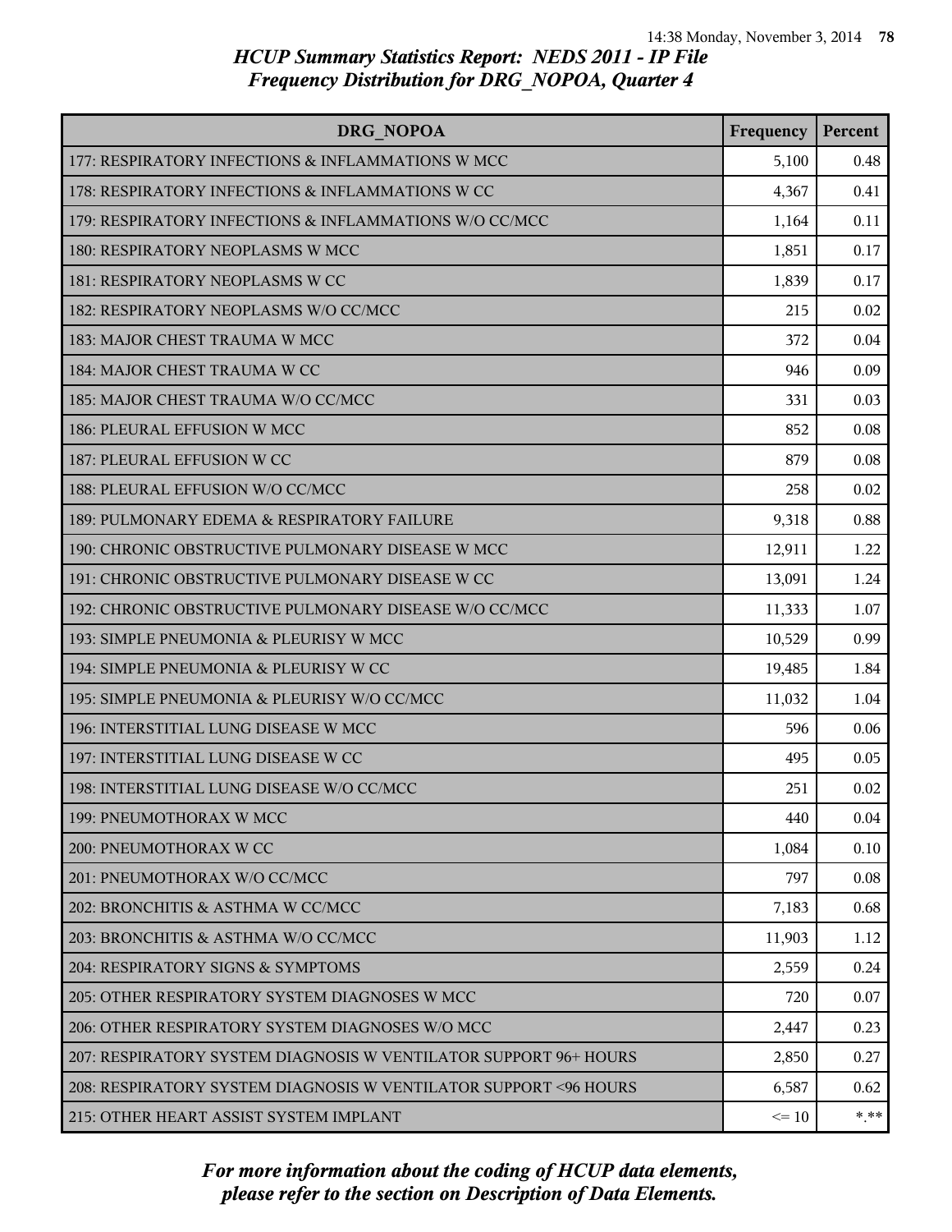## HCUP Summary Statistics Report: NEDS 2011 - IP File
## Frequency Distribution for DRG_NOPOA, Quarter 4

| DRG_NOPOA | Frequency | Percent |
|---|---|---|
| 177: RESPIRATORY INFECTIONS & INFLAMMATIONS W MCC | 5,100 | 0.48 |
| 178: RESPIRATORY INFECTIONS & INFLAMMATIONS W CC | 4,367 | 0.41 |
| 179: RESPIRATORY INFECTIONS & INFLAMMATIONS W/O CC/MCC | 1,164 | 0.11 |
| 180: RESPIRATORY NEOPLASMS W MCC | 1,851 | 0.17 |
| 181: RESPIRATORY NEOPLASMS W CC | 1,839 | 0.17 |
| 182: RESPIRATORY NEOPLASMS W/O CC/MCC | 215 | 0.02 |
| 183: MAJOR CHEST TRAUMA W MCC | 372 | 0.04 |
| 184: MAJOR CHEST TRAUMA W CC | 946 | 0.09 |
| 185: MAJOR CHEST TRAUMA W/O CC/MCC | 331 | 0.03 |
| 186: PLEURAL EFFUSION W MCC | 852 | 0.08 |
| 187: PLEURAL EFFUSION W CC | 879 | 0.08 |
| 188: PLEURAL EFFUSION W/O CC/MCC | 258 | 0.02 |
| 189: PULMONARY EDEMA & RESPIRATORY FAILURE | 9,318 | 0.88 |
| 190: CHRONIC OBSTRUCTIVE PULMONARY DISEASE W MCC | 12,911 | 1.22 |
| 191: CHRONIC OBSTRUCTIVE PULMONARY DISEASE W CC | 13,091 | 1.24 |
| 192: CHRONIC OBSTRUCTIVE PULMONARY DISEASE W/O CC/MCC | 11,333 | 1.07 |
| 193: SIMPLE PNEUMONIA & PLEURISY W MCC | 10,529 | 0.99 |
| 194: SIMPLE PNEUMONIA & PLEURISY W CC | 19,485 | 1.84 |
| 195: SIMPLE PNEUMONIA & PLEURISY W/O CC/MCC | 11,032 | 1.04 |
| 196: INTERSTITIAL LUNG DISEASE W MCC | 596 | 0.06 |
| 197: INTERSTITIAL LUNG DISEASE W CC | 495 | 0.05 |
| 198: INTERSTITIAL LUNG DISEASE W/O CC/MCC | 251 | 0.02 |
| 199: PNEUMOTHORAX W MCC | 440 | 0.04 |
| 200: PNEUMOTHORAX W CC | 1,084 | 0.10 |
| 201: PNEUMOTHORAX W/O CC/MCC | 797 | 0.08 |
| 202: BRONCHITIS & ASTHMA W CC/MCC | 7,183 | 0.68 |
| 203: BRONCHITIS & ASTHMA W/O CC/MCC | 11,903 | 1.12 |
| 204: RESPIRATORY SIGNS & SYMPTOMS | 2,559 | 0.24 |
| 205: OTHER RESPIRATORY SYSTEM DIAGNOSES W MCC | 720 | 0.07 |
| 206: OTHER RESPIRATORY SYSTEM DIAGNOSES W/O MCC | 2,447 | 0.23 |
| 207: RESPIRATORY SYSTEM DIAGNOSIS W VENTILATOR SUPPORT 96+ HOURS | 2,850 | 0.27 |
| 208: RESPIRATORY SYSTEM DIAGNOSIS W VENTILATOR SUPPORT <96 HOURS | 6,587 | 0.62 |
| 215: OTHER HEART ASSIST SYSTEM IMPLANT | <= 10 | *.** |

*For more information about the coding of HCUP data elements, please refer to the section on Description of Data Elements.*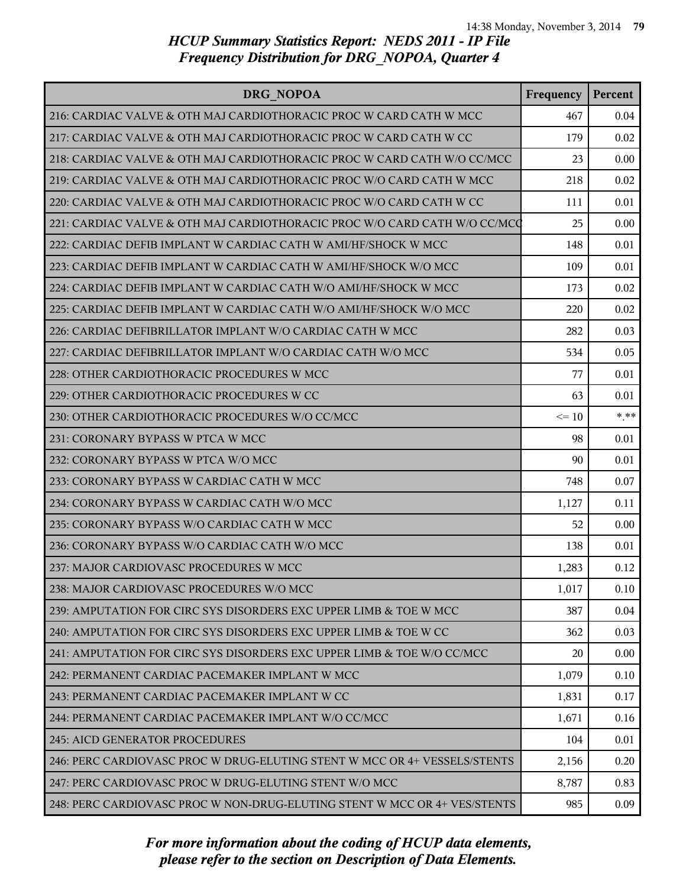## HCUP Summary Statistics Report: NEDS 2011 - IP File
## Frequency Distribution for DRG_NOPOA, Quarter 4

| DRG_NOPOA | Frequency | Percent |
|---|---|---|
| 216: CARDIAC VALVE & OTH MAJ CARDIOTHORACIC PROC W CARD CATH W MCC | 467 | 0.04 |
| 217: CARDIAC VALVE & OTH MAJ CARDIOTHORACIC PROC W CARD CATH W CC | 179 | 0.02 |
| 218: CARDIAC VALVE & OTH MAJ CARDIOTHORACIC PROC W CARD CATH W/O CC/MCC | 23 | 0.00 |
| 219: CARDIAC VALVE & OTH MAJ CARDIOTHORACIC PROC W/O CARD CATH W MCC | 218 | 0.02 |
| 220: CARDIAC VALVE & OTH MAJ CARDIOTHORACIC PROC W/O CARD CATH W CC | 111 | 0.01 |
| 221: CARDIAC VALVE & OTH MAJ CARDIOTHORACIC PROC W/O CARD CATH W/O CC/MCC | 25 | 0.00 |
| 222: CARDIAC DEFIB IMPLANT W CARDIAC CATH W AMI/HF/SHOCK W MCC | 148 | 0.01 |
| 223: CARDIAC DEFIB IMPLANT W CARDIAC CATH W AMI/HF/SHOCK W/O MCC | 109 | 0.01 |
| 224: CARDIAC DEFIB IMPLANT W CARDIAC CATH W/O AMI/HF/SHOCK W MCC | 173 | 0.02 |
| 225: CARDIAC DEFIB IMPLANT W CARDIAC CATH W/O AMI/HF/SHOCK W/O MCC | 220 | 0.02 |
| 226: CARDIAC DEFIBRILLATOR IMPLANT W/O CARDIAC CATH W MCC | 282 | 0.03 |
| 227: CARDIAC DEFIBRILLATOR IMPLANT W/O CARDIAC CATH W/O MCC | 534 | 0.05 |
| 228: OTHER CARDIOTHORACIC PROCEDURES W MCC | 77 | 0.01 |
| 229: OTHER CARDIOTHORACIC PROCEDURES W CC | 63 | 0.01 |
| 230: OTHER CARDIOTHORACIC PROCEDURES W/O CC/MCC | <= 10 | *.** |
| 231: CORONARY BYPASS W PTCA W MCC | 98 | 0.01 |
| 232: CORONARY BYPASS W PTCA W/O MCC | 90 | 0.01 |
| 233: CORONARY BYPASS W CARDIAC CATH W MCC | 748 | 0.07 |
| 234: CORONARY BYPASS W CARDIAC CATH W/O MCC | 1,127 | 0.11 |
| 235: CORONARY BYPASS W/O CARDIAC CATH W MCC | 52 | 0.00 |
| 236: CORONARY BYPASS W/O CARDIAC CATH W/O MCC | 138 | 0.01 |
| 237: MAJOR CARDIOVASC PROCEDURES W MCC | 1,283 | 0.12 |
| 238: MAJOR CARDIOVASC PROCEDURES W/O MCC | 1,017 | 0.10 |
| 239: AMPUTATION FOR CIRC SYS DISORDERS EXC UPPER LIMB & TOE W MCC | 387 | 0.04 |
| 240: AMPUTATION FOR CIRC SYS DISORDERS EXC UPPER LIMB & TOE W CC | 362 | 0.03 |
| 241: AMPUTATION FOR CIRC SYS DISORDERS EXC UPPER LIMB & TOE W/O CC/MCC | 20 | 0.00 |
| 242: PERMANENT CARDIAC PACEMAKER IMPLANT W MCC | 1,079 | 0.10 |
| 243: PERMANENT CARDIAC PACEMAKER IMPLANT W CC | 1,831 | 0.17 |
| 244: PERMANENT CARDIAC PACEMAKER IMPLANT W/O CC/MCC | 1,671 | 0.16 |
| 245: AICD GENERATOR PROCEDURES | 104 | 0.01 |
| 246: PERC CARDIOVASC PROC W DRUG-ELUTING STENT W MCC OR 4+ VESSELS/STENTS | 2,156 | 0.20 |
| 247: PERC CARDIOVASC PROC W DRUG-ELUTING STENT W/O MCC | 8,787 | 0.83 |
| 248: PERC CARDIOVASC PROC W NON-DRUG-ELUTING STENT W MCC OR 4+ VES/STENTS | 985 | 0.09 |

*For more information about the coding of HCUP data elements, please refer to the section on Description of Data Elements.*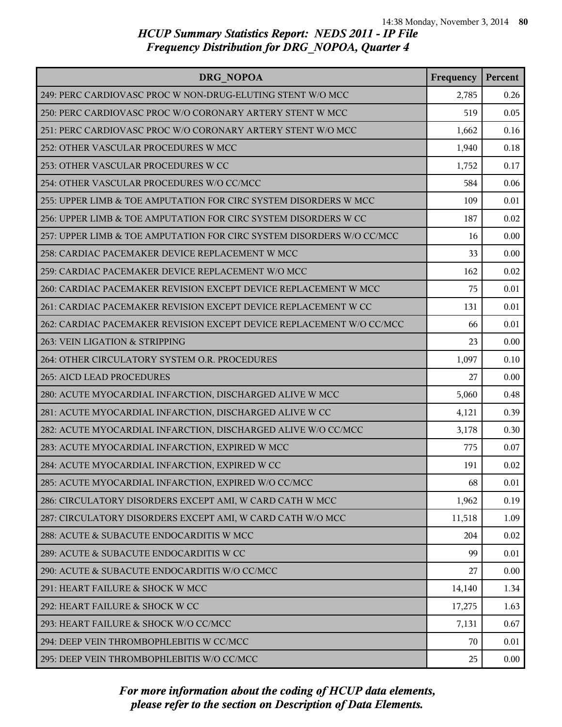## HCUP Summary Statistics Report: NEDS 2011 - IP File
## Frequency Distribution for DRG_NOPOA, Quarter 4

| DRG_NOPOA | Frequency | Percent |
|---|---|---|
| 249: PERC CARDIOVASC PROC W NON-DRUG-ELUTING STENT W/O MCC | 2,785 | 0.26 |
| 250: PERC CARDIOVASC PROC W/O CORONARY ARTERY STENT W MCC | 519 | 0.05 |
| 251: PERC CARDIOVASC PROC W/O CORONARY ARTERY STENT W/O MCC | 1,662 | 0.16 |
| 252: OTHER VASCULAR PROCEDURES W MCC | 1,940 | 0.18 |
| 253: OTHER VASCULAR PROCEDURES W CC | 1,752 | 0.17 |
| 254: OTHER VASCULAR PROCEDURES W/O CC/MCC | 584 | 0.06 |
| 255: UPPER LIMB & TOE AMPUTATION FOR CIRC SYSTEM DISORDERS W MCC | 109 | 0.01 |
| 256: UPPER LIMB & TOE AMPUTATION FOR CIRC SYSTEM DISORDERS W CC | 187 | 0.02 |
| 257: UPPER LIMB & TOE AMPUTATION FOR CIRC SYSTEM DISORDERS W/O CC/MCC | 16 | 0.00 |
| 258: CARDIAC PACEMAKER DEVICE REPLACEMENT W MCC | 33 | 0.00 |
| 259: CARDIAC PACEMAKER DEVICE REPLACEMENT W/O MCC | 162 | 0.02 |
| 260: CARDIAC PACEMAKER REVISION EXCEPT DEVICE REPLACEMENT W MCC | 75 | 0.01 |
| 261: CARDIAC PACEMAKER REVISION EXCEPT DEVICE REPLACEMENT W CC | 131 | 0.01 |
| 262: CARDIAC PACEMAKER REVISION EXCEPT DEVICE REPLACEMENT W/O CC/MCC | 66 | 0.01 |
| 263: VEIN LIGATION & STRIPPING | 23 | 0.00 |
| 264: OTHER CIRCULATORY SYSTEM O.R. PROCEDURES | 1,097 | 0.10 |
| 265: AICD LEAD PROCEDURES | 27 | 0.00 |
| 280: ACUTE MYOCARDIAL INFARCTION, DISCHARGED ALIVE W MCC | 5,060 | 0.48 |
| 281: ACUTE MYOCARDIAL INFARCTION, DISCHARGED ALIVE W CC | 4,121 | 0.39 |
| 282: ACUTE MYOCARDIAL INFARCTION, DISCHARGED ALIVE W/O CC/MCC | 3,178 | 0.30 |
| 283: ACUTE MYOCARDIAL INFARCTION, EXPIRED W MCC | 775 | 0.07 |
| 284: ACUTE MYOCARDIAL INFARCTION, EXPIRED W CC | 191 | 0.02 |
| 285: ACUTE MYOCARDIAL INFARCTION, EXPIRED W/O CC/MCC | 68 | 0.01 |
| 286: CIRCULATORY DISORDERS EXCEPT AMI, W CARD CATH W MCC | 1,962 | 0.19 |
| 287: CIRCULATORY DISORDERS EXCEPT AMI, W CARD CATH W/O MCC | 11,518 | 1.09 |
| 288: ACUTE & SUBACUTE ENDOCARDITIS W MCC | 204 | 0.02 |
| 289: ACUTE & SUBACUTE ENDOCARDITIS W CC | 99 | 0.01 |
| 290: ACUTE & SUBACUTE ENDOCARDITIS W/O CC/MCC | 27 | 0.00 |
| 291: HEART FAILURE & SHOCK W MCC | 14,140 | 1.34 |
| 292: HEART FAILURE & SHOCK W CC | 17,275 | 1.63 |
| 293: HEART FAILURE & SHOCK W/O CC/MCC | 7,131 | 0.67 |
| 294: DEEP VEIN THROMBOPHLEBITIS W CC/MCC | 70 | 0.01 |
| 295: DEEP VEIN THROMBOPHLEBITIS W/O CC/MCC | 25 | 0.00 |

*For more information about the coding of HCUP data elements, please refer to the section on Description of Data Elements.*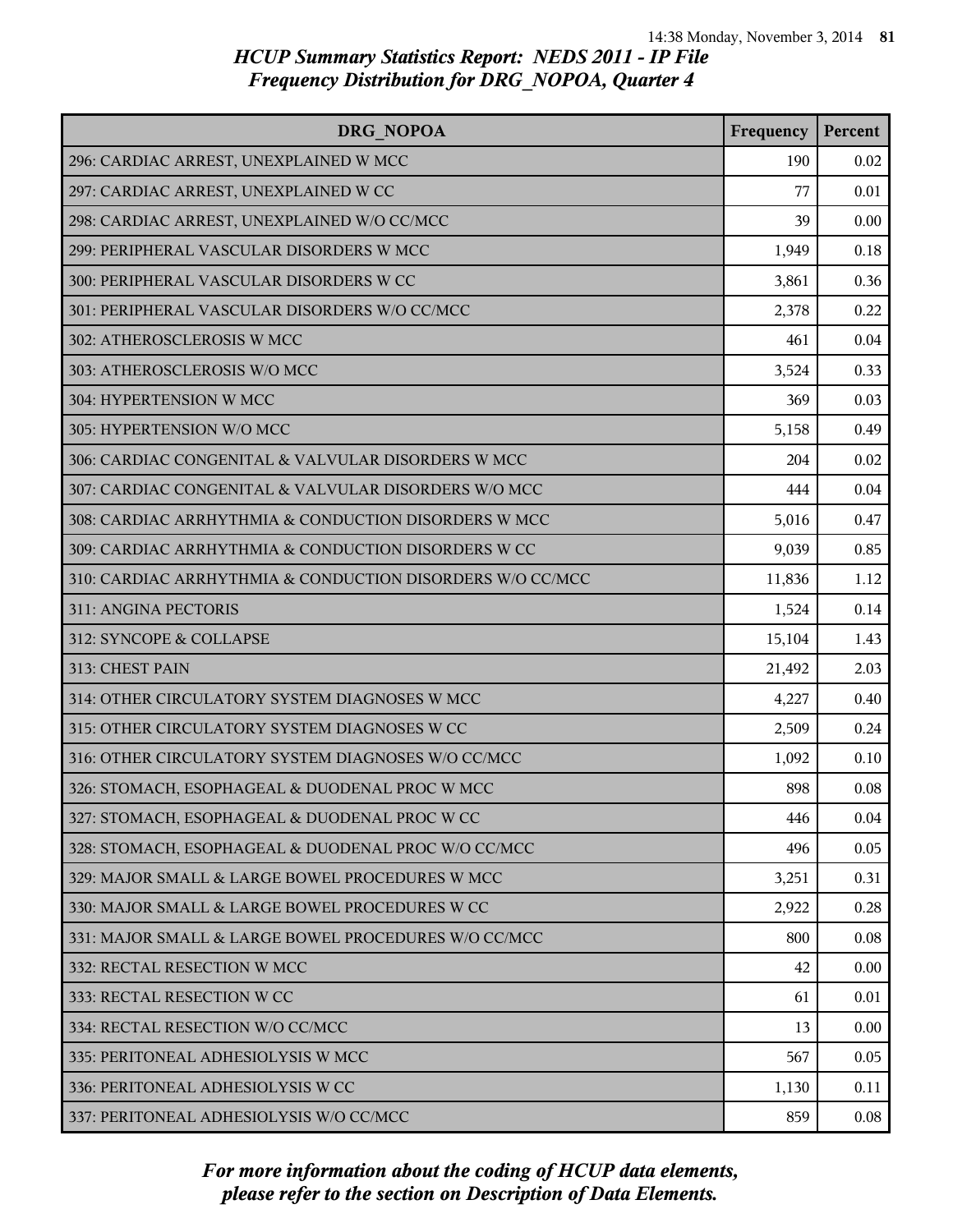# HCUP Summary Statistics Report: NEDS 2011 - IP File
## Frequency Distribution for DRG_NOPOA, Quarter 4

| DRG_NOPOA | Frequency | Percent |
|---|---|---|
| 296: CARDIAC ARREST, UNEXPLAINED W MCC | 190 | 0.02 |
| 297: CARDIAC ARREST, UNEXPLAINED W CC | 77 | 0.01 |
| 298: CARDIAC ARREST, UNEXPLAINED W/O CC/MCC | 39 | 0.00 |
| 299: PERIPHERAL VASCULAR DISORDERS W MCC | 1,949 | 0.18 |
| 300: PERIPHERAL VASCULAR DISORDERS W CC | 3,861 | 0.36 |
| 301: PERIPHERAL VASCULAR DISORDERS W/O CC/MCC | 2,378 | 0.22 |
| 302: ATHEROSCLEROSIS W MCC | 461 | 0.04 |
| 303: ATHEROSCLEROSIS W/O MCC | 3,524 | 0.33 |
| 304: HYPERTENSION W MCC | 369 | 0.03 |
| 305: HYPERTENSION W/O MCC | 5,158 | 0.49 |
| 306: CARDIAC CONGENITAL & VALVULAR DISORDERS W MCC | 204 | 0.02 |
| 307: CARDIAC CONGENITAL & VALVULAR DISORDERS W/O MCC | 444 | 0.04 |
| 308: CARDIAC ARRHYTHMIA & CONDUCTION DISORDERS W MCC | 5,016 | 0.47 |
| 309: CARDIAC ARRHYTHMIA & CONDUCTION DISORDERS W CC | 9,039 | 0.85 |
| 310: CARDIAC ARRHYTHMIA & CONDUCTION DISORDERS W/O CC/MCC | 11,836 | 1.12 |
| 311: ANGINA PECTORIS | 1,524 | 0.14 |
| 312: SYNCOPE & COLLAPSE | 15,104 | 1.43 |
| 313: CHEST PAIN | 21,492 | 2.03 |
| 314: OTHER CIRCULATORY SYSTEM DIAGNOSES W MCC | 4,227 | 0.40 |
| 315: OTHER CIRCULATORY SYSTEM DIAGNOSES W CC | 2,509 | 0.24 |
| 316: OTHER CIRCULATORY SYSTEM DIAGNOSES W/O CC/MCC | 1,092 | 0.10 |
| 326: STOMACH, ESOPHAGEAL & DUODENAL PROC W MCC | 898 | 0.08 |
| 327: STOMACH, ESOPHAGEAL & DUODENAL PROC W CC | 446 | 0.04 |
| 328: STOMACH, ESOPHAGEAL & DUODENAL PROC W/O CC/MCC | 496 | 0.05 |
| 329: MAJOR SMALL & LARGE BOWEL PROCEDURES W MCC | 3,251 | 0.31 |
| 330: MAJOR SMALL & LARGE BOWEL PROCEDURES W CC | 2,922 | 0.28 |
| 331: MAJOR SMALL & LARGE BOWEL PROCEDURES W/O CC/MCC | 800 | 0.08 |
| 332: RECTAL RESECTION W MCC | 42 | 0.00 |
| 333: RECTAL RESECTION W CC | 61 | 0.01 |
| 334: RECTAL RESECTION W/O CC/MCC | 13 | 0.00 |
| 335: PERITONEAL ADHESIOLYSIS W MCC | 567 | 0.05 |
| 336: PERITONEAL ADHESIOLYSIS W CC | 1,130 | 0.11 |
| 337: PERITONEAL ADHESIOLYSIS W/O CC/MCC | 859 | 0.08 |

*For more information about the coding of HCUP data elements, please refer to the section on Description of Data Elements.*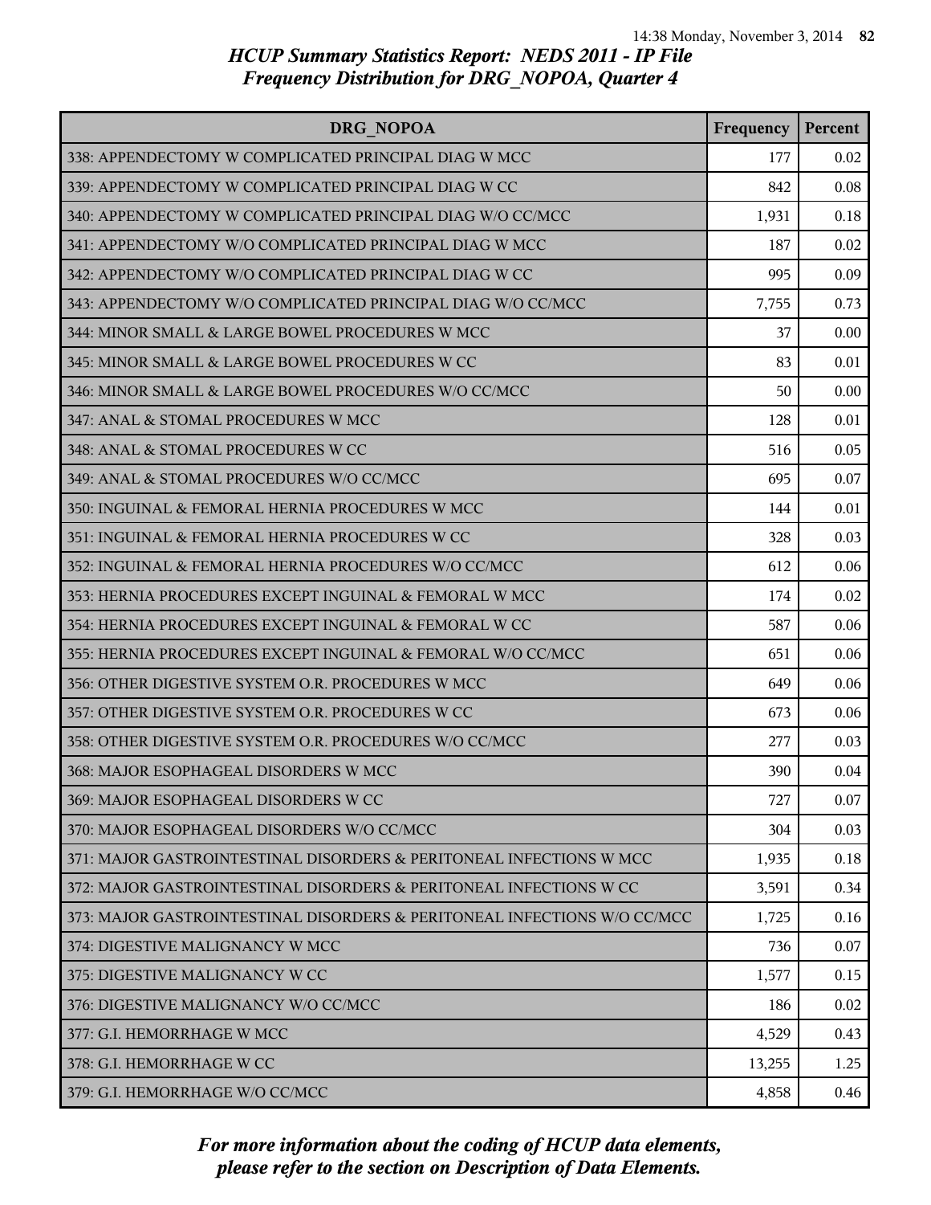# HCUP Summary Statistics Report: NEDS 2011 - IP File
## Frequency Distribution for DRG_NOPOA, Quarter 4

| DRG_NOPOA | Frequency | Percent |
|---|---|---|
| 338: APPENDECTOMY W COMPLICATED PRINCIPAL DIAG W MCC | 177 | 0.02 |
| 339: APPENDECTOMY W COMPLICATED PRINCIPAL DIAG W CC | 842 | 0.08 |
| 340: APPENDECTOMY W COMPLICATED PRINCIPAL DIAG W/O CC/MCC | 1,931 | 0.18 |
| 341: APPENDECTOMY W/O COMPLICATED PRINCIPAL DIAG W MCC | 187 | 0.02 |
| 342: APPENDECTOMY W/O COMPLICATED PRINCIPAL DIAG W CC | 995 | 0.09 |
| 343: APPENDECTOMY W/O COMPLICATED PRINCIPAL DIAG W/O CC/MCC | 7,755 | 0.73 |
| 344: MINOR SMALL & LARGE BOWEL PROCEDURES W MCC | 37 | 0.00 |
| 345: MINOR SMALL & LARGE BOWEL PROCEDURES W CC | 83 | 0.01 |
| 346: MINOR SMALL & LARGE BOWEL PROCEDURES W/O CC/MCC | 50 | 0.00 |
| 347: ANAL & STOMAL PROCEDURES W MCC | 128 | 0.01 |
| 348: ANAL & STOMAL PROCEDURES W CC | 516 | 0.05 |
| 349: ANAL & STOMAL PROCEDURES W/O CC/MCC | 695 | 0.07 |
| 350: INGUINAL & FEMORAL HERNIA PROCEDURES W MCC | 144 | 0.01 |
| 351: INGUINAL & FEMORAL HERNIA PROCEDURES W CC | 328 | 0.03 |
| 352: INGUINAL & FEMORAL HERNIA PROCEDURES W/O CC/MCC | 612 | 0.06 |
| 353: HERNIA PROCEDURES EXCEPT INGUINAL & FEMORAL W MCC | 174 | 0.02 |
| 354: HERNIA PROCEDURES EXCEPT INGUINAL & FEMORAL W CC | 587 | 0.06 |
| 355: HERNIA PROCEDURES EXCEPT INGUINAL & FEMORAL W/O CC/MCC | 651 | 0.06 |
| 356: OTHER DIGESTIVE SYSTEM O.R. PROCEDURES W MCC | 649 | 0.06 |
| 357: OTHER DIGESTIVE SYSTEM O.R. PROCEDURES W CC | 673 | 0.06 |
| 358: OTHER DIGESTIVE SYSTEM O.R. PROCEDURES W/O CC/MCC | 277 | 0.03 |
| 368: MAJOR ESOPHAGEAL DISORDERS W MCC | 390 | 0.04 |
| 369: MAJOR ESOPHAGEAL DISORDERS W CC | 727 | 0.07 |
| 370: MAJOR ESOPHAGEAL DISORDERS W/O CC/MCC | 304 | 0.03 |
| 371: MAJOR GASTROINTESTINAL DISORDERS & PERITONEAL INFECTIONS W MCC | 1,935 | 0.18 |
| 372: MAJOR GASTROINTESTINAL DISORDERS & PERITONEAL INFECTIONS W CC | 3,591 | 0.34 |
| 373: MAJOR GASTROINTESTINAL DISORDERS & PERITONEAL INFECTIONS W/O CC/MCC | 1,725 | 0.16 |
| 374: DIGESTIVE MALIGNANCY W MCC | 736 | 0.07 |
| 375: DIGESTIVE MALIGNANCY W CC | 1,577 | 0.15 |
| 376: DIGESTIVE MALIGNANCY W/O CC/MCC | 186 | 0.02 |
| 377: G.I. HEMORRHAGE W MCC | 4,529 | 0.43 |
| 378: G.I. HEMORRHAGE W CC | 13,255 | 1.25 |
| 379: G.I. HEMORRHAGE W/O CC/MCC | 4,858 | 0.46 |

*For more information about the coding of HCUP data elements, please refer to the section on Description of Data Elements.*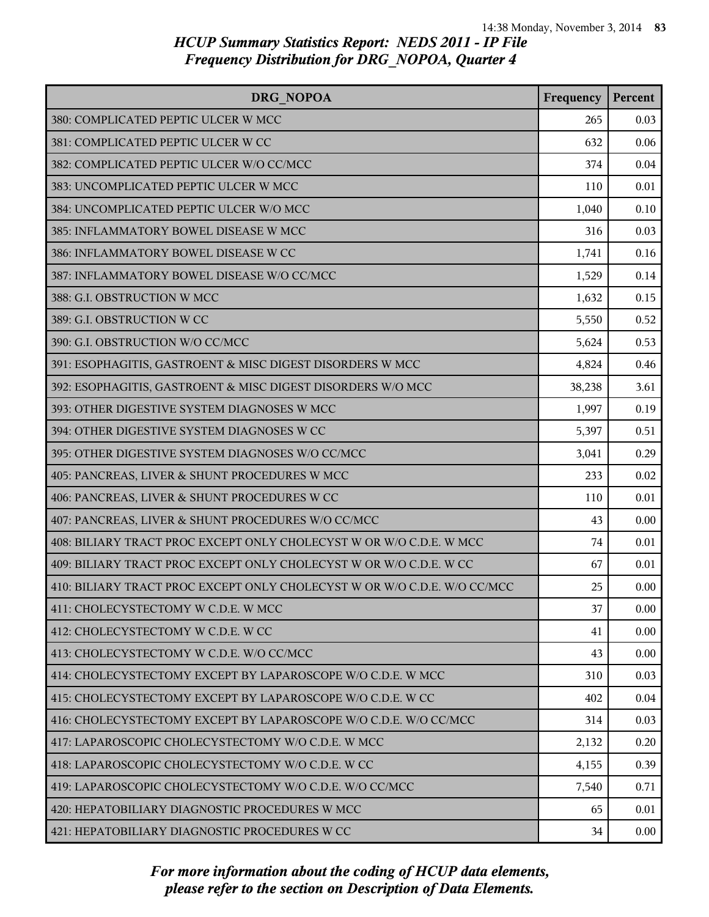# HCUP Summary Statistics Report: NEDS 2011 - IP File
## Frequency Distribution for DRG_NOPOA, Quarter 4

| DRG_NOPOA | Frequency | Percent |
|---|---|---|
| 380: COMPLICATED PEPTIC ULCER W MCC | 265 | 0.03 |
| 381: COMPLICATED PEPTIC ULCER W CC | 632 | 0.06 |
| 382: COMPLICATED PEPTIC ULCER W/O CC/MCC | 374 | 0.04 |
| 383: UNCOMPLICATED PEPTIC ULCER W MCC | 110 | 0.01 |
| 384: UNCOMPLICATED PEPTIC ULCER W/O MCC | 1,040 | 0.10 |
| 385: INFLAMMATORY BOWEL DISEASE W MCC | 316 | 0.03 |
| 386: INFLAMMATORY BOWEL DISEASE W CC | 1,741 | 0.16 |
| 387: INFLAMMATORY BOWEL DISEASE W/O CC/MCC | 1,529 | 0.14 |
| 388: G.I. OBSTRUCTION W MCC | 1,632 | 0.15 |
| 389: G.I. OBSTRUCTION W CC | 5,550 | 0.52 |
| 390: G.I. OBSTRUCTION W/O CC/MCC | 5,624 | 0.53 |
| 391: ESOPHAGITIS, GASTROENT & MISC DIGEST DISORDERS W MCC | 4,824 | 0.46 |
| 392: ESOPHAGITIS, GASTROENT & MISC DIGEST DISORDERS W/O MCC | 38,238 | 3.61 |
| 393: OTHER DIGESTIVE SYSTEM DIAGNOSES W MCC | 1,997 | 0.19 |
| 394: OTHER DIGESTIVE SYSTEM DIAGNOSES W CC | 5,397 | 0.51 |
| 395: OTHER DIGESTIVE SYSTEM DIAGNOSES W/O CC/MCC | 3,041 | 0.29 |
| 405: PANCREAS, LIVER & SHUNT PROCEDURES W MCC | 233 | 0.02 |
| 406: PANCREAS, LIVER & SHUNT PROCEDURES W CC | 110 | 0.01 |
| 407: PANCREAS, LIVER & SHUNT PROCEDURES W/O CC/MCC | 43 | 0.00 |
| 408: BILIARY TRACT PROC EXCEPT ONLY CHOLECYST W OR W/O C.D.E. W MCC | 74 | 0.01 |
| 409: BILIARY TRACT PROC EXCEPT ONLY CHOLECYST W OR W/O C.D.E. W CC | 67 | 0.01 |
| 410: BILIARY TRACT PROC EXCEPT ONLY CHOLECYST W OR W/O C.D.E. W/O CC/MCC | 25 | 0.00 |
| 411: CHOLECYSTECTOMY W C.D.E. W MCC | 37 | 0.00 |
| 412: CHOLECYSTECTOMY W C.D.E. W CC | 41 | 0.00 |
| 413: CHOLECYSTECTOMY W C.D.E. W/O CC/MCC | 43 | 0.00 |
| 414: CHOLECYSTECTOMY EXCEPT BY LAPAROSCOPE W/O C.D.E. W MCC | 310 | 0.03 |
| 415: CHOLECYSTECTOMY EXCEPT BY LAPAROSCOPE W/O C.D.E. W CC | 402 | 0.04 |
| 416: CHOLECYSTECTOMY EXCEPT BY LAPAROSCOPE W/O C.D.E. W/O CC/MCC | 314 | 0.03 |
| 417: LAPAROSCOPIC CHOLECYSTECTOMY W/O C.D.E. W MCC | 2,132 | 0.20 |
| 418: LAPAROSCOPIC CHOLECYSTECTOMY W/O C.D.E. W CC | 4,155 | 0.39 |
| 419: LAPAROSCOPIC CHOLECYSTECTOMY W/O C.D.E. W/O CC/MCC | 7,540 | 0.71 |
| 420: HEPATOBILIARY DIAGNOSTIC PROCEDURES W MCC | 65 | 0.01 |
| 421: HEPATOBILIARY DIAGNOSTIC PROCEDURES W CC | 34 | 0.00 |

*For more information about the coding of HCUP data elements, please refer to the section on Description of Data Elements.*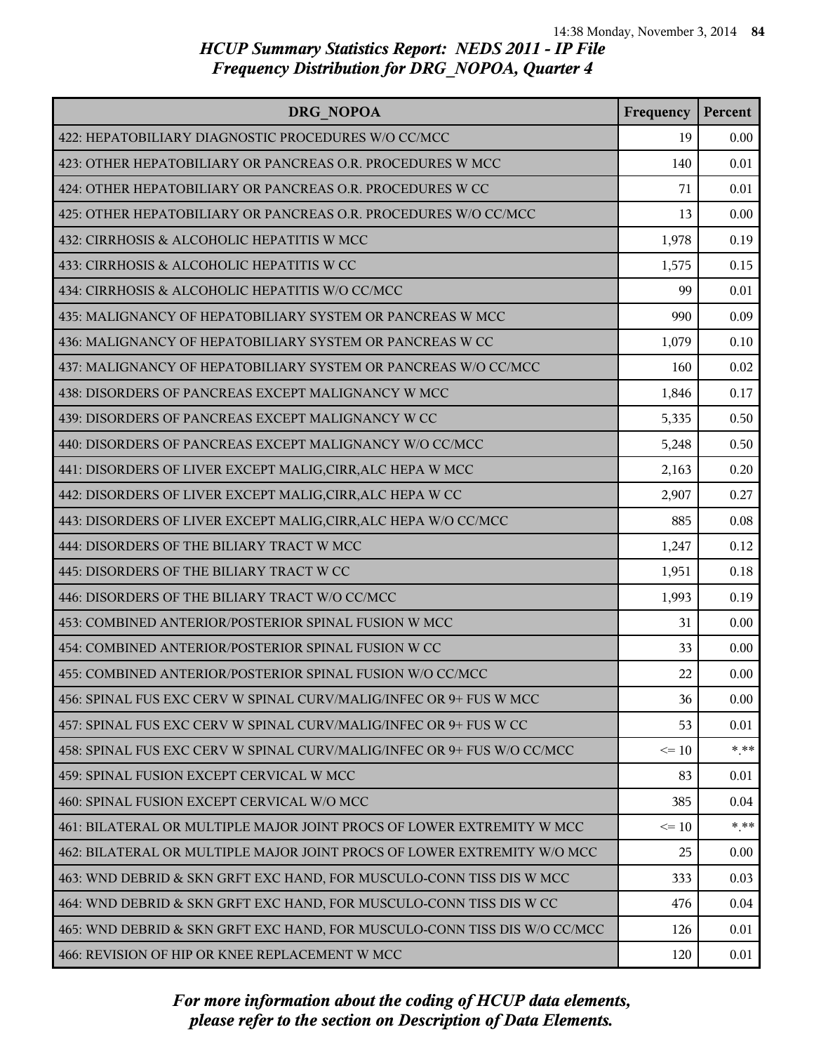## HCUP Summary Statistics Report: NEDS 2011 - IP File
## Frequency Distribution for DRG_NOPOA, Quarter 4

| DRG_NOPOA | Frequency | Percent |
|---|---|---|
| 422: HEPATOBILIARY DIAGNOSTIC PROCEDURES W/O CC/MCC | 19 | 0.00 |
| 423: OTHER HEPATOBILIARY OR PANCREAS O.R. PROCEDURES W MCC | 140 | 0.01 |
| 424: OTHER HEPATOBILIARY OR PANCREAS O.R. PROCEDURES W CC | 71 | 0.01 |
| 425: OTHER HEPATOBILIARY OR PANCREAS O.R. PROCEDURES W/O CC/MCC | 13 | 0.00 |
| 432: CIRRHOSIS & ALCOHOLIC HEPATITIS W MCC | 1,978 | 0.19 |
| 433: CIRRHOSIS & ALCOHOLIC HEPATITIS W CC | 1,575 | 0.15 |
| 434: CIRRHOSIS & ALCOHOLIC HEPATITIS W/O CC/MCC | 99 | 0.01 |
| 435: MALIGNANCY OF HEPATOBILIARY SYSTEM OR PANCREAS W MCC | 990 | 0.09 |
| 436: MALIGNANCY OF HEPATOBILIARY SYSTEM OR PANCREAS W CC | 1,079 | 0.10 |
| 437: MALIGNANCY OF HEPATOBILIARY SYSTEM OR PANCREAS W/O CC/MCC | 160 | 0.02 |
| 438: DISORDERS OF PANCREAS EXCEPT MALIGNANCY W MCC | 1,846 | 0.17 |
| 439: DISORDERS OF PANCREAS EXCEPT MALIGNANCY W CC | 5,335 | 0.50 |
| 440: DISORDERS OF PANCREAS EXCEPT MALIGNANCY W/O CC/MCC | 5,248 | 0.50 |
| 441: DISORDERS OF LIVER EXCEPT MALIG,CIRR,ALC HEPA W MCC | 2,163 | 0.20 |
| 442: DISORDERS OF LIVER EXCEPT MALIG,CIRR,ALC HEPA W CC | 2,907 | 0.27 |
| 443: DISORDERS OF LIVER EXCEPT MALIG,CIRR,ALC HEPA W/O CC/MCC | 885 | 0.08 |
| 444: DISORDERS OF THE BILIARY TRACT W MCC | 1,247 | 0.12 |
| 445: DISORDERS OF THE BILIARY TRACT W CC | 1,951 | 0.18 |
| 446: DISORDERS OF THE BILIARY TRACT W/O CC/MCC | 1,993 | 0.19 |
| 453: COMBINED ANTERIOR/POSTERIOR SPINAL FUSION W MCC | 31 | 0.00 |
| 454: COMBINED ANTERIOR/POSTERIOR SPINAL FUSION W CC | 33 | 0.00 |
| 455: COMBINED ANTERIOR/POSTERIOR SPINAL FUSION W/O CC/MCC | 22 | 0.00 |
| 456: SPINAL FUS EXC CERV W SPINAL CURV/MALIG/INFEC OR 9+ FUS W MCC | 36 | 0.00 |
| 457: SPINAL FUS EXC CERV W SPINAL CURV/MALIG/INFEC OR 9+ FUS W CC | 53 | 0.01 |
| 458: SPINAL FUS EXC CERV W SPINAL CURV/MALIG/INFEC OR 9+ FUS W/O CC/MCC | <= 10 | *.** |
| 459: SPINAL FUSION EXCEPT CERVICAL W MCC | 83 | 0.01 |
| 460: SPINAL FUSION EXCEPT CERVICAL W/O MCC | 385 | 0.04 |
| 461: BILATERAL OR MULTIPLE MAJOR JOINT PROCS OF LOWER EXTREMITY W MCC | <= 10 | *.** |
| 462: BILATERAL OR MULTIPLE MAJOR JOINT PROCS OF LOWER EXTREMITY W/O MCC | 25 | 0.00 |
| 463: WND DEBRID & SKN GRFT EXC HAND, FOR MUSCULO-CONN TISS DIS W MCC | 333 | 0.03 |
| 464: WND DEBRID & SKN GRFT EXC HAND, FOR MUSCULO-CONN TISS DIS W CC | 476 | 0.04 |
| 465: WND DEBRID & SKN GRFT EXC HAND, FOR MUSCULO-CONN TISS DIS W/O CC/MCC | 126 | 0.01 |
| 466: REVISION OF HIP OR KNEE REPLACEMENT W MCC | 120 | 0.01 |

*For more information about the coding of HCUP data elements, please refer to the section on Description of Data Elements.*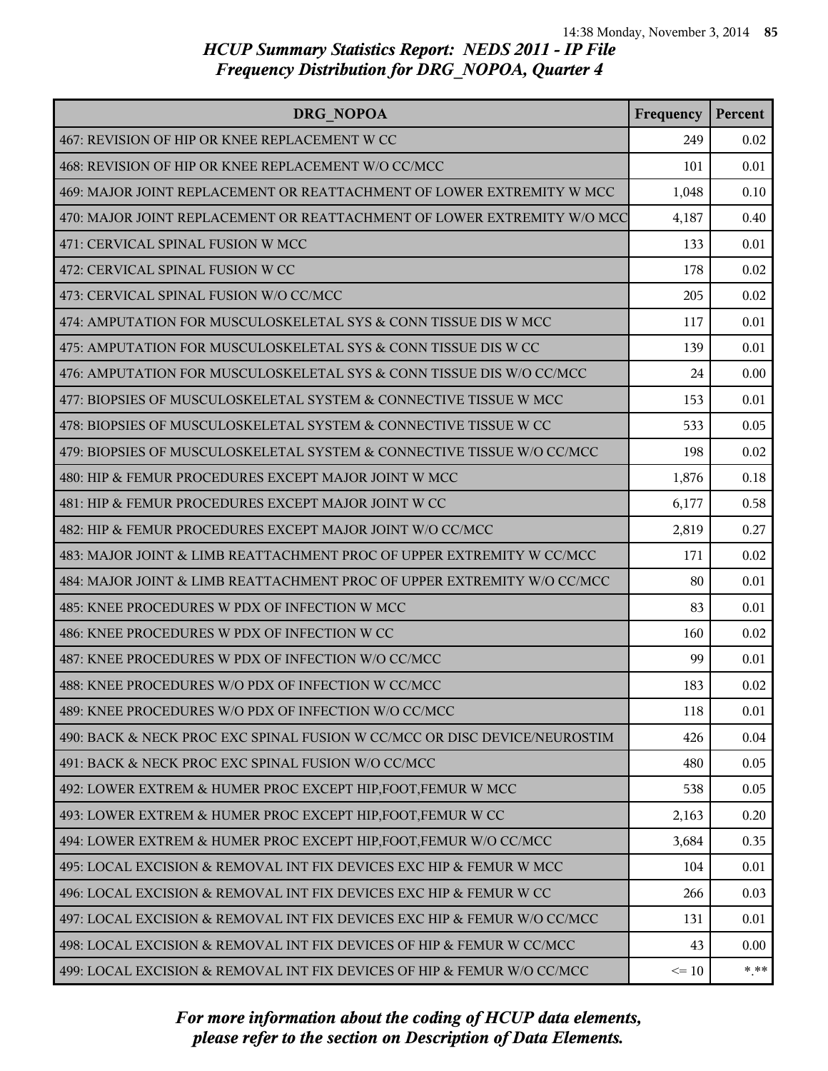# HCUP Summary Statistics Report: NEDS 2011 - IP File
## Frequency Distribution for DRG_NOPOA, Quarter 4

| DRG_NOPOA | Frequency | Percent |
|---|---|---|
| 467: REVISION OF HIP OR KNEE REPLACEMENT W CC | 249 | 0.02 |
| 468: REVISION OF HIP OR KNEE REPLACEMENT W/O CC/MCC | 101 | 0.01 |
| 469: MAJOR JOINT REPLACEMENT OR REATTACHMENT OF LOWER EXTREMITY W MCC | 1,048 | 0.10 |
| 470: MAJOR JOINT REPLACEMENT OR REATTACHMENT OF LOWER EXTREMITY W/O MCC | 4,187 | 0.40 |
| 471: CERVICAL SPINAL FUSION W MCC | 133 | 0.01 |
| 472: CERVICAL SPINAL FUSION W CC | 178 | 0.02 |
| 473: CERVICAL SPINAL FUSION W/O CC/MCC | 205 | 0.02 |
| 474: AMPUTATION FOR MUSCULOSKELETAL SYS & CONN TISSUE DIS W MCC | 117 | 0.01 |
| 475: AMPUTATION FOR MUSCULOSKELETAL SYS & CONN TISSUE DIS W CC | 139 | 0.01 |
| 476: AMPUTATION FOR MUSCULOSKELETAL SYS & CONN TISSUE DIS W/O CC/MCC | 24 | 0.00 |
| 477: BIOPSIES OF MUSCULOSKELETAL SYSTEM & CONNECTIVE TISSUE W MCC | 153 | 0.01 |
| 478: BIOPSIES OF MUSCULOSKELETAL SYSTEM & CONNECTIVE TISSUE W CC | 533 | 0.05 |
| 479: BIOPSIES OF MUSCULOSKELETAL SYSTEM & CONNECTIVE TISSUE W/O CC/MCC | 198 | 0.02 |
| 480: HIP & FEMUR PROCEDURES EXCEPT MAJOR JOINT W MCC | 1,876 | 0.18 |
| 481: HIP & FEMUR PROCEDURES EXCEPT MAJOR JOINT W CC | 6,177 | 0.58 |
| 482: HIP & FEMUR PROCEDURES EXCEPT MAJOR JOINT W/O CC/MCC | 2,819 | 0.27 |
| 483: MAJOR JOINT & LIMB REATTACHMENT PROC OF UPPER EXTREMITY W CC/MCC | 171 | 0.02 |
| 484: MAJOR JOINT & LIMB REATTACHMENT PROC OF UPPER EXTREMITY W/O CC/MCC | 80 | 0.01 |
| 485: KNEE PROCEDURES W PDX OF INFECTION W MCC | 83 | 0.01 |
| 486: KNEE PROCEDURES W PDX OF INFECTION W CC | 160 | 0.02 |
| 487: KNEE PROCEDURES W PDX OF INFECTION W/O CC/MCC | 99 | 0.01 |
| 488: KNEE PROCEDURES W/O PDX OF INFECTION W CC/MCC | 183 | 0.02 |
| 489: KNEE PROCEDURES W/O PDX OF INFECTION W/O CC/MCC | 118 | 0.01 |
| 490: BACK & NECK PROC EXC SPINAL FUSION W CC/MCC OR DISC DEVICE/NEUROSTIM | 426 | 0.04 |
| 491: BACK & NECK PROC EXC SPINAL FUSION W/O CC/MCC | 480 | 0.05 |
| 492: LOWER EXTREM & HUMER PROC EXCEPT HIP,FOOT,FEMUR W MCC | 538 | 0.05 |
| 493: LOWER EXTREM & HUMER PROC EXCEPT HIP,FOOT,FEMUR W CC | 2,163 | 0.20 |
| 494: LOWER EXTREM & HUMER PROC EXCEPT HIP,FOOT,FEMUR W/O CC/MCC | 3,684 | 0.35 |
| 495: LOCAL EXCISION & REMOVAL INT FIX DEVICES EXC HIP & FEMUR W MCC | 104 | 0.01 |
| 496: LOCAL EXCISION & REMOVAL INT FIX DEVICES EXC HIP & FEMUR W CC | 266 | 0.03 |
| 497: LOCAL EXCISION & REMOVAL INT FIX DEVICES EXC HIP & FEMUR W/O CC/MCC | 131 | 0.01 |
| 498: LOCAL EXCISION & REMOVAL INT FIX DEVICES OF HIP & FEMUR W CC/MCC | 43 | 0.00 |
| 499: LOCAL EXCISION & REMOVAL INT FIX DEVICES OF HIP & FEMUR W/O CC/MCC | <= 10 | *.** |

*For more information about the coding of HCUP data elements, please refer to the section on Description of Data Elements.*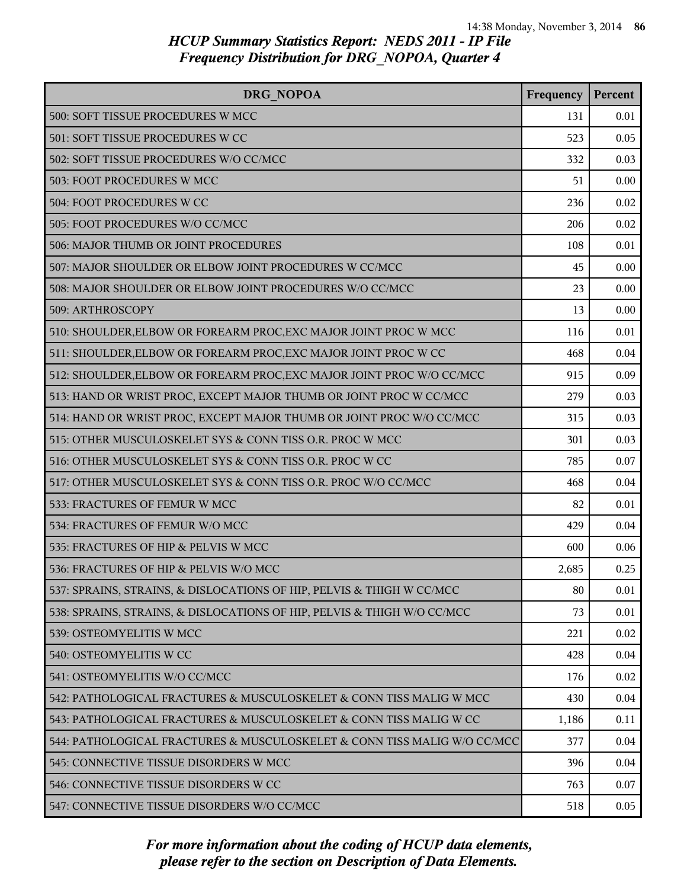# HCUP Summary Statistics Report: NEDS 2011 - IP File
## Frequency Distribution for DRG_NOPOA, Quarter 4

| DRG_NOPOA | Frequency | Percent |
|---|---|---|
| 500: SOFT TISSUE PROCEDURES W MCC | 131 | 0.01 |
| 501: SOFT TISSUE PROCEDURES W CC | 523 | 0.05 |
| 502: SOFT TISSUE PROCEDURES W/O CC/MCC | 332 | 0.03 |
| 503: FOOT PROCEDURES W MCC | 51 | 0.00 |
| 504: FOOT PROCEDURES W CC | 236 | 0.02 |
| 505: FOOT PROCEDURES W/O CC/MCC | 206 | 0.02 |
| 506: MAJOR THUMB OR JOINT PROCEDURES | 108 | 0.01 |
| 507: MAJOR SHOULDER OR ELBOW JOINT PROCEDURES W CC/MCC | 45 | 0.00 |
| 508: MAJOR SHOULDER OR ELBOW JOINT PROCEDURES W/O CC/MCC | 23 | 0.00 |
| 509: ARTHROSCOPY | 13 | 0.00 |
| 510: SHOULDER,ELBOW OR FOREARM PROC,EXC MAJOR JOINT PROC W MCC | 116 | 0.01 |
| 511: SHOULDER,ELBOW OR FOREARM PROC,EXC MAJOR JOINT PROC W CC | 468 | 0.04 |
| 512: SHOULDER,ELBOW OR FOREARM PROC,EXC MAJOR JOINT PROC W/O CC/MCC | 915 | 0.09 |
| 513: HAND OR WRIST PROC, EXCEPT MAJOR THUMB OR JOINT PROC W CC/MCC | 279 | 0.03 |
| 514: HAND OR WRIST PROC, EXCEPT MAJOR THUMB OR JOINT PROC W/O CC/MCC | 315 | 0.03 |
| 515: OTHER MUSCULOSKELET SYS & CONN TISS O.R. PROC W MCC | 301 | 0.03 |
| 516: OTHER MUSCULOSKELET SYS & CONN TISS O.R. PROC W CC | 785 | 0.07 |
| 517: OTHER MUSCULOSKELET SYS & CONN TISS O.R. PROC W/O CC/MCC | 468 | 0.04 |
| 533: FRACTURES OF FEMUR W MCC | 82 | 0.01 |
| 534: FRACTURES OF FEMUR W/O MCC | 429 | 0.04 |
| 535: FRACTURES OF HIP & PELVIS W MCC | 600 | 0.06 |
| 536: FRACTURES OF HIP & PELVIS W/O MCC | 2,685 | 0.25 |
| 537: SPRAINS, STRAINS, & DISLOCATIONS OF HIP, PELVIS & THIGH W CC/MCC | 80 | 0.01 |
| 538: SPRAINS, STRAINS, & DISLOCATIONS OF HIP, PELVIS & THIGH W/O CC/MCC | 73 | 0.01 |
| 539: OSTEOMYELITIS W MCC | 221 | 0.02 |
| 540: OSTEOMYELITIS W CC | 428 | 0.04 |
| 541: OSTEOMYELITIS W/O CC/MCC | 176 | 0.02 |
| 542: PATHOLOGICAL FRACTURES & MUSCULOSKELET & CONN TISS MALIG W MCC | 430 | 0.04 |
| 543: PATHOLOGICAL FRACTURES & MUSCULOSKELET & CONN TISS MALIG W CC | 1,186 | 0.11 |
| 544: PATHOLOGICAL FRACTURES & MUSCULOSKELET & CONN TISS MALIG W/O CC/MCC | 377 | 0.04 |
| 545: CONNECTIVE TISSUE DISORDERS W MCC | 396 | 0.04 |
| 546: CONNECTIVE TISSUE DISORDERS W CC | 763 | 0.07 |
| 547: CONNECTIVE TISSUE DISORDERS W/O CC/MCC | 518 | 0.05 |

*For more information about the coding of HCUP data elements, please refer to the section on Description of Data Elements.*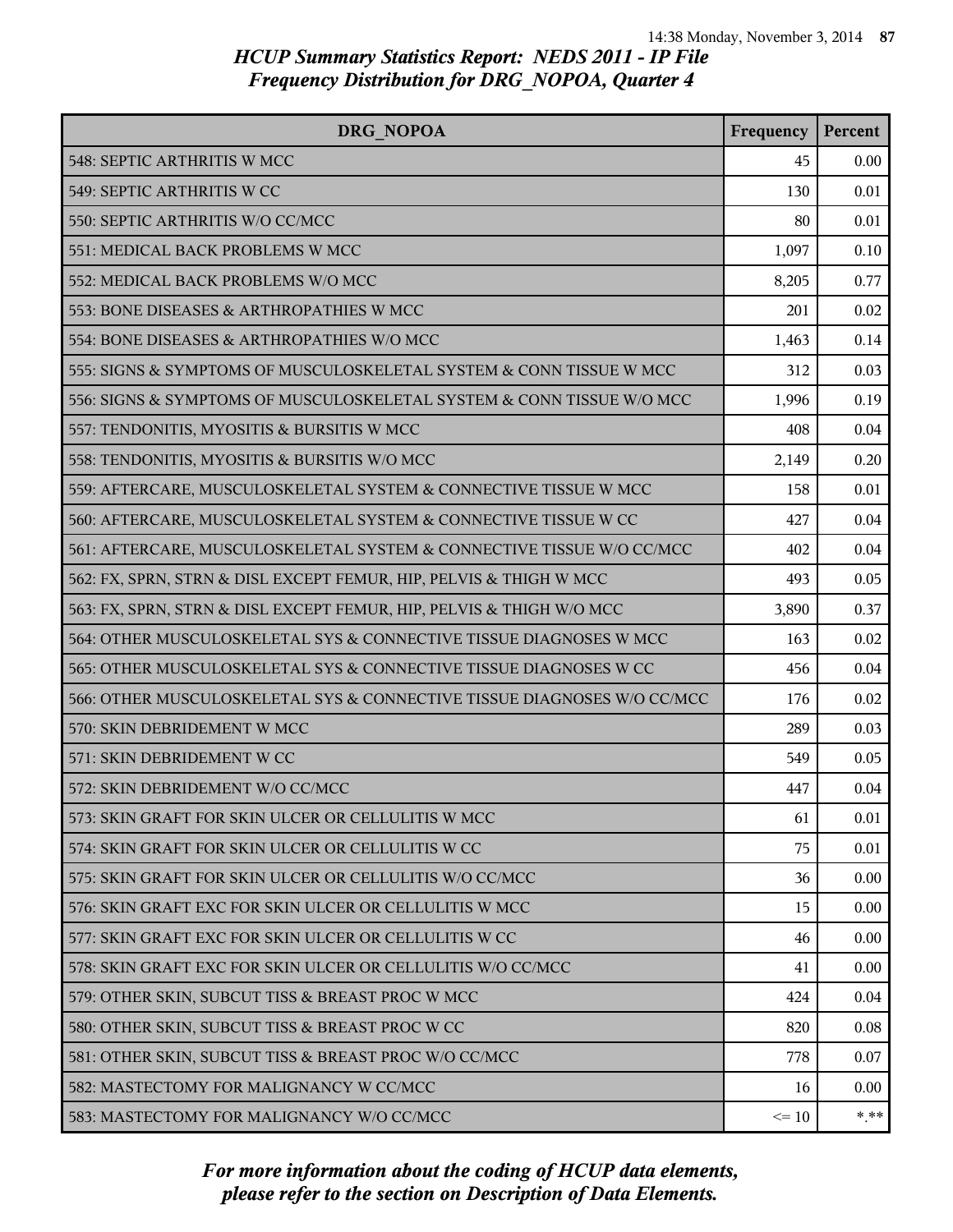# HCUP Summary Statistics Report: NEDS 2011 - IP File
## Frequency Distribution for DRG_NOPOA, Quarter 4

| DRG_NOPOA | Frequency | Percent |
|---|---|---|
| 548: SEPTIC ARTHRITIS W MCC | 45 | 0.00 |
| 549: SEPTIC ARTHRITIS W CC | 130 | 0.01 |
| 550: SEPTIC ARTHRITIS W/O CC/MCC | 80 | 0.01 |
| 551: MEDICAL BACK PROBLEMS W MCC | 1,097 | 0.10 |
| 552: MEDICAL BACK PROBLEMS W/O MCC | 8,205 | 0.77 |
| 553: BONE DISEASES & ARTHROPATHIES W MCC | 201 | 0.02 |
| 554: BONE DISEASES & ARTHROPATHIES W/O MCC | 1,463 | 0.14 |
| 555: SIGNS & SYMPTOMS OF MUSCULOSKELETAL SYSTEM & CONN TISSUE W MCC | 312 | 0.03 |
| 556: SIGNS & SYMPTOMS OF MUSCULOSKELETAL SYSTEM & CONN TISSUE W/O MCC | 1,996 | 0.19 |
| 557: TENDONITIS, MYOSITIS & BURSITIS W MCC | 408 | 0.04 |
| 558: TENDONITIS, MYOSITIS & BURSITIS W/O MCC | 2,149 | 0.20 |
| 559: AFTERCARE, MUSCULOSKELETAL SYSTEM & CONNECTIVE TISSUE W MCC | 158 | 0.01 |
| 560: AFTERCARE, MUSCULOSKELETAL SYSTEM & CONNECTIVE TISSUE W CC | 427 | 0.04 |
| 561: AFTERCARE, MUSCULOSKELETAL SYSTEM & CONNECTIVE TISSUE W/O CC/MCC | 402 | 0.04 |
| 562: FX, SPRN, STRN & DISL EXCEPT FEMUR, HIP, PELVIS & THIGH W MCC | 493 | 0.05 |
| 563: FX, SPRN, STRN & DISL EXCEPT FEMUR, HIP, PELVIS & THIGH W/O MCC | 3,890 | 0.37 |
| 564: OTHER MUSCULOSKELETAL SYS & CONNECTIVE TISSUE DIAGNOSES W MCC | 163 | 0.02 |
| 565: OTHER MUSCULOSKELETAL SYS & CONNECTIVE TISSUE DIAGNOSES W CC | 456 | 0.04 |
| 566: OTHER MUSCULOSKELETAL SYS & CONNECTIVE TISSUE DIAGNOSES W/O CC/MCC | 176 | 0.02 |
| 570: SKIN DEBRIDEMENT W MCC | 289 | 0.03 |
| 571: SKIN DEBRIDEMENT W CC | 549 | 0.05 |
| 572: SKIN DEBRIDEMENT W/O CC/MCC | 447 | 0.04 |
| 573: SKIN GRAFT FOR SKIN ULCER OR CELLULITIS W MCC | 61 | 0.01 |
| 574: SKIN GRAFT FOR SKIN ULCER OR CELLULITIS W CC | 75 | 0.01 |
| 575: SKIN GRAFT FOR SKIN ULCER OR CELLULITIS W/O CC/MCC | 36 | 0.00 |
| 576: SKIN GRAFT EXC FOR SKIN ULCER OR CELLULITIS W MCC | 15 | 0.00 |
| 577: SKIN GRAFT EXC FOR SKIN ULCER OR CELLULITIS W CC | 46 | 0.00 |
| 578: SKIN GRAFT EXC FOR SKIN ULCER OR CELLULITIS W/O CC/MCC | 41 | 0.00 |
| 579: OTHER SKIN, SUBCUT TISS & BREAST PROC W MCC | 424 | 0.04 |
| 580: OTHER SKIN, SUBCUT TISS & BREAST PROC W CC | 820 | 0.08 |
| 581: OTHER SKIN, SUBCUT TISS & BREAST PROC W/O CC/MCC | 778 | 0.07 |
| 582: MASTECTOMY FOR MALIGNANCY W CC/MCC | 16 | 0.00 |
| 583: MASTECTOMY FOR MALIGNANCY W/O CC/MCC | <= 10 | *.** |

*For more information about the coding of HCUP data elements, please refer to the section on Description of Data Elements.*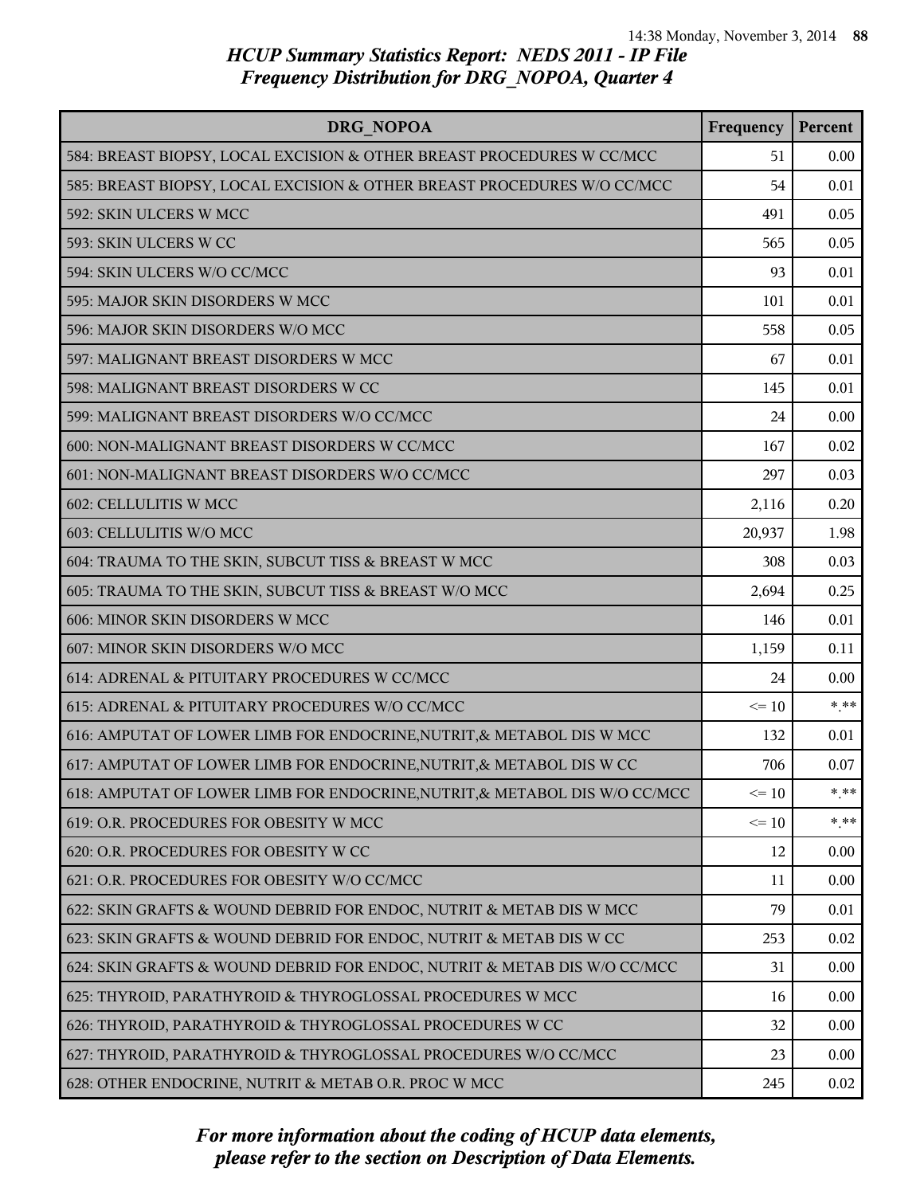## HCUP Summary Statistics Report: NEDS 2011 - IP File
## Frequency Distribution for DRG_NOPOA, Quarter 4

| DRG_NOPOA | Frequency | Percent |
|---|---|---|
| 584: BREAST BIOPSY, LOCAL EXCISION & OTHER BREAST PROCEDURES W CC/MCC | 51 | 0.00 |
| 585: BREAST BIOPSY, LOCAL EXCISION & OTHER BREAST PROCEDURES W/O CC/MCC | 54 | 0.01 |
| 592: SKIN ULCERS W MCC | 491 | 0.05 |
| 593: SKIN ULCERS W CC | 565 | 0.05 |
| 594: SKIN ULCERS W/O CC/MCC | 93 | 0.01 |
| 595: MAJOR SKIN DISORDERS W MCC | 101 | 0.01 |
| 596: MAJOR SKIN DISORDERS W/O MCC | 558 | 0.05 |
| 597: MALIGNANT BREAST DISORDERS W MCC | 67 | 0.01 |
| 598: MALIGNANT BREAST DISORDERS W CC | 145 | 0.01 |
| 599: MALIGNANT BREAST DISORDERS W/O CC/MCC | 24 | 0.00 |
| 600: NON-MALIGNANT BREAST DISORDERS W CC/MCC | 167 | 0.02 |
| 601: NON-MALIGNANT BREAST DISORDERS W/O CC/MCC | 297 | 0.03 |
| 602: CELLULITIS W MCC | 2,116 | 0.20 |
| 603: CELLULITIS W/O MCC | 20,937 | 1.98 |
| 604: TRAUMA TO THE SKIN, SUBCUT TISS & BREAST W MCC | 308 | 0.03 |
| 605: TRAUMA TO THE SKIN, SUBCUT TISS & BREAST W/O MCC | 2,694 | 0.25 |
| 606: MINOR SKIN DISORDERS W MCC | 146 | 0.01 |
| 607: MINOR SKIN DISORDERS W/O MCC | 1,159 | 0.11 |
| 614: ADRENAL & PITUITARY PROCEDURES W CC/MCC | 24 | 0.00 |
| 615: ADRENAL & PITUITARY PROCEDURES W/O CC/MCC | <= 10 | *.** |
| 616: AMPUTAT OF LOWER LIMB FOR ENDOCRINE,NUTRIT,& METABOL DIS W MCC | 132 | 0.01 |
| 617: AMPUTAT OF LOWER LIMB FOR ENDOCRINE,NUTRIT,& METABOL DIS W CC | 706 | 0.07 |
| 618: AMPUTAT OF LOWER LIMB FOR ENDOCRINE,NUTRIT,& METABOL DIS W/O CC/MCC | <= 10 | *.** |
| 619: O.R. PROCEDURES FOR OBESITY W MCC | <= 10 | *.** |
| 620: O.R. PROCEDURES FOR OBESITY W CC | 12 | 0.00 |
| 621: O.R. PROCEDURES FOR OBESITY W/O CC/MCC | 11 | 0.00 |
| 622: SKIN GRAFTS & WOUND DEBRID FOR ENDOC, NUTRIT & METAB DIS W MCC | 79 | 0.01 |
| 623: SKIN GRAFTS & WOUND DEBRID FOR ENDOC, NUTRIT & METAB DIS W CC | 253 | 0.02 |
| 624: SKIN GRAFTS & WOUND DEBRID FOR ENDOC, NUTRIT & METAB DIS W/O CC/MCC | 31 | 0.00 |
| 625: THYROID, PARATHYROID & THYROGLOSSAL PROCEDURES W MCC | 16 | 0.00 |
| 626: THYROID, PARATHYROID & THYROGLOSSAL PROCEDURES W CC | 32 | 0.00 |
| 627: THYROID, PARATHYROID & THYROGLOSSAL PROCEDURES W/O CC/MCC | 23 | 0.00 |
| 628: OTHER ENDOCRINE, NUTRIT & METAB O.R. PROC W MCC | 245 | 0.02 |

*For more information about the coding of HCUP data elements, please refer to the section on Description of Data Elements.*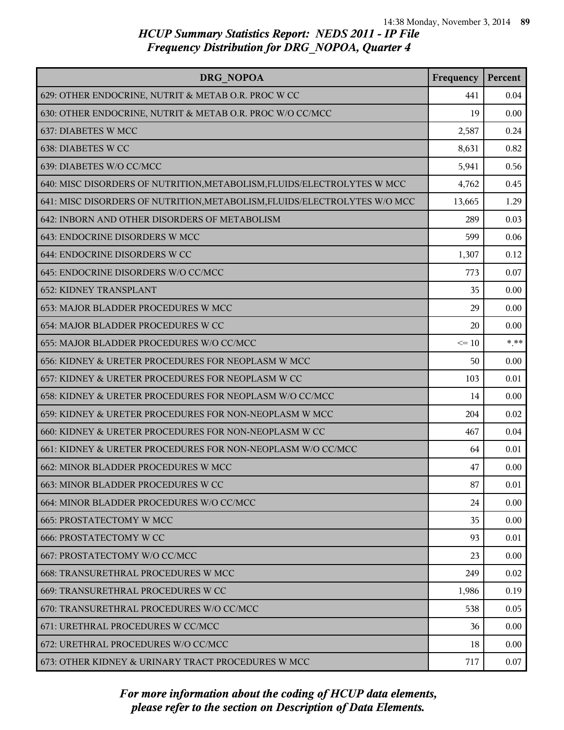# HCUP Summary Statistics Report: NEDS 2011 - IP File
## Frequency Distribution for DRG_NOPOA, Quarter 4

| DRG_NOPOA | Frequency | Percent |
|---|---|---|
| 629: OTHER ENDOCRINE, NUTRIT & METAB O.R. PROC W CC | 441 | 0.04 |
| 630: OTHER ENDOCRINE, NUTRIT & METAB O.R. PROC W/O CC/MCC | 19 | 0.00 |
| 637: DIABETES W MCC | 2,587 | 0.24 |
| 638: DIABETES W CC | 8,631 | 0.82 |
| 639: DIABETES W/O CC/MCC | 5,941 | 0.56 |
| 640: MISC DISORDERS OF NUTRITION,METABOLISM,FLUIDS/ELECTROLYTES W MCC | 4,762 | 0.45 |
| 641: MISC DISORDERS OF NUTRITION,METABOLISM,FLUIDS/ELECTROLYTES W/O MCC | 13,665 | 1.29 |
| 642: INBORN AND OTHER DISORDERS OF METABOLISM | 289 | 0.03 |
| 643: ENDOCRINE DISORDERS W MCC | 599 | 0.06 |
| 644: ENDOCRINE DISORDERS W CC | 1,307 | 0.12 |
| 645: ENDOCRINE DISORDERS W/O CC/MCC | 773 | 0.07 |
| 652: KIDNEY TRANSPLANT | 35 | 0.00 |
| 653: MAJOR BLADDER PROCEDURES W MCC | 29 | 0.00 |
| 654: MAJOR BLADDER PROCEDURES W CC | 20 | 0.00 |
| 655: MAJOR BLADDER PROCEDURES W/O CC/MCC | <= 10 | *.** |
| 656: KIDNEY & URETER PROCEDURES FOR NEOPLASM W MCC | 50 | 0.00 |
| 657: KIDNEY & URETER PROCEDURES FOR NEOPLASM W CC | 103 | 0.01 |
| 658: KIDNEY & URETER PROCEDURES FOR NEOPLASM W/O CC/MCC | 14 | 0.00 |
| 659: KIDNEY & URETER PROCEDURES FOR NON-NEOPLASM W MCC | 204 | 0.02 |
| 660: KIDNEY & URETER PROCEDURES FOR NON-NEOPLASM W CC | 467 | 0.04 |
| 661: KIDNEY & URETER PROCEDURES FOR NON-NEOPLASM W/O CC/MCC | 64 | 0.01 |
| 662: MINOR BLADDER PROCEDURES W MCC | 47 | 0.00 |
| 663: MINOR BLADDER PROCEDURES W CC | 87 | 0.01 |
| 664: MINOR BLADDER PROCEDURES W/O CC/MCC | 24 | 0.00 |
| 665: PROSTATECTOMY W MCC | 35 | 0.00 |
| 666: PROSTATECTOMY W CC | 93 | 0.01 |
| 667: PROSTATECTOMY W/O CC/MCC | 23 | 0.00 |
| 668: TRANSURETHRAL PROCEDURES W MCC | 249 | 0.02 |
| 669: TRANSURETHRAL PROCEDURES W CC | 1,986 | 0.19 |
| 670: TRANSURETHRAL PROCEDURES W/O CC/MCC | 538 | 0.05 |
| 671: URETHRAL PROCEDURES W CC/MCC | 36 | 0.00 |
| 672: URETHRAL PROCEDURES W/O CC/MCC | 18 | 0.00 |
| 673: OTHER KIDNEY & URINARY TRACT PROCEDURES W MCC | 717 | 0.07 |

*For more information about the coding of HCUP data elements, please refer to the section on Description of Data Elements.*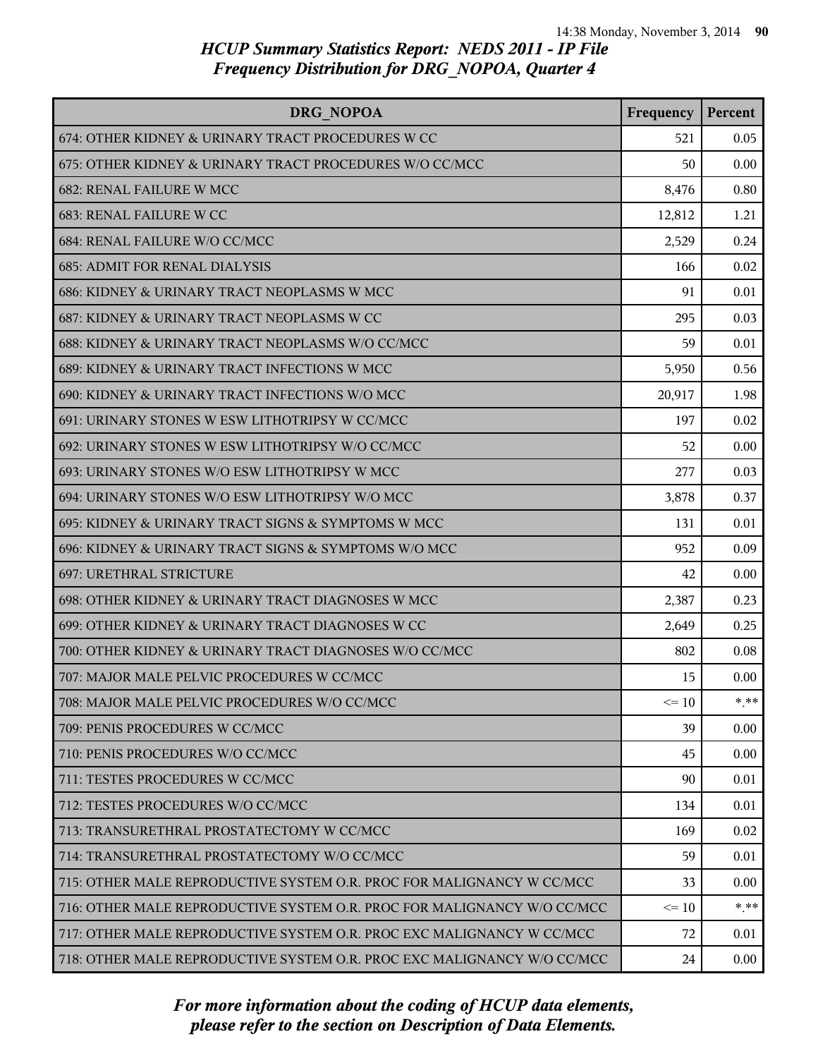# HCUP Summary Statistics Report: NEDS 2011 - IP File
## Frequency Distribution for DRG_NOPOA, Quarter 4

| DRG_NOPOA | Frequency | Percent |
|---|---|---|
| 674: OTHER KIDNEY & URINARY TRACT PROCEDURES W CC | 521 | 0.05 |
| 675: OTHER KIDNEY & URINARY TRACT PROCEDURES W/O CC/MCC | 50 | 0.00 |
| 682: RENAL FAILURE W MCC | 8,476 | 0.80 |
| 683: RENAL FAILURE W CC | 12,812 | 1.21 |
| 684: RENAL FAILURE W/O CC/MCC | 2,529 | 0.24 |
| 685: ADMIT FOR RENAL DIALYSIS | 166 | 0.02 |
| 686: KIDNEY & URINARY TRACT NEOPLASMS W MCC | 91 | 0.01 |
| 687: KIDNEY & URINARY TRACT NEOPLASMS W CC | 295 | 0.03 |
| 688: KIDNEY & URINARY TRACT NEOPLASMS W/O CC/MCC | 59 | 0.01 |
| 689: KIDNEY & URINARY TRACT INFECTIONS W MCC | 5,950 | 0.56 |
| 690: KIDNEY & URINARY TRACT INFECTIONS W/O MCC | 20,917 | 1.98 |
| 691: URINARY STONES W ESW LITHOTRIPSY W CC/MCC | 197 | 0.02 |
| 692: URINARY STONES W ESW LITHOTRIPSY W/O CC/MCC | 52 | 0.00 |
| 693: URINARY STONES W/O ESW LITHOTRIPSY W MCC | 277 | 0.03 |
| 694: URINARY STONES W/O ESW LITHOTRIPSY W/O MCC | 3,878 | 0.37 |
| 695: KIDNEY & URINARY TRACT SIGNS & SYMPTOMS W MCC | 131 | 0.01 |
| 696: KIDNEY & URINARY TRACT SIGNS & SYMPTOMS W/O MCC | 952 | 0.09 |
| 697: URETHRAL STRICTURE | 42 | 0.00 |
| 698: OTHER KIDNEY & URINARY TRACT DIAGNOSES W MCC | 2,387 | 0.23 |
| 699: OTHER KIDNEY & URINARY TRACT DIAGNOSES W CC | 2,649 | 0.25 |
| 700: OTHER KIDNEY & URINARY TRACT DIAGNOSES W/O CC/MCC | 802 | 0.08 |
| 707: MAJOR MALE PELVIC PROCEDURES W CC/MCC | 15 | 0.00 |
| 708: MAJOR MALE PELVIC PROCEDURES W/O CC/MCC | <= 10 | *.** |
| 709: PENIS PROCEDURES W CC/MCC | 39 | 0.00 |
| 710: PENIS PROCEDURES W/O CC/MCC | 45 | 0.00 |
| 711: TESTES PROCEDURES W CC/MCC | 90 | 0.01 |
| 712: TESTES PROCEDURES W/O CC/MCC | 134 | 0.01 |
| 713: TRANSURETHRAL PROSTATECTOMY W CC/MCC | 169 | 0.02 |
| 714: TRANSURETHRAL PROSTATECTOMY W/O CC/MCC | 59 | 0.01 |
| 715: OTHER MALE REPRODUCTIVE SYSTEM O.R. PROC FOR MALIGNANCY W CC/MCC | 33 | 0.00 |
| 716: OTHER MALE REPRODUCTIVE SYSTEM O.R. PROC FOR MALIGNANCY W/O CC/MCC | <= 10 | *.** |
| 717: OTHER MALE REPRODUCTIVE SYSTEM O.R. PROC EXC MALIGNANCY W CC/MCC | 72 | 0.01 |
| 718: OTHER MALE REPRODUCTIVE SYSTEM O.R. PROC EXC MALIGNANCY W/O CC/MCC | 24 | 0.00 |

*For more information about the coding of HCUP data elements, please refer to the section on Description of Data Elements.*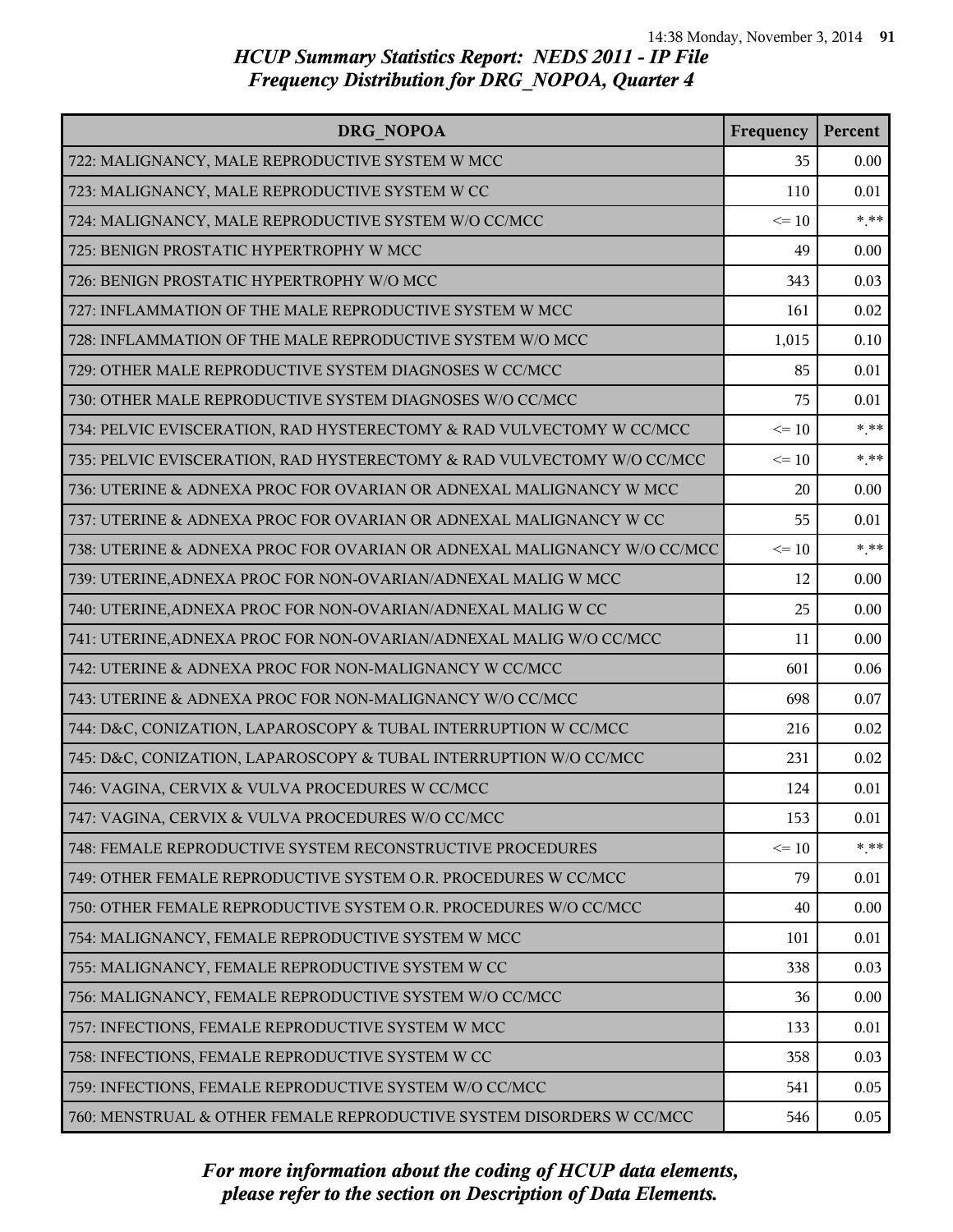## HCUP Summary Statistics Report: NEDS 2011 - IP File
## Frequency Distribution for DRG_NOPOA, Quarter 4

| DRG_NOPOA | Frequency | Percent |
|---|---|---|
| 722: MALIGNANCY, MALE REPRODUCTIVE SYSTEM W MCC | 35 | 0.00 |
| 723: MALIGNANCY, MALE REPRODUCTIVE SYSTEM W CC | 110 | 0.01 |
| 724: MALIGNANCY, MALE REPRODUCTIVE SYSTEM W/O CC/MCC | <= 10 | *.** |
| 725: BENIGN PROSTATIC HYPERTROPHY W MCC | 49 | 0.00 |
| 726: BENIGN PROSTATIC HYPERTROPHY W/O MCC | 343 | 0.03 |
| 727: INFLAMMATION OF THE MALE REPRODUCTIVE SYSTEM W MCC | 161 | 0.02 |
| 728: INFLAMMATION OF THE MALE REPRODUCTIVE SYSTEM W/O MCC | 1,015 | 0.10 |
| 729: OTHER MALE REPRODUCTIVE SYSTEM DIAGNOSES W CC/MCC | 85 | 0.01 |
| 730: OTHER MALE REPRODUCTIVE SYSTEM DIAGNOSES W/O CC/MCC | 75 | 0.01 |
| 734: PELVIC EVISCERATION, RAD HYSTERECTOMY & RAD VULVECTOMY W CC/MCC | <= 10 | *.** |
| 735: PELVIC EVISCERATION, RAD HYSTERECTOMY & RAD VULVECTOMY W/O CC/MCC | <= 10 | *.** |
| 736: UTERINE & ADNEXA PROC FOR OVARIAN OR ADNEXAL MALIGNANCY W MCC | 20 | 0.00 |
| 737: UTERINE & ADNEXA PROC FOR OVARIAN OR ADNEXAL MALIGNANCY W CC | 55 | 0.01 |
| 738: UTERINE & ADNEXA PROC FOR OVARIAN OR ADNEXAL MALIGNANCY W/O CC/MCC | <= 10 | *.** |
| 739: UTERINE,ADNEXA PROC FOR NON-OVARIAN/ADNEXAL MALIG W MCC | 12 | 0.00 |
| 740: UTERINE,ADNEXA PROC FOR NON-OVARIAN/ADNEXAL MALIG W CC | 25 | 0.00 |
| 741: UTERINE,ADNEXA PROC FOR NON-OVARIAN/ADNEXAL MALIG W/O CC/MCC | 11 | 0.00 |
| 742: UTERINE & ADNEXA PROC FOR NON-MALIGNANCY W CC/MCC | 601 | 0.06 |
| 743: UTERINE & ADNEXA PROC FOR NON-MALIGNANCY W/O CC/MCC | 698 | 0.07 |
| 744: D&C, CONIZATION, LAPAROSCOPY & TUBAL INTERRUPTION W CC/MCC | 216 | 0.02 |
| 745: D&C, CONIZATION, LAPAROSCOPY & TUBAL INTERRUPTION W/O CC/MCC | 231 | 0.02 |
| 746: VAGINA, CERVIX & VULVA PROCEDURES W CC/MCC | 124 | 0.01 |
| 747: VAGINA, CERVIX & VULVA PROCEDURES W/O CC/MCC | 153 | 0.01 |
| 748: FEMALE REPRODUCTIVE SYSTEM RECONSTRUCTIVE PROCEDURES | <= 10 | *.** |
| 749: OTHER FEMALE REPRODUCTIVE SYSTEM O.R. PROCEDURES W CC/MCC | 79 | 0.01 |
| 750: OTHER FEMALE REPRODUCTIVE SYSTEM O.R. PROCEDURES W/O CC/MCC | 40 | 0.00 |
| 754: MALIGNANCY, FEMALE REPRODUCTIVE SYSTEM W MCC | 101 | 0.01 |
| 755: MALIGNANCY, FEMALE REPRODUCTIVE SYSTEM W CC | 338 | 0.03 |
| 756: MALIGNANCY, FEMALE REPRODUCTIVE SYSTEM W/O CC/MCC | 36 | 0.00 |
| 757: INFECTIONS, FEMALE REPRODUCTIVE SYSTEM W MCC | 133 | 0.01 |
| 758: INFECTIONS, FEMALE REPRODUCTIVE SYSTEM W CC | 358 | 0.03 |
| 759: INFECTIONS, FEMALE REPRODUCTIVE SYSTEM W/O CC/MCC | 541 | 0.05 |
| 760: MENSTRUAL & OTHER FEMALE REPRODUCTIVE SYSTEM DISORDERS W CC/MCC | 546 | 0.05 |

*For more information about the coding of HCUP data elements, please refer to the section on Description of Data Elements.*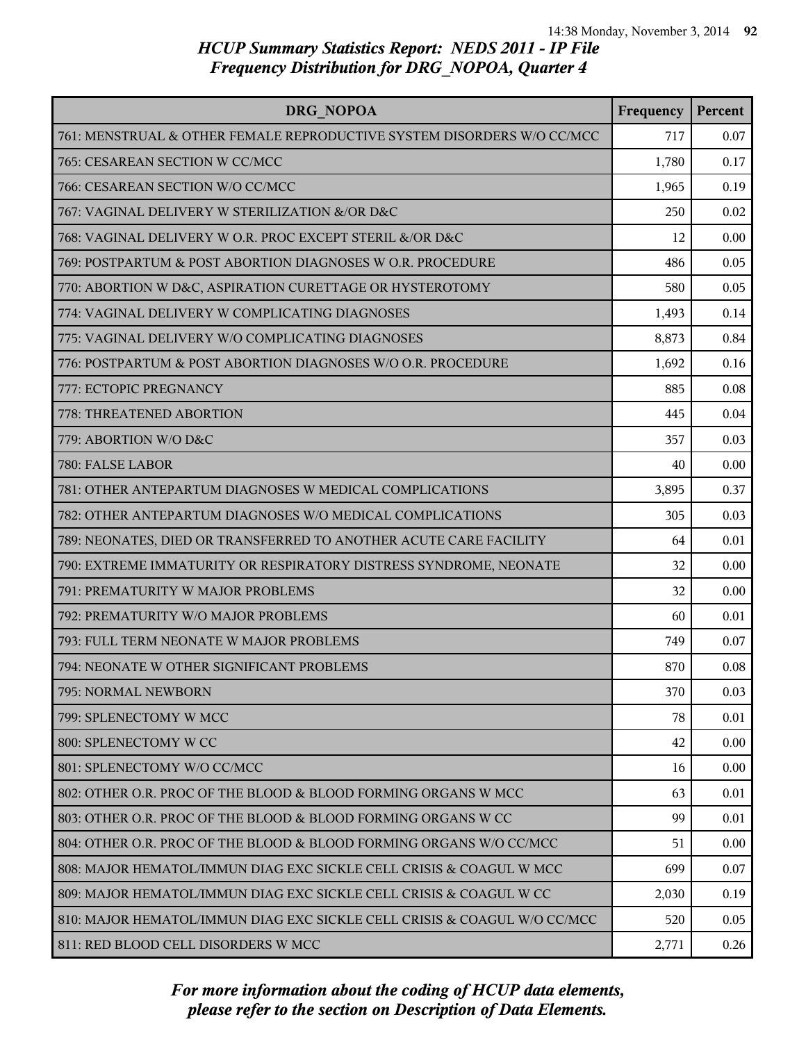# HCUP Summary Statistics Report: NEDS 2011 - IP File
## Frequency Distribution for DRG_NOPOA, Quarter 4

| DRG_NOPOA | Frequency | Percent |
|---|---|---|
| 761: MENSTRUAL & OTHER FEMALE REPRODUCTIVE SYSTEM DISORDERS W/O CC/MCC | 717 | 0.07 |
| 765: CESAREAN SECTION W CC/MCC | 1,780 | 0.17 |
| 766: CESAREAN SECTION W/O CC/MCC | 1,965 | 0.19 |
| 767: VAGINAL DELIVERY W STERILIZATION &/OR D&C | 250 | 0.02 |
| 768: VAGINAL DELIVERY W O.R. PROC EXCEPT STERIL &/OR D&C | 12 | 0.00 |
| 769: POSTPARTUM & POST ABORTION DIAGNOSES W O.R. PROCEDURE | 486 | 0.05 |
| 770: ABORTION W D&C, ASPIRATION CURETTAGE OR HYSTEROTOMY | 580 | 0.05 |
| 774: VAGINAL DELIVERY W COMPLICATING DIAGNOSES | 1,493 | 0.14 |
| 775: VAGINAL DELIVERY W/O COMPLICATING DIAGNOSES | 8,873 | 0.84 |
| 776: POSTPARTUM & POST ABORTION DIAGNOSES W/O O.R. PROCEDURE | 1,692 | 0.16 |
| 777: ECTOPIC PREGNANCY | 885 | 0.08 |
| 778: THREATENED ABORTION | 445 | 0.04 |
| 779: ABORTION W/O D&C | 357 | 0.03 |
| 780: FALSE LABOR | 40 | 0.00 |
| 781: OTHER ANTEPARTUM DIAGNOSES W MEDICAL COMPLICATIONS | 3,895 | 0.37 |
| 782: OTHER ANTEPARTUM DIAGNOSES W/O MEDICAL COMPLICATIONS | 305 | 0.03 |
| 789: NEONATES, DIED OR TRANSFERRED TO ANOTHER ACUTE CARE FACILITY | 64 | 0.01 |
| 790: EXTREME IMMATURITY OR RESPIRATORY DISTRESS SYNDROME, NEONATE | 32 | 0.00 |
| 791: PREMATURITY W MAJOR PROBLEMS | 32 | 0.00 |
| 792: PREMATURITY W/O MAJOR PROBLEMS | 60 | 0.01 |
| 793: FULL TERM NEONATE W MAJOR PROBLEMS | 749 | 0.07 |
| 794: NEONATE W OTHER SIGNIFICANT PROBLEMS | 870 | 0.08 |
| 795: NORMAL NEWBORN | 370 | 0.03 |
| 799: SPLENECTOMY W MCC | 78 | 0.01 |
| 800: SPLENECTOMY W CC | 42 | 0.00 |
| 801: SPLENECTOMY W/O CC/MCC | 16 | 0.00 |
| 802: OTHER O.R. PROC OF THE BLOOD & BLOOD FORMING ORGANS W MCC | 63 | 0.01 |
| 803: OTHER O.R. PROC OF THE BLOOD & BLOOD FORMING ORGANS W CC | 99 | 0.01 |
| 804: OTHER O.R. PROC OF THE BLOOD & BLOOD FORMING ORGANS W/O CC/MCC | 51 | 0.00 |
| 808: MAJOR HEMATOL/IMMUN DIAG EXC SICKLE CELL CRISIS & COAGUL W MCC | 699 | 0.07 |
| 809: MAJOR HEMATOL/IMMUN DIAG EXC SICKLE CELL CRISIS & COAGUL W CC | 2,030 | 0.19 |
| 810: MAJOR HEMATOL/IMMUN DIAG EXC SICKLE CELL CRISIS & COAGUL W/O CC/MCC | 520 | 0.05 |
| 811: RED BLOOD CELL DISORDERS W MCC | 2,771 | 0.26 |

*For more information about the coding of HCUP data elements, please refer to the section on Description of Data Elements.*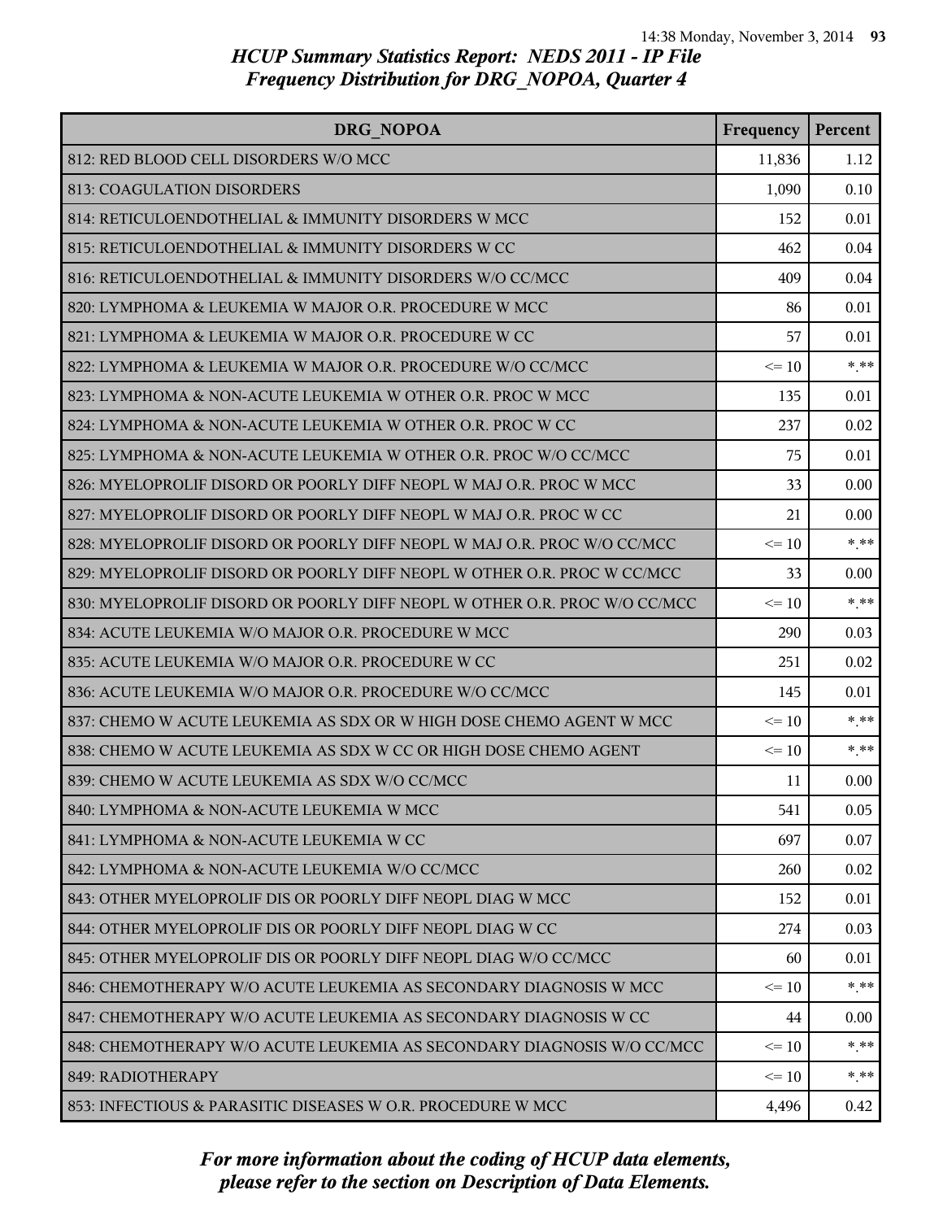# HCUP Summary Statistics Report: NEDS 2011 - IP File
## Frequency Distribution for DRG_NOPOA, Quarter 4

| DRG_NOPOA | Frequency | Percent |
|---|---|---|
| 812: RED BLOOD CELL DISORDERS W/O MCC | 11,836 | 1.12 |
| 813: COAGULATION DISORDERS | 1,090 | 0.10 |
| 814: RETICULOENDOTHELIAL & IMMUNITY DISORDERS W MCC | 152 | 0.01 |
| 815: RETICULOENDOTHELIAL & IMMUNITY DISORDERS W CC | 462 | 0.04 |
| 816: RETICULOENDOTHELIAL & IMMUNITY DISORDERS W/O CC/MCC | 409 | 0.04 |
| 820: LYMPHOMA & LEUKEMIA W MAJOR O.R. PROCEDURE W MCC | 86 | 0.01 |
| 821: LYMPHOMA & LEUKEMIA W MAJOR O.R. PROCEDURE W CC | 57 | 0.01 |
| 822: LYMPHOMA & LEUKEMIA W MAJOR O.R. PROCEDURE W/O CC/MCC | <= 10 | *.** |
| 823: LYMPHOMA & NON-ACUTE LEUKEMIA W OTHER O.R. PROC W MCC | 135 | 0.01 |
| 824: LYMPHOMA & NON-ACUTE LEUKEMIA W OTHER O.R. PROC W CC | 237 | 0.02 |
| 825: LYMPHOMA & NON-ACUTE LEUKEMIA W OTHER O.R. PROC W/O CC/MCC | 75 | 0.01 |
| 826: MYELOPROLIF DISORD OR POORLY DIFF NEOPL W MAJ O.R. PROC W MCC | 33 | 0.00 |
| 827: MYELOPROLIF DISORD OR POORLY DIFF NEOPL W MAJ O.R. PROC W CC | 21 | 0.00 |
| 828: MYELOPROLIF DISORD OR POORLY DIFF NEOPL W MAJ O.R. PROC W/O CC/MCC | <= 10 | *.** |
| 829: MYELOPROLIF DISORD OR POORLY DIFF NEOPL W OTHER O.R. PROC W CC/MCC | 33 | 0.00 |
| 830: MYELOPROLIF DISORD OR POORLY DIFF NEOPL W OTHER O.R. PROC W/O CC/MCC | <= 10 | *.** |
| 834: ACUTE LEUKEMIA W/O MAJOR O.R. PROCEDURE W MCC | 290 | 0.03 |
| 835: ACUTE LEUKEMIA W/O MAJOR O.R. PROCEDURE W CC | 251 | 0.02 |
| 836: ACUTE LEUKEMIA W/O MAJOR O.R. PROCEDURE W/O CC/MCC | 145 | 0.01 |
| 837: CHEMO W ACUTE LEUKEMIA AS SDX OR W HIGH DOSE CHEMO AGENT W MCC | <= 10 | *.** |
| 838: CHEMO W ACUTE LEUKEMIA AS SDX W CC OR HIGH DOSE CHEMO AGENT | <= 10 | *.** |
| 839: CHEMO W ACUTE LEUKEMIA AS SDX W/O CC/MCC | 11 | 0.00 |
| 840: LYMPHOMA & NON-ACUTE LEUKEMIA W MCC | 541 | 0.05 |
| 841: LYMPHOMA & NON-ACUTE LEUKEMIA W CC | 697 | 0.07 |
| 842: LYMPHOMA & NON-ACUTE LEUKEMIA W/O CC/MCC | 260 | 0.02 |
| 843: OTHER MYELOPROLIF DIS OR POORLY DIFF NEOPL DIAG W MCC | 152 | 0.01 |
| 844: OTHER MYELOPROLIF DIS OR POORLY DIFF NEOPL DIAG W CC | 274 | 0.03 |
| 845: OTHER MYELOPROLIF DIS OR POORLY DIFF NEOPL DIAG W/O CC/MCC | 60 | 0.01 |
| 846: CHEMOTHERAPY W/O ACUTE LEUKEMIA AS SECONDARY DIAGNOSIS W MCC | <= 10 | *.** |
| 847: CHEMOTHERAPY W/O ACUTE LEUKEMIA AS SECONDARY DIAGNOSIS W CC | 44 | 0.00 |
| 848: CHEMOTHERAPY W/O ACUTE LEUKEMIA AS SECONDARY DIAGNOSIS W/O CC/MCC | <= 10 | *.** |
| 849: RADIOTHERAPY | <= 10 | *.** |
| 853: INFECTIOUS & PARASITIC DISEASES W O.R. PROCEDURE W MCC | 4,496 | 0.42 |

*For more information about the coding of HCUP data elements, please refer to the section on Description of Data Elements.*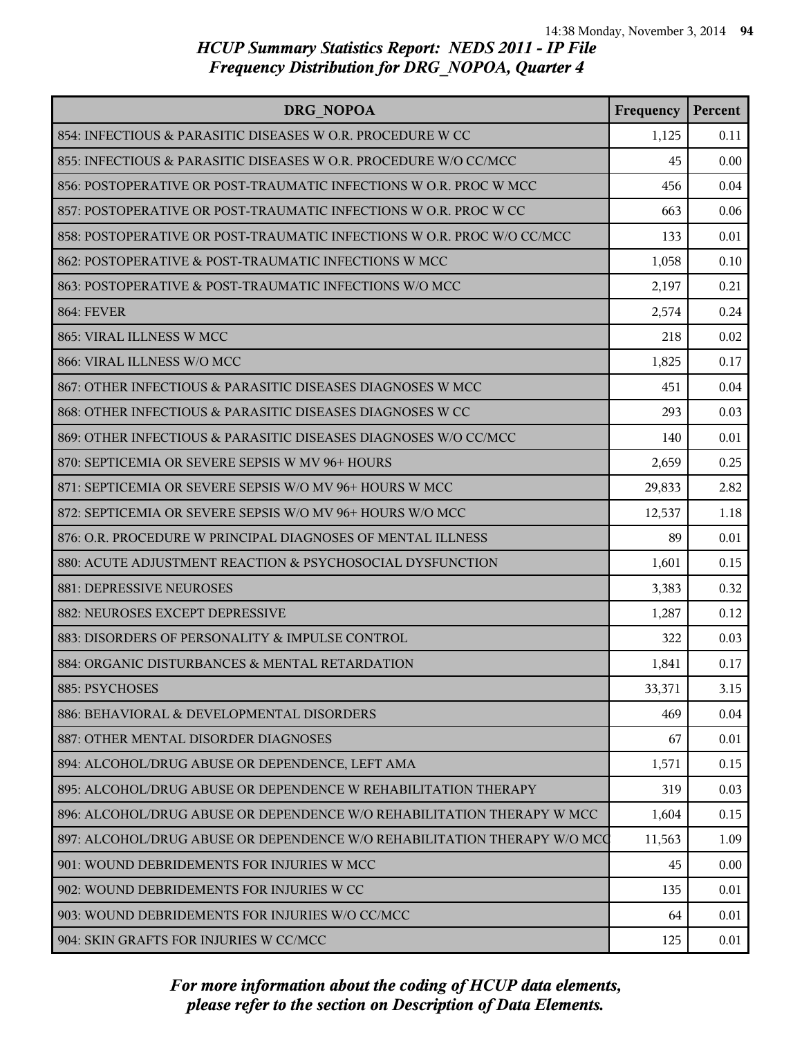## HCUP Summary Statistics Report: NEDS 2011 - IP File
## Frequency Distribution for DRG_NOPOA, Quarter 4

| DRG_NOPOA | Frequency | Percent |
|---|---|---|
| 854: INFECTIOUS & PARASITIC DISEASES W O.R. PROCEDURE W CC | 1,125 | 0.11 |
| 855: INFECTIOUS & PARASITIC DISEASES W O.R. PROCEDURE W/O CC/MCC | 45 | 0.00 |
| 856: POSTOPERATIVE OR POST-TRAUMATIC INFECTIONS W O.R. PROC W MCC | 456 | 0.04 |
| 857: POSTOPERATIVE OR POST-TRAUMATIC INFECTIONS W O.R. PROC W CC | 663 | 0.06 |
| 858: POSTOPERATIVE OR POST-TRAUMATIC INFECTIONS W O.R. PROC W/O CC/MCC | 133 | 0.01 |
| 862: POSTOPERATIVE & POST-TRAUMATIC INFECTIONS W MCC | 1,058 | 0.10 |
| 863: POSTOPERATIVE & POST-TRAUMATIC INFECTIONS W/O MCC | 2,197 | 0.21 |
| 864: FEVER | 2,574 | 0.24 |
| 865: VIRAL ILLNESS W MCC | 218 | 0.02 |
| 866: VIRAL ILLNESS W/O MCC | 1,825 | 0.17 |
| 867: OTHER INFECTIOUS & PARASITIC DISEASES DIAGNOSES W MCC | 451 | 0.04 |
| 868: OTHER INFECTIOUS & PARASITIC DISEASES DIAGNOSES W CC | 293 | 0.03 |
| 869: OTHER INFECTIOUS & PARASITIC DISEASES DIAGNOSES W/O CC/MCC | 140 | 0.01 |
| 870: SEPTICEMIA OR SEVERE SEPSIS W MV 96+ HOURS | 2,659 | 0.25 |
| 871: SEPTICEMIA OR SEVERE SEPSIS W/O MV 96+ HOURS W MCC | 29,833 | 2.82 |
| 872: SEPTICEMIA OR SEVERE SEPSIS W/O MV 96+ HOURS W/O MCC | 12,537 | 1.18 |
| 876: O.R. PROCEDURE W PRINCIPAL DIAGNOSES OF MENTAL ILLNESS | 89 | 0.01 |
| 880: ACUTE ADJUSTMENT REACTION & PSYCHOSOCIAL DYSFUNCTION | 1,601 | 0.15 |
| 881: DEPRESSIVE NEUROSES | 3,383 | 0.32 |
| 882: NEUROSES EXCEPT DEPRESSIVE | 1,287 | 0.12 |
| 883: DISORDERS OF PERSONALITY & IMPULSE CONTROL | 322 | 0.03 |
| 884: ORGANIC DISTURBANCES & MENTAL RETARDATION | 1,841 | 0.17 |
| 885: PSYCHOSES | 33,371 | 3.15 |
| 886: BEHAVIORAL & DEVELOPMENTAL DISORDERS | 469 | 0.04 |
| 887: OTHER MENTAL DISORDER DIAGNOSES | 67 | 0.01 |
| 894: ALCOHOL/DRUG ABUSE OR DEPENDENCE, LEFT AMA | 1,571 | 0.15 |
| 895: ALCOHOL/DRUG ABUSE OR DEPENDENCE W REHABILITATION THERAPY | 319 | 0.03 |
| 896: ALCOHOL/DRUG ABUSE OR DEPENDENCE W/O REHABILITATION THERAPY W MCC | 1,604 | 0.15 |
| 897: ALCOHOL/DRUG ABUSE OR DEPENDENCE W/O REHABILITATION THERAPY W/O MCC | 11,563 | 1.09 |
| 901: WOUND DEBRIDEMENTS FOR INJURIES W MCC | 45 | 0.00 |
| 902: WOUND DEBRIDEMENTS FOR INJURIES W CC | 135 | 0.01 |
| 903: WOUND DEBRIDEMENTS FOR INJURIES W/O CC/MCC | 64 | 0.01 |
| 904: SKIN GRAFTS FOR INJURIES W CC/MCC | 125 | 0.01 |

*For more information about the coding of HCUP data elements, please refer to the section on Description of Data Elements.*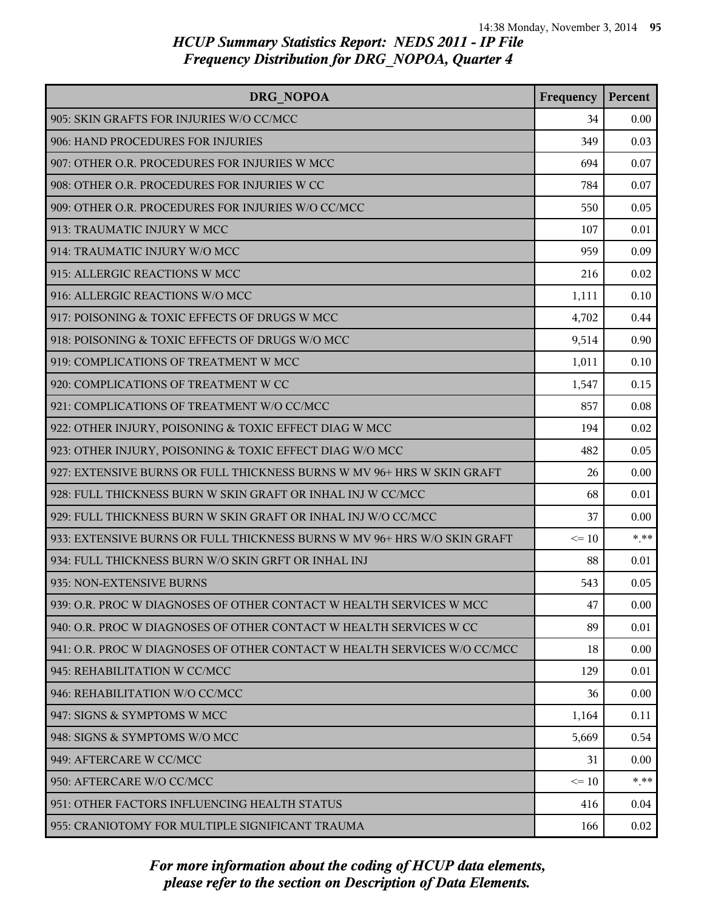## HCUP Summary Statistics Report: NEDS 2011 - IP File
## Frequency Distribution for DRG_NOPOA, Quarter 4

| DRG_NOPOA | Frequency | Percent |
|---|---|---|
| 905: SKIN GRAFTS FOR INJURIES W/O CC/MCC | 34 | 0.00 |
| 906: HAND PROCEDURES FOR INJURIES | 349 | 0.03 |
| 907: OTHER O.R. PROCEDURES FOR INJURIES W MCC | 694 | 0.07 |
| 908: OTHER O.R. PROCEDURES FOR INJURIES W CC | 784 | 0.07 |
| 909: OTHER O.R. PROCEDURES FOR INJURIES W/O CC/MCC | 550 | 0.05 |
| 913: TRAUMATIC INJURY W MCC | 107 | 0.01 |
| 914: TRAUMATIC INJURY W/O MCC | 959 | 0.09 |
| 915: ALLERGIC REACTIONS W MCC | 216 | 0.02 |
| 916: ALLERGIC REACTIONS W/O MCC | 1,111 | 0.10 |
| 917: POISONING & TOXIC EFFECTS OF DRUGS W MCC | 4,702 | 0.44 |
| 918: POISONING & TOXIC EFFECTS OF DRUGS W/O MCC | 9,514 | 0.90 |
| 919: COMPLICATIONS OF TREATMENT W MCC | 1,011 | 0.10 |
| 920: COMPLICATIONS OF TREATMENT W CC | 1,547 | 0.15 |
| 921: COMPLICATIONS OF TREATMENT W/O CC/MCC | 857 | 0.08 |
| 922: OTHER INJURY, POISONING & TOXIC EFFECT DIAG W MCC | 194 | 0.02 |
| 923: OTHER INJURY, POISONING & TOXIC EFFECT DIAG W/O MCC | 482 | 0.05 |
| 927: EXTENSIVE BURNS OR FULL THICKNESS BURNS W MV 96+ HRS W SKIN GRAFT | 26 | 0.00 |
| 928: FULL THICKNESS BURN W SKIN GRAFT OR INHAL INJ W CC/MCC | 68 | 0.01 |
| 929: FULL THICKNESS BURN W SKIN GRAFT OR INHAL INJ W/O CC/MCC | 37 | 0.00 |
| 933: EXTENSIVE BURNS OR FULL THICKNESS BURNS W MV 96+ HRS W/O SKIN GRAFT | <= 10 | *.** |
| 934: FULL THICKNESS BURN W/O SKIN GRFT OR INHAL INJ | 88 | 0.01 |
| 935: NON-EXTENSIVE BURNS | 543 | 0.05 |
| 939: O.R. PROC W DIAGNOSES OF OTHER CONTACT W HEALTH SERVICES W MCC | 47 | 0.00 |
| 940: O.R. PROC W DIAGNOSES OF OTHER CONTACT W HEALTH SERVICES W CC | 89 | 0.01 |
| 941: O.R. PROC W DIAGNOSES OF OTHER CONTACT W HEALTH SERVICES W/O CC/MCC | 18 | 0.00 |
| 945: REHABILITATION W CC/MCC | 129 | 0.01 |
| 946: REHABILITATION W/O CC/MCC | 36 | 0.00 |
| 947: SIGNS & SYMPTOMS W MCC | 1,164 | 0.11 |
| 948: SIGNS & SYMPTOMS W/O MCC | 5,669 | 0.54 |
| 949: AFTERCARE W CC/MCC | 31 | 0.00 |
| 950: AFTERCARE W/O CC/MCC | <= 10 | *.** |
| 951: OTHER FACTORS INFLUENCING HEALTH STATUS | 416 | 0.04 |
| 955: CRANIOTOMY FOR MULTIPLE SIGNIFICANT TRAUMA | 166 | 0.02 |

*For more information about the coding of HCUP data elements, please refer to the section on Description of Data Elements.*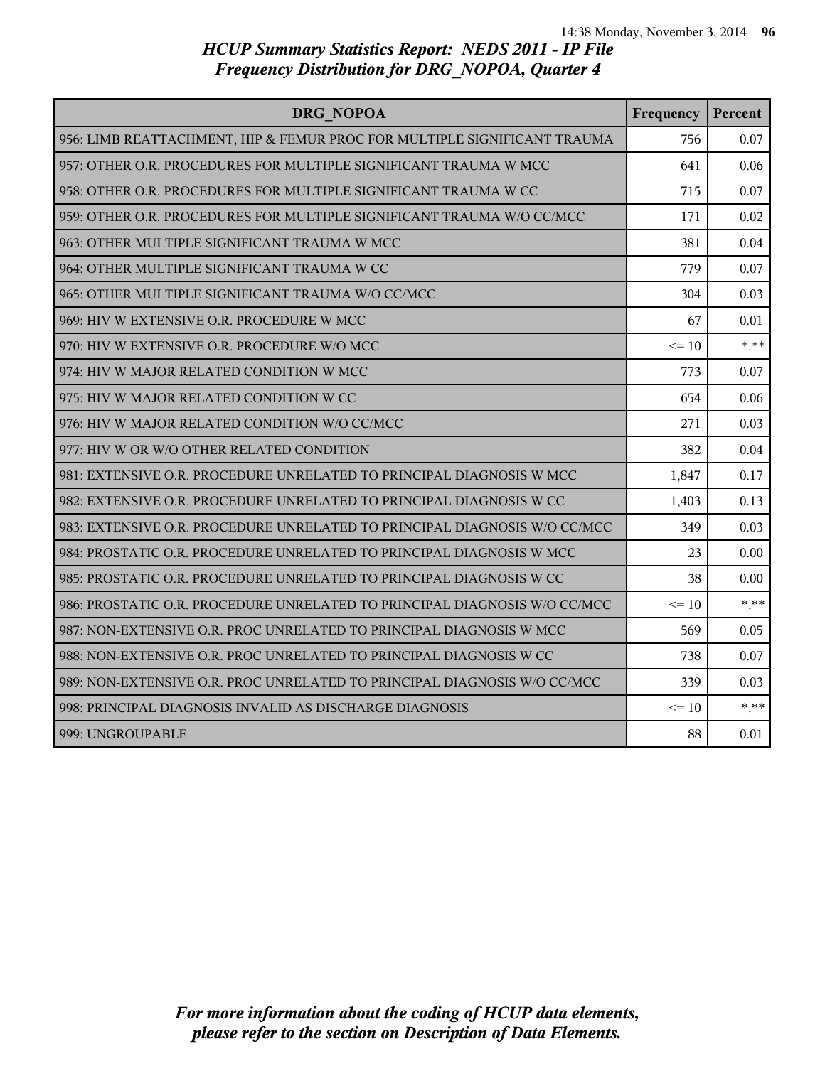*HCUP Summary Statistics Report: NEDS 2011 - IP File*
*Frequency Distribution for DRG_NOPOA, Quarter 4*

| DRG_NOPOA | Frequency | Percent |
|---|---|---|
| 956: LIMB REATTACHMENT, HIP & FEMUR PROC FOR MULTIPLE SIGNIFICANT TRAUMA | 756 | 0.07 |
| 957: OTHER O.R. PROCEDURES FOR MULTIPLE SIGNIFICANT TRAUMA W MCC | 641 | 0.06 |
| 958: OTHER O.R. PROCEDURES FOR MULTIPLE SIGNIFICANT TRAUMA W CC | 715 | 0.07 |
| 959: OTHER O.R. PROCEDURES FOR MULTIPLE SIGNIFICANT TRAUMA W/O CC/MCC | 171 | 0.02 |
| 963: OTHER MULTIPLE SIGNIFICANT TRAUMA W MCC | 381 | 0.04 |
| 964: OTHER MULTIPLE SIGNIFICANT TRAUMA W CC | 779 | 0.07 |
| 965: OTHER MULTIPLE SIGNIFICANT TRAUMA W/O CC/MCC | 304 | 0.03 |
| 969: HIV W EXTENSIVE O.R. PROCEDURE W MCC | 67 | 0.01 |
| 970: HIV W EXTENSIVE O.R. PROCEDURE W/O MCC | <= 10 | *.** |
| 974: HIV W MAJOR RELATED CONDITION W MCC | 773 | 0.07 |
| 975: HIV W MAJOR RELATED CONDITION W CC | 654 | 0.06 |
| 976: HIV W MAJOR RELATED CONDITION W/O CC/MCC | 271 | 0.03 |
| 977: HIV W OR W/O OTHER RELATED CONDITION | 382 | 0.04 |
| 981: EXTENSIVE O.R. PROCEDURE UNRELATED TO PRINCIPAL DIAGNOSIS W MCC | 1,847 | 0.17 |
| 982: EXTENSIVE O.R. PROCEDURE UNRELATED TO PRINCIPAL DIAGNOSIS W CC | 1,403 | 0.13 |
| 983: EXTENSIVE O.R. PROCEDURE UNRELATED TO PRINCIPAL DIAGNOSIS W/O CC/MCC | 349 | 0.03 |
| 984: PROSTATIC O.R. PROCEDURE UNRELATED TO PRINCIPAL DIAGNOSIS W MCC | 23 | 0.00 |
| 985: PROSTATIC O.R. PROCEDURE UNRELATED TO PRINCIPAL DIAGNOSIS W CC | 38 | 0.00 |
| 986: PROSTATIC O.R. PROCEDURE UNRELATED TO PRINCIPAL DIAGNOSIS W/O CC/MCC | <= 10 | *.** |
| 987: NON-EXTENSIVE O.R. PROC UNRELATED TO PRINCIPAL DIAGNOSIS W MCC | 569 | 0.05 |
| 988: NON-EXTENSIVE O.R. PROC UNRELATED TO PRINCIPAL DIAGNOSIS W CC | 738 | 0.07 |
| 989: NON-EXTENSIVE O.R. PROC UNRELATED TO PRINCIPAL DIAGNOSIS W/O CC/MCC | 339 | 0.03 |
| 998: PRINCIPAL DIAGNOSIS INVALID AS DISCHARGE DIAGNOSIS | <= 10 | *.** |
| 999: UNGROUPABLE | 88 | 0.01 |

*For more information about the coding of HCUP data elements, please refer to the section on Description of Data Elements.*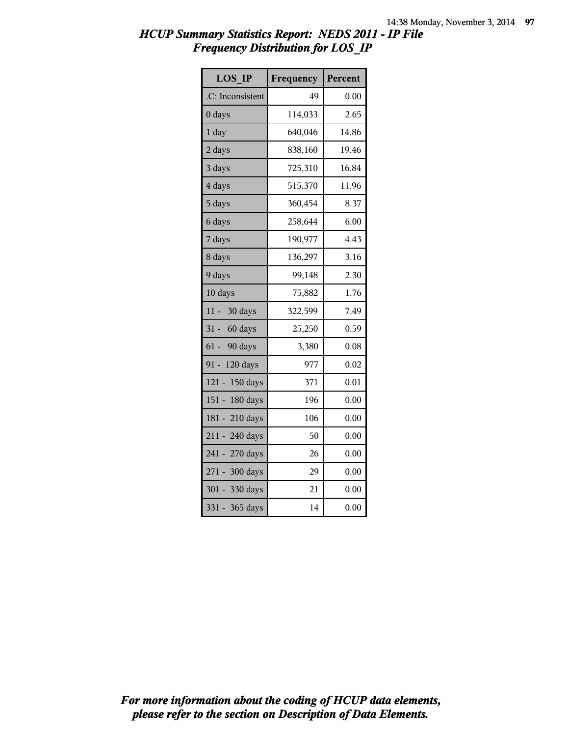# HCUP Summary Statistics Report: NEDS 2011 - IP File
## Frequency Distribution for LOS_IP

| LOS_IP | Frequency | Percent |
|---|---|---|
| .C: Inconsistent | 49 | 0.00 |
| 0 days | 114,033 | 2.65 |
| 1 day | 640,046 | 14.86 |
| 2 days | 838,160 | 19.46 |
| 3 days | 725,310 | 16.84 |
| 4 days | 515,370 | 11.96 |
| 5 days | 360,454 | 8.37 |
| 6 days | 258,644 | 6.00 |
| 7 days | 190,977 | 4.43 |
| 8 days | 136,297 | 3.16 |
| 9 days | 99,148 | 2.30 |
| 10 days | 75,882 | 1.76 |
| 11 - 30 days | 322,599 | 7.49 |
| 31 - 60 days | 25,250 | 0.59 |
| 61 - 90 days | 3,380 | 0.08 |
| 91 - 120 days | 977 | 0.02 |
| 121 - 150 days | 371 | 0.01 |
| 151 - 180 days | 196 | 0.00 |
| 181 - 210 days | 106 | 0.00 |
| 211 - 240 days | 50 | 0.00 |
| 241 - 270 days | 26 | 0.00 |
| 271 - 300 days | 29 | 0.00 |
| 301 - 330 days | 21 | 0.00 |
| 331 - 365 days | 14 | 0.00 |

*For more information about the coding of HCUP data elements, please refer to the section on Description of Data Elements.*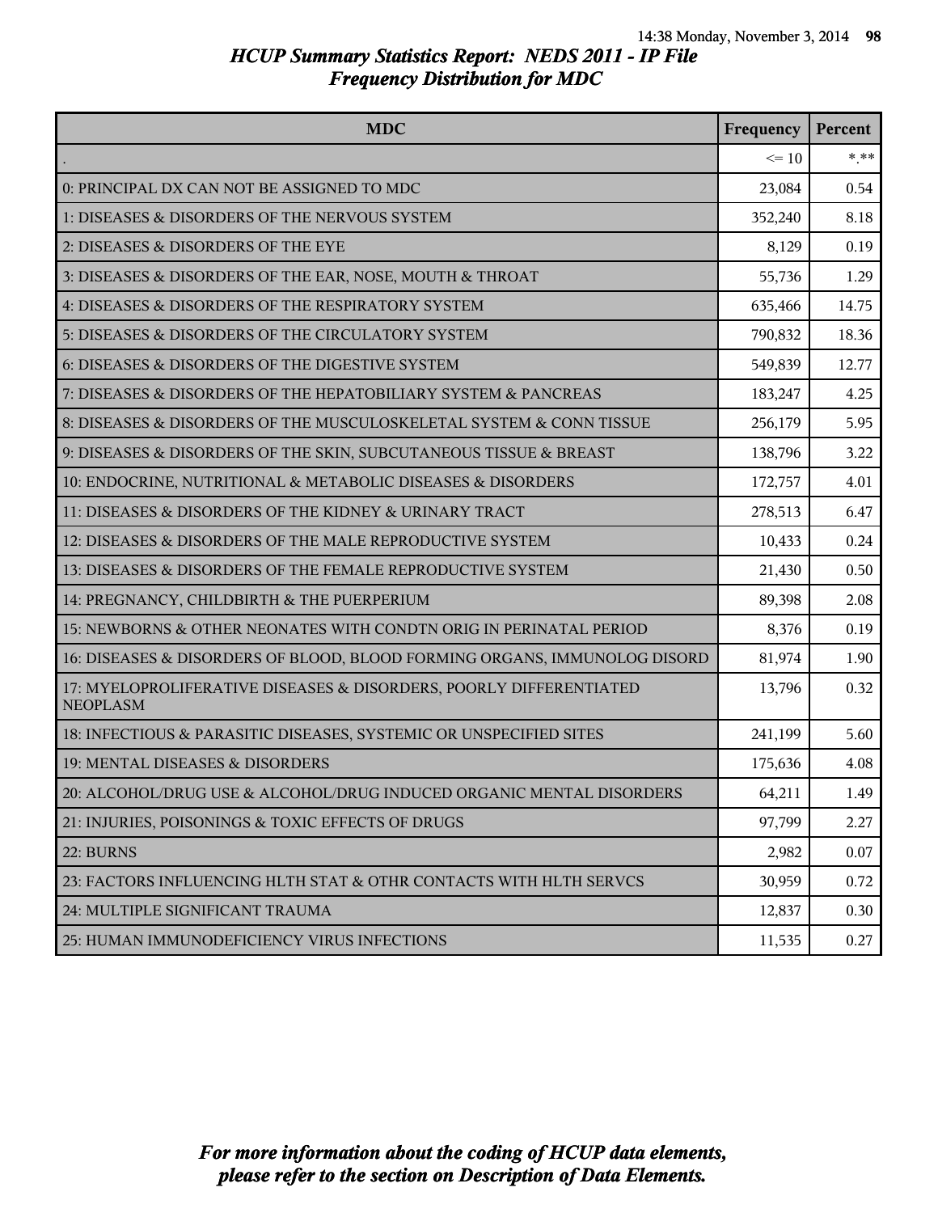# HCUP Summary Statistics Report: NEDS 2011 - IP File
## Frequency Distribution for MDC

| MDC | Frequency | Percent |
|---|---|---|
| . | <= 10 | *.** |
| 0: PRINCIPAL DX CAN NOT BE ASSIGNED TO MDC | 23,084 | 0.54 |
| 1: DISEASES & DISORDERS OF THE NERVOUS SYSTEM | 352,240 | 8.18 |
| 2: DISEASES & DISORDERS OF THE EYE | 8,129 | 0.19 |
| 3: DISEASES & DISORDERS OF THE EAR, NOSE, MOUTH & THROAT | 55,736 | 1.29 |
| 4: DISEASES & DISORDERS OF THE RESPIRATORY SYSTEM | 635,466 | 14.75 |
| 5: DISEASES & DISORDERS OF THE CIRCULATORY SYSTEM | 790,832 | 18.36 |
| 6: DISEASES & DISORDERS OF THE DIGESTIVE SYSTEM | 549,839 | 12.77 |
| 7: DISEASES & DISORDERS OF THE HEPATOBILIARY SYSTEM & PANCREAS | 183,247 | 4.25 |
| 8: DISEASES & DISORDERS OF THE MUSCULOSKELETAL SYSTEM & CONN TISSUE | 256,179 | 5.95 |
| 9: DISEASES & DISORDERS OF THE SKIN, SUBCUTANEOUS TISSUE & BREAST | 138,796 | 3.22 |
| 10: ENDOCRINE, NUTRITIONAL & METABOLIC DISEASES & DISORDERS | 172,757 | 4.01 |
| 11: DISEASES & DISORDERS OF THE KIDNEY & URINARY TRACT | 278,513 | 6.47 |
| 12: DISEASES & DISORDERS OF THE MALE REPRODUCTIVE SYSTEM | 10,433 | 0.24 |
| 13: DISEASES & DISORDERS OF THE FEMALE REPRODUCTIVE SYSTEM | 21,430 | 0.50 |
| 14: PREGNANCY, CHILDBIRTH & THE PUERPERIUM | 89,398 | 2.08 |
| 15: NEWBORNS & OTHER NEONATES WITH CONDTN ORIG IN PERINATAL PERIOD | 8,376 | 0.19 |
| 16: DISEASES & DISORDERS OF BLOOD, BLOOD FORMING ORGANS, IMMUNOLOG DISORD | 81,974 | 1.90 |
| 17: MYELOPROLIFERATIVE DISEASES & DISORDERS, POORLY DIFFERENTIATED NEOPLASM | 13,796 | 0.32 |
| 18: INFECTIOUS & PARASITIC DISEASES, SYSTEMIC OR UNSPECIFIED SITES | 241,199 | 5.60 |
| 19: MENTAL DISEASES & DISORDERS | 175,636 | 4.08 |
| 20: ALCOHOL/DRUG USE & ALCOHOL/DRUG INDUCED ORGANIC MENTAL DISORDERS | 64,211 | 1.49 |
| 21: INJURIES, POISONINGS & TOXIC EFFECTS OF DRUGS | 97,799 | 2.27 |
| 22: BURNS | 2,982 | 0.07 |
| 23: FACTORS INFLUENCING HLTH STAT & OTHR CONTACTS WITH HLTH SERVCS | 30,959 | 0.72 |
| 24: MULTIPLE SIGNIFICANT TRAUMA | 12,837 | 0.30 |
| 25: HUMAN IMMUNODEFICIENCY VIRUS INFECTIONS | 11,535 | 0.27 |

*For more information about the coding of HCUP data elements, please refer to the section on Description of Data Elements.*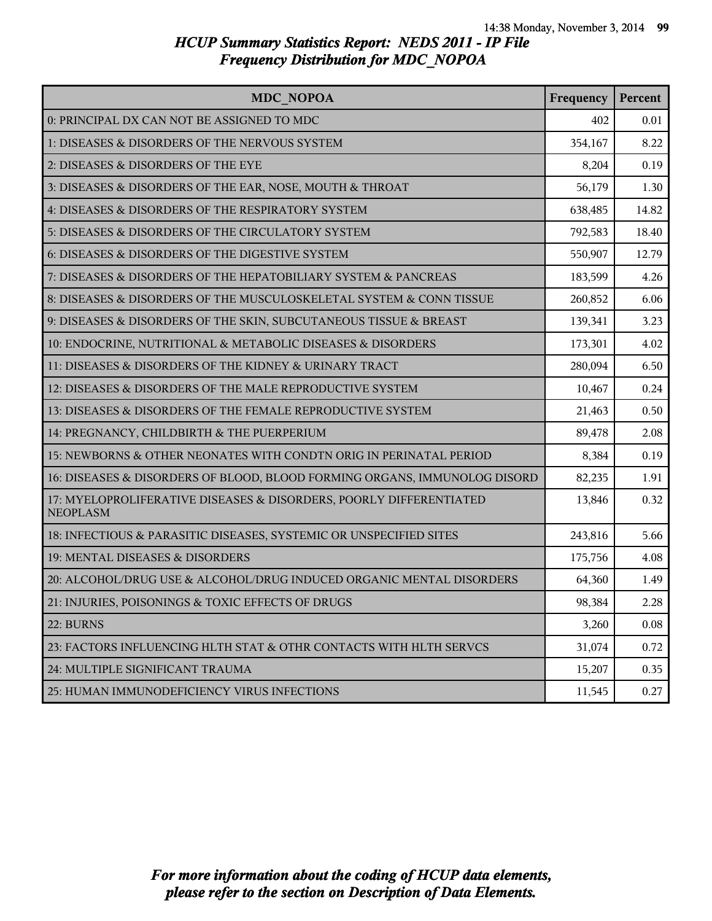# HCUP Summary Statistics Report: NEDS 2011 - IP File
## Frequency Distribution for MDC_NOPOA

| MDC_NOPOA | Frequency | Percent |
|---|---|---|
| 0: PRINCIPAL DX CAN NOT BE ASSIGNED TO MDC | 402 | 0.01 |
| 1: DISEASES & DISORDERS OF THE NERVOUS SYSTEM | 354,167 | 8.22 |
| 2: DISEASES & DISORDERS OF THE EYE | 8,204 | 0.19 |
| 3: DISEASES & DISORDERS OF THE EAR, NOSE, MOUTH & THROAT | 56,179 | 1.30 |
| 4: DISEASES & DISORDERS OF THE RESPIRATORY SYSTEM | 638,485 | 14.82 |
| 5: DISEASES & DISORDERS OF THE CIRCULATORY SYSTEM | 792,583 | 18.40 |
| 6: DISEASES & DISORDERS OF THE DIGESTIVE SYSTEM | 550,907 | 12.79 |
| 7: DISEASES & DISORDERS OF THE HEPATOBILIARY SYSTEM & PANCREAS | 183,599 | 4.26 |
| 8: DISEASES & DISORDERS OF THE MUSCULOSKELETAL SYSTEM & CONN TISSUE | 260,852 | 6.06 |
| 9: DISEASES & DISORDERS OF THE SKIN, SUBCUTANEOUS TISSUE & BREAST | 139,341 | 3.23 |
| 10: ENDOCRINE, NUTRITIONAL & METABOLIC DISEASES & DISORDERS | 173,301 | 4.02 |
| 11: DISEASES & DISORDERS OF THE KIDNEY & URINARY TRACT | 280,094 | 6.50 |
| 12: DISEASES & DISORDERS OF THE MALE REPRODUCTIVE SYSTEM | 10,467 | 0.24 |
| 13: DISEASES & DISORDERS OF THE FEMALE REPRODUCTIVE SYSTEM | 21,463 | 0.50 |
| 14: PREGNANCY, CHILDBIRTH & THE PUERPERIUM | 89,478 | 2.08 |
| 15: NEWBORNS & OTHER NEONATES WITH CONDTN ORIG IN PERINATAL PERIOD | 8,384 | 0.19 |
| 16: DISEASES & DISORDERS OF BLOOD, BLOOD FORMING ORGANS, IMMUNOLOG DISORD | 82,235 | 1.91 |
| 17: MYELOPROLIFERATIVE DISEASES & DISORDERS, POORLY DIFFERENTIATED NEOPLASM | 13,846 | 0.32 |
| 18: INFECTIOUS & PARASITIC DISEASES, SYSTEMIC OR UNSPECIFIED SITES | 243,816 | 5.66 |
| 19: MENTAL DISEASES & DISORDERS | 175,756 | 4.08 |
| 20: ALCOHOL/DRUG USE & ALCOHOL/DRUG INDUCED ORGANIC MENTAL DISORDERS | 64,360 | 1.49 |
| 21: INJURIES, POISONINGS & TOXIC EFFECTS OF DRUGS | 98,384 | 2.28 |
| 22: BURNS | 3,260 | 0.08 |
| 23: FACTORS INFLUENCING HLTH STAT & OTHR CONTACTS WITH HLTH SERVCS | 31,074 | 0.72 |
| 24: MULTIPLE SIGNIFICANT TRAUMA | 15,207 | 0.35 |
| 25: HUMAN IMMUNODEFICIENCY VIRUS INFECTIONS | 11,545 | 0.27 |

*For more information about the coding of HCUP data elements, please refer to the section on Description of Data Elements.*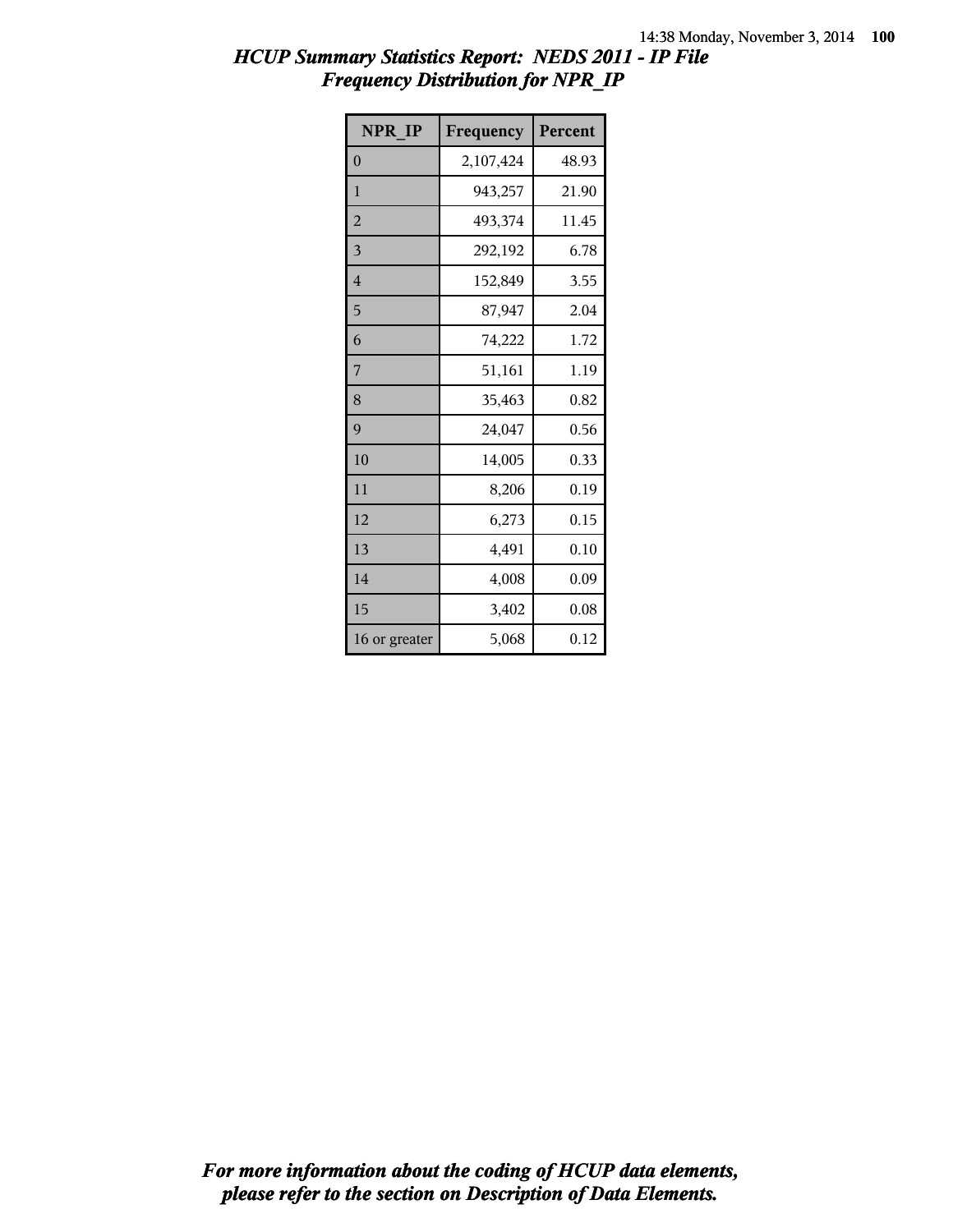# *HCUP Summary Statistics Report: NEDS 2011 - IP File*
## *Frequency Distribution for NPR_IP*

| NPR_IP | Frequency | Percent |
|---|---|---|
| 0 | 2,107,424 | 48.93 |
| 1 | 943,257 | 21.90 |
| 2 | 493,374 | 11.45 |
| 3 | 292,192 | 6.78 |
| 4 | 152,849 | 3.55 |
| 5 | 87,947 | 2.04 |
| 6 | 74,222 | 1.72 |
| 7 | 51,161 | 1.19 |
| 8 | 35,463 | 0.82 |
| 9 | 24,047 | 0.56 |
| 10 | 14,005 | 0.33 |
| 11 | 8,206 | 0.19 |
| 12 | 6,273 | 0.15 |
| 13 | 4,491 | 0.10 |
| 14 | 4,008 | 0.09 |
| 15 | 3,402 | 0.08 |
| 16 or greater | 5,068 | 0.12 |

***For more information about the coding of HCUP data elements, please refer to the section on Description of Data Elements.***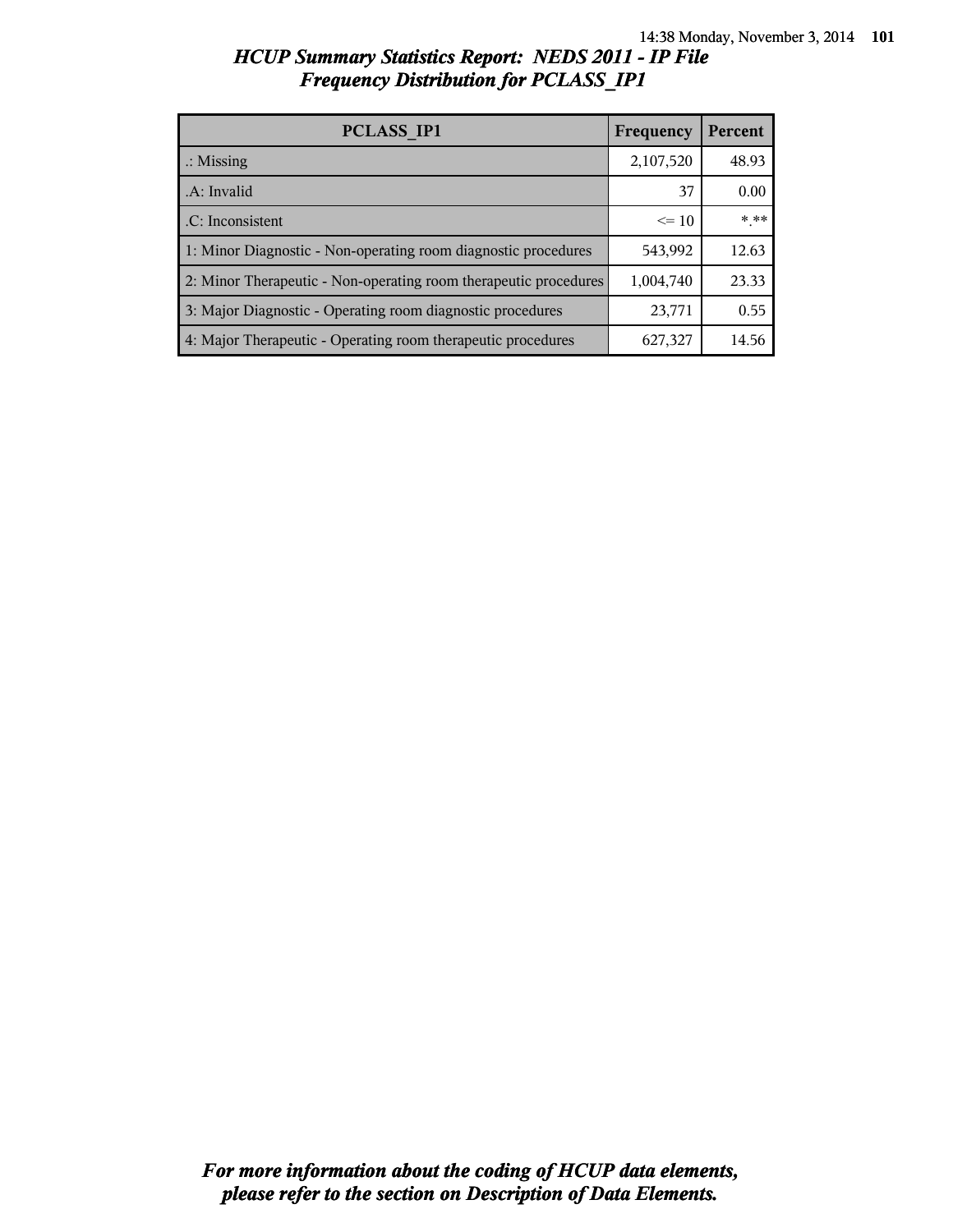# HCUP Summary Statistics Report: NEDS 2011 - IP File
## Frequency Distribution for PCLASS_IP1

| PCLASS_IP1 | Frequency | Percent |
|---|---|---|
| .: Missing | 2,107,520 | 48.93 |
| .A: Invalid | 37 | 0.00 |
| .C: Inconsistent | <= 10 | *.** |
| 1: Minor Diagnostic - Non-operating room diagnostic procedures | 543,992 | 12.63 |
| 2: Minor Therapeutic - Non-operating room therapeutic procedures | 1,004,740 | 23.33 |
| 3: Major Diagnostic - Operating room diagnostic procedures | 23,771 | 0.55 |
| 4: Major Therapeutic - Operating room therapeutic procedures | 627,327 | 14.56 |

*For more information about the coding of HCUP data elements, please refer to the section on Description of Data Elements.*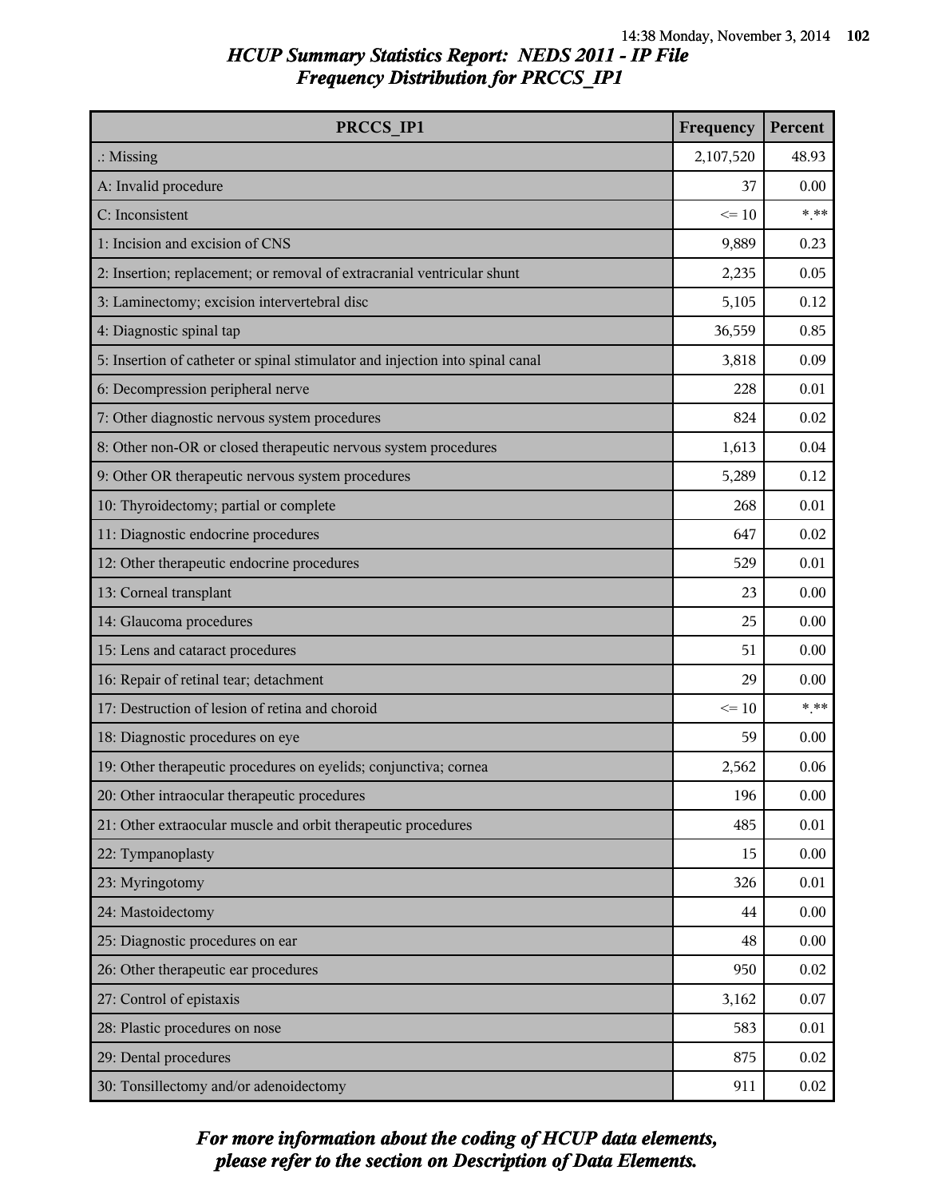## HCUP Summary Statistics Report: NEDS 2011 - IP File
## Frequency Distribution for PRCCS_IP1

| PRCCS_IP1 | Frequency | Percent |
|---|---|---|
| .: Missing | 2,107,520 | 48.93 |
| A: Invalid procedure | 37 | 0.00 |
| C: Inconsistent | <= 10 | *.** |
| 1: Incision and excision of CNS | 9,889 | 0.23 |
| 2: Insertion; replacement; or removal of extracranial ventricular shunt | 2,235 | 0.05 |
| 3: Laminectomy; excision intervertebral disc | 5,105 | 0.12 |
| 4: Diagnostic spinal tap | 36,559 | 0.85 |
| 5: Insertion of catheter or spinal stimulator and injection into spinal canal | 3,818 | 0.09 |
| 6: Decompression peripheral nerve | 228 | 0.01 |
| 7: Other diagnostic nervous system procedures | 824 | 0.02 |
| 8: Other non-OR or closed therapeutic nervous system procedures | 1,613 | 0.04 |
| 9: Other OR therapeutic nervous system procedures | 5,289 | 0.12 |
| 10: Thyroidectomy; partial or complete | 268 | 0.01 |
| 11: Diagnostic endocrine procedures | 647 | 0.02 |
| 12: Other therapeutic endocrine procedures | 529 | 0.01 |
| 13: Corneal transplant | 23 | 0.00 |
| 14: Glaucoma procedures | 25 | 0.00 |
| 15: Lens and cataract procedures | 51 | 0.00 |
| 16: Repair of retinal tear; detachment | 29 | 0.00 |
| 17: Destruction of lesion of retina and choroid | <= 10 | *.** |
| 18: Diagnostic procedures on eye | 59 | 0.00 |
| 19: Other therapeutic procedures on eyelids; conjunctiva; cornea | 2,562 | 0.06 |
| 20: Other intraocular therapeutic procedures | 196 | 0.00 |
| 21: Other extraocular muscle and orbit therapeutic procedures | 485 | 0.01 |
| 22: Tympanoplasty | 15 | 0.00 |
| 23: Myringotomy | 326 | 0.01 |
| 24: Mastoidectomy | 44 | 0.00 |
| 25: Diagnostic procedures on ear | 48 | 0.00 |
| 26: Other therapeutic ear procedures | 950 | 0.02 |
| 27: Control of epistaxis | 3,162 | 0.07 |
| 28: Plastic procedures on nose | 583 | 0.01 |
| 29: Dental procedures | 875 | 0.02 |
| 30: Tonsillectomy and/or adenoidectomy | 911 | 0.02 |

*For more information about the coding of HCUP data elements, please refer to the section on Description of Data Elements.*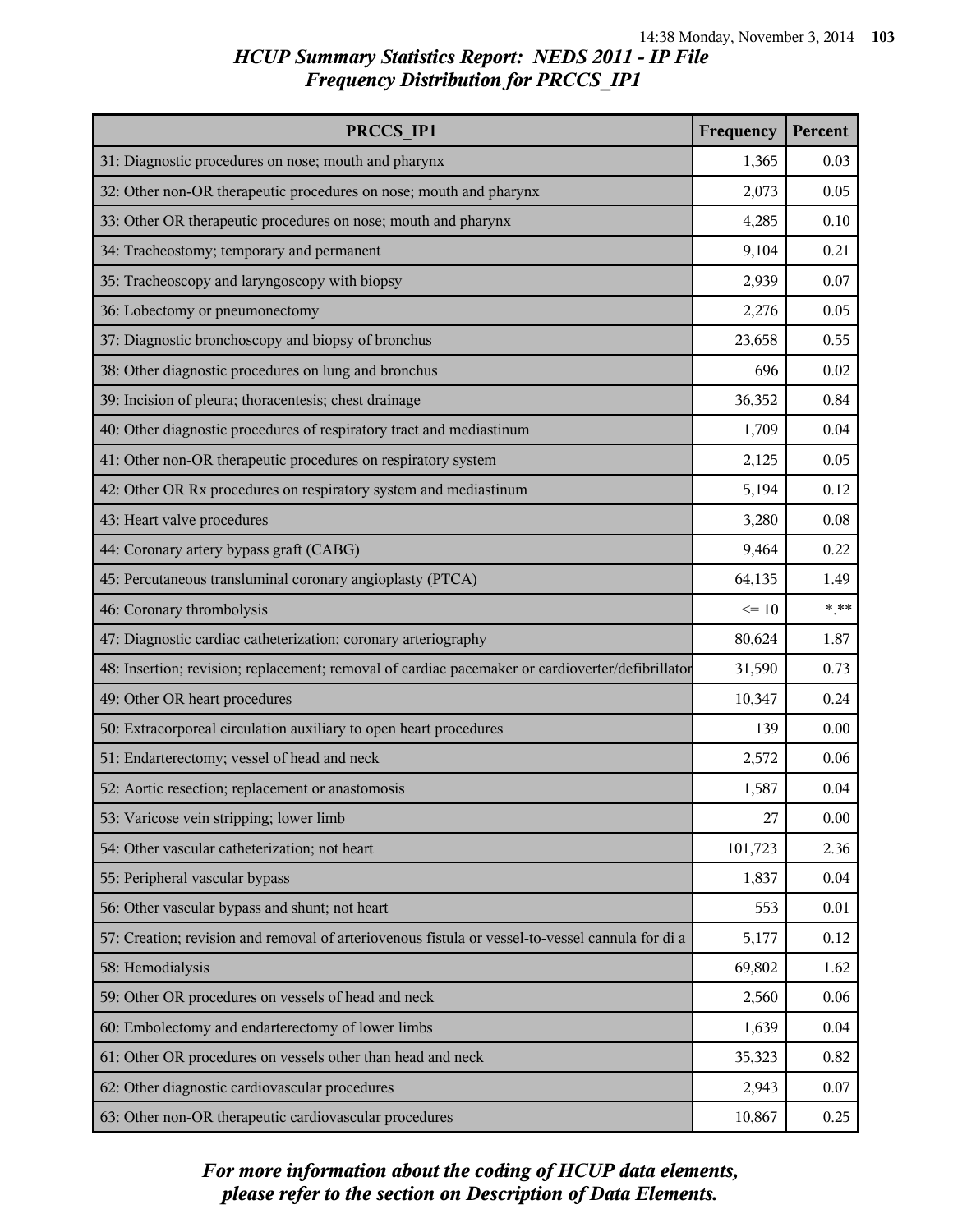## HCUP Summary Statistics Report: NEDS 2011 - IP File
## Frequency Distribution for PRCCS_IP1

| PRCCS_IP1 | Frequency | Percent |
|---|---|---|
| 31: Diagnostic procedures on nose; mouth and pharynx | 1,365 | 0.03 |
| 32: Other non-OR therapeutic procedures on nose; mouth and pharynx | 2,073 | 0.05 |
| 33: Other OR therapeutic procedures on nose; mouth and pharynx | 4,285 | 0.10 |
| 34: Tracheostomy; temporary and permanent | 9,104 | 0.21 |
| 35: Tracheoscopy and laryngoscopy with biopsy | 2,939 | 0.07 |
| 36: Lobectomy or pneumonectomy | 2,276 | 0.05 |
| 37: Diagnostic bronchoscopy and biopsy of bronchus | 23,658 | 0.55 |
| 38: Other diagnostic procedures on lung and bronchus | 696 | 0.02 |
| 39: Incision of pleura; thoracentesis; chest drainage | 36,352 | 0.84 |
| 40: Other diagnostic procedures of respiratory tract and mediastinum | 1,709 | 0.04 |
| 41: Other non-OR therapeutic procedures on respiratory system | 2,125 | 0.05 |
| 42: Other OR Rx procedures on respiratory system and mediastinum | 5,194 | 0.12 |
| 43: Heart valve procedures | 3,280 | 0.08 |
| 44: Coronary artery bypass graft (CABG) | 9,464 | 0.22 |
| 45: Percutaneous transluminal coronary angioplasty (PTCA) | 64,135 | 1.49 |
| 46: Coronary thrombolysis | <= 10 | *.** |
| 47: Diagnostic cardiac catheterization; coronary arteriography | 80,624 | 1.87 |
| 48: Insertion; revision; replacement; removal of cardiac pacemaker or cardioverter/defibrillator | 31,590 | 0.73 |
| 49: Other OR heart procedures | 10,347 | 0.24 |
| 50: Extracorporeal circulation auxiliary to open heart procedures | 139 | 0.00 |
| 51: Endarterectomy; vessel of head and neck | 2,572 | 0.06 |
| 52: Aortic resection; replacement or anastomosis | 1,587 | 0.04 |
| 53: Varicose vein stripping; lower limb | 27 | 0.00 |
| 54: Other vascular catheterization; not heart | 101,723 | 2.36 |
| 55: Peripheral vascular bypass | 1,837 | 0.04 |
| 56: Other vascular bypass and shunt; not heart | 553 | 0.01 |
| 57: Creation; revision and removal of arteriovenous fistula or vessel-to-vessel cannula for di a | 5,177 | 0.12 |
| 58: Hemodialysis | 69,802 | 1.62 |
| 59: Other OR procedures on vessels of head and neck | 2,560 | 0.06 |
| 60: Embolectomy and endarterectomy of lower limbs | 1,639 | 0.04 |
| 61: Other OR procedures on vessels other than head and neck | 35,323 | 0.82 |
| 62: Other diagnostic cardiovascular procedures | 2,943 | 0.07 |
| 63: Other non-OR therapeutic cardiovascular procedures | 10,867 | 0.25 |

*For more information about the coding of HCUP data elements, please refer to the section on Description of Data Elements.*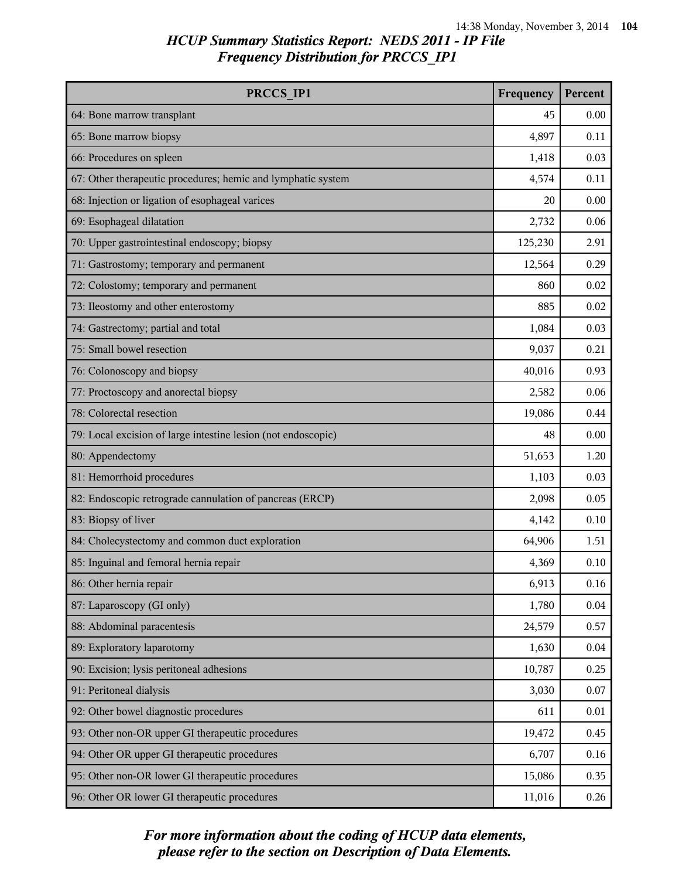# HCUP Summary Statistics Report: NEDS 2011 - IP File
## Frequency Distribution for PRCCS_IP1

| PRCCS_IP1 | Frequency | Percent |
|---|---|---|
| 64: Bone marrow transplant | 45 | 0.00 |
| 65: Bone marrow biopsy | 4,897 | 0.11 |
| 66: Procedures on spleen | 1,418 | 0.03 |
| 67: Other therapeutic procedures; hemic and lymphatic system | 4,574 | 0.11 |
| 68: Injection or ligation of esophageal varices | 20 | 0.00 |
| 69: Esophageal dilatation | 2,732 | 0.06 |
| 70: Upper gastrointestinal endoscopy; biopsy | 125,230 | 2.91 |
| 71: Gastrostomy; temporary and permanent | 12,564 | 0.29 |
| 72: Colostomy; temporary and permanent | 860 | 0.02 |
| 73: Ileostomy and other enterostomy | 885 | 0.02 |
| 74: Gastrectomy; partial and total | 1,084 | 0.03 |
| 75: Small bowel resection | 9,037 | 0.21 |
| 76: Colonoscopy and biopsy | 40,016 | 0.93 |
| 77: Proctoscopy and anorectal biopsy | 2,582 | 0.06 |
| 78: Colorectal resection | 19,086 | 0.44 |
| 79: Local excision of large intestine lesion (not endoscopic) | 48 | 0.00 |
| 80: Appendectomy | 51,653 | 1.20 |
| 81: Hemorrhoid procedures | 1,103 | 0.03 |
| 82: Endoscopic retrograde cannulation of pancreas (ERCP) | 2,098 | 0.05 |
| 83: Biopsy of liver | 4,142 | 0.10 |
| 84: Cholecystectomy and common duct exploration | 64,906 | 1.51 |
| 85: Inguinal and femoral hernia repair | 4,369 | 0.10 |
| 86: Other hernia repair | 6,913 | 0.16 |
| 87: Laparoscopy (GI only) | 1,780 | 0.04 |
| 88: Abdominal paracentesis | 24,579 | 0.57 |
| 89: Exploratory laparotomy | 1,630 | 0.04 |
| 90: Excision; lysis peritoneal adhesions | 10,787 | 0.25 |
| 91: Peritoneal dialysis | 3,030 | 0.07 |
| 92: Other bowel diagnostic procedures | 611 | 0.01 |
| 93: Other non-OR upper GI therapeutic procedures | 19,472 | 0.45 |
| 94: Other OR upper GI therapeutic procedures | 6,707 | 0.16 |
| 95: Other non-OR lower GI therapeutic procedures | 15,086 | 0.35 |
| 96: Other OR lower GI therapeutic procedures | 11,016 | 0.26 |

*For more information about the coding of HCUP data elements, please refer to the section on Description of Data Elements.*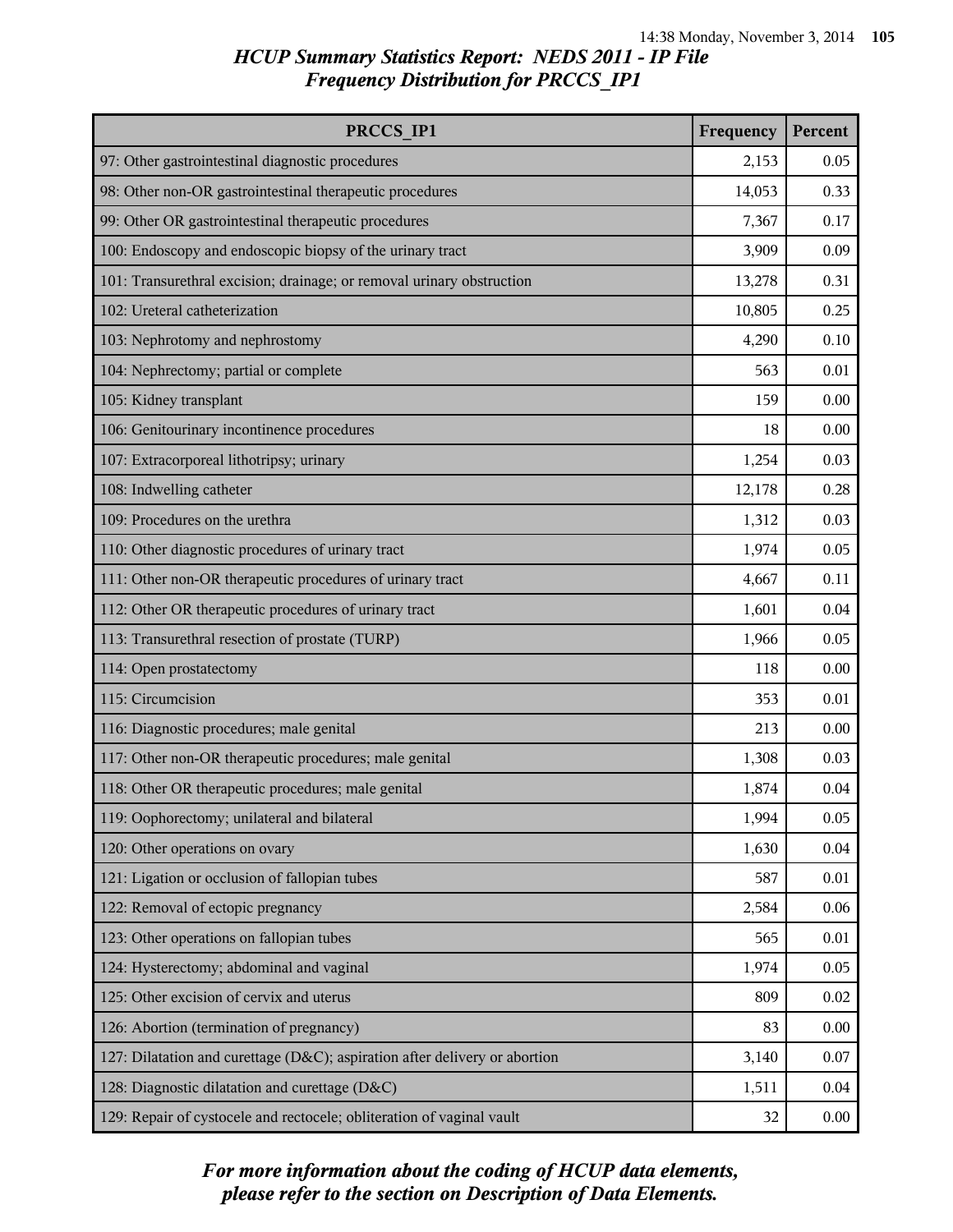## HCUP Summary Statistics Report: NEDS 2011 - IP File
## Frequency Distribution for PRCCS_IP1

| PRCCS_IP1 | Frequency | Percent |
|---|---|---|
| 97: Other gastrointestinal diagnostic procedures | 2,153 | 0.05 |
| 98: Other non-OR gastrointestinal therapeutic procedures | 14,053 | 0.33 |
| 99: Other OR gastrointestinal therapeutic procedures | 7,367 | 0.17 |
| 100: Endoscopy and endoscopic biopsy of the urinary tract | 3,909 | 0.09 |
| 101: Transurethral excision; drainage; or removal urinary obstruction | 13,278 | 0.31 |
| 102: Ureteral catheterization | 10,805 | 0.25 |
| 103: Nephrotomy and nephrostomy | 4,290 | 0.10 |
| 104: Nephrectomy; partial or complete | 563 | 0.01 |
| 105: Kidney transplant | 159 | 0.00 |
| 106: Genitourinary incontinence procedures | 18 | 0.00 |
| 107: Extracorporeal lithotripsy; urinary | 1,254 | 0.03 |
| 108: Indwelling catheter | 12,178 | 0.28 |
| 109: Procedures on the urethra | 1,312 | 0.03 |
| 110: Other diagnostic procedures of urinary tract | 1,974 | 0.05 |
| 111: Other non-OR therapeutic procedures of urinary tract | 4,667 | 0.11 |
| 112: Other OR therapeutic procedures of urinary tract | 1,601 | 0.04 |
| 113: Transurethral resection of prostate (TURP) | 1,966 | 0.05 |
| 114: Open prostatectomy | 118 | 0.00 |
| 115: Circumcision | 353 | 0.01 |
| 116: Diagnostic procedures; male genital | 213 | 0.00 |
| 117: Other non-OR therapeutic procedures; male genital | 1,308 | 0.03 |
| 118: Other OR therapeutic procedures; male genital | 1,874 | 0.04 |
| 119: Oophorectomy; unilateral and bilateral | 1,994 | 0.05 |
| 120: Other operations on ovary | 1,630 | 0.04 |
| 121: Ligation or occlusion of fallopian tubes | 587 | 0.01 |
| 122: Removal of ectopic pregnancy | 2,584 | 0.06 |
| 123: Other operations on fallopian tubes | 565 | 0.01 |
| 124: Hysterectomy; abdominal and vaginal | 1,974 | 0.05 |
| 125: Other excision of cervix and uterus | 809 | 0.02 |
| 126: Abortion (termination of pregnancy) | 83 | 0.00 |
| 127: Dilatation and curettage (D&C); aspiration after delivery or abortion | 3,140 | 0.07 |
| 128: Diagnostic dilatation and curettage (D&C) | 1,511 | 0.04 |
| 129: Repair of cystocele and rectocele; obliteration of vaginal vault | 32 | 0.00 |

*For more information about the coding of HCUP data elements, please refer to the section on Description of Data Elements.*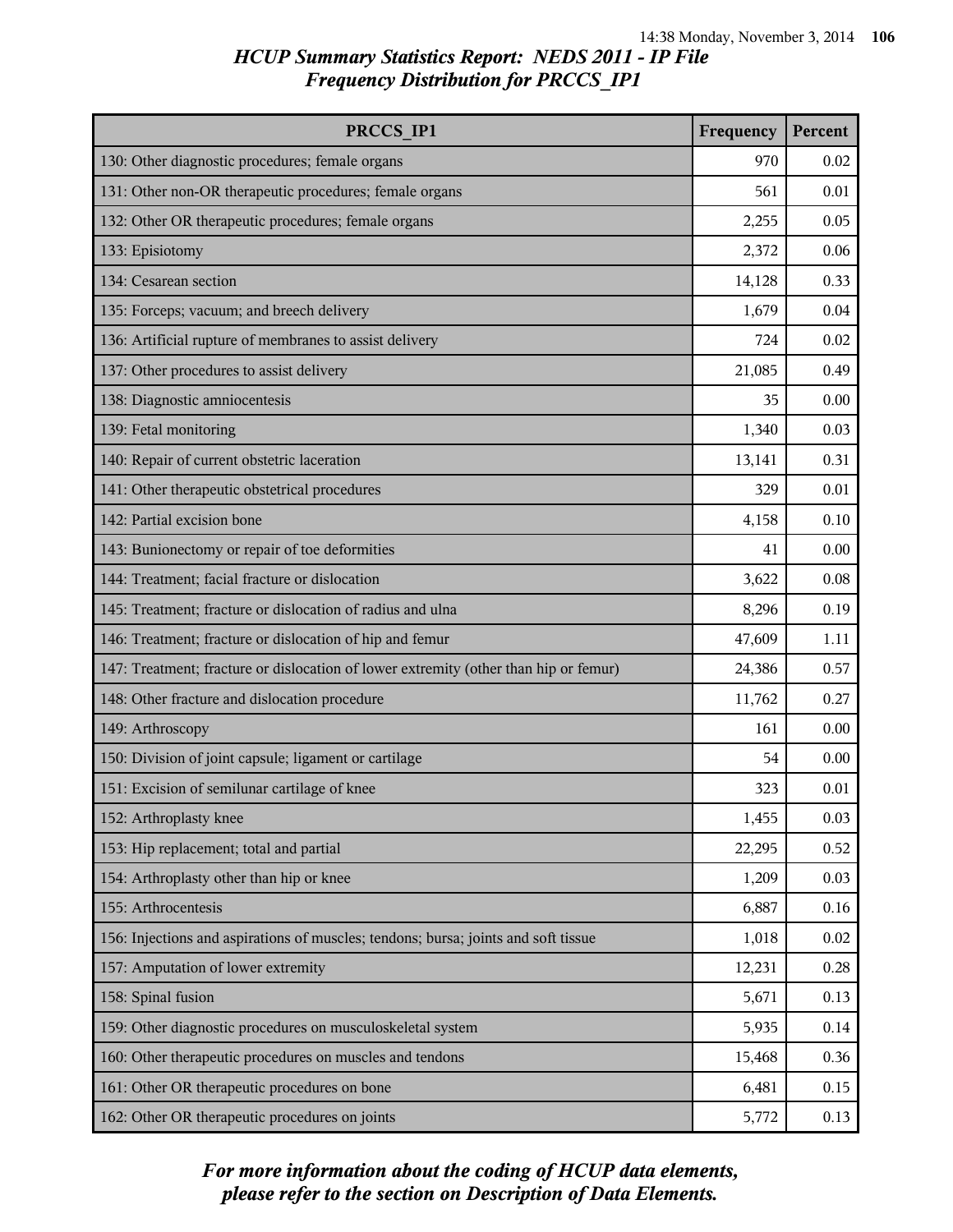*HCUP Summary Statistics Report: NEDS 2011 - IP File*
*Frequency Distribution for PRCCS_IP1*

| PRCCS_IP1 | Frequency | Percent |
|---|---|---|
| 130: Other diagnostic procedures; female organs | 970 | 0.02 |
| 131: Other non-OR therapeutic procedures; female organs | 561 | 0.01 |
| 132: Other OR therapeutic procedures; female organs | 2,255 | 0.05 |
| 133: Episiotomy | 2,372 | 0.06 |
| 134: Cesarean section | 14,128 | 0.33 |
| 135: Forceps; vacuum; and breech delivery | 1,679 | 0.04 |
| 136: Artificial rupture of membranes to assist delivery | 724 | 0.02 |
| 137: Other procedures to assist delivery | 21,085 | 0.49 |
| 138: Diagnostic amniocentesis | 35 | 0.00 |
| 139: Fetal monitoring | 1,340 | 0.03 |
| 140: Repair of current obstetric laceration | 13,141 | 0.31 |
| 141: Other therapeutic obstetrical procedures | 329 | 0.01 |
| 142: Partial excision bone | 4,158 | 0.10 |
| 143: Bunionectomy or repair of toe deformities | 41 | 0.00 |
| 144: Treatment; facial fracture or dislocation | 3,622 | 0.08 |
| 145: Treatment; fracture or dislocation of radius and ulna | 8,296 | 0.19 |
| 146: Treatment; fracture or dislocation of hip and femur | 47,609 | 1.11 |
| 147: Treatment; fracture or dislocation of lower extremity (other than hip or femur) | 24,386 | 0.57 |
| 148: Other fracture and dislocation procedure | 11,762 | 0.27 |
| 149: Arthroscopy | 161 | 0.00 |
| 150: Division of joint capsule; ligament or cartilage | 54 | 0.00 |
| 151: Excision of semilunar cartilage of knee | 323 | 0.01 |
| 152: Arthroplasty knee | 1,455 | 0.03 |
| 153: Hip replacement; total and partial | 22,295 | 0.52 |
| 154: Arthroplasty other than hip or knee | 1,209 | 0.03 |
| 155: Arthrocentesis | 6,887 | 0.16 |
| 156: Injections and aspirations of muscles; tendons; bursa; joints and soft tissue | 1,018 | 0.02 |
| 157: Amputation of lower extremity | 12,231 | 0.28 |
| 158: Spinal fusion | 5,671 | 0.13 |
| 159: Other diagnostic procedures on musculoskeletal system | 5,935 | 0.14 |
| 160: Other therapeutic procedures on muscles and tendons | 15,468 | 0.36 |
| 161: Other OR therapeutic procedures on bone | 6,481 | 0.15 |
| 162: Other OR therapeutic procedures on joints | 5,772 | 0.13 |

*For more information about the coding of HCUP data elements, please refer to the section on Description of Data Elements.*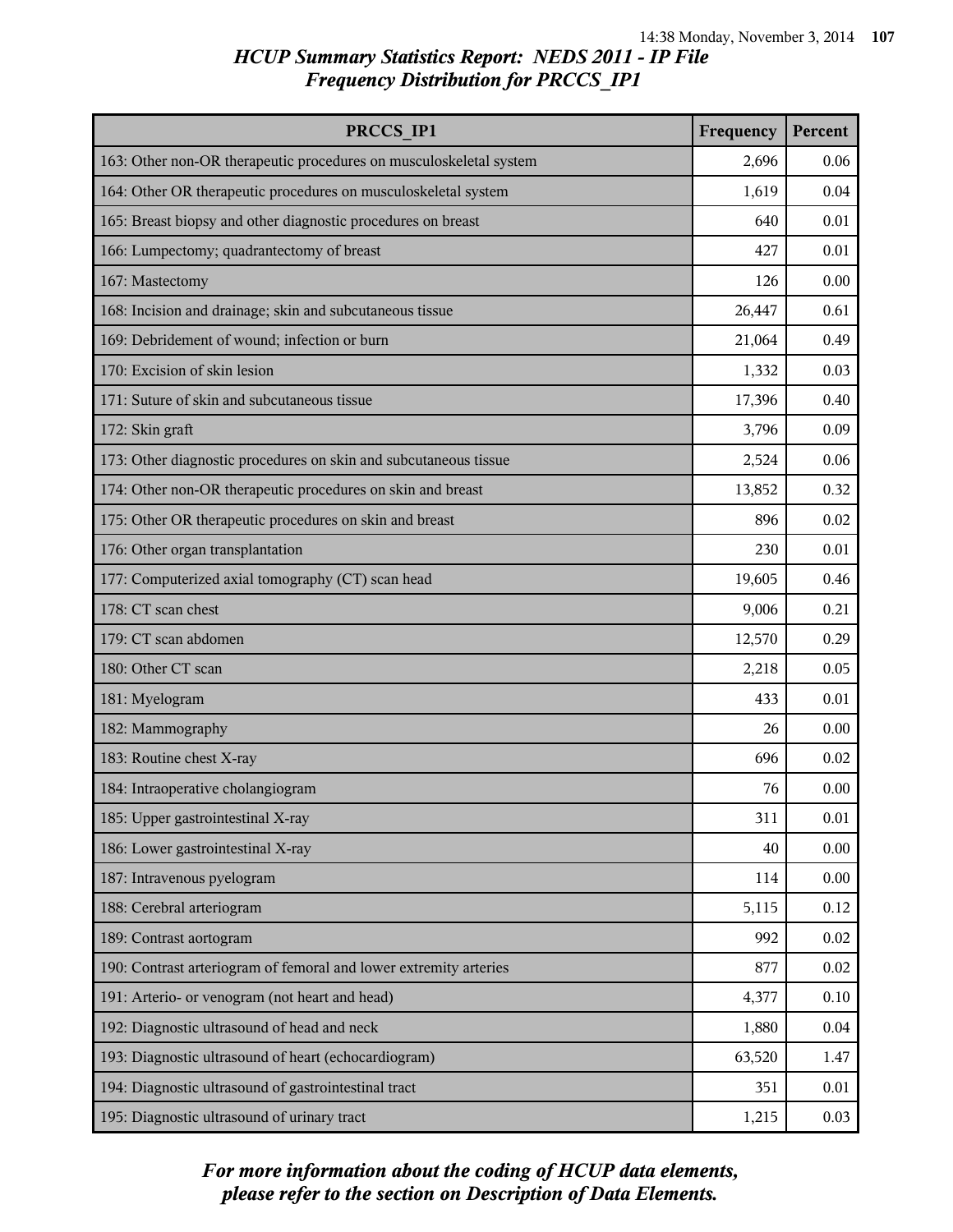# HCUP Summary Statistics Report: NEDS 2011 - IP File
## Frequency Distribution for PRCCS_IP1

| PRCCS_IP1 | Frequency | Percent |
|---|---|---|
| 163: Other non-OR therapeutic procedures on musculoskeletal system | 2,696 | 0.06 |
| 164: Other OR therapeutic procedures on musculoskeletal system | 1,619 | 0.04 |
| 165: Breast biopsy and other diagnostic procedures on breast | 640 | 0.01 |
| 166: Lumpectomy; quadrantectomy of breast | 427 | 0.01 |
| 167: Mastectomy | 126 | 0.00 |
| 168: Incision and drainage; skin and subcutaneous tissue | 26,447 | 0.61 |
| 169: Debridement of wound; infection or burn | 21,064 | 0.49 |
| 170: Excision of skin lesion | 1,332 | 0.03 |
| 171: Suture of skin and subcutaneous tissue | 17,396 | 0.40 |
| 172: Skin graft | 3,796 | 0.09 |
| 173: Other diagnostic procedures on skin and subcutaneous tissue | 2,524 | 0.06 |
| 174: Other non-OR therapeutic procedures on skin and breast | 13,852 | 0.32 |
| 175: Other OR therapeutic procedures on skin and breast | 896 | 0.02 |
| 176: Other organ transplantation | 230 | 0.01 |
| 177: Computerized axial tomography (CT) scan head | 19,605 | 0.46 |
| 178: CT scan chest | 9,006 | 0.21 |
| 179: CT scan abdomen | 12,570 | 0.29 |
| 180: Other CT scan | 2,218 | 0.05 |
| 181: Myelogram | 433 | 0.01 |
| 182: Mammography | 26 | 0.00 |
| 183: Routine chest X-ray | 696 | 0.02 |
| 184: Intraoperative cholangiogram | 76 | 0.00 |
| 185: Upper gastrointestinal X-ray | 311 | 0.01 |
| 186: Lower gastrointestinal X-ray | 40 | 0.00 |
| 187: Intravenous pyelogram | 114 | 0.00 |
| 188: Cerebral arteriogram | 5,115 | 0.12 |
| 189: Contrast aortogram | 992 | 0.02 |
| 190: Contrast arteriogram of femoral and lower extremity arteries | 877 | 0.02 |
| 191: Arterio- or venogram (not heart and head) | 4,377 | 0.10 |
| 192: Diagnostic ultrasound of head and neck | 1,880 | 0.04 |
| 193: Diagnostic ultrasound of heart (echocardiogram) | 63,520 | 1.47 |
| 194: Diagnostic ultrasound of gastrointestinal tract | 351 | 0.01 |
| 195: Diagnostic ultrasound of urinary tract | 1,215 | 0.03 |

*For more information about the coding of HCUP data elements, please refer to the section on Description of Data Elements.*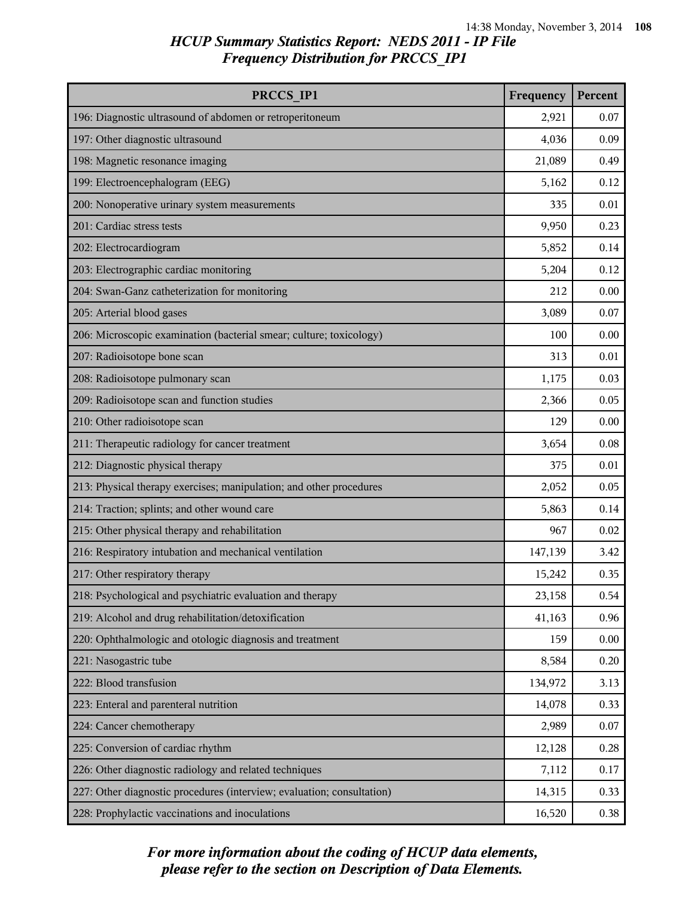## HCUP Summary Statistics Report: NEDS 2011 - IP File
## Frequency Distribution for PRCCS_IP1

| PRCCS_IP1 | Frequency | Percent |
|---|---|---|
| 196: Diagnostic ultrasound of abdomen or retroperitoneum | 2,921 | 0.07 |
| 197: Other diagnostic ultrasound | 4,036 | 0.09 |
| 198: Magnetic resonance imaging | 21,089 | 0.49 |
| 199: Electroencephalogram (EEG) | 5,162 | 0.12 |
| 200: Nonoperative urinary system measurements | 335 | 0.01 |
| 201: Cardiac stress tests | 9,950 | 0.23 |
| 202: Electrocardiogram | 5,852 | 0.14 |
| 203: Electrographic cardiac monitoring | 5,204 | 0.12 |
| 204: Swan-Ganz catheterization for monitoring | 212 | 0.00 |
| 205: Arterial blood gases | 3,089 | 0.07 |
| 206: Microscopic examination (bacterial smear; culture; toxicology) | 100 | 0.00 |
| 207: Radioisotope bone scan | 313 | 0.01 |
| 208: Radioisotope pulmonary scan | 1,175 | 0.03 |
| 209: Radioisotope scan and function studies | 2,366 | 0.05 |
| 210: Other radioisotope scan | 129 | 0.00 |
| 211: Therapeutic radiology for cancer treatment | 3,654 | 0.08 |
| 212: Diagnostic physical therapy | 375 | 0.01 |
| 213: Physical therapy exercises; manipulation; and other procedures | 2,052 | 0.05 |
| 214: Traction; splints; and other wound care | 5,863 | 0.14 |
| 215: Other physical therapy and rehabilitation | 967 | 0.02 |
| 216: Respiratory intubation and mechanical ventilation | 147,139 | 3.42 |
| 217: Other respiratory therapy | 15,242 | 0.35 |
| 218: Psychological and psychiatric evaluation and therapy | 23,158 | 0.54 |
| 219: Alcohol and drug rehabilitation/detoxification | 41,163 | 0.96 |
| 220: Ophthalmologic and otologic diagnosis and treatment | 159 | 0.00 |
| 221: Nasogastric tube | 8,584 | 0.20 |
| 222: Blood transfusion | 134,972 | 3.13 |
| 223: Enteral and parenteral nutrition | 14,078 | 0.33 |
| 224: Cancer chemotherapy | 2,989 | 0.07 |
| 225: Conversion of cardiac rhythm | 12,128 | 0.28 |
| 226: Other diagnostic radiology and related techniques | 7,112 | 0.17 |
| 227: Other diagnostic procedures (interview; evaluation; consultation) | 14,315 | 0.33 |
| 228: Prophylactic vaccinations and inoculations | 16,520 | 0.38 |

*For more information about the coding of HCUP data elements, please refer to the section on Description of Data Elements.*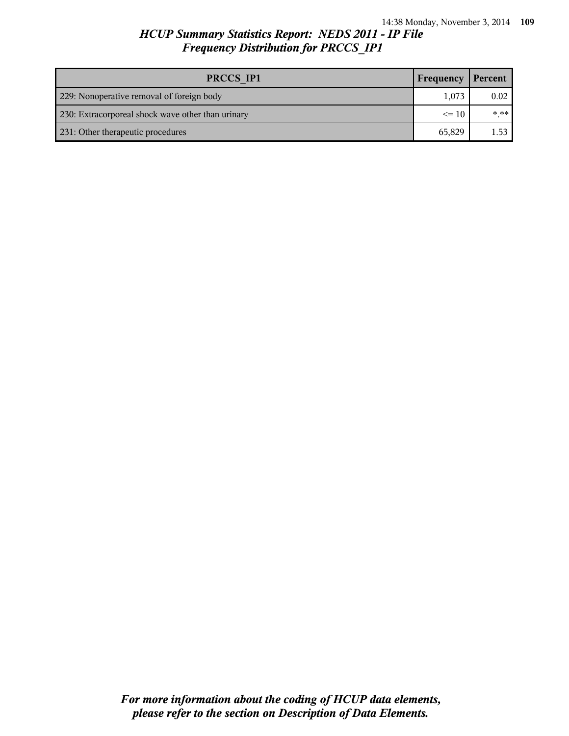*HCUP Summary Statistics Report: NEDS 2011 - IP File*
*Frequency Distribution for PRCCS_IP1*

| PRCCS_IP1 | Frequency | Percent |
| --- | --- | --- |
| 229: Nonoperative removal of foreign body | 1,073 | 0.02 |
| 230: Extracorporeal shock wave other than urinary | <= 10 | *.** |
| 231: Other therapeutic procedures | 65,829 | 1.53 |

*For more information about the coding of HCUP data elements, please refer to the section on Description of Data Elements.*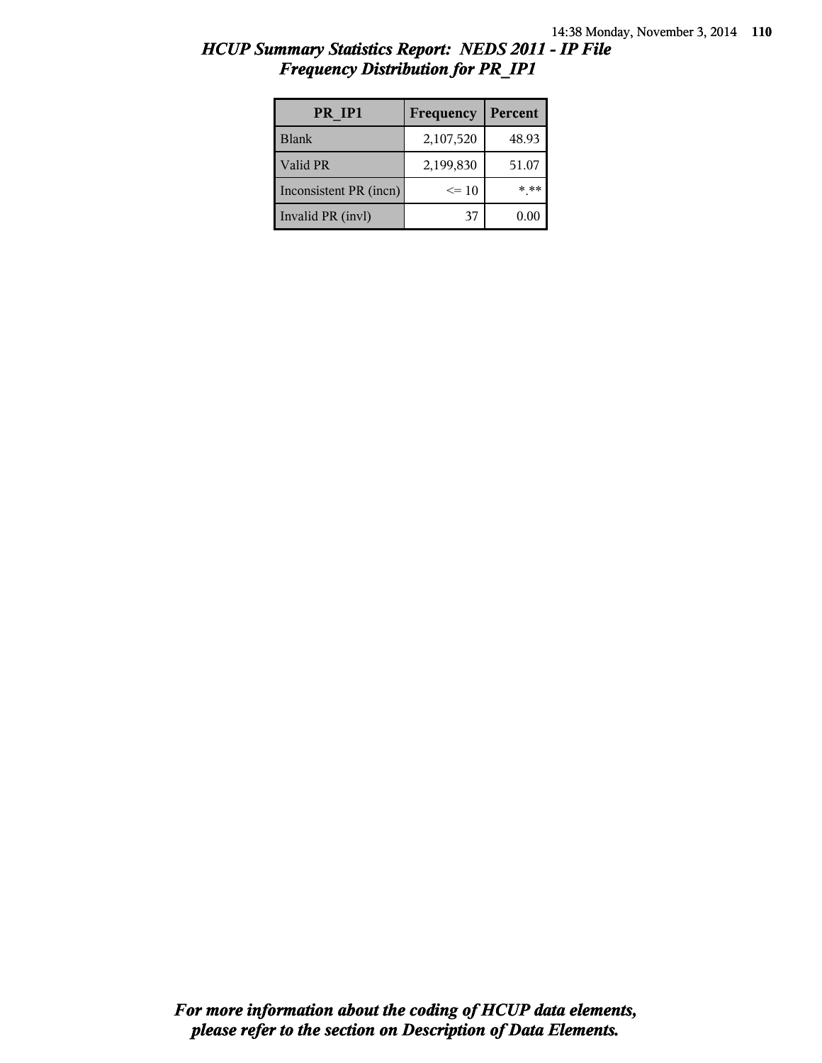# *HCUP Summary Statistics Report: NEDS 2011 - IP File*
## *Frequency Distribution for PR_IP1*

| PR_IP1 | Frequency | Percent |
|---|---|---|
| Blank | 2,107,520 | 48.93 |
| Valid PR | 2,199,830 | 51.07 |
| Inconsistent PR (incn) | <= 10 | *.** |
| Invalid PR (invl) | 37 | 0.00 |

***For more information about the coding of HCUP data elements, please refer to the section on Description of Data Elements.***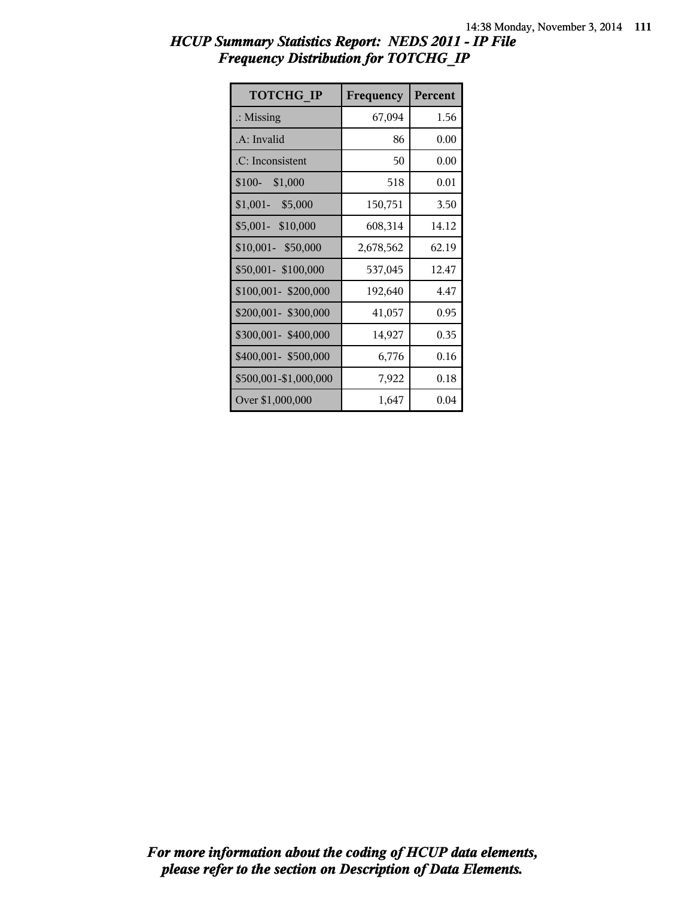## HCUP Summary Statistics Report: NEDS 2011 - IP File
## Frequency Distribution for TOTCHG_IP

| TOTCHG_IP | Frequency | Percent |
| --- | --- | --- |
| .: Missing | 67,094 | 1.56 |
| .A: Invalid | 86 | 0.00 |
| .C: Inconsistent | 50 | 0.00 |
| $100- $1,000 | 518 | 0.01 |
| $1,001- $5,000 | 150,751 | 3.50 |
| $5,001- $10,000 | 608,314 | 14.12 |
| $10,001- $50,000 | 2,678,562 | 62.19 |
| $50,001- $100,000 | 537,045 | 12.47 |
| $100,001- $200,000 | 192,640 | 4.47 |
| $200,001- $300,000 | 41,057 | 0.95 |
| $300,001- $400,000 | 14,927 | 0.35 |
| $400,001- $500,000 | 6,776 | 0.16 |
| $500,001-$1,000,000 | 7,922 | 0.18 |
| Over $1,000,000 | 1,647 | 0.04 |

*For more information about the coding of HCUP data elements, please refer to the section on Description of Data Elements.*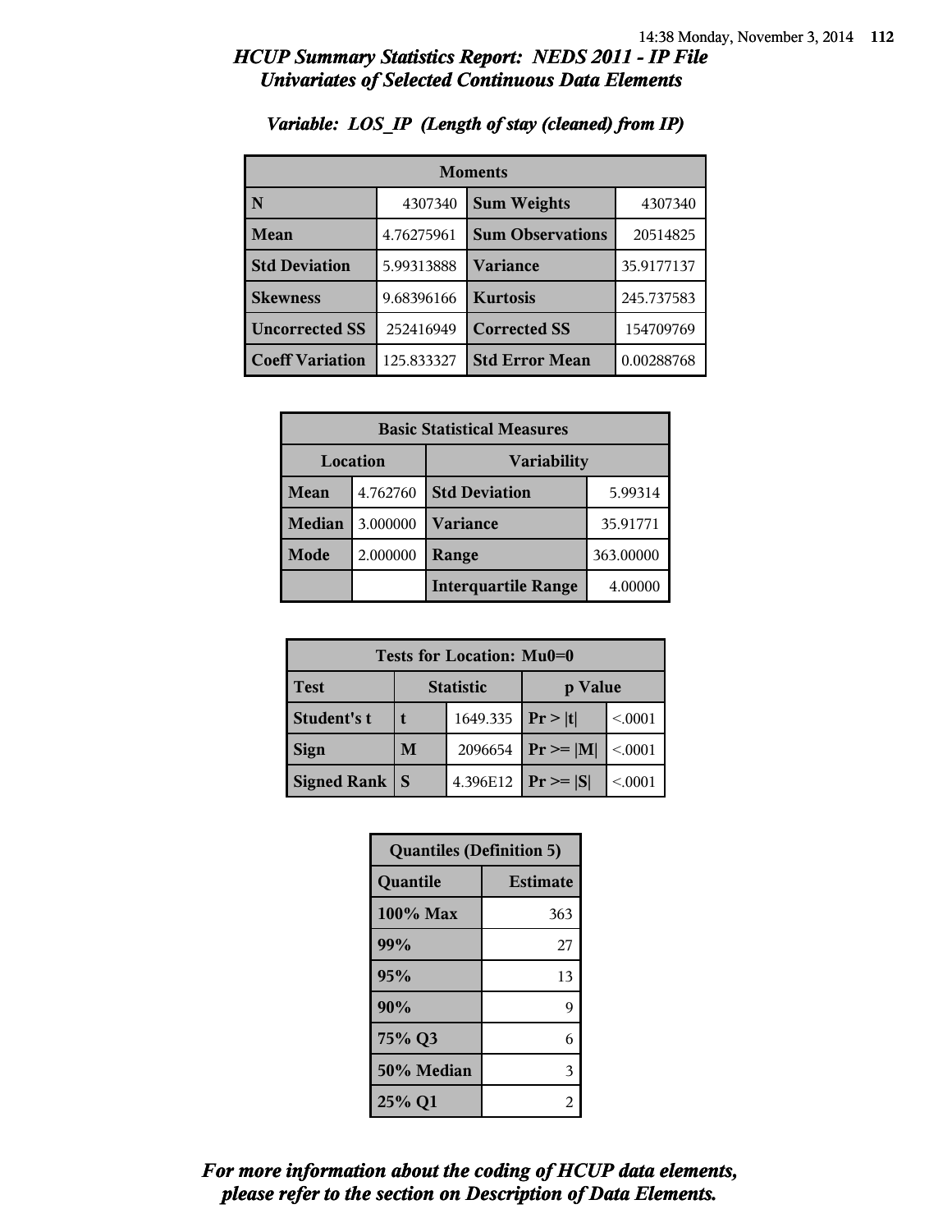# HCUP Summary Statistics Report: NEDS 2011 - IP File
## Univariates of Selected Continuous Data Elements

### Variable: LOS_IP (Length of stay (cleaned) from IP)

| Moments | | | |
|---|---|---|---|
| N | 4307340 | Sum Weights | 4307340 |
| Mean | 4.76275961 | Sum Observations | 20514825 |
| Std Deviation | 5.99313888 | Variance | 35.9177137 |
| Skewness | 9.68396166 | Kurtosis | 245.737583 |
| Uncorrected SS | 252416949 | Corrected SS | 154709769 |
| Coeff Variation | 125.833327 | Std Error Mean | 0.00288768 |

| Basic Statistical Measures | | | |
|---|---|---|---|
| Location | | Variability | |
| Mean | 4.762760 | Std Deviation | 5.99314 |
| Median | 3.000000 | Variance | 35.91771 |
| Mode | 2.000000 | Range | 363.00000 |
| | | Interquartile Range | 4.00000 |

| Tests for Location: Mu0=0 | | | | |
|---|---|---|---|---|
| Test | Statistic | | p Value | |
| Student's t | t | 1649.335 | Pr > \|t\| | <.0001 |
| Sign | M | 2096654 | Pr >= \|M\| | <.0001 |
| Signed Rank | S | 4.396E12 | Pr >= \|S\| | <.0001 |

| Quantiles (Definition 5) | |
|---|---|
| Quantile | Estimate |
| 100% Max | 363 |
| 99% | 27 |
| 95% | 13 |
| 90% | 9 |
| 75% Q3 | 6 |
| 50% Median | 3 |
| 25% Q1 | 2 |

*For more information about the coding of HCUP data elements, please refer to the section on Description of Data Elements.*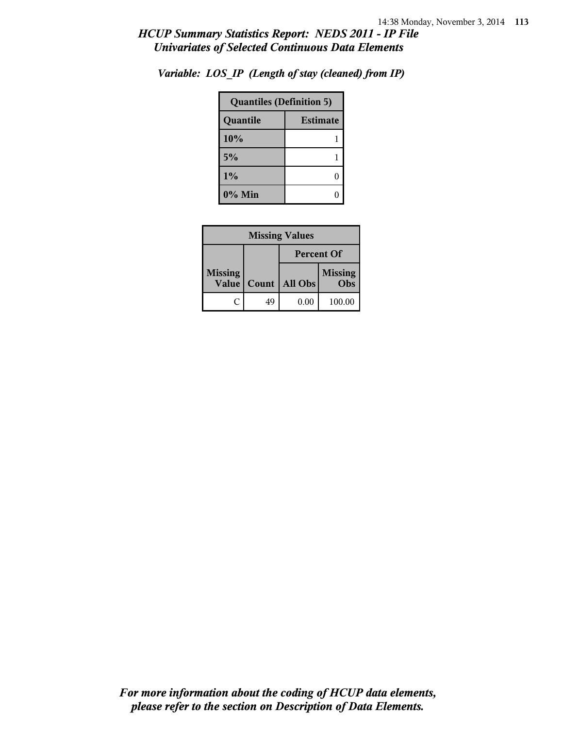*HCUP Summary Statistics Report: NEDS 2011 - IP File*
*Univariates of Selected Continuous Data Elements*

*Variable: LOS_IP (Length of stay (cleaned) from IP)*

| Quantiles (Definition 5) | |
|---|---|
| **Quantile** | **Estimate** |
| 10% | 1 |
| 5% | 1 |
| 1% | 0 |
| 0% Min | 0 |

| Missing Values | | | |
|---|---|---|---|
| | | Percent Of | |
| Missing Value | Count | All Obs | Missing Obs |
| C | 49 | 0.00 | 100.00 |

*For more information about the coding of HCUP data elements, please refer to the section on Description of Data Elements.*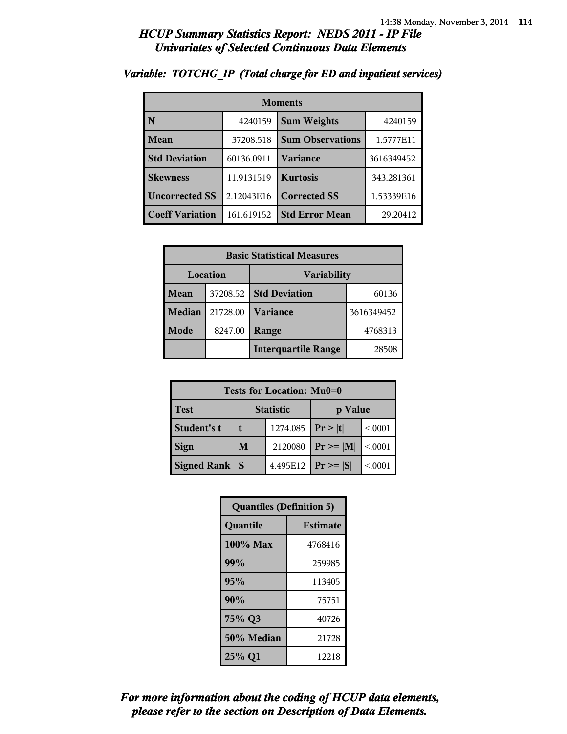## *HCUP Summary Statistics Report: NEDS 2011 - IP File*
## *Univariates of Selected Continuous Data Elements*

### *Variable: TOTCHG_IP (Total charge for ED and inpatient services)*

| Moments | | | |
|---|---|---|---|
| **N** | 4240159 | **Sum Weights** | 4240159 |
| **Mean** | 37208.518 | **Sum Observations** | 1.5777E11 |
| **Std Deviation** | 60136.0911 | **Variance** | 3616349452 |
| **Skewness** | 11.9131519 | **Kurtosis** | 343.281361 |
| **Uncorrected SS** | 2.12043E16 | **Corrected SS** | 1.53339E16 |
| **Coeff Variation** | 161.619152 | **Std Error Mean** | 29.20412 |

| Basic Statistical Measures | | | |
|---|---|---|---|
| Location | | Variability | |
| **Mean** | 37208.52 | **Std Deviation** | 60136 |
| **Median** | 21728.00 | **Variance** | 3616349452 |
| **Mode** | 8247.00 | **Range** | 4768313 |
| | | **Interquartile Range** | 28508 |

| Tests for Location: Mu0=0 | | | | |
|---|---|---|---|---|
| **Test** | Statistic | | p Value | |
| **Student's t** | **t** | 1274.085 | **Pr > \|t\|** | <.0001 |
| **Sign** | **M** | 2120080 | **Pr >= \|M\|** | <.0001 |
| **Signed Rank** | **S** | 4.495E12 | **Pr >= \|S\|** | <.0001 |

| Quantiles (Definition 5) | |
|---|---|
| **Quantile** | **Estimate** |
| **100% Max** | 4768416 |
| **99%** | 259985 |
| **95%** | 113405 |
| **90%** | 75751 |
| **75% Q3** | 40726 |
| **50% Median** | 21728 |
| **25% Q1** | 12218 |

***For more information about the coding of HCUP data elements, please refer to the section on Description of Data Elements.***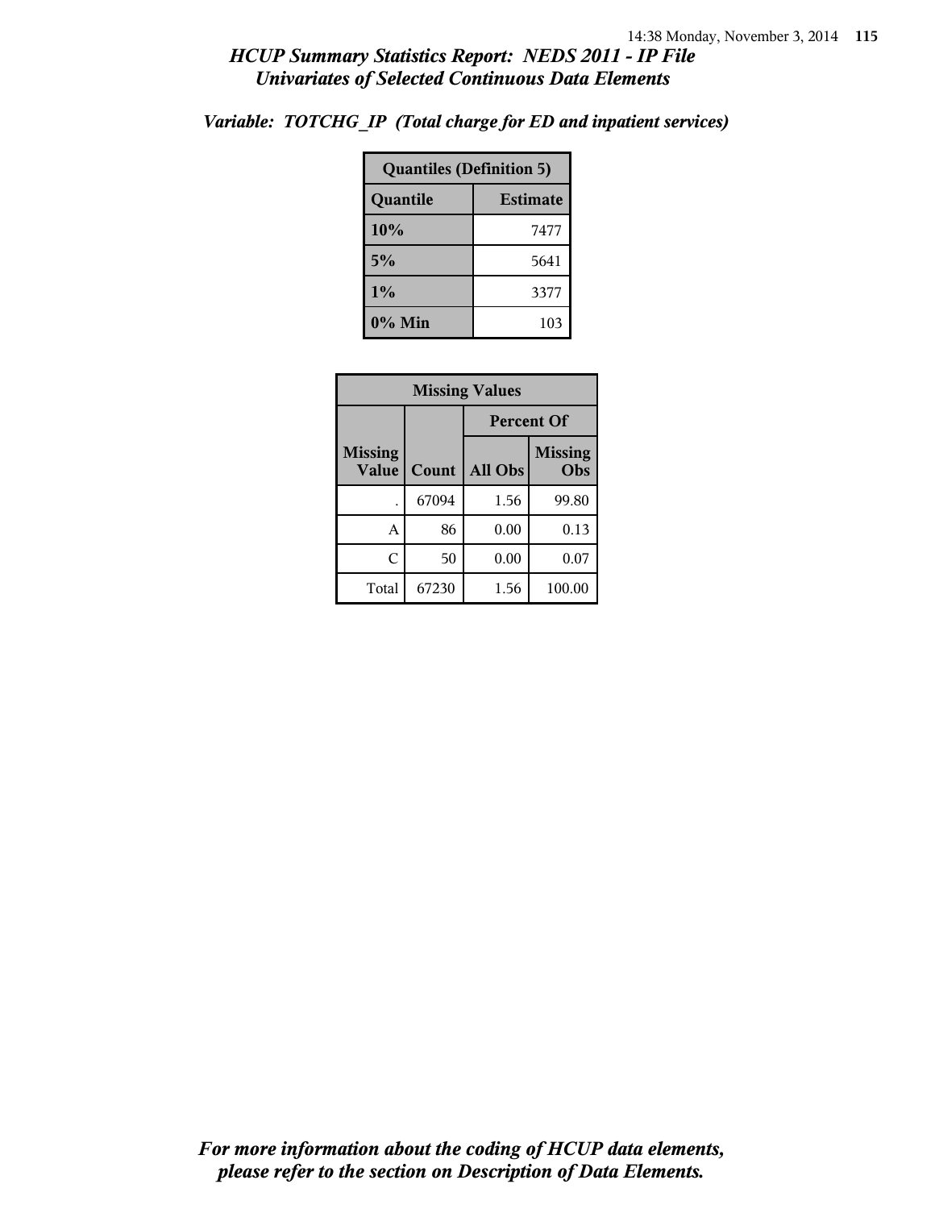## *HCUP Summary Statistics Report: NEDS 2011 - IP File*
## *Univariates of Selected Continuous Data Elements*

### *Variable: TOTCHG_IP (Total charge for ED and inpatient services)*

| Quantiles (Definition 5) | |
|---|---|
| **Quantile** | **Estimate** |
| **10%** | 7477 |
| **5%** | 5641 |
| **1%** | 3377 |
| **0% Min** | 103 |

| Missing Values | | | |
|---|---|---|---|
| | | Percent Of | |
| **Missing Value** | **Count** | **All Obs** | **Missing Obs** |
| . | 67094 | 1.56 | 99.80 |
| A | 86 | 0.00 | 0.13 |
| C | 50 | 0.00 | 0.07 |
| Total | 67230 | 1.56 | 100.00 |

***For more information about the coding of HCUP data elements, please refer to the section on Description of Data Elements.***